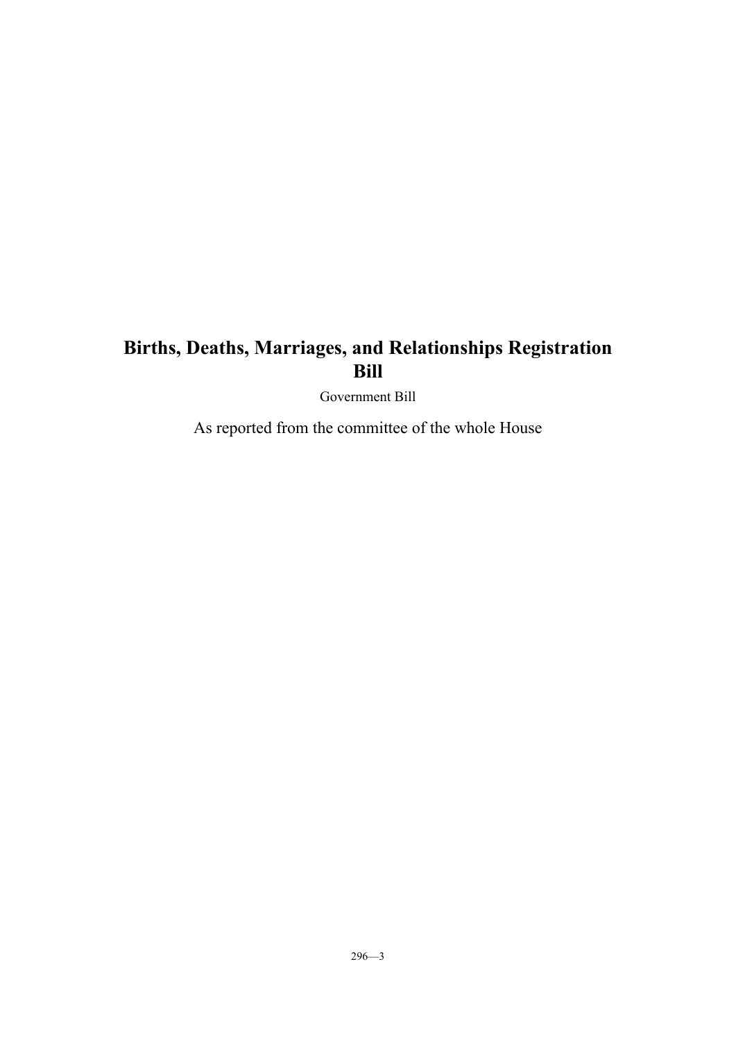# Births, Deaths, Marriages, and Relationships Registration Bill

Government Bill

As reported from the committee of the whole House

296—3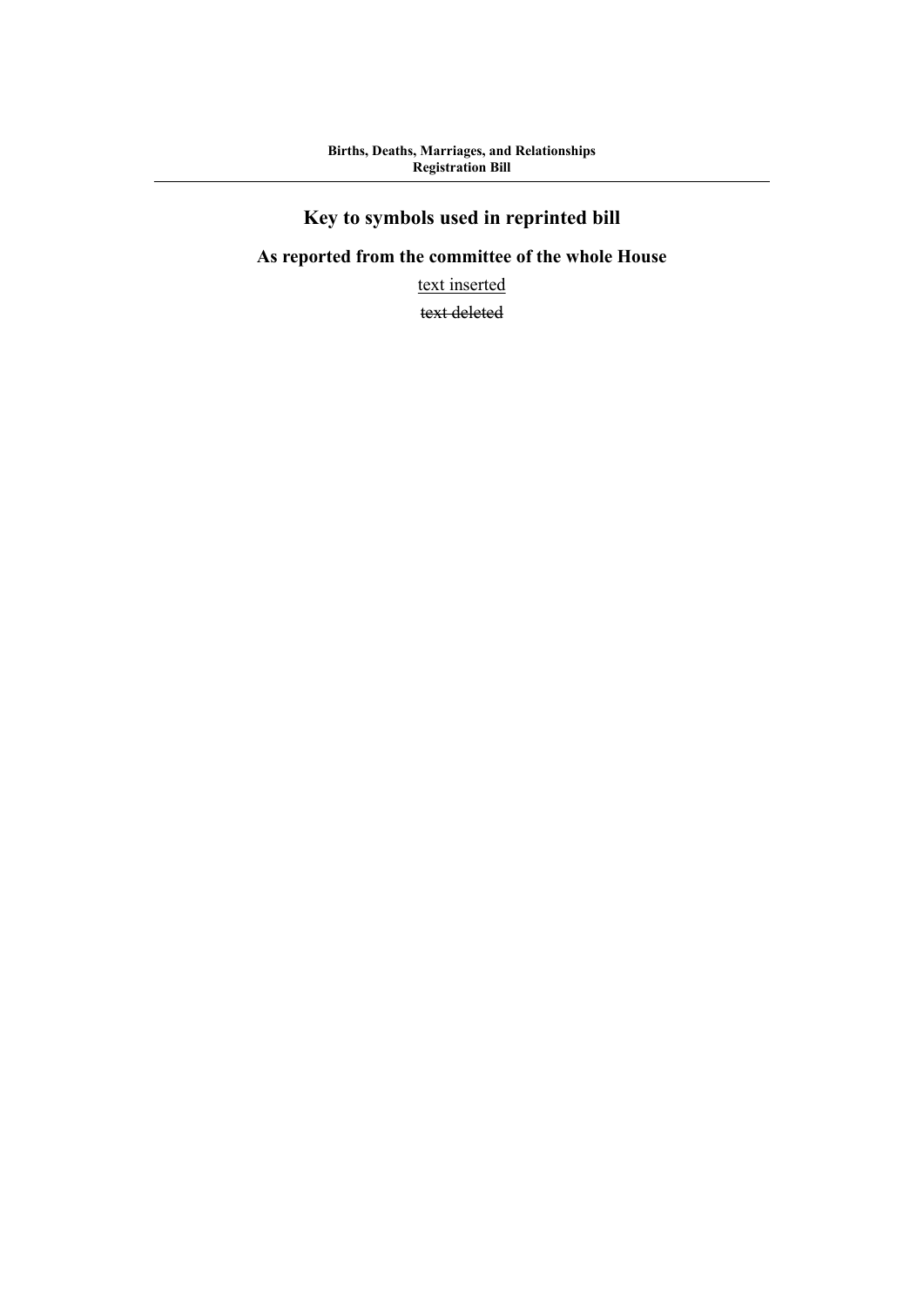## Key to symbols used in reprinted bill

### As reported from the committee of the whole House

<u>text inserted</u>

~~text deleted~~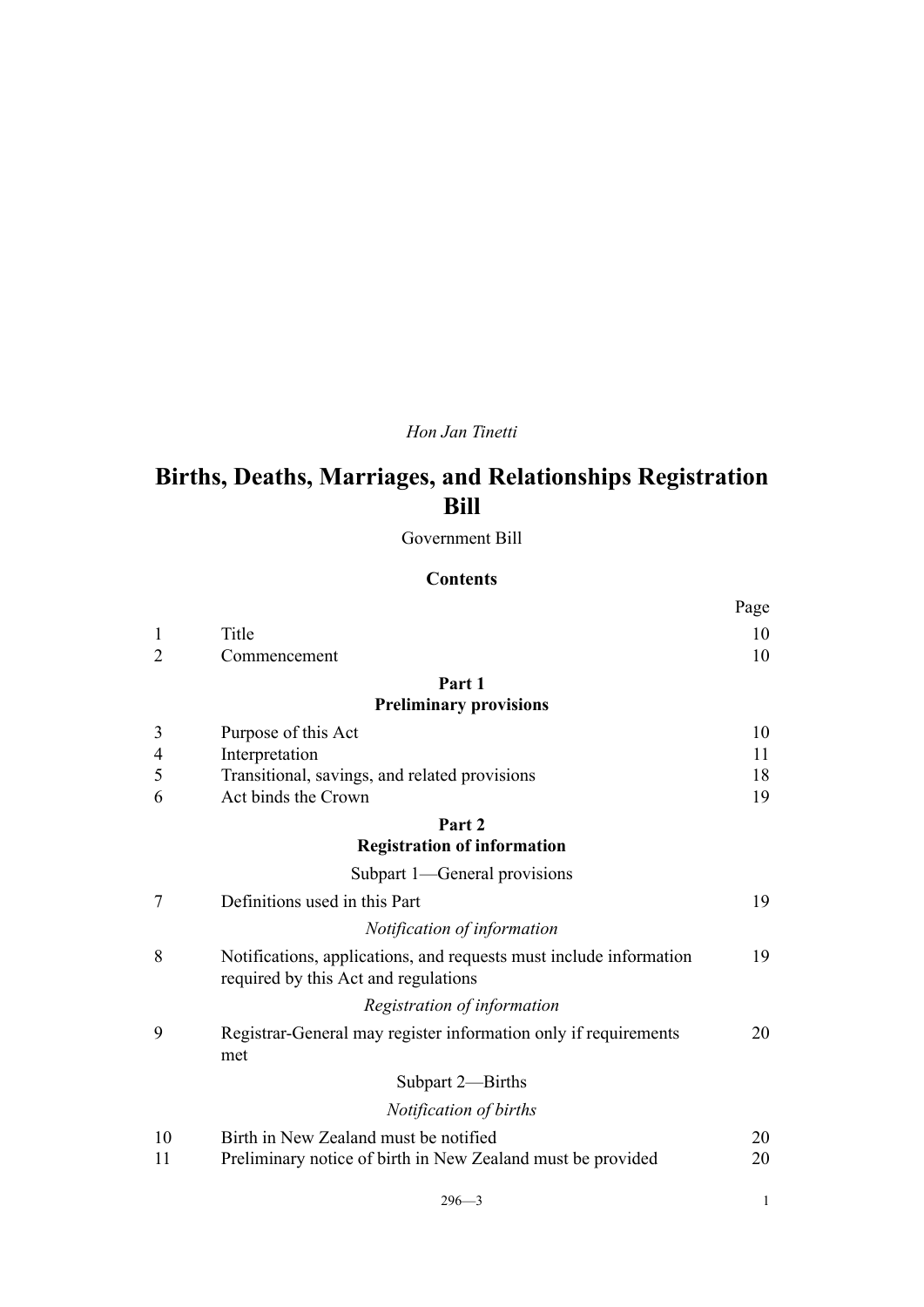*Hon Jan Tinetti*

# Births, Deaths, Marriages, and Relationships Registration Bill

Government Bill

## Contents

| | | Page |
|---|---|---|
| 1 | Title | 10 |
| 2 | Commencement | 10 |
| | **Part 1** **Preliminary provisions** | |
| 3 | Purpose of this Act | 10 |
| 4 | Interpretation | 11 |
| 5 | Transitional, savings, and related provisions | 18 |
| 6 | Act binds the Crown | 19 |
| | **Part 2** **Registration of information** | |
| | Subpart 1—General provisions | |
| 7 | Definitions used in this Part | 19 |
| | *Notification of information* | |
| 8 | Notifications, applications, and requests must include information required by this Act and regulations | 19 |
| | *Registration of information* | |
| 9 | Registrar-General may register information only if requirements met | 20 |
| | Subpart 2—Births | |
| | *Notification of births* | |
| 10 | Birth in New Zealand must be notified | 20 |
| 11 | Preliminary notice of birth in New Zealand must be provided | 20 |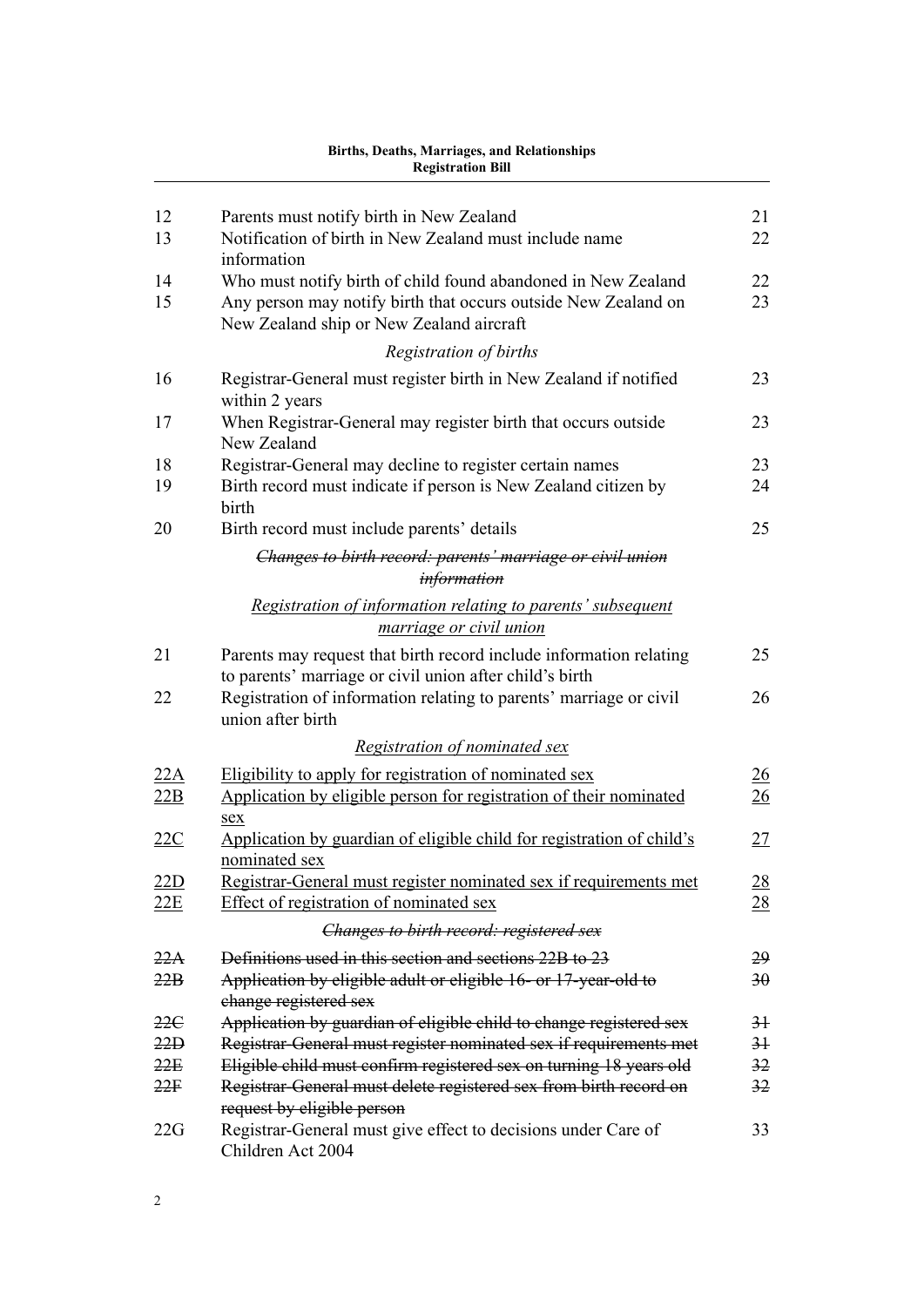| | | |
|---|---|---|
| 12 | Parents must notify birth in New Zealand | 21 |
| 13 | Notification of birth in New Zealand must include name information | 22 |
| 14 | Who must notify birth of child found abandoned in New Zealand | 22 |
| 15 | Any person may notify birth that occurs outside New Zealand on New Zealand ship or New Zealand aircraft | 23 |
| | *Registration of births* | |
| 16 | Registrar-General must register birth in New Zealand if notified within 2 years | 23 |
| 17 | When Registrar-General may register birth that occurs outside New Zealand | 23 |
| 18 | Registrar-General may decline to register certain names | 23 |
| 19 | Birth record must indicate if person is New Zealand citizen by birth | 24 |
| 20 | Birth record must include parents' details | 25 |
| | ~~*Changes to birth record: parents' marriage or civil union information*~~ | |
| | <u>*Registration of information relating to parents' subsequent marriage or civil union*</u> | |
| 21 | Parents may request that birth record include information relating to parents' marriage or civil union after child's birth | 25 |
| 22 | Registration of information relating to parents' marriage or civil union after birth | 26 |
| | <u>*Registration of nominated sex*</u> | |
| <u>22A</u> | <u>Eligibility to apply for registration of nominated sex</u> | <u>26</u> |
| <u>22B</u> | <u>Application by eligible person for registration of their nominated sex</u> | <u>26</u> |
| <u>22C</u> | <u>Application by guardian of eligible child for registration of child's nominated sex</u> | <u>27</u> |
| <u>22D</u> | <u>Registrar-General must register nominated sex if requirements met</u> | <u>28</u> |
| <u>22E</u> | <u>Effect of registration of nominated sex</u> | <u>28</u> |
| | ~~*Changes to birth record: registered sex*~~ | |
| ~~22A~~ | ~~Definitions used in this section and sections 22B to 23~~ | ~~29~~ |
| ~~22B~~ | ~~Application by eligible adult or eligible 16- or 17-year-old to change registered sex~~ | ~~30~~ |
| ~~22C~~ | ~~Application by guardian of eligible child to change registered sex~~ | ~~31~~ |
| ~~22D~~ | ~~Registrar-General must register nominated sex if requirements met~~ | ~~31~~ |
| ~~22E~~ | ~~Eligible child must confirm registered sex on turning 18 years old~~ | ~~32~~ |
| ~~22F~~ | ~~Registrar-General must delete registered sex from birth record on request by eligible person~~ | ~~32~~ |
| 22G | Registrar-General must give effect to decisions under Care of Children Act 2004 | 33 |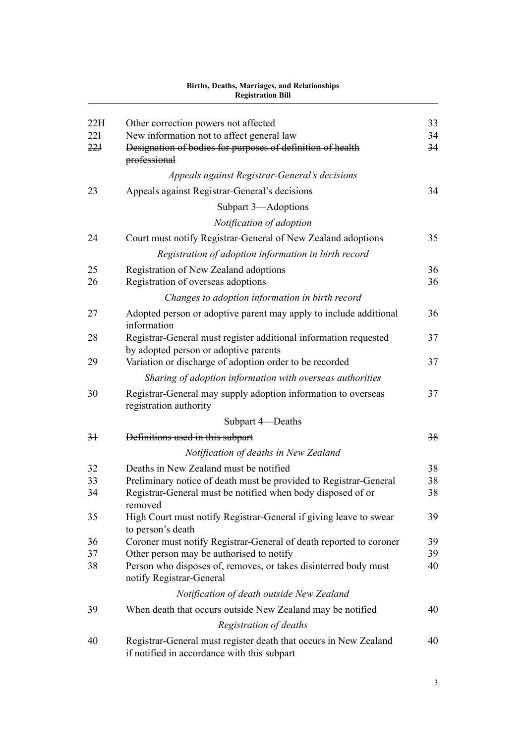| | | |
|---|---|---|
| 22H | Other correction powers not affected | 33 |
| ~~22I~~ | ~~New information not to affect general law~~ | ~~34~~ |
| ~~22J~~ | ~~Designation of bodies for purposes of definition of health professional~~ | ~~34~~ |
| | *Appeals against Registrar-General's decisions* | |
| 23 | Appeals against Registrar-General's decisions | 34 |
| | Subpart 3—Adoptions | |
| | *Notification of adoption* | |
| 24 | Court must notify Registrar-General of New Zealand adoptions | 35 |
| | *Registration of adoption information in birth record* | |
| 25 | Registration of New Zealand adoptions | 36 |
| 26 | Registration of overseas adoptions | 36 |
| | *Changes to adoption information in birth record* | |
| 27 | Adopted person or adoptive parent may apply to include additional information | 36 |
| 28 | Registrar-General must register additional information requested by adopted person or adoptive parents | 37 |
| 29 | Variation or discharge of adoption order to be recorded | 37 |
| | *Sharing of adoption information with overseas authorities* | |
| 30 | Registrar-General may supply adoption information to overseas registration authority | 37 |
| | Subpart 4—Deaths | |
| ~~31~~ | ~~Definitions used in this subpart~~ | ~~38~~ |
| | *Notification of deaths in New Zealand* | |
| 32 | Deaths in New Zealand must be notified | 38 |
| 33 | Preliminary notice of death must be provided to Registrar-General | 38 |
| 34 | Registrar-General must be notified when body disposed of or removed | 38 |
| 35 | High Court must notify Registrar-General if giving leave to swear to person's death | 39 |
| 36 | Coroner must notify Registrar-General of death reported to coroner | 39 |
| 37 | Other person may be authorised to notify | 39 |
| 38 | Person who disposes of, removes, or takes disinterred body must notify Registrar-General | 40 |
| | *Notification of death outside New Zealand* | |
| 39 | When death that occurs outside New Zealand may be notified | 40 |
| | *Registration of deaths* | |
| 40 | Registrar-General must register death that occurs in New Zealand if notified in accordance with this subpart | 40 |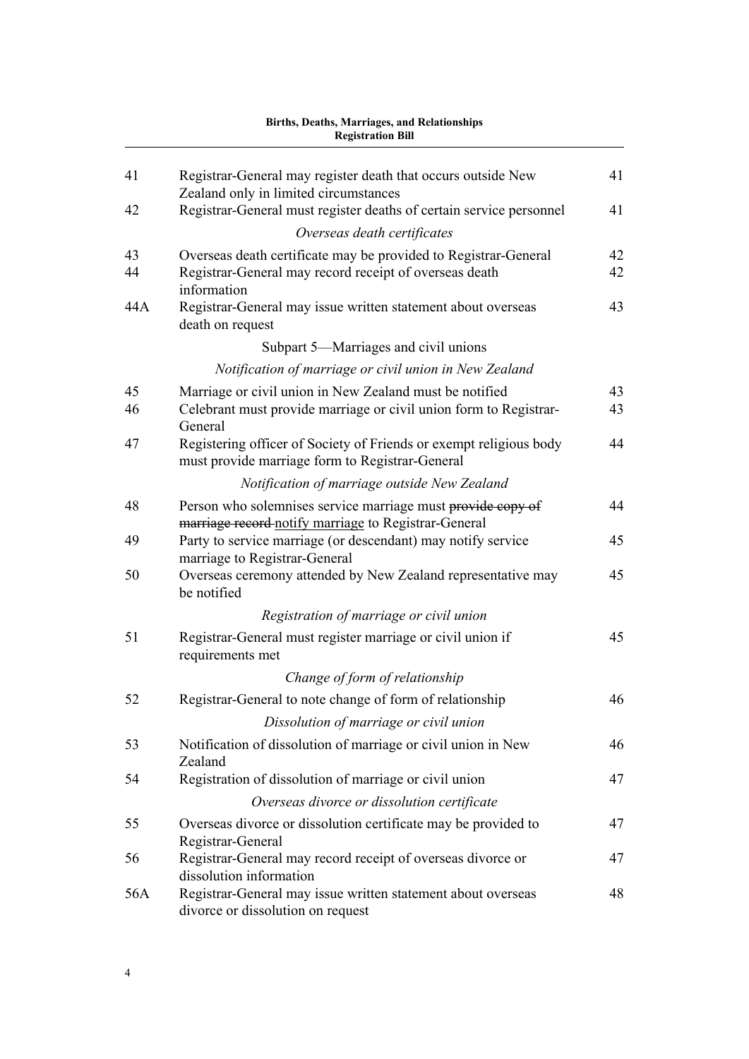| | | |
|---|---|---|
| 41 | Registrar-General may register death that occurs outside New Zealand only in limited circumstances | 41 |
| 42 | Registrar-General must register deaths of certain service personnel | 41 |
| | *Overseas death certificates* | |
| 43 | Overseas death certificate may be provided to Registrar-General | 42 |
| 44 | Registrar-General may record receipt of overseas death information | 42 |
| 44A | Registrar-General may issue written statement about overseas death on request | 43 |
| | Subpart 5—Marriages and civil unions | |
| | *Notification of marriage or civil union in New Zealand* | |
| 45 | Marriage or civil union in New Zealand must be notified | 43 |
| 46 | Celebrant must provide marriage or civil union form to Registrar-General | 43 |
| 47 | Registering officer of Society of Friends or exempt religious body must provide marriage form to Registrar-General | 44 |
| | *Notification of marriage outside New Zealand* | |
| 48 | Person who solemnises service marriage must ~~provide copy of marriage record~~ notify marriage to Registrar-General | 44 |
| 49 | Party to service marriage (or descendant) may notify service marriage to Registrar-General | 45 |
| 50 | Overseas ceremony attended by New Zealand representative may be notified | 45 |
| | *Registration of marriage or civil union* | |
| 51 | Registrar-General must register marriage or civil union if requirements met | 45 |
| | *Change of form of relationship* | |
| 52 | Registrar-General to note change of form of relationship | 46 |
| | *Dissolution of marriage or civil union* | |
| 53 | Notification of dissolution of marriage or civil union in New Zealand | 46 |
| 54 | Registration of dissolution of marriage or civil union | 47 |
| | *Overseas divorce or dissolution certificate* | |
| 55 | Overseas divorce or dissolution certificate may be provided to Registrar-General | 47 |
| 56 | Registrar-General may record receipt of overseas divorce or dissolution information | 47 |
| 56A | Registrar-General may issue written statement about overseas divorce or dissolution on request | 48 |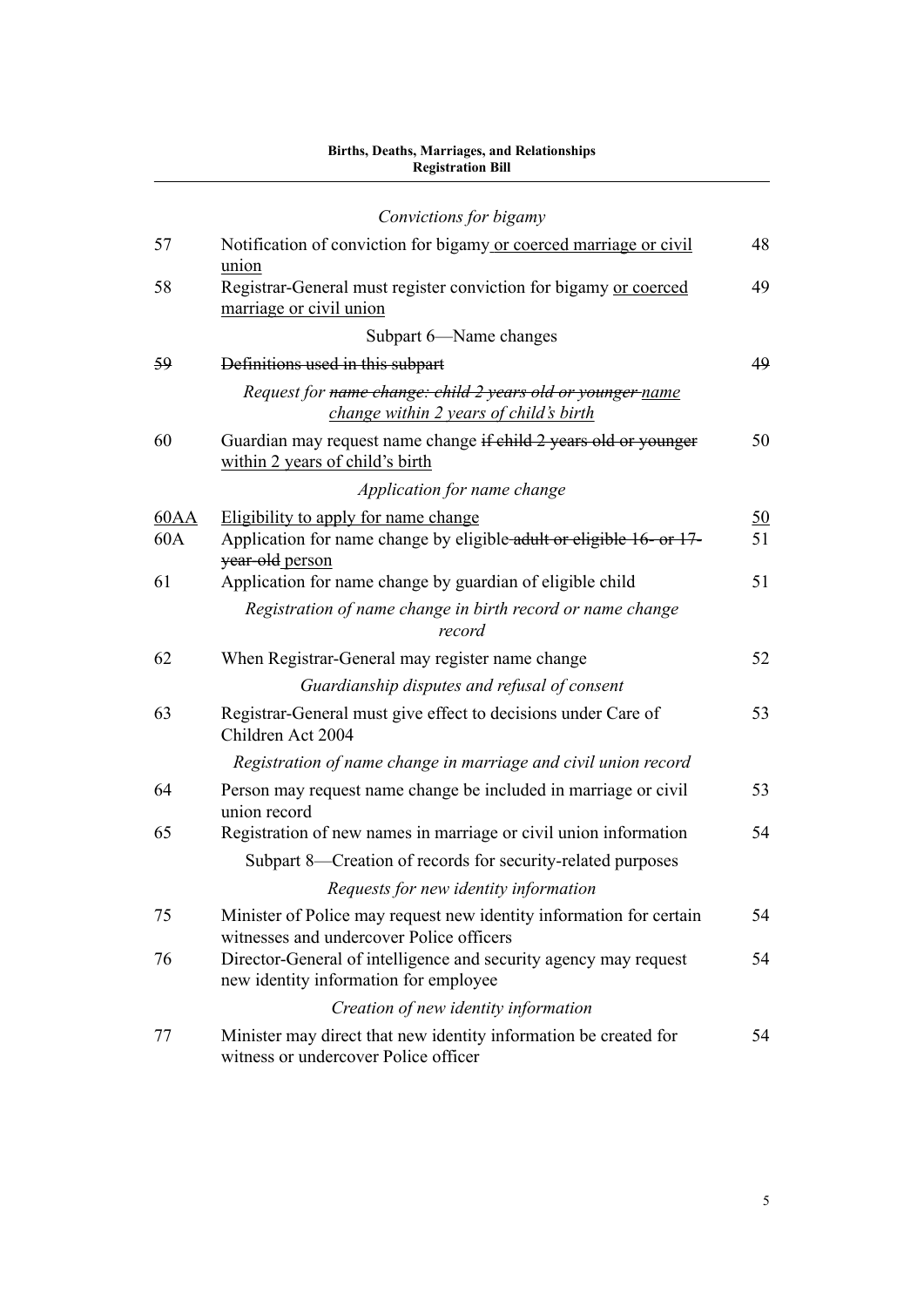*Convictions for bigamy*

| | | |
|---|---|---|
| 57 | Notification of conviction for bigamy or coerced marriage or civil union | 48 |
| 58 | Registrar-General must register conviction for bigamy or coerced marriage or civil union | 49 |

Subpart 6—Name changes

| | | |
|---|---|---|
| ~~59~~ | ~~Definitions used in this subpart~~ | ~~49~~ |

*Request for ~~name change: child 2 years old or younger~~ name change within 2 years of child's birth*

| | | |
|---|---|---|
| 60 | Guardian may request name change ~~if child 2 years old or younger~~ within 2 years of child's birth | 50 |

*Application for name change*

| | | |
|---|---|---|
| 60AA | Eligibility to apply for name change | 50 |
| 60A | Application for name change by eligible ~~adult or eligible 16- or 17-year-old~~ person | 51 |
| 61 | Application for name change by guardian of eligible child | 51 |

*Registration of name change in birth record or name change record*

| | | |
|---|---|---|
| 62 | When Registrar-General may register name change | 52 |

*Guardianship disputes and refusal of consent*

| | | |
|---|---|---|
| 63 | Registrar-General must give effect to decisions under Care of Children Act 2004 | 53 |

*Registration of name change in marriage and civil union record*

| | | |
|---|---|---|
| 64 | Person may request name change be included in marriage or civil union record | 53 |
| 65 | Registration of new names in marriage or civil union information | 54 |

Subpart 8—Creation of records for security-related purposes

*Requests for new identity information*

| | | |
|---|---|---|
| 75 | Minister of Police may request new identity information for certain witnesses and undercover Police officers | 54 |
| 76 | Director-General of intelligence and security agency may request new identity information for employee | 54 |

*Creation of new identity information*

| | | |
|---|---|---|
| 77 | Minister may direct that new identity information be created for witness or undercover Police officer | 54 |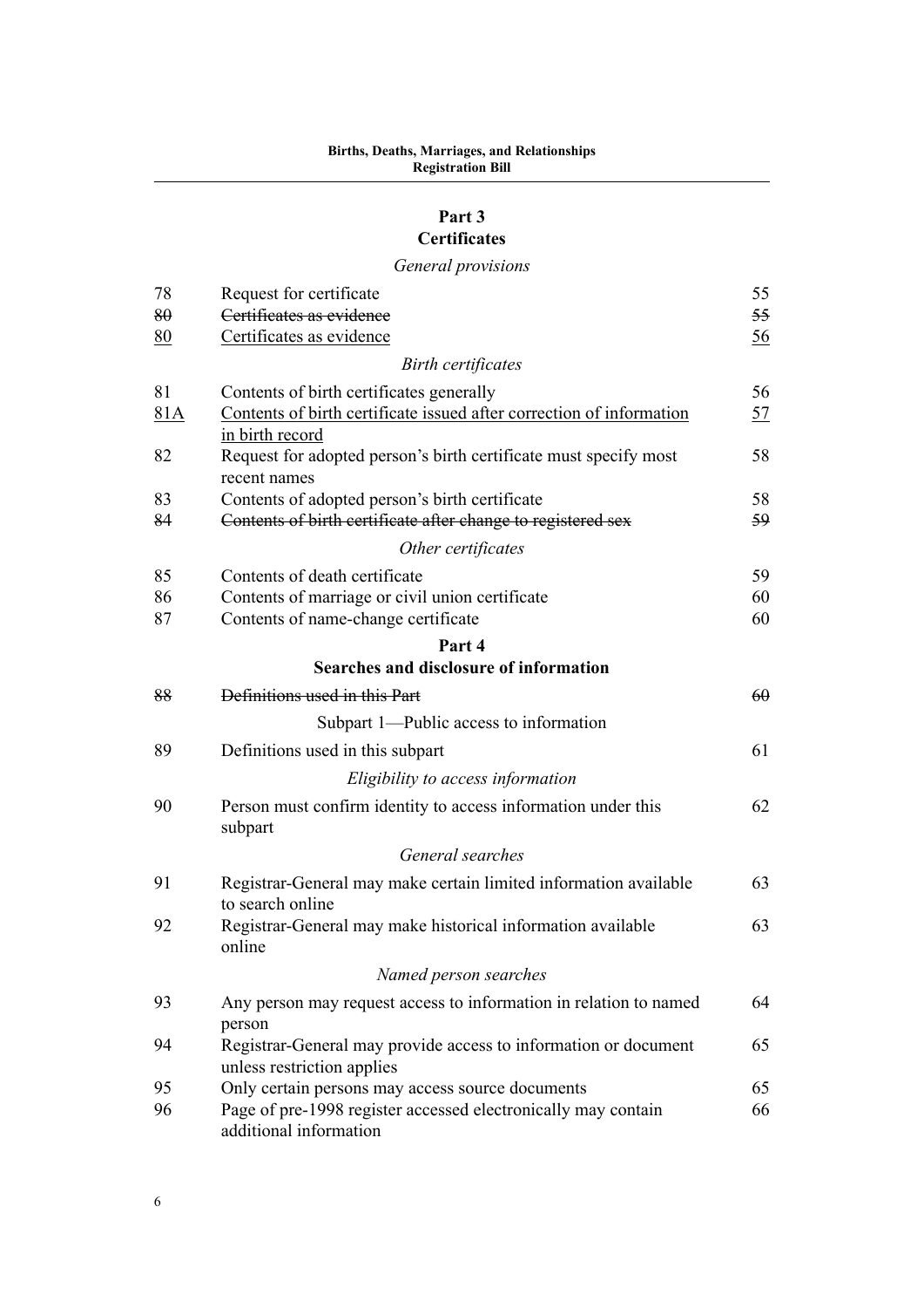## Part 3
## Certificates

*General provisions*

| | | |
|---|---|---|
| 78 | Request for certificate | 55 |
| ~~80~~ | ~~Certificates as evidence~~ | ~~55~~ |
| <u>80</u> | <u>Certificates as evidence</u> | <u>56</u> |

*Birth certificates*

| | | |
|---|---|---|
| 81 | Contents of birth certificates generally | 56 |
| <u>81A</u> | <u>Contents of birth certificate issued after correction of information in birth record</u> | <u>57</u> |
| 82 | Request for adopted person's birth certificate must specify most recent names | 58 |
| 83 | Contents of adopted person's birth certificate | 58 |
| ~~84~~ | ~~Contents of birth certificate after change to registered sex~~ | ~~59~~ |

*Other certificates*

| | | |
|---|---|---|
| 85 | Contents of death certificate | 59 |
| 86 | Contents of marriage or civil union certificate | 60 |
| 87 | Contents of name-change certificate | 60 |

## Part 4
## Searches and disclosure of information

| | | |
|---|---|---|
| ~~88~~ | ~~Definitions used in this Part~~ | ~~60~~ |

Subpart 1—Public access to information

| | | |
|---|---|---|
| 89 | Definitions used in this subpart | 61 |

*Eligibility to access information*

| | | |
|---|---|---|
| 90 | Person must confirm identity to access information under this subpart | 62 |

*General searches*

| | | |
|---|---|---|
| 91 | Registrar-General may make certain limited information available to search online | 63 |
| 92 | Registrar-General may make historical information available online | 63 |

*Named person searches*

| | | |
|---|---|---|
| 93 | Any person may request access to information in relation to named person | 64 |
| 94 | Registrar-General may provide access to information or document unless restriction applies | 65 |
| 95 | Only certain persons may access source documents | 65 |
| 96 | Page of pre-1998 register accessed electronically may contain additional information | 66 |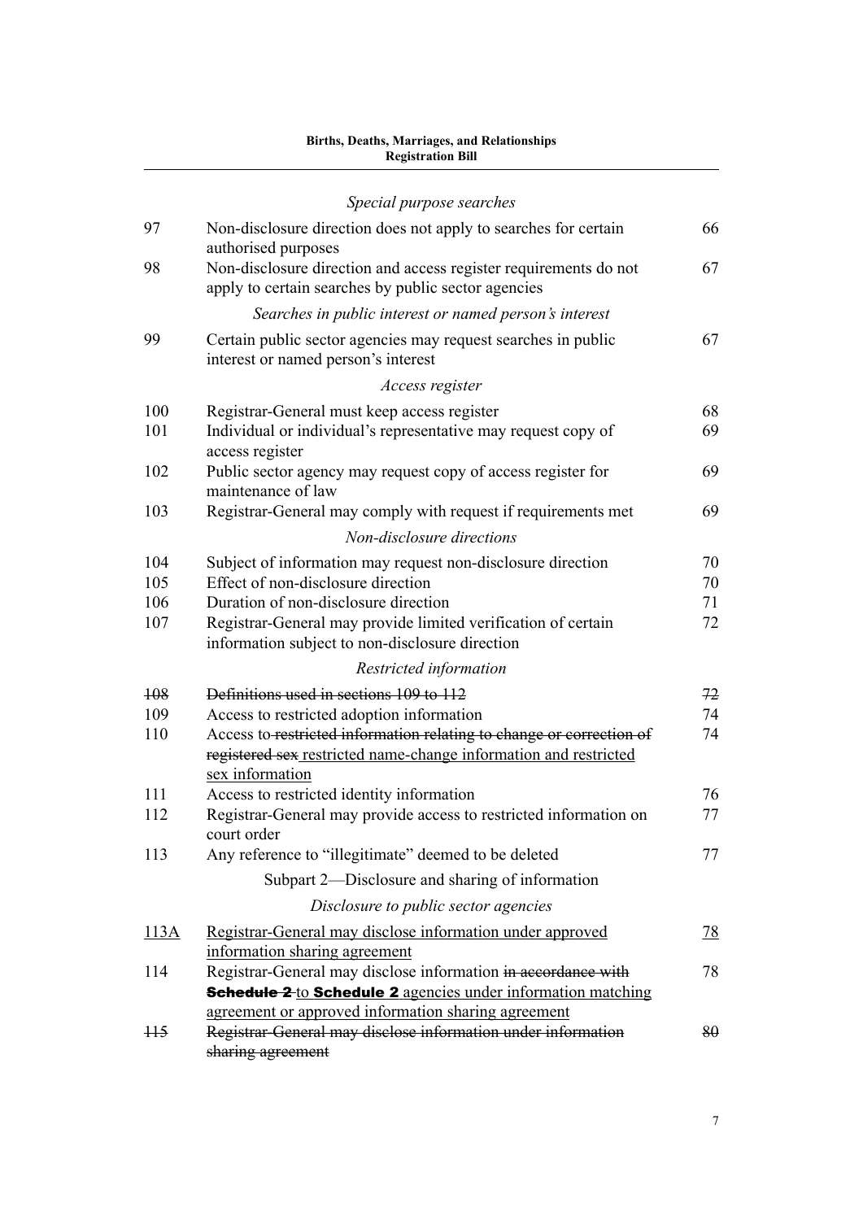*Special purpose searches*

| | | |
|---|---|---|
| 97 | Non-disclosure direction does not apply to searches for certain authorised purposes | 66 |
| 98 | Non-disclosure direction and access register requirements do not apply to certain searches by public sector agencies | 67 |

*Searches in public interest or named person's interest*

| | | |
|---|---|---|
| 99 | Certain public sector agencies may request searches in public interest or named person's interest | 67 |

*Access register*

| | | |
|---|---|---|
| 100 | Registrar-General must keep access register | 68 |
| 101 | Individual or individual's representative may request copy of access register | 69 |
| 102 | Public sector agency may request copy of access register for maintenance of law | 69 |
| 103 | Registrar-General may comply with request if requirements met | 69 |

*Non-disclosure directions*

| | | |
|---|---|---|
| 104 | Subject of information may request non-disclosure direction | 70 |
| 105 | Effect of non-disclosure direction | 70 |
| 106 | Duration of non-disclosure direction | 71 |
| 107 | Registrar-General may provide limited verification of certain information subject to non-disclosure direction | 72 |

*Restricted information*

| | | |
|---|---|---|
| ~~108~~ | ~~Definitions used in sections 109 to 112~~ | ~~72~~ |
| 109 | Access to restricted adoption information | 74 |
| 110 | Access to ~~restricted information relating to change or correction of registered sex~~ restricted name-change information and restricted sex information | 74 |
| 111 | Access to restricted identity information | 76 |
| 112 | Registrar-General may provide access to restricted information on court order | 77 |
| 113 | Any reference to "illegitimate" deemed to be deleted | 77 |

Subpart 2—Disclosure and sharing of information

*Disclosure to public sector agencies*

| | | |
|---|---|---|
| 113A | Registrar-General may disclose information under approved information sharing agreement | 78 |
| 114 | Registrar-General may disclose information ~~in accordance with **Schedule 2**~~ to **Schedule 2** agencies under information matching agreement or approved information sharing agreement | 78 |
| ~~115~~ | ~~Registrar-General may disclose information under information sharing agreement~~ | ~~80~~ |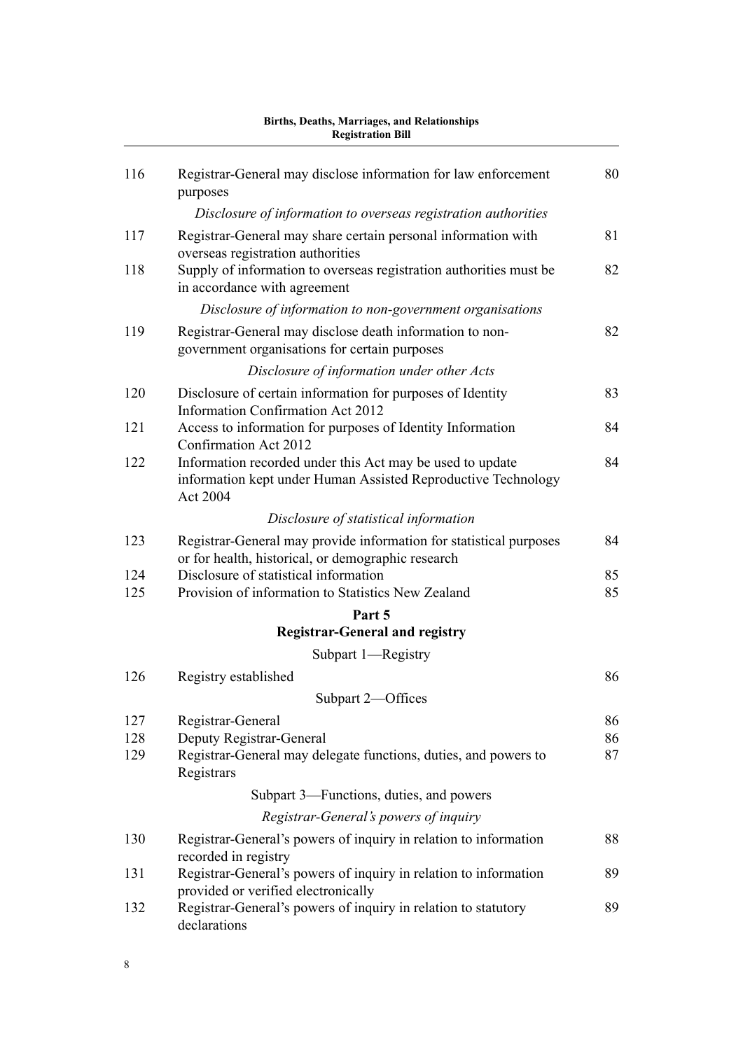| | | |
|---|---|---|
| 116 | Registrar-General may disclose information for law enforcement purposes | 80 |
| | *Disclosure of information to overseas registration authorities* | |
| 117 | Registrar-General may share certain personal information with overseas registration authorities | 81 |
| 118 | Supply of information to overseas registration authorities must be in accordance with agreement | 82 |
| | *Disclosure of information to non-government organisations* | |
| 119 | Registrar-General may disclose death information to non-government organisations for certain purposes | 82 |
| | *Disclosure of information under other Acts* | |
| 120 | Disclosure of certain information for purposes of Identity Information Confirmation Act 2012 | 83 |
| 121 | Access to information for purposes of Identity Information Confirmation Act 2012 | 84 |
| 122 | Information recorded under this Act may be used to update information kept under Human Assisted Reproductive Technology Act 2004 | 84 |
| | *Disclosure of statistical information* | |
| 123 | Registrar-General may provide information for statistical purposes or for health, historical, or demographic research | 84 |
| 124 | Disclosure of statistical information | 85 |
| 125 | Provision of information to Statistics New Zealand | 85 |
| | **Part 5** **Registrar-General and registry** | |
| | Subpart 1—Registry | |
| 126 | Registry established | 86 |
| | Subpart 2—Offices | |
| 127 | Registrar-General | 86 |
| 128 | Deputy Registrar-General | 86 |
| 129 | Registrar-General may delegate functions, duties, and powers to Registrars | 87 |
| | Subpart 3—Functions, duties, and powers | |
| | *Registrar-General's powers of inquiry* | |
| 130 | Registrar-General's powers of inquiry in relation to information recorded in registry | 88 |
| 131 | Registrar-General's powers of inquiry in relation to information provided or verified electronically | 89 |
| 132 | Registrar-General's powers of inquiry in relation to statutory declarations | 89 |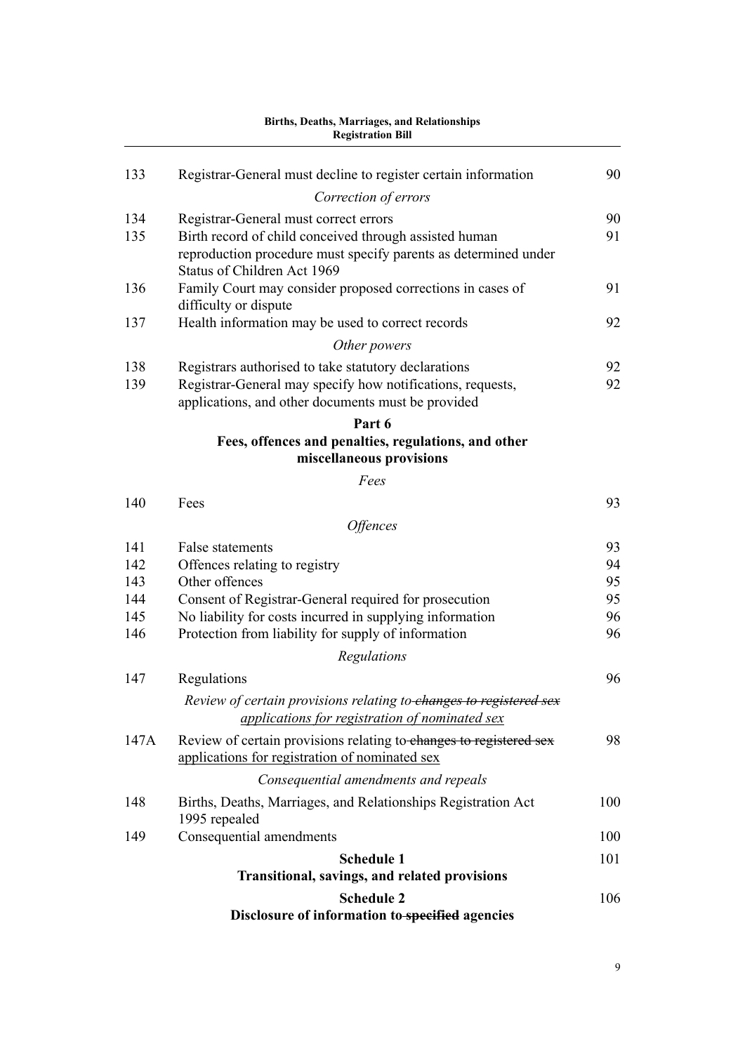| | | |
|---|---|---|
| 133 | Registrar-General must decline to register certain information | 90 |
| | *Correction of errors* | |
| 134 | Registrar-General must correct errors | 90 |
| 135 | Birth record of child conceived through assisted human reproduction procedure must specify parents as determined under Status of Children Act 1969 | 91 |
| 136 | Family Court may consider proposed corrections in cases of difficulty or dispute | 91 |
| 137 | Health information may be used to correct records | 92 |
| | *Other powers* | |
| 138 | Registrars authorised to take statutory declarations | 92 |
| 139 | Registrar-General may specify how notifications, requests, applications, and other documents must be provided | 92 |

**Part 6**
**Fees, offences and penalties, regulations, and other miscellaneous provisions**

| | | |
|---|---|---|
| | *Fees* | |
| 140 | Fees | 93 |
| | *Offences* | |
| 141 | False statements | 93 |
| 142 | Offences relating to registry | 94 |
| 143 | Other offences | 95 |
| 144 | Consent of Registrar-General required for prosecution | 95 |
| 145 | No liability for costs incurred in supplying information | 96 |
| 146 | Protection from liability for supply of information | 96 |
| | *Regulations* | |
| 147 | Regulations | 96 |
| | *Review of certain provisions relating to ~~changes to registered sex~~ applications for registration of nominated sex* | |
| 147A | Review of certain provisions relating to ~~changes to registered sex~~ applications for registration of nominated sex | 98 |
| | *Consequential amendments and repeals* | |
| 148 | Births, Deaths, Marriages, and Relationships Registration Act 1995 repealed | 100 |
| 149 | Consequential amendments | 100 |

**Schedule 1** 101
**Transitional, savings, and related provisions**

**Schedule 2** 106
**Disclosure of information to ~~specified~~ agencies**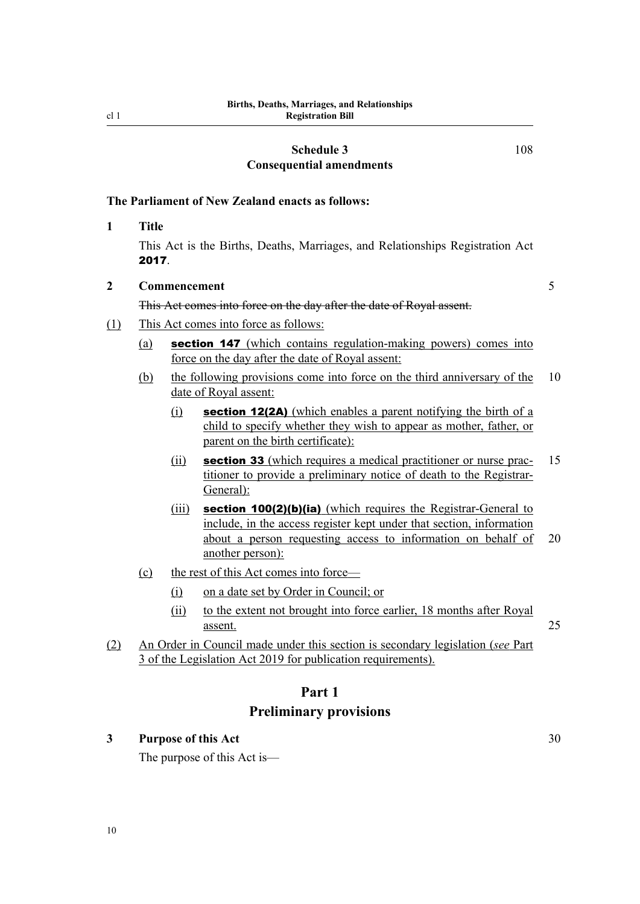Schedule 3 108
Consequential amendments

**The Parliament of New Zealand enacts as follows:**

**1 Title**

This Act is the Births, Deaths, Marriages, and Relationships Registration Act **2017**.

**2 Commencement**

~~This Act comes into force on the day after the date of Royal assent.~~

<u>(1)</u> <u>This Act comes into force as follows:</u>

<u>(a)</u> **section 147** <u>(which contains regulation-making powers) comes into force on the day after the date of Royal assent:</u>

<u>(b)</u> <u>the following provisions come into force on the third anniversary of the date of Royal assent:</u>

<u>(i)</u> **section 12(2A)** <u>(which enables a parent notifying the birth of a child to specify whether they wish to appear as mother, father, or parent on the birth certificate):</u>

<u>(ii)</u> **section 33** <u>(which requires a medical practitioner or nurse practitioner to provide a preliminary notice of death to the Registrar-General):</u>

<u>(iii)</u> **section 100(2)(b)(ia)** <u>(which requires the Registrar-General to include, in the access register kept under that section, information about a person requesting access to information on behalf of another person):</u>

<u>(c)</u> <u>the rest of this Act comes into force—</u>

<u>(i)</u> <u>on a date set by Order in Council; or</u>

<u>(ii)</u> <u>to the extent not brought into force earlier, 18 months after Royal assent.</u>

<u>(2)</u> <u>An Order in Council made under this section is secondary legislation (*see* Part 3 of the Legislation Act 2019 for publication requirements).</u>

# Part 1
# Preliminary provisions

**3 Purpose of this Act**

The purpose of this Act is—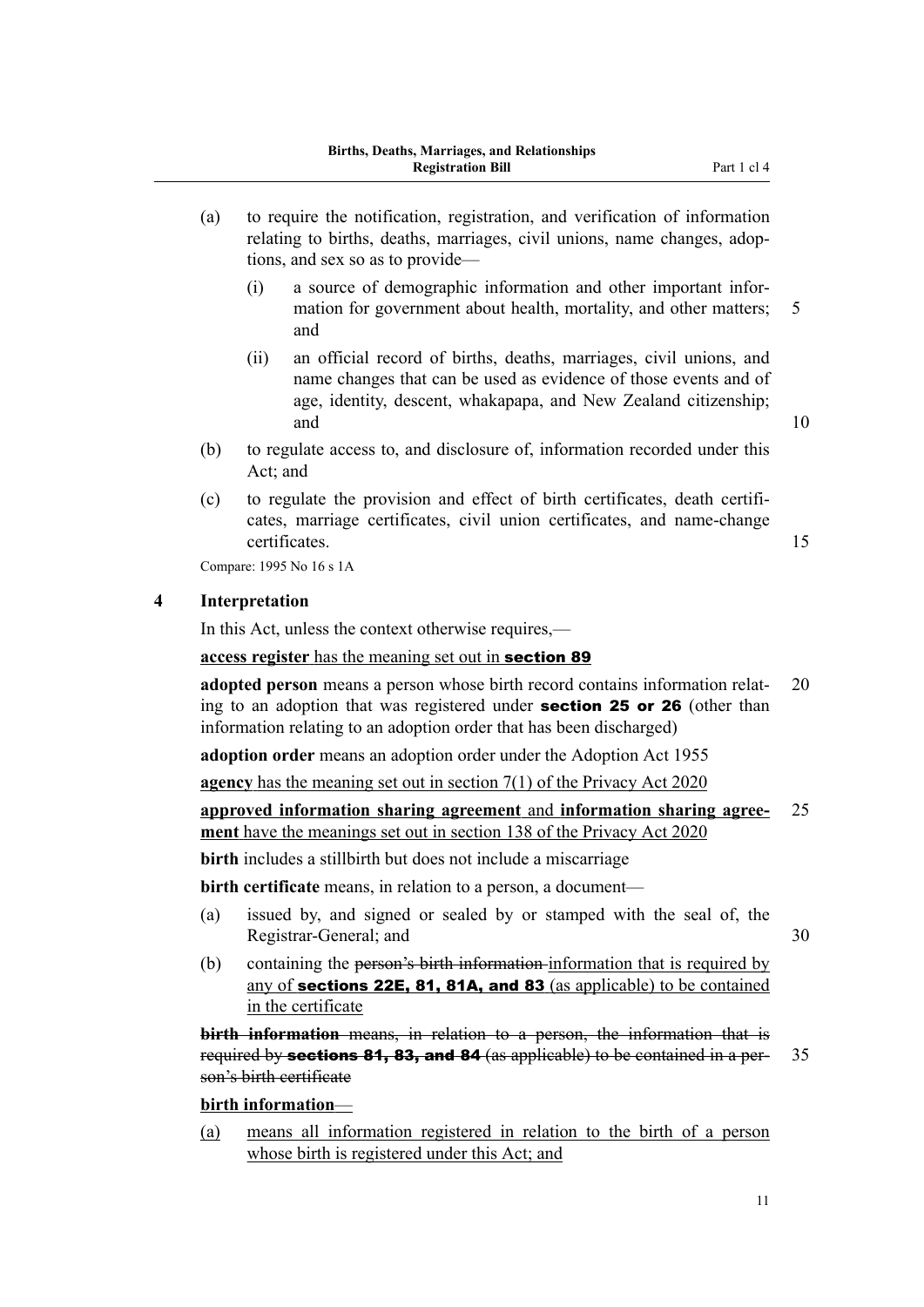(a) to require the notification, registration, and verification of information relating to births, deaths, marriages, civil unions, name changes, adoptions, and sex so as to provide—

  (i) a source of demographic information and other important information for government about health, mortality, and other matters; and

  (ii) an official record of births, deaths, marriages, civil unions, and name changes that can be used as evidence of those events and of age, identity, descent, whakapapa, and New Zealand citizenship; and

(b) to regulate access to, and disclosure of, information recorded under this Act; and

(c) to regulate the provision and effect of birth certificates, death certificates, marriage certificates, civil union certificates, and name-change certificates.

Compare: 1995 No 16 s 1A

## 4 Interpretation

In this Act, unless the context otherwise requires,—

<u>**access register** has the meaning set out in **section 89**</u>

**adopted person** means a person whose birth record contains information relating to an adoption that was registered under **section 25 or 26** (other than information relating to an adoption order that has been discharged)

**adoption order** means an adoption order under the Adoption Act 1955

<u>**agency** has the meaning set out in section 7(1) of the Privacy Act 2020</u>

<u>**approved information sharing agreement** and **information sharing agreement** have the meanings set out in section 138 of the Privacy Act 2020</u>

**birth** includes a stillbirth but does not include a miscarriage

**birth certificate** means, in relation to a person, a document—

(a) issued by, and signed or sealed by or stamped with the seal of, the Registrar-General; and

(b) containing the ~~person's birth information~~ <u>information that is required by any of **sections 22E, 81, 81A, and 83** (as applicable) to be contained in the certificate</u>

~~**birth information** means, in relation to a person, the information that is required by **sections 81, 83, and 84** (as applicable) to be contained in a person's birth certificate~~

<u>**birth information**—</u>

<u>(a) means all information registered in relation to the birth of a person whose birth is registered under this Act; and</u>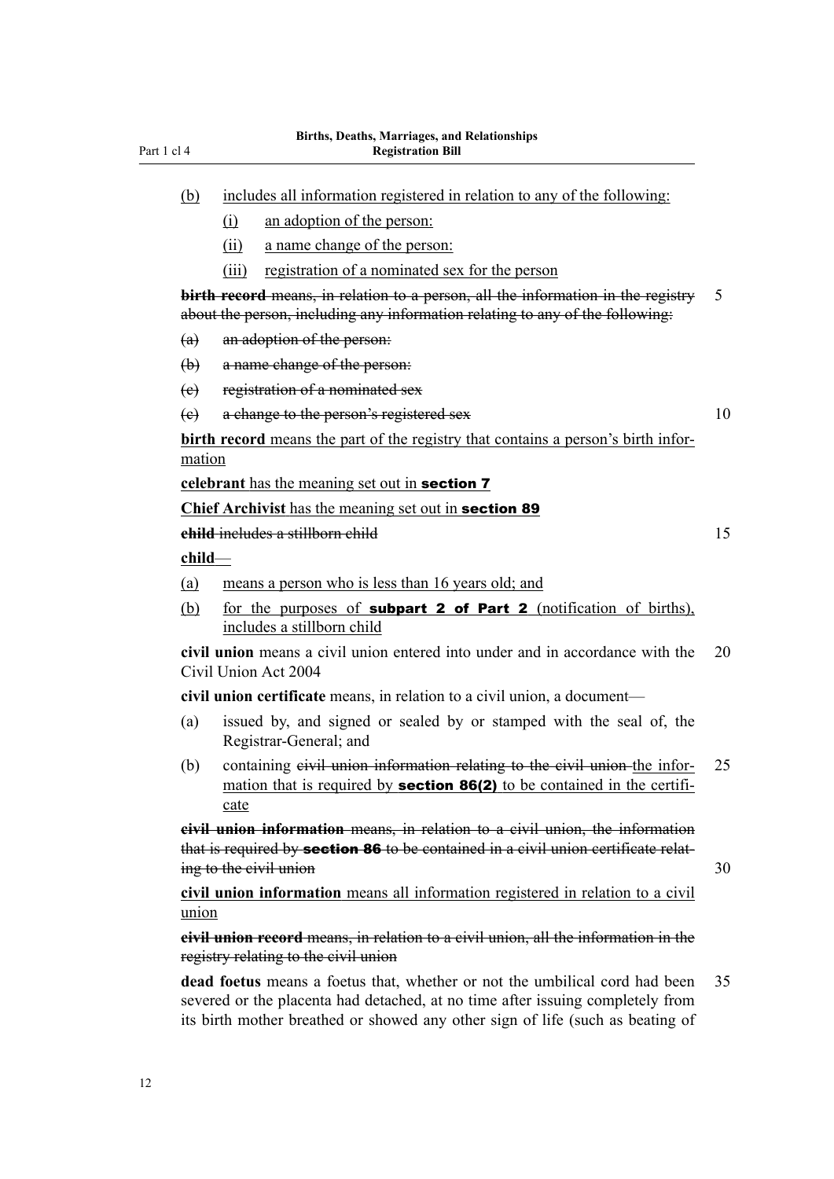(b) includes all information registered in relation to any of the following:

(i) an adoption of the person:

(ii) a name change of the person:

(iii) registration of a nominated sex for the person

~~**birth record** means, in relation to a person, all the information in the registry about the person, including any information relating to any of the following:~~

~~(a) an adoption of the person:~~

~~(b) a name change of the person:~~

~~(c) registration of a nominated sex~~

~~(c) a change to the person's registered sex~~

**birth record** means the part of the registry that contains a person's birth information

**celebrant** has the meaning set out in **section 7**

**Chief Archivist** has the meaning set out in **section 89**

~~**child** includes a stillborn child~~

**child**—

(a) means a person who is less than 16 years old; and

(b) for the purposes of **subpart 2 of Part 2** (notification of births), includes a stillborn child

**civil union** means a civil union entered into under and in accordance with the Civil Union Act 2004

**civil union certificate** means, in relation to a civil union, a document—

(a) issued by, and signed or sealed by or stamped with the seal of, the Registrar-General; and

(b) containing ~~civil union information relating to the civil union~~ the information that is required by **section 86(2)** to be contained in the certificate

~~**civil union information** means, in relation to a civil union, the information that is required by **section 86** to be contained in a civil union certificate relating to the civil union~~

**civil union information** means all information registered in relation to a civil union

~~**civil union record** means, in relation to a civil union, all the information in the registry relating to the civil union~~

**dead foetus** means a foetus that, whether or not the umbilical cord had been severed or the placenta had detached, at no time after issuing completely from its birth mother breathed or showed any other sign of life (such as beating of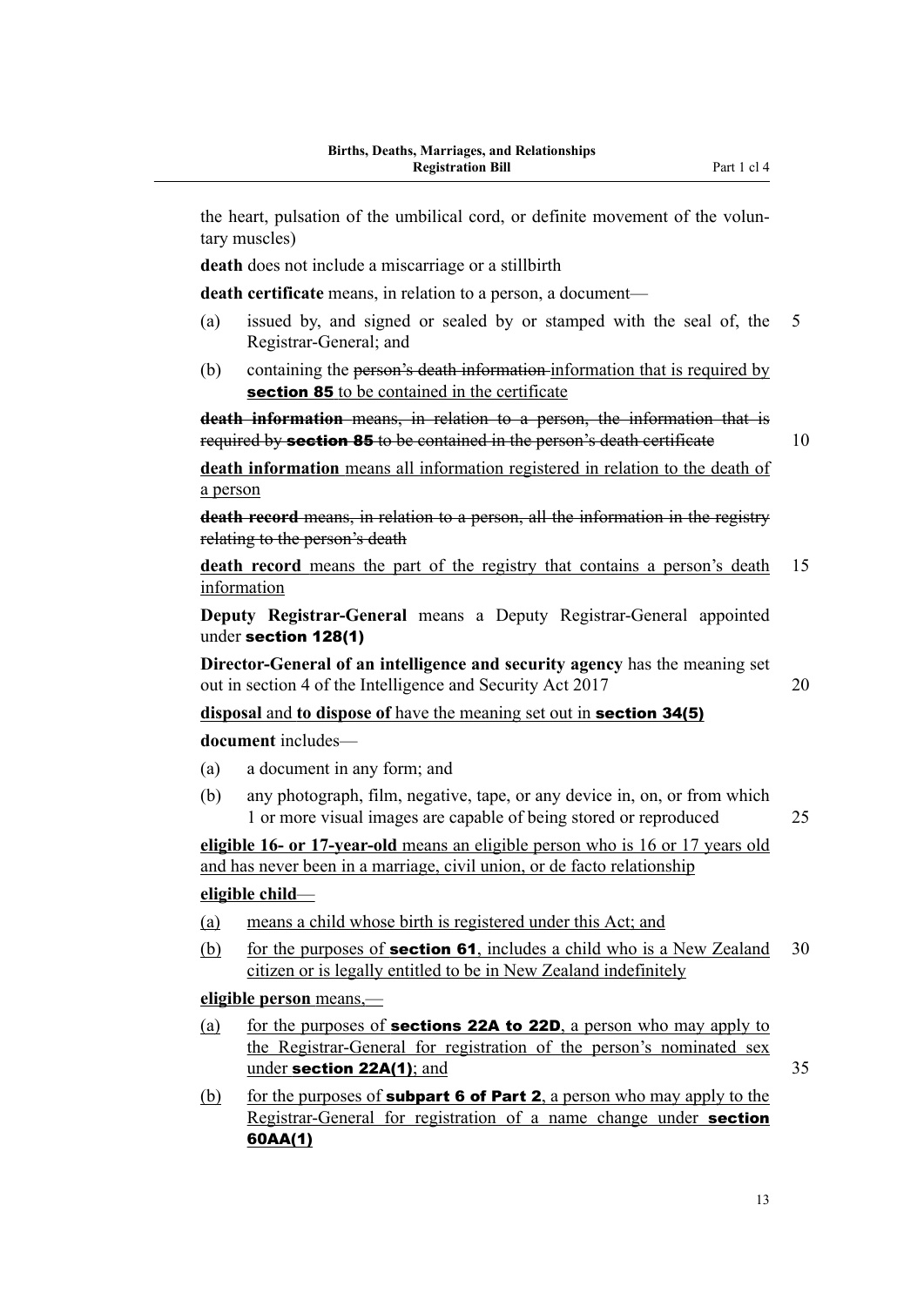the heart, pulsation of the umbilical cord, or definite movement of the voluntary muscles)

**death** does not include a miscarriage or a stillbirth

**death certificate** means, in relation to a person, a document—

(a) issued by, and signed or sealed by or stamped with the seal of, the Registrar-General; and

(b) containing the ~~person's death information~~ information that is required by **section 85** to be contained in the certificate

~~**death information** means, in relation to a person, the information that is required by **section 85** to be contained in the person's death certificate~~

**death information** means all information registered in relation to the death of a person

~~**death record** means, in relation to a person, all the information in the registry relating to the person's death~~

**death record** means the part of the registry that contains a person's death information

**Deputy Registrar-General** means a Deputy Registrar-General appointed under **section 128(1)**

**Director-General of an intelligence and security agency** has the meaning set out in section 4 of the Intelligence and Security Act 2017

**disposal** and **to dispose of** have the meaning set out in **section 34(5)**

**document** includes—

(a) a document in any form; and

(b) any photograph, film, negative, tape, or any device in, on, or from which 1 or more visual images are capable of being stored or reproduced

**eligible 16- or 17-year-old** means an eligible person who is 16 or 17 years old and has never been in a marriage, civil union, or de facto relationship

**eligible child**—

(a) means a child whose birth is registered under this Act; and

(b) for the purposes of **section 61**, includes a child who is a New Zealand citizen or is legally entitled to be in New Zealand indefinitely

**eligible person** means,—

(a) for the purposes of **sections 22A to 22D**, a person who may apply to the Registrar-General for registration of the person's nominated sex under **section 22A(1)**; and

(b) for the purposes of **subpart 6 of Part 2**, a person who may apply to the Registrar-General for registration of a name change under **section 60AA(1)**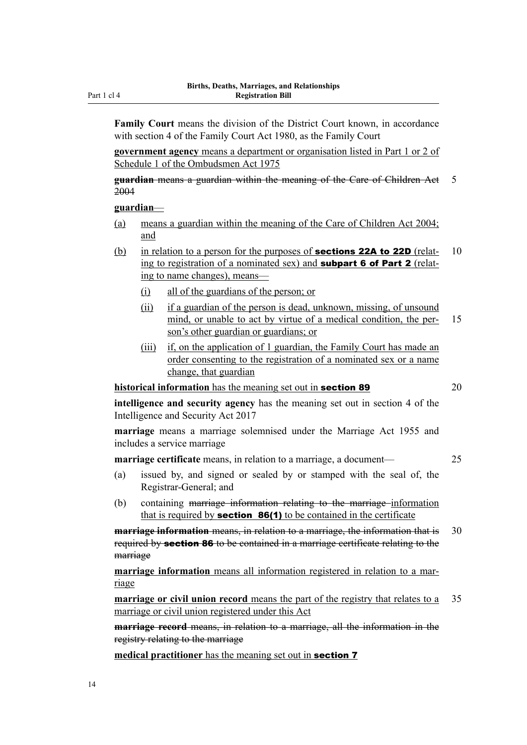**Family Court** means the division of the District Court known, in accordance with section 4 of the Family Court Act 1980, as the Family Court

<u>**government agency** means a department or organisation listed in Part 1 or 2 of Schedule 1 of the Ombudsmen Act 1975</u>

~~**guardian** means a guardian within the meaning of the Care of Children Act 2004~~

<u>**guardian**—</u>

<u>(a) means a guardian within the meaning of the Care of Children Act 2004; and</u>

<u>(b) in relation to a person for the purposes of **sections 22A to 22D** (relating to registration of a nominated sex) and **subpart 6 of Part 2** (relating to name changes), means—</u>

<u>(i) all of the guardians of the person; or</u>

<u>(ii) if a guardian of the person is dead, unknown, missing, of unsound mind, or unable to act by virtue of a medical condition, the person's other guardian or guardians; or</u>

<u>(iii) if, on the application of 1 guardian, the Family Court has made an order consenting to the registration of a nominated sex or a name change, that guardian</u>

<u>**historical information** has the meaning set out in **section 89**</u>

**intelligence and security agency** has the meaning set out in section 4 of the Intelligence and Security Act 2017

**marriage** means a marriage solemnised under the Marriage Act 1955 and includes a service marriage

**marriage certificate** means, in relation to a marriage, a document—

(a) issued by, and signed or sealed by or stamped with the seal of, the Registrar-General; and

(b) containing ~~marriage information relating to the marriage~~ <u>information that is required by **section 86(1)** to be contained in the certificate</u>

~~**marriage information** means, in relation to a marriage, the information that is required by **section 86** to be contained in a marriage certificate relating to the marriage~~

<u>**marriage information** means all information registered in relation to a marriage</u>

<u>**marriage or civil union record** means the part of the registry that relates to a marriage or civil union registered under this Act</u>

~~**marriage record** means, in relation to a marriage, all the information in the registry relating to the marriage~~

<u>**medical practitioner** has the meaning set out in **section 7**</u>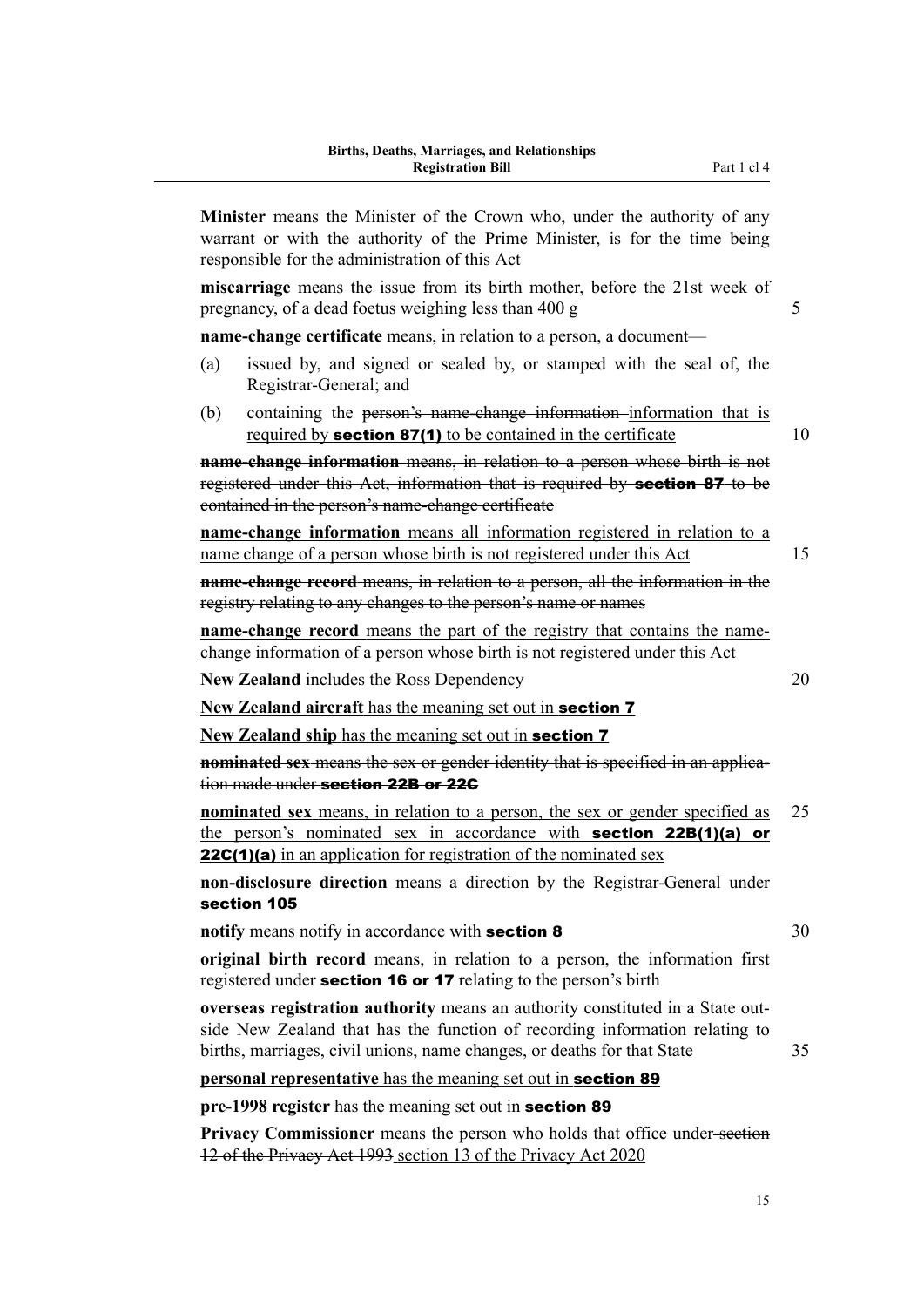**Minister** means the Minister of the Crown who, under the authority of any warrant or with the authority of the Prime Minister, is for the time being responsible for the administration of this Act

**miscarriage** means the issue from its birth mother, before the 21st week of pregnancy, of a dead foetus weighing less than 400 g

**name-change certificate** means, in relation to a person, a document—

(a) issued by, and signed or sealed by, or stamped with the seal of, the Registrar-General; and

(b) containing the ~~person's name-change information~~ information that is required by **section 87(1)** to be contained in the certificate

~~**name-change information** means, in relation to a person whose birth is not registered under this Act, information that is required by **section 87** to be contained in the person's name-change certificate~~

**name-change information** means all information registered in relation to a name change of a person whose birth is not registered under this Act

~~**name-change record** means, in relation to a person, all the information in the registry relating to any changes to the person's name or names~~

**name-change record** means the part of the registry that contains the name-change information of a person whose birth is not registered under this Act

**New Zealand** includes the Ross Dependency

**New Zealand aircraft** has the meaning set out in **section 7**

**New Zealand ship** has the meaning set out in **section 7**

~~**nominated sex** means the sex or gender identity that is specified in an application made under **section 22B or 22C**~~

**nominated sex** means, in relation to a person, the sex or gender specified as the person's nominated sex in accordance with **section 22B(1)(a) or 22C(1)(a)** in an application for registration of the nominated sex

**non-disclosure direction** means a direction by the Registrar-General under **section 105**

**notify** means notify in accordance with **section 8**

**original birth record** means, in relation to a person, the information first registered under **section 16 or 17** relating to the person's birth

**overseas registration authority** means an authority constituted in a State outside New Zealand that has the function of recording information relating to births, marriages, civil unions, name changes, or deaths for that State

**personal representative** has the meaning set out in **section 89**

**pre-1998 register** has the meaning set out in **section 89**

**Privacy Commissioner** means the person who holds that office under ~~section 12 of the Privacy Act 1993~~ section 13 of the Privacy Act 2020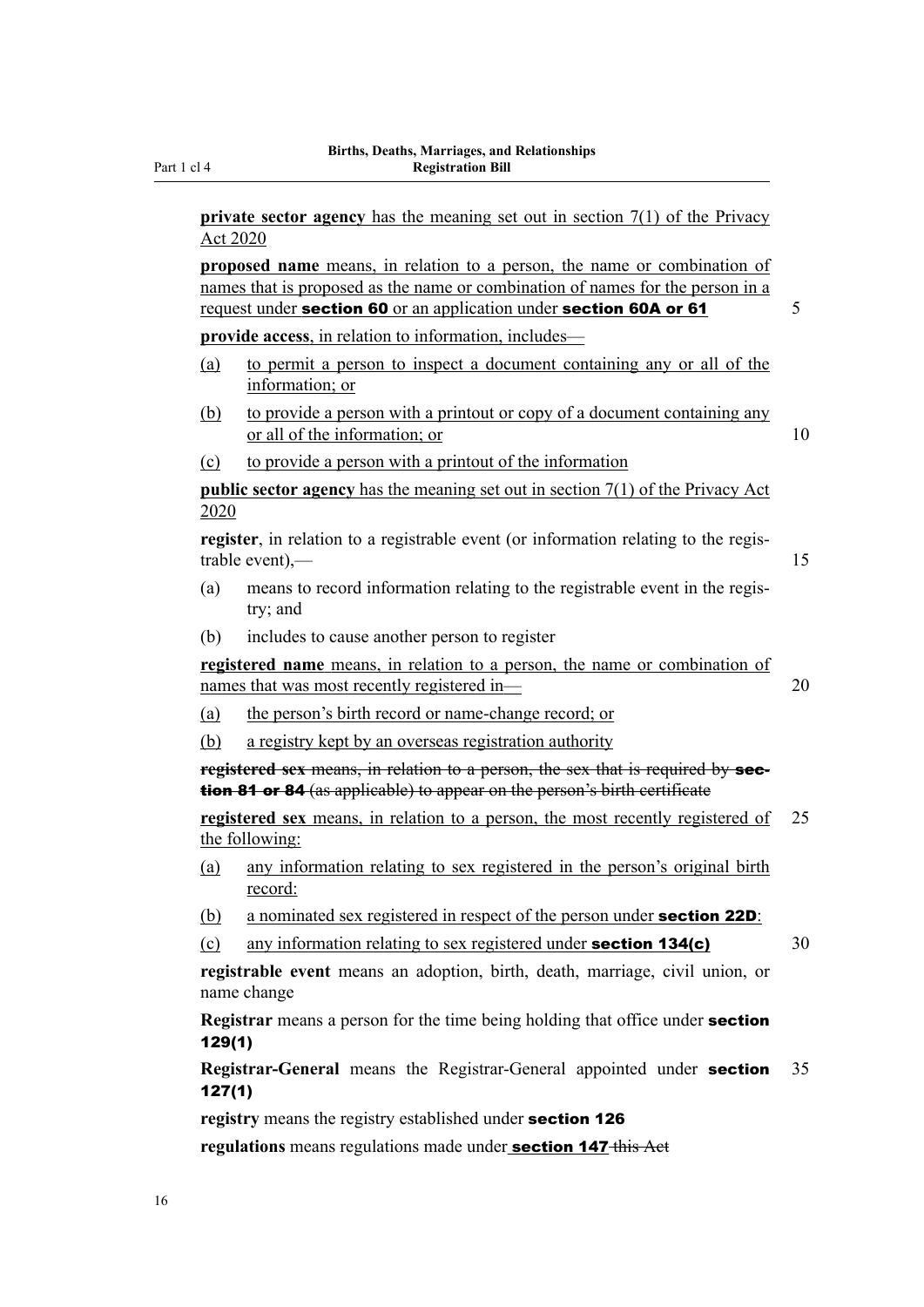**private sector agency** has the meaning set out in section 7(1) of the Privacy Act 2020

**proposed name** means, in relation to a person, the name or combination of names that is proposed as the name or combination of names for the person in a request under **section 60** or an application under **section 60A or 61**

**provide access**, in relation to information, includes—

(a) to permit a person to inspect a document containing any or all of the information; or

(b) to provide a person with a printout or copy of a document containing any or all of the information; or

(c) to provide a person with a printout of the information

**public sector agency** has the meaning set out in section 7(1) of the Privacy Act 2020

**register**, in relation to a registrable event (or information relating to the registrable event),—

(a) means to record information relating to the registrable event in the registry; and

(b) includes to cause another person to register

**registered name** means, in relation to a person, the name or combination of names that was most recently registered in—

(a) the person's birth record or name-change record; or

(b) a registry kept by an overseas registration authority

~~**registered sex** means, in relation to a person, the sex that is required by **section 81 or 84** (as applicable) to appear on the person's birth certificate~~

**registered sex** means, in relation to a person, the most recently registered of the following:

(a) any information relating to sex registered in the person's original birth record:

(b) a nominated sex registered in respect of the person under **section 22D**:

(c) any information relating to sex registered under **section 134(c)**

**registrable event** means an adoption, birth, death, marriage, civil union, or name change

**Registrar** means a person for the time being holding that office under **section 129(1)**

**Registrar-General** means the Registrar-General appointed under **section 127(1)**

**registry** means the registry established under **section 126**

**regulations** means regulations made under **section 147** ~~this Act~~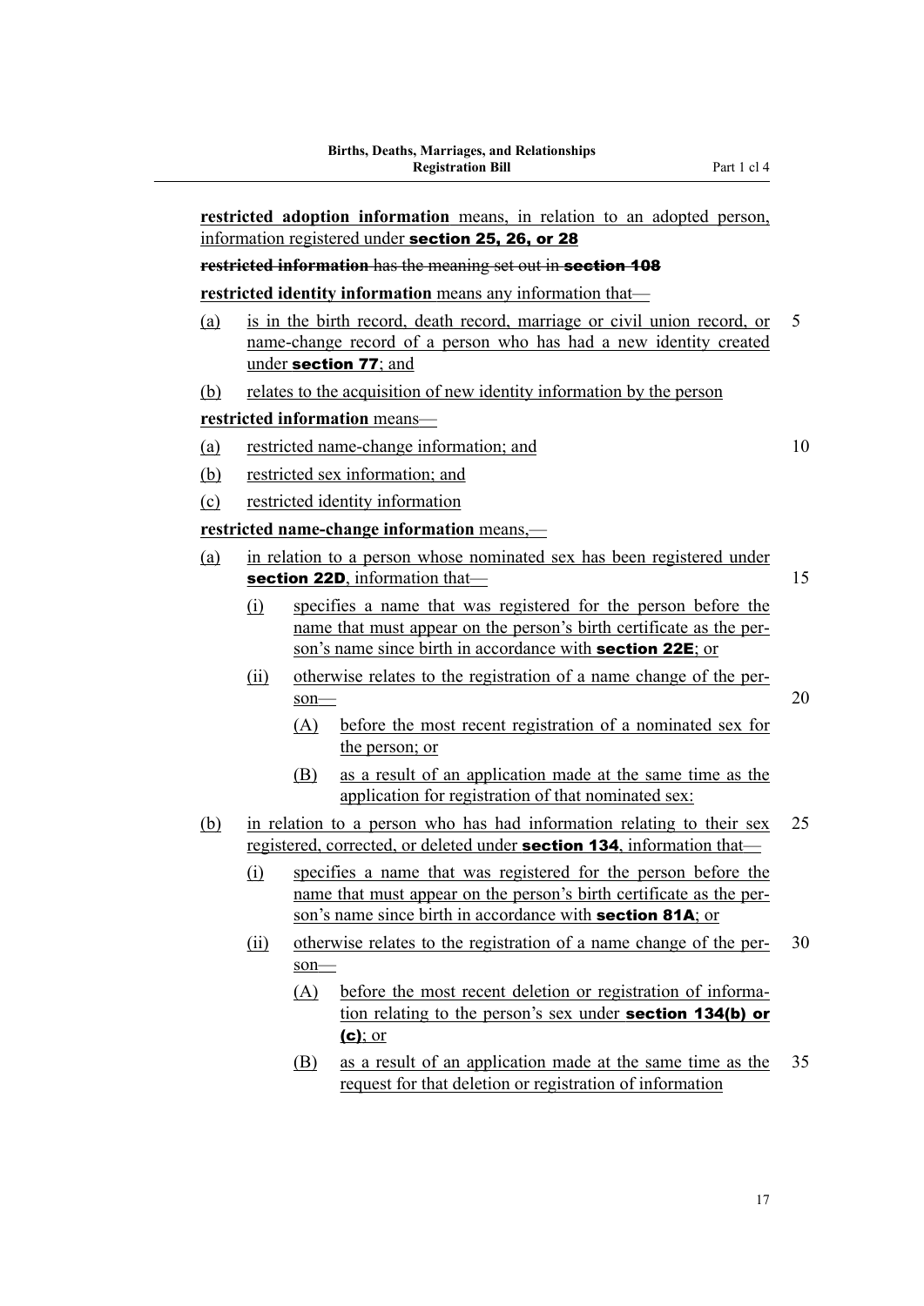**restricted adoption information** means, in relation to an adopted person, information registered under **section 25, 26, or 28**

~~**restricted information** has the meaning set out in **section 108**~~

**restricted identity information** means any information that—

(a) is in the birth record, death record, marriage or civil union record, or name-change record of a person who has had a new identity created under **section 77**; and

(b) relates to the acquisition of new identity information by the person

**restricted information** means—

(a) restricted name-change information; and

(b) restricted sex information; and

(c) restricted identity information

**restricted name-change information** means,—

(a) in relation to a person whose nominated sex has been registered under **section 22D**, information that—

  (i) specifies a name that was registered for the person before the name that must appear on the person's birth certificate as the person's name since birth in accordance with **section 22E**; or

  (ii) otherwise relates to the registration of a name change of the person—

    (A) before the most recent registration of a nominated sex for the person; or

    (B) as a result of an application made at the same time as the application for registration of that nominated sex:

(b) in relation to a person who has had information relating to their sex registered, corrected, or deleted under **section 134**, information that—

  (i) specifies a name that was registered for the person before the name that must appear on the person's birth certificate as the person's name since birth in accordance with **section 81A**; or

  (ii) otherwise relates to the registration of a name change of the person—

    (A) before the most recent deletion or registration of information relating to the person's sex under **section 134(b) or (c)**; or

    (B) as a result of an application made at the same time as the request for that deletion or registration of information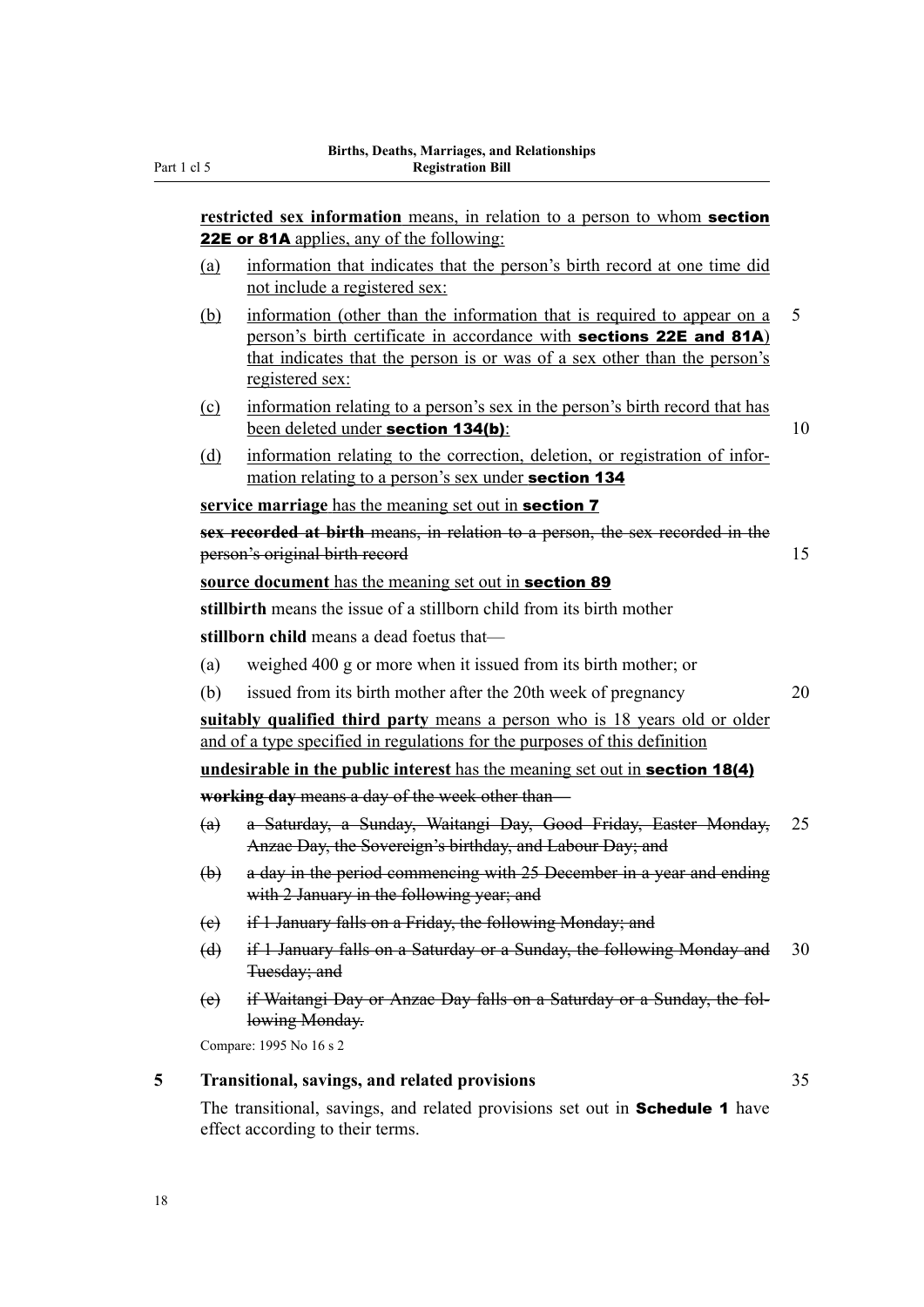**restricted sex information** means, in relation to a person to whom **section 22E or 81A** applies, any of the following:

(a) information that indicates that the person's birth record at one time did not include a registered sex:

(b) information (other than the information that is required to appear on a person's birth certificate in accordance with **sections 22E and 81A**) that indicates that the person is or was of a sex other than the person's registered sex:

(c) information relating to a person's sex in the person's birth record that has been deleted under **section 134(b)**:

(d) information relating to the correction, deletion, or registration of information relating to a person's sex under **section 134**

**service marriage** has the meaning set out in **section 7**

~~**sex recorded at birth** means, in relation to a person, the sex recorded in the person's original birth record~~

**source document** has the meaning set out in **section 89**

**stillbirth** means the issue of a stillborn child from its birth mother

**stillborn child** means a dead foetus that—

(a) weighed 400 g or more when it issued from its birth mother; or

(b) issued from its birth mother after the 20th week of pregnancy

**suitably qualified third party** means a person who is 18 years old or older and of a type specified in regulations for the purposes of this definition

**undesirable in the public interest** has the meaning set out in **section 18(4)**

~~**working day** means a day of the week other than—~~

~~(a) a Saturday, a Sunday, Waitangi Day, Good Friday, Easter Monday, Anzac Day, the Sovereign's birthday, and Labour Day; and~~

~~(b) a day in the period commencing with 25 December in a year and ending with 2 January in the following year; and~~

~~(c) if 1 January falls on a Friday, the following Monday; and~~

~~(d) if 1 January falls on a Saturday or a Sunday, the following Monday and Tuesday; and~~

~~(e) if Waitangi Day or Anzac Day falls on a Saturday or a Sunday, the following Monday.~~

Compare: 1995 No 16 s 2

### 5 Transitional, savings, and related provisions

The transitional, savings, and related provisions set out in **Schedule 1** have effect according to their terms.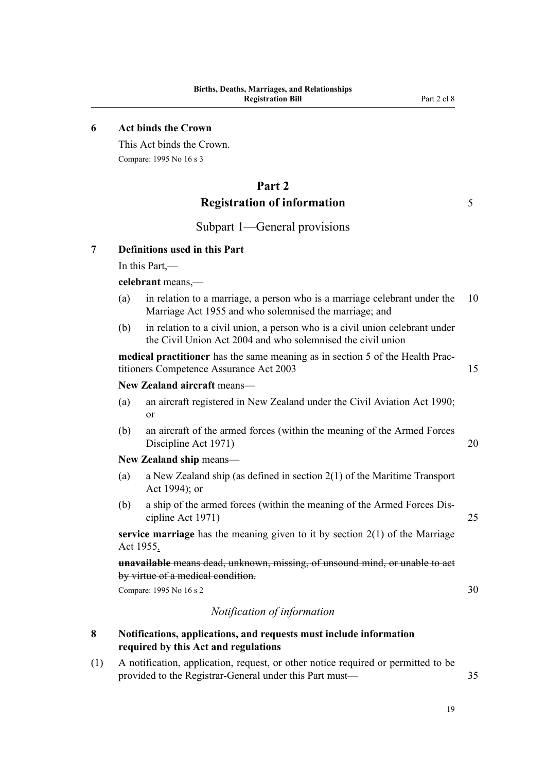## 6 Act binds the Crown

This Act binds the Crown.

Compare: 1995 No 16 s 3

# Part 2
# Registration of information

## Subpart 1—General provisions

## 7 Definitions used in this Part

In this Part,—

**celebrant** means,—

(a) in relation to a marriage, a person who is a marriage celebrant under the Marriage Act 1955 and who solemnised the marriage; and

(b) in relation to a civil union, a person who is a civil union celebrant under the Civil Union Act 2004 and who solemnised the civil union

**medical practitioner** has the same meaning as in section 5 of the Health Practitioners Competence Assurance Act 2003

**New Zealand aircraft** means—

(a) an aircraft registered in New Zealand under the Civil Aviation Act 1990; or

(b) an aircraft of the armed forces (within the meaning of the Armed Forces Discipline Act 1971)

**New Zealand ship** means—

(a) a New Zealand ship (as defined in section 2(1) of the Maritime Transport Act 1994); or

(b) a ship of the armed forces (within the meaning of the Armed Forces Discipline Act 1971)

**service marriage** has the meaning given to it by section 2(1) of the Marriage Act 1955.

~~**unavailable** means dead, unknown, missing, of unsound mind, or unable to act by virtue of a medical condition.~~

Compare: 1995 No 16 s 2

*Notification of information*

## 8 Notifications, applications, and requests must include information required by this Act and regulations

(1) A notification, application, request, or other notice required or permitted to be provided to the Registrar-General under this Part must—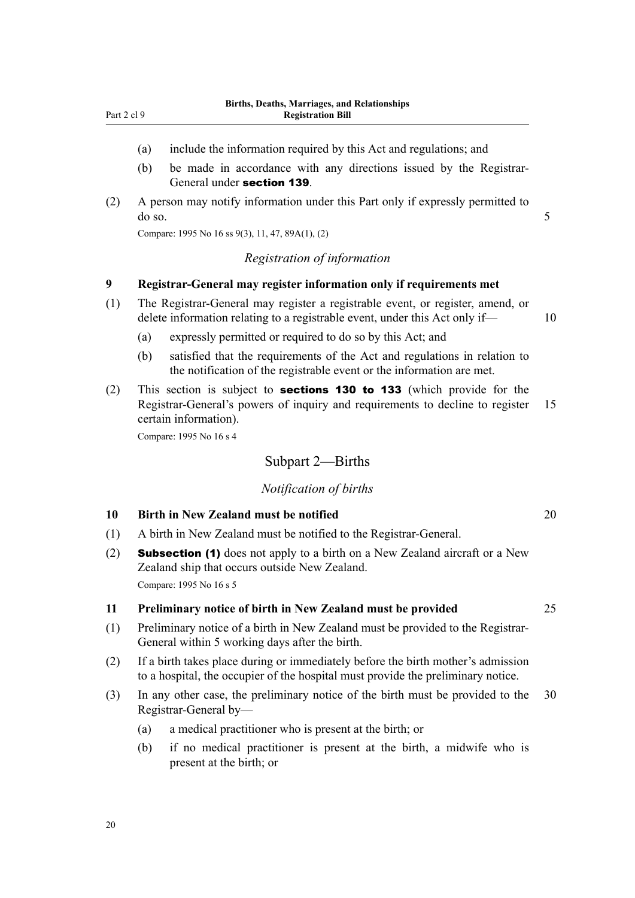(a) include the information required by this Act and regulations; and

(b) be made in accordance with any directions issued by the Registrar-General under **section 139**.

(2) A person may notify information under this Part only if expressly permitted to do so.

Compare: 1995 No 16 ss 9(3), 11, 47, 89A(1), (2)

### *Registration of information*

### 9 Registrar-General may register information only if requirements met

(1) The Registrar-General may register a registrable event, or register, amend, or delete information relating to a registrable event, under this Act only if—

(a) expressly permitted or required to do so by this Act; and

(b) satisfied that the requirements of the Act and regulations in relation to the notification of the registrable event or the information are met.

(2) This section is subject to **sections 130 to 133** (which provide for the Registrar-General's powers of inquiry and requirements to decline to register certain information).

Compare: 1995 No 16 s 4

## Subpart 2—Births

### *Notification of births*

### 10 Birth in New Zealand must be notified

(1) A birth in New Zealand must be notified to the Registrar-General.

(2) **Subsection (1)** does not apply to a birth on a New Zealand aircraft or a New Zealand ship that occurs outside New Zealand.

Compare: 1995 No 16 s 5

### 11 Preliminary notice of birth in New Zealand must be provided

(1) Preliminary notice of a birth in New Zealand must be provided to the Registrar-General within 5 working days after the birth.

(2) If a birth takes place during or immediately before the birth mother's admission to a hospital, the occupier of the hospital must provide the preliminary notice.

(3) In any other case, the preliminary notice of the birth must be provided to the Registrar-General by—

(a) a medical practitioner who is present at the birth; or

(b) if no medical practitioner is present at the birth, a midwife who is present at the birth; or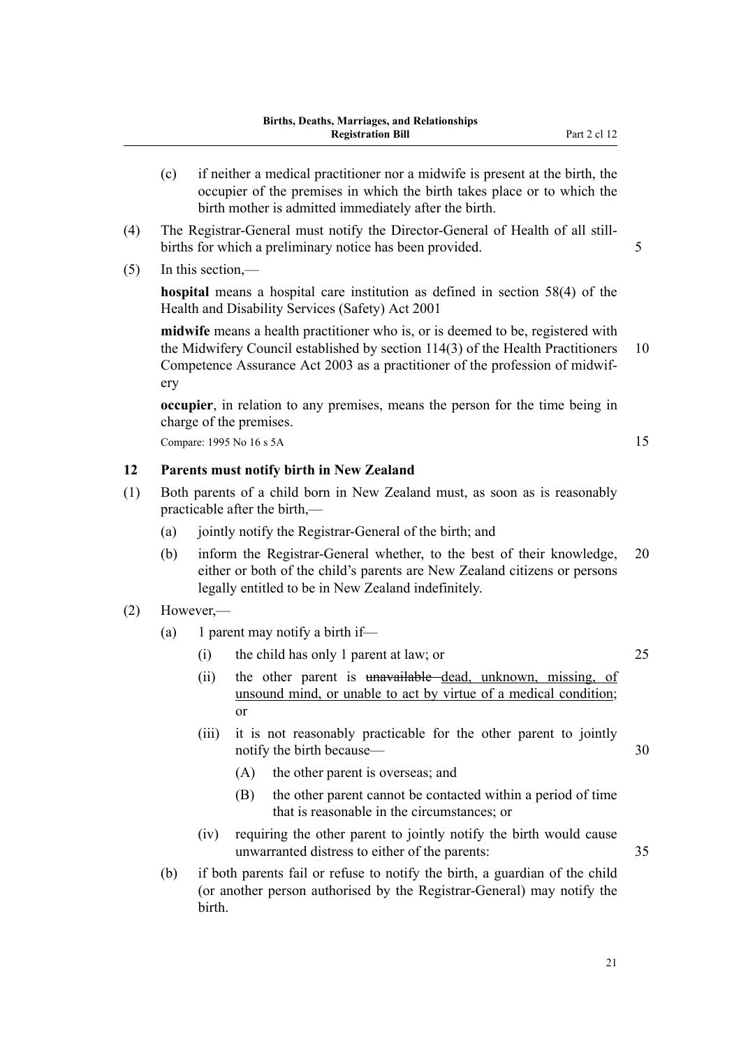(c) if neither a medical practitioner nor a midwife is present at the birth, the occupier of the premises in which the birth takes place or to which the birth mother is admitted immediately after the birth.

(4) The Registrar-General must notify the Director-General of Health of all still-births for which a preliminary notice has been provided.

(5) In this section,—

**hospital** means a hospital care institution as defined in section 58(4) of the Health and Disability Services (Safety) Act 2001

**midwife** means a health practitioner who is, or is deemed to be, registered with the Midwifery Council established by section 114(3) of the Health Practitioners Competence Assurance Act 2003 as a practitioner of the profession of midwifery

**occupier**, in relation to any premises, means the person for the time being in charge of the premises.

Compare: 1995 No 16 s 5A

### 12 Parents must notify birth in New Zealand

(1) Both parents of a child born in New Zealand must, as soon as is reasonably practicable after the birth,—

(a) jointly notify the Registrar-General of the birth; and

(b) inform the Registrar-General whether, to the best of their knowledge, either or both of the child's parents are New Zealand citizens or persons legally entitled to be in New Zealand indefinitely.

(2) However,—

(a) 1 parent may notify a birth if—

(i) the child has only 1 parent at law; or

(ii) the other parent is ~~unavailable~~ <u>dead, unknown, missing, of unsound mind, or unable to act by virtue of a medical condition</u>; or

(iii) it is not reasonably practicable for the other parent to jointly notify the birth because—

(A) the other parent is overseas; and

(B) the other parent cannot be contacted within a period of time that is reasonable in the circumstances; or

(iv) requiring the other parent to jointly notify the birth would cause unwarranted distress to either of the parents:

(b) if both parents fail or refuse to notify the birth, a guardian of the child (or another person authorised by the Registrar-General) may notify the birth.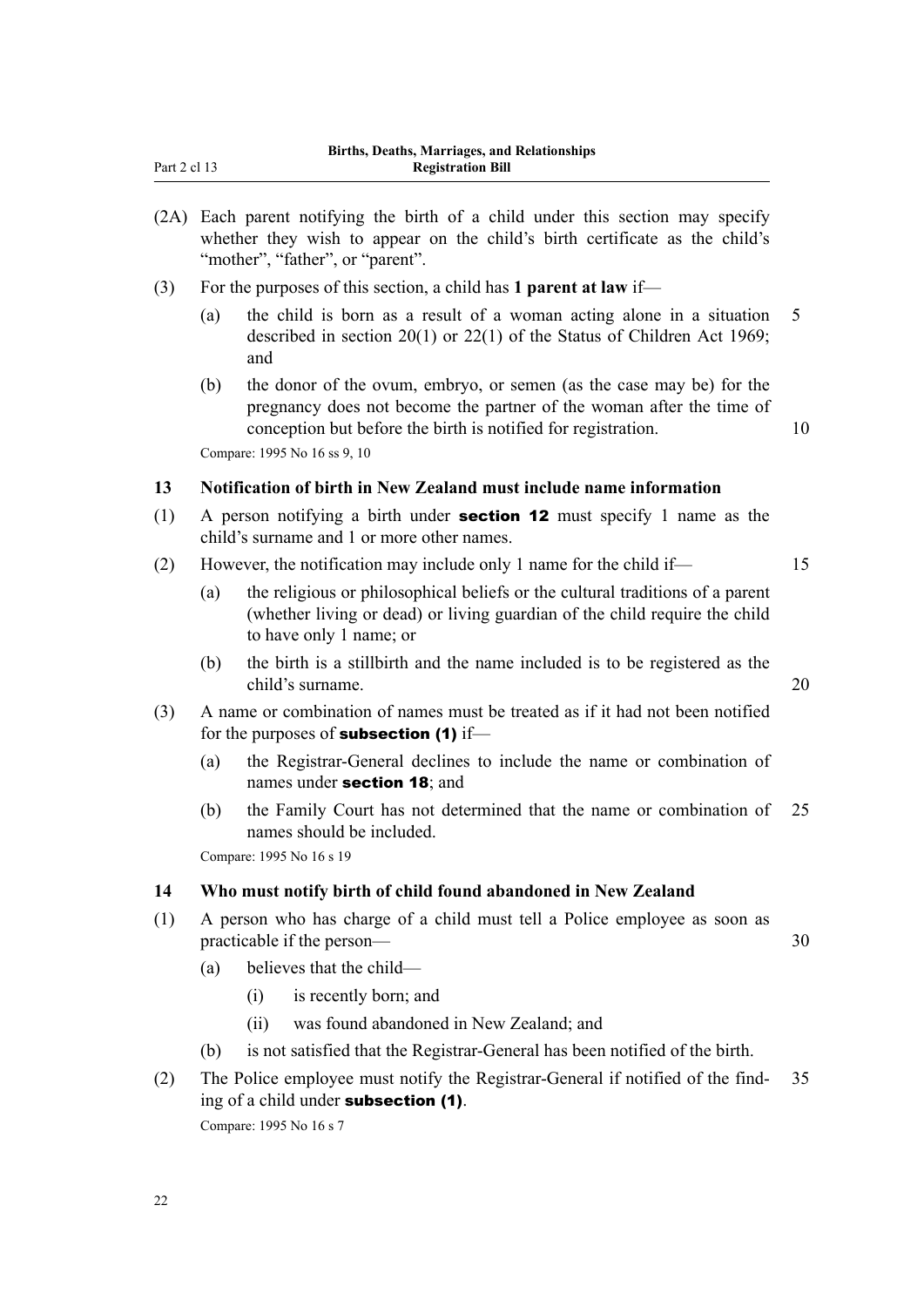(2A) Each parent notifying the birth of a child under this section may specify whether they wish to appear on the child's birth certificate as the child's "mother", "father", or "parent".

(3) For the purposes of this section, a child has **1 parent at law** if—

(a) the child is born as a result of a woman acting alone in a situation described in section 20(1) or 22(1) of the Status of Children Act 1969; and

(b) the donor of the ovum, embryo, or semen (as the case may be) for the pregnancy does not become the partner of the woman after the time of conception but before the birth is notified for registration.

Compare: 1995 No 16 ss 9, 10

### 13 Notification of birth in New Zealand must include name information

(1) A person notifying a birth under **section 12** must specify 1 name as the child's surname and 1 or more other names.

(2) However, the notification may include only 1 name for the child if—

(a) the religious or philosophical beliefs or the cultural traditions of a parent (whether living or dead) or living guardian of the child require the child to have only 1 name; or

(b) the birth is a stillbirth and the name included is to be registered as the child's surname.

(3) A name or combination of names must be treated as if it had not been notified for the purposes of **subsection (1)** if—

(a) the Registrar-General declines to include the name or combination of names under **section 18**; and

(b) the Family Court has not determined that the name or combination of names should be included.

Compare: 1995 No 16 s 19

### 14 Who must notify birth of child found abandoned in New Zealand

(1) A person who has charge of a child must tell a Police employee as soon as practicable if the person—

(a) believes that the child—

(i) is recently born; and

(ii) was found abandoned in New Zealand; and

(b) is not satisfied that the Registrar-General has been notified of the birth.

(2) The Police employee must notify the Registrar-General if notified of the finding of a child under **subsection (1)**.

Compare: 1995 No 16 s 7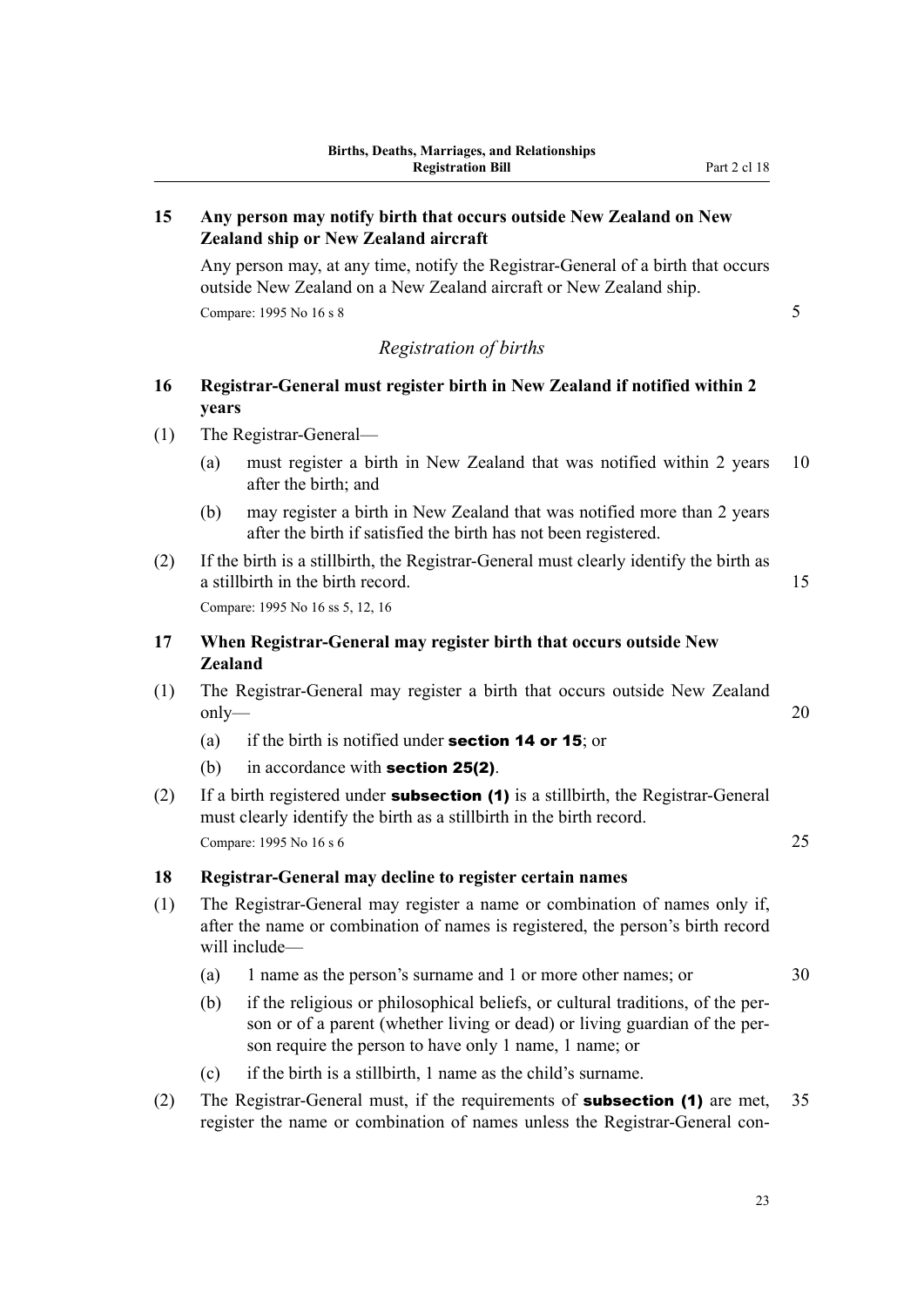**15 Any person may notify birth that occurs outside New Zealand on New Zealand ship or New Zealand aircraft**

Any person may, at any time, notify the Registrar-General of a birth that occurs outside New Zealand on a New Zealand aircraft or New Zealand ship.

Compare: 1995 No 16 s 8

*Registration of births*

**16 Registrar-General must register birth in New Zealand if notified within 2 years**

(1) The Registrar-General—

(a) must register a birth in New Zealand that was notified within 2 years after the birth; and

(b) may register a birth in New Zealand that was notified more than 2 years after the birth if satisfied the birth has not been registered.

(2) If the birth is a stillbirth, the Registrar-General must clearly identify the birth as a stillbirth in the birth record.

Compare: 1995 No 16 ss 5, 12, 16

**17 When Registrar-General may register birth that occurs outside New Zealand**

(1) The Registrar-General may register a birth that occurs outside New Zealand only—

(a) if the birth is notified under **section 14 or 15**; or

(b) in accordance with **section 25(2)**.

(2) If a birth registered under **subsection (1)** is a stillbirth, the Registrar-General must clearly identify the birth as a stillbirth in the birth record.

Compare: 1995 No 16 s 6

**18 Registrar-General may decline to register certain names**

(1) The Registrar-General may register a name or combination of names only if, after the name or combination of names is registered, the person's birth record will include—

(a) 1 name as the person's surname and 1 or more other names; or

(b) if the religious or philosophical beliefs, or cultural traditions, of the person or of a parent (whether living or dead) or living guardian of the person require the person to have only 1 name, 1 name; or

(c) if the birth is a stillbirth, 1 name as the child's surname.

(2) The Registrar-General must, if the requirements of **subsection (1)** are met, register the name or combination of names unless the Registrar-General con-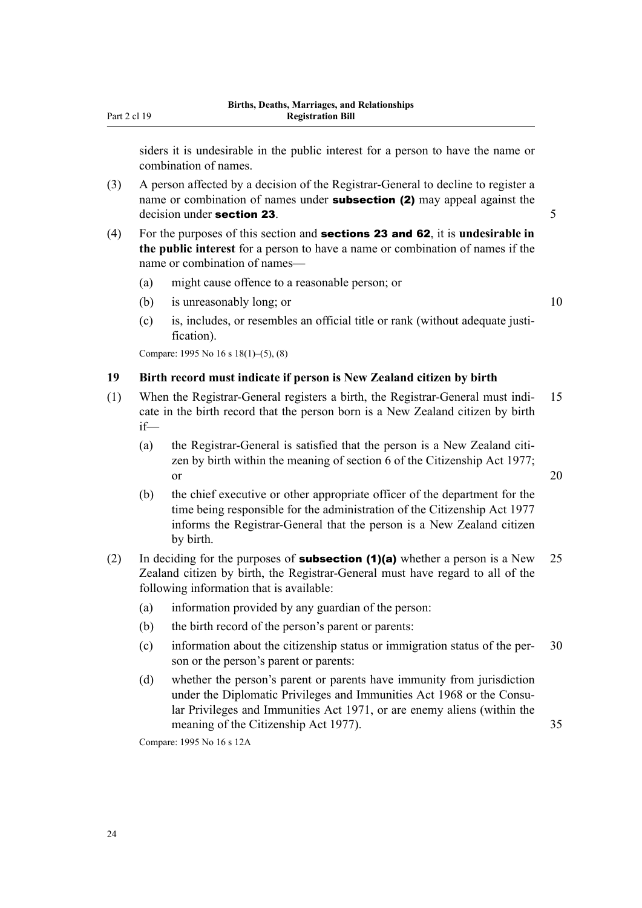siders it is undesirable in the public interest for a person to have the name or combination of names.

(3) A person affected by a decision of the Registrar-General to decline to register a name or combination of names under **subsection (2)** may appeal against the decision under **section 23**.

(4) For the purposes of this section and **sections 23 and 62**, it is **undesirable in the public interest** for a person to have a name or combination of names if the name or combination of names—

(a) might cause offence to a reasonable person; or

(b) is unreasonably long; or

(c) is, includes, or resembles an official title or rank (without adequate justification).

Compare: 1995 No 16 s 18(1)–(5), (8)

### 19 Birth record must indicate if person is New Zealand citizen by birth

(1) When the Registrar-General registers a birth, the Registrar-General must indicate in the birth record that the person born is a New Zealand citizen by birth if—

(a) the Registrar-General is satisfied that the person is a New Zealand citizen by birth within the meaning of section 6 of the Citizenship Act 1977; or

(b) the chief executive or other appropriate officer of the department for the time being responsible for the administration of the Citizenship Act 1977 informs the Registrar-General that the person is a New Zealand citizen by birth.

(2) In deciding for the purposes of **subsection (1)(a)** whether a person is a New Zealand citizen by birth, the Registrar-General must have regard to all of the following information that is available:

(a) information provided by any guardian of the person:

(b) the birth record of the person's parent or parents:

(c) information about the citizenship status or immigration status of the person or the person's parent or parents:

(d) whether the person's parent or parents have immunity from jurisdiction under the Diplomatic Privileges and Immunities Act 1968 or the Consular Privileges and Immunities Act 1971, or are enemy aliens (within the meaning of the Citizenship Act 1977).

Compare: 1995 No 16 s 12A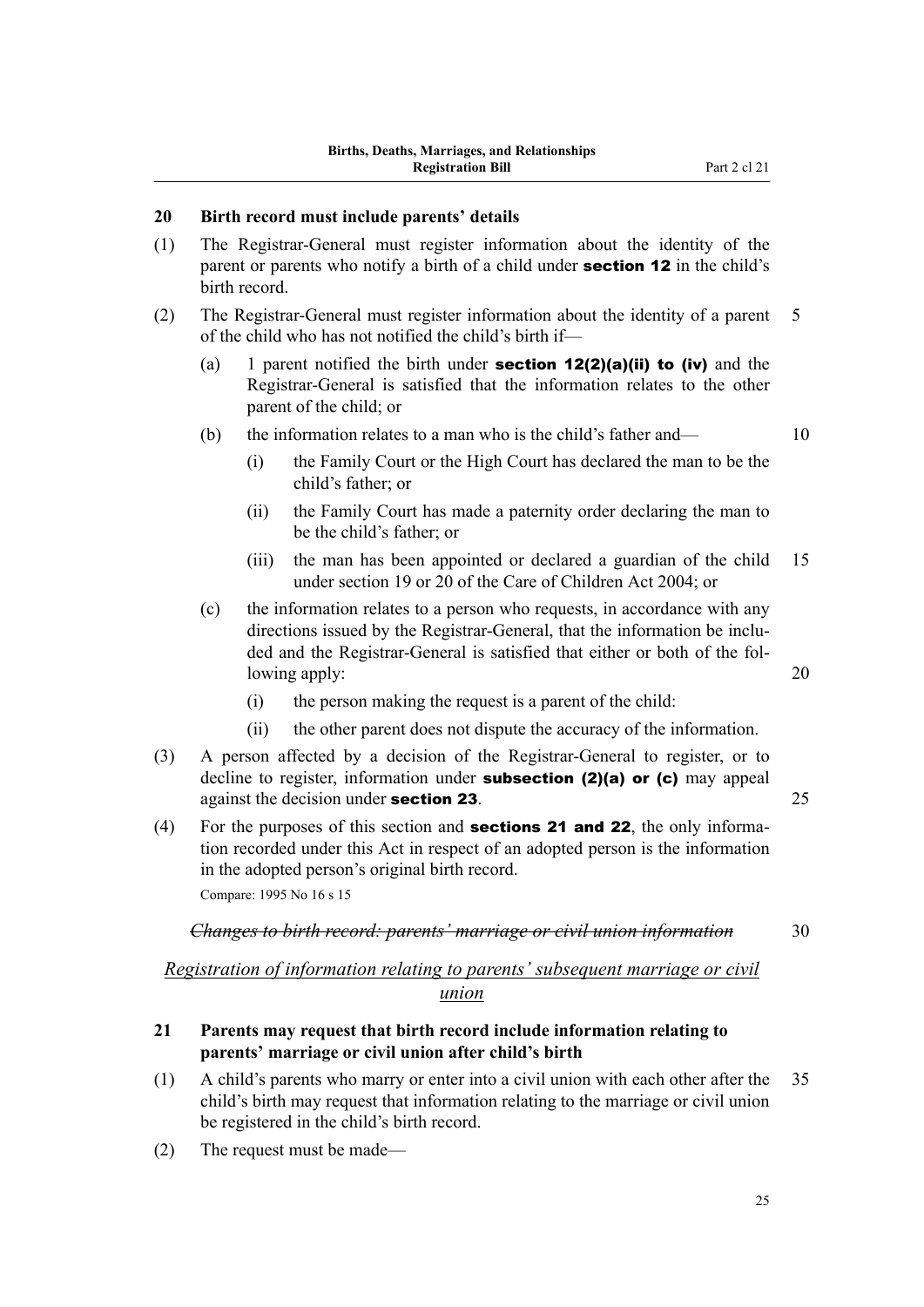### 20 Birth record must include parents' details

(1) The Registrar-General must register information about the identity of the parent or parents who notify a birth of a child under **section 12** in the child's birth record.

(2) The Registrar-General must register information about the identity of a parent of the child who has not notified the child's birth if—

- (a) 1 parent notified the birth under **section 12(2)(a)(ii) to (iv)** and the Registrar-General is satisfied that the information relates to the other parent of the child; or
- (b) the information relates to a man who is the child's father and—
  - (i) the Family Court or the High Court has declared the man to be the child's father; or
  - (ii) the Family Court has made a paternity order declaring the man to be the child's father; or
  - (iii) the man has been appointed or declared a guardian of the child under section 19 or 20 of the Care of Children Act 2004; or
- (c) the information relates to a person who requests, in accordance with any directions issued by the Registrar-General, that the information be included and the Registrar-General is satisfied that either or both of the following apply:
  - (i) the person making the request is a parent of the child:
  - (ii) the other parent does not dispute the accuracy of the information.

(3) A person affected by a decision of the Registrar-General to register, or to decline to register, information under **subsection (2)(a) or (c)** may appeal against the decision under **section 23**.

(4) For the purposes of this section and **sections 21 and 22**, the only information recorded under this Act in respect of an adopted person is the information in the adopted person's original birth record.

Compare: 1995 No 16 s 15

~~*Changes to birth record: parents' marriage or civil union information*~~

*Registration of information relating to parents' subsequent marriage or civil union*

### 21 Parents may request that birth record include information relating to parents' marriage or civil union after child's birth

(1) A child's parents who marry or enter into a civil union with each other after the child's birth may request that information relating to the marriage or civil union be registered in the child's birth record.

(2) The request must be made—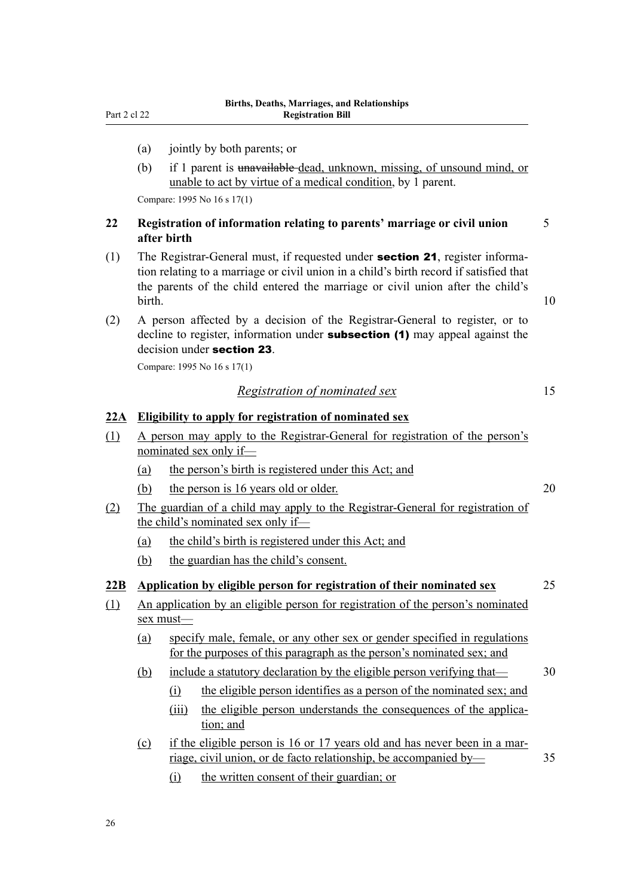(a) jointly by both parents; or

(b) if 1 parent is ~~unavailable~~ dead, unknown, missing, of unsound mind, or unable to act by virtue of a medical condition, by 1 parent.

Compare: 1995 No 16 s 17(1)

### 22 Registration of information relating to parents' marriage or civil union after birth

(1) The Registrar-General must, if requested under **section 21**, register information relating to a marriage or civil union in a child's birth record if satisfied that the parents of the child entered the marriage or civil union after the child's birth.

(2) A person affected by a decision of the Registrar-General to register, or to decline to register, information under **subsection (1)** may appeal against the decision under **section 23**.

Compare: 1995 No 16 s 17(1)

*Registration of nominated sex*

### 22A Eligibility to apply for registration of nominated sex

(1) A person may apply to the Registrar-General for registration of the person's nominated sex only if—

(a) the person's birth is registered under this Act; and

(b) the person is 16 years old or older.

(2) The guardian of a child may apply to the Registrar-General for registration of the child's nominated sex only if—

(a) the child's birth is registered under this Act; and

(b) the guardian has the child's consent.

### 22B Application by eligible person for registration of their nominated sex

(1) An application by an eligible person for registration of the person's nominated sex must—

(a) specify male, female, or any other sex or gender specified in regulations for the purposes of this paragraph as the person's nominated sex; and

(b) include a statutory declaration by the eligible person verifying that—

(i) the eligible person identifies as a person of the nominated sex; and

(iii) the eligible person understands the consequences of the application; and

(c) if the eligible person is 16 or 17 years old and has never been in a marriage, civil union, or de facto relationship, be accompanied by—

(i) the written consent of their guardian; or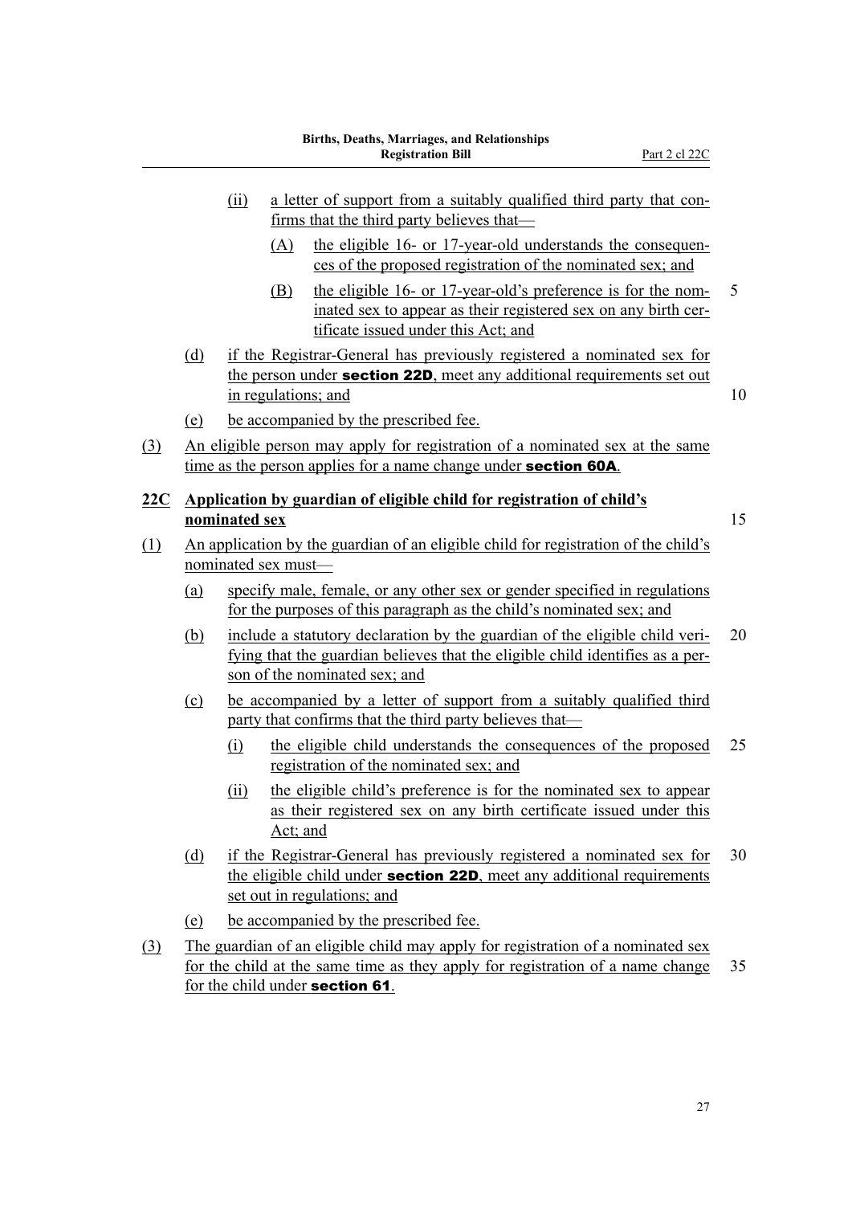(ii) a letter of support from a suitably qualified third party that confirms that the third party believes that—

(A) the eligible 16- or 17-year-old understands the consequences of the proposed registration of the nominated sex; and

(B) the eligible 16- or 17-year-old's preference is for the nominated sex to appear as their registered sex on any birth certificate issued under this Act; and

(d) if the Registrar-General has previously registered a nominated sex for the person under **section 22D**, meet any additional requirements set out in regulations; and

(e) be accompanied by the prescribed fee.

(3) An eligible person may apply for registration of a nominated sex at the same time as the person applies for a name change under **section 60A**.

### 22C Application by guardian of eligible child for registration of child's nominated sex

(1) An application by the guardian of an eligible child for registration of the child's nominated sex must—

(a) specify male, female, or any other sex or gender specified in regulations for the purposes of this paragraph as the child's nominated sex; and

(b) include a statutory declaration by the guardian of the eligible child verifying that the guardian believes that the eligible child identifies as a person of the nominated sex; and

(c) be accompanied by a letter of support from a suitably qualified third party that confirms that the third party believes that—

(i) the eligible child understands the consequences of the proposed registration of the nominated sex; and

(ii) the eligible child's preference is for the nominated sex to appear as their registered sex on any birth certificate issued under this Act; and

(d) if the Registrar-General has previously registered a nominated sex for the eligible child under **section 22D**, meet any additional requirements set out in regulations; and

(e) be accompanied by the prescribed fee.

(3) The guardian of an eligible child may apply for registration of a nominated sex for the child at the same time as they apply for registration of a name change for the child under **section 61**.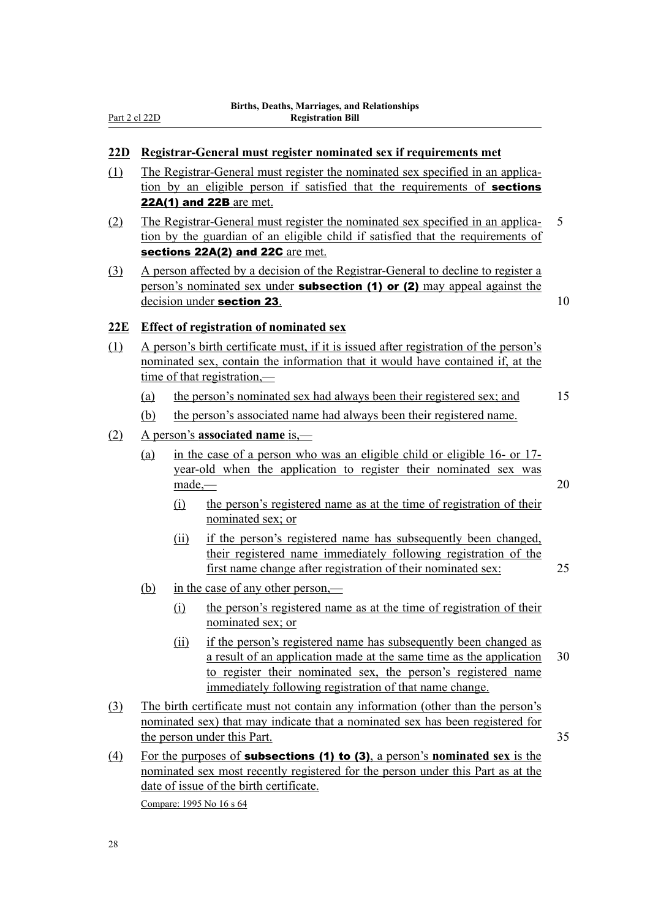### 22D Registrar-General must register nominated sex if requirements met

(1) The Registrar-General must register the nominated sex specified in an application by an eligible person if satisfied that the requirements of **sections 22A(1) and 22B** are met.

(2) The Registrar-General must register the nominated sex specified in an application by the guardian of an eligible child if satisfied that the requirements of **sections 22A(2) and 22C** are met.

(3) A person affected by a decision of the Registrar-General to decline to register a person's nominated sex under **subsection (1) or (2)** may appeal against the decision under **section 23**.

### 22E Effect of registration of nominated sex

(1) A person's birth certificate must, if it is issued after registration of the person's nominated sex, contain the information that it would have contained if, at the time of that registration,—

- (a) the person's nominated sex had always been their registered sex; and
- (b) the person's associated name had always been their registered name.

(2) A person's **associated name** is,—

- (a) in the case of a person who was an eligible child or eligible 16- or 17-year-old when the application to register their nominated sex was made,—
  - (i) the person's registered name as at the time of registration of their nominated sex; or
  - (ii) if the person's registered name has subsequently been changed, their registered name immediately following registration of the first name change after registration of their nominated sex:
- (b) in the case of any other person,—
  - (i) the person's registered name as at the time of registration of their nominated sex; or
  - (ii) if the person's registered name has subsequently been changed as a result of an application made at the same time as the application to register their nominated sex, the person's registered name immediately following registration of that name change.

(3) The birth certificate must not contain any information (other than the person's nominated sex) that may indicate that a nominated sex has been registered for the person under this Part.

(4) For the purposes of **subsections (1) to (3)**, a person's **nominated sex** is the nominated sex most recently registered for the person under this Part as at the date of issue of the birth certificate.

Compare: 1995 No 16 s 64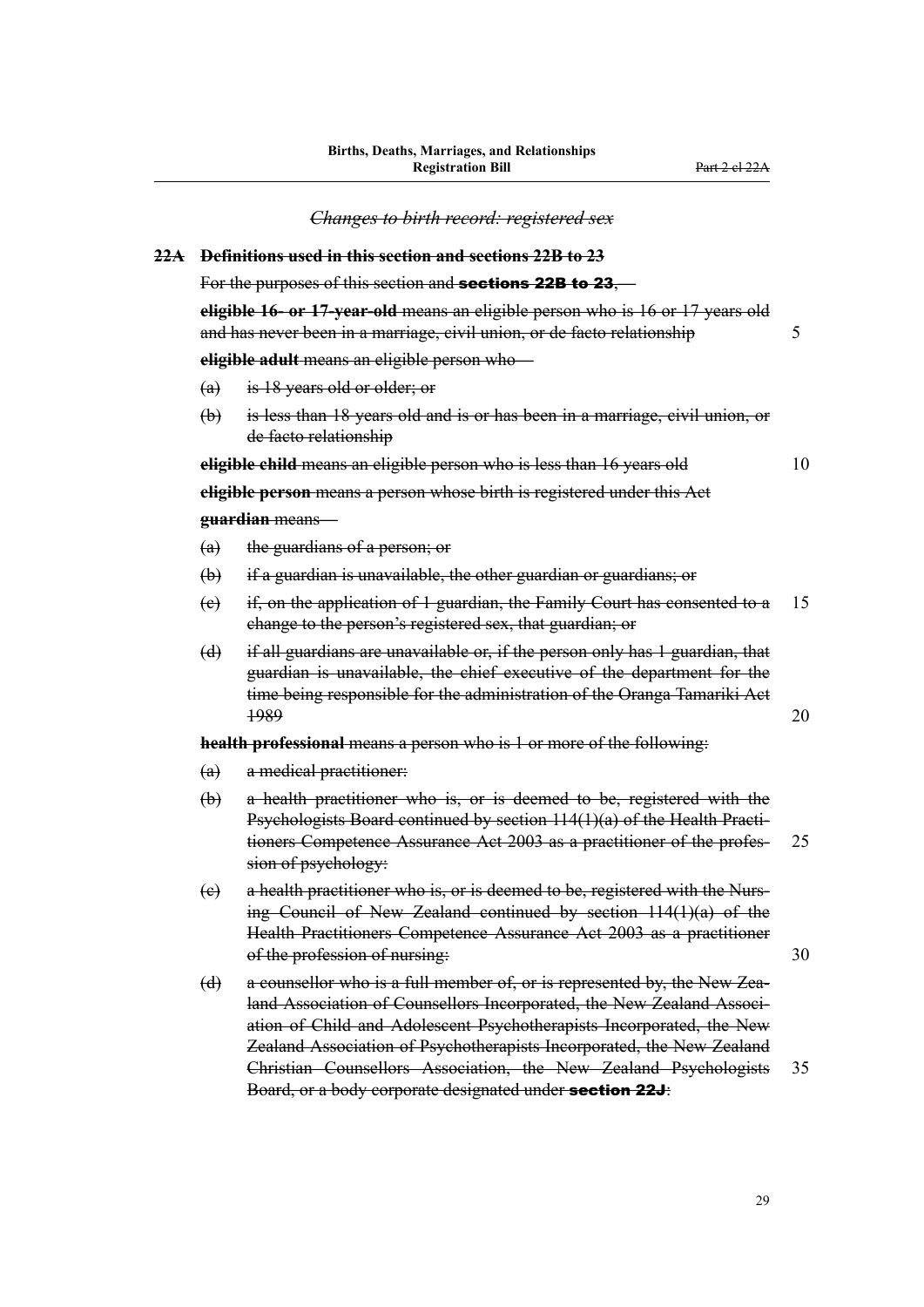*~~Changes to birth record: registered sex~~*

**~~22A Definitions used in this section and sections 22B to 23~~**

~~For the purposes of this section and **sections 22B to 23**,—~~

~~**eligible 16- or 17-year-old** means an eligible person who is 16 or 17 years old and has never been in a marriage, civil union, or de facto relationship~~

~~**eligible adult** means an eligible person who—~~

~~(a) is 18 years old or older; or~~

~~(b) is less than 18 years old and is or has been in a marriage, civil union, or de facto relationship~~

~~**eligible child** means an eligible person who is less than 16 years old~~

~~**eligible person** means a person whose birth is registered under this Act~~

~~**guardian** means—~~

~~(a) the guardians of a person; or~~

~~(b) if a guardian is unavailable, the other guardian or guardians; or~~

~~(c) if, on the application of 1 guardian, the Family Court has consented to a change to the person's registered sex, that guardian; or~~

~~(d) if all guardians are unavailable or, if the person only has 1 guardian, that guardian is unavailable, the chief executive of the department for the time being responsible for the administration of the Oranga Tamariki Act 1989~~

~~**health professional** means a person who is 1 or more of the following:~~

~~(a) a medical practitioner:~~

~~(b) a health practitioner who is, or is deemed to be, registered with the Psychologists Board continued by section 114(1)(a) of the Health Practitioners Competence Assurance Act 2003 as a practitioner of the profession of psychology:~~

~~(c) a health practitioner who is, or is deemed to be, registered with the Nursing Council of New Zealand continued by section 114(1)(a) of the Health Practitioners Competence Assurance Act 2003 as a practitioner of the profession of nursing:~~

~~(d) a counsellor who is a full member of, or is represented by, the New Zealand Association of Counsellors Incorporated, the New Zealand Association of Child and Adolescent Psychotherapists Incorporated, the New Zealand Association of Psychotherapists Incorporated, the New Zealand Christian Counsellors Association, the New Zealand Psychologists Board, or a body corporate designated under **section 22J**:~~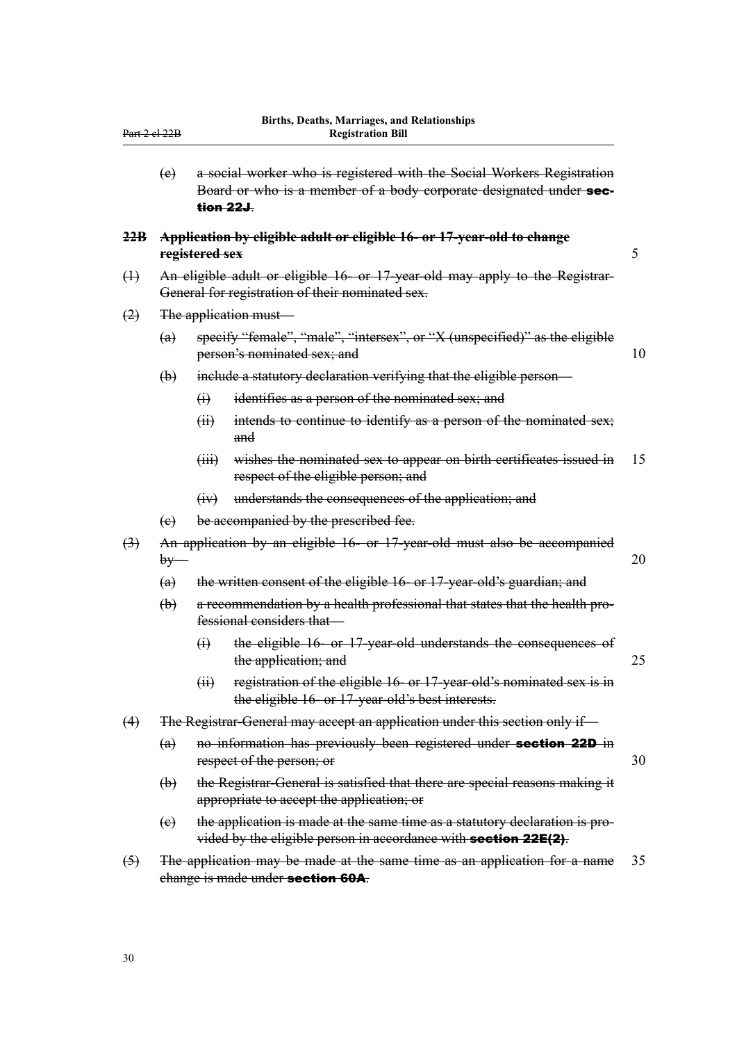(e) a social worker who is registered with the Social Workers Registration Board or who is a member of a body corporate designated under **section 22J**.

### 22B Application by eligible adult or eligible 16- or 17-year-old to change registered sex

(1) An eligible adult or eligible 16- or 17-year-old may apply to the Registrar-General for registration of their nominated sex.

(2) The application must—

(a) specify "female", "male", "intersex", or "X (unspecified)" as the eligible person's nominated sex; and

(b) include a statutory declaration verifying that the eligible person—

(i) identifies as a person of the nominated sex; and

(ii) intends to continue to identify as a person of the nominated sex; and

(iii) wishes the nominated sex to appear on birth certificates issued in respect of the eligible person; and

(iv) understands the consequences of the application; and

(c) be accompanied by the prescribed fee.

(3) An application by an eligible 16- or 17-year-old must also be accompanied by—

(a) the written consent of the eligible 16- or 17-year-old's guardian; and

(b) a recommendation by a health professional that states that the health professional considers that—

(i) the eligible 16- or 17-year-old understands the consequences of the application; and

(ii) registration of the eligible 16- or 17-year-old's nominated sex is in the eligible 16- or 17-year-old's best interests.

(4) The Registrar-General may accept an application under this section only if—

(a) no information has previously been registered under **section 22D** in respect of the person; or

(b) the Registrar-General is satisfied that there are special reasons making it appropriate to accept the application; or

(c) the application is made at the same time as a statutory declaration is provided by the eligible person in accordance with **section 22E(2)**.

(5) The application may be made at the same time as an application for a name change is made under **section 60A**.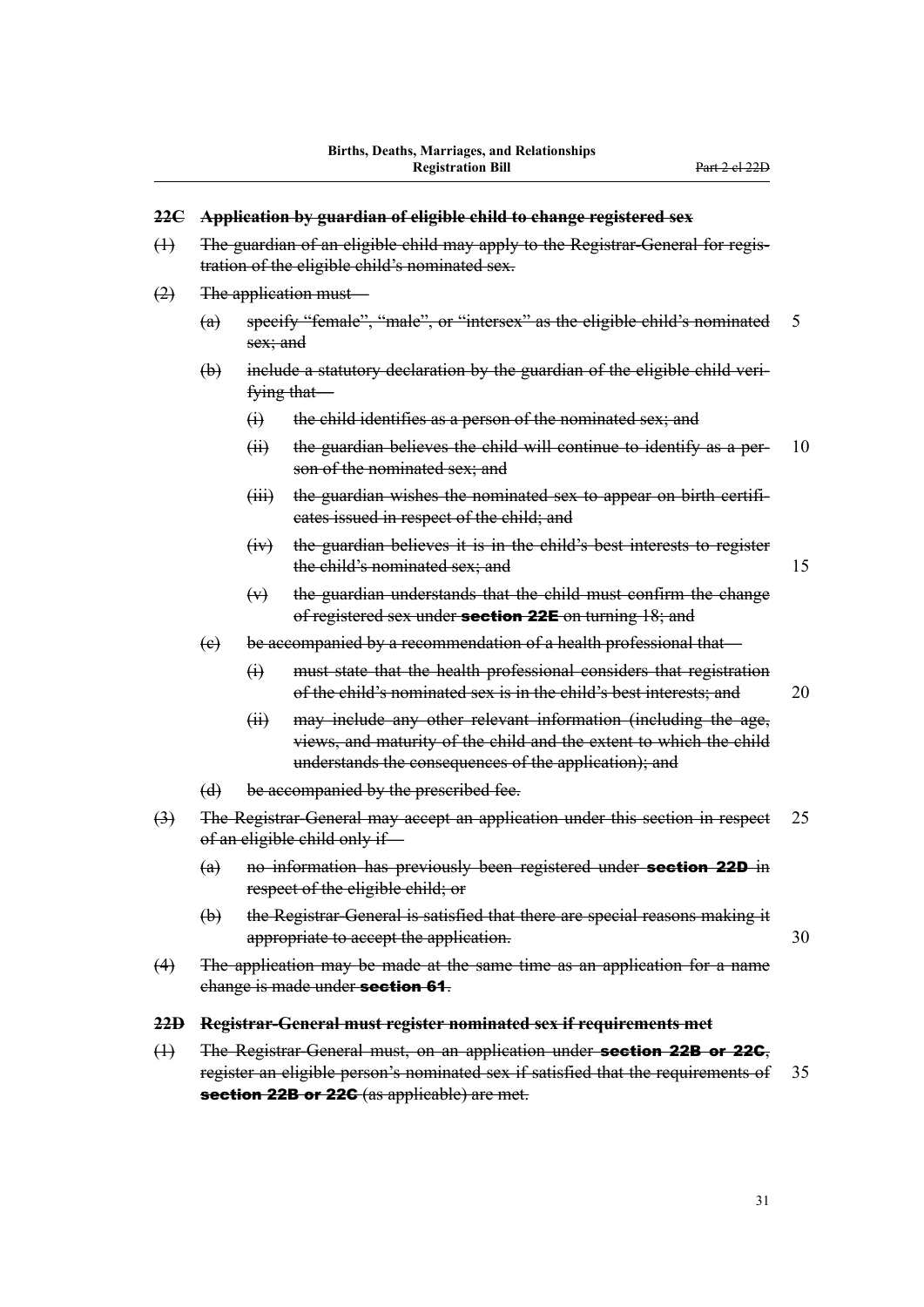~~**22C Application by guardian of eligible child to change registered sex**~~

~~(1) The guardian of an eligible child may apply to the Registrar-General for registration of the eligible child's nominated sex.~~

~~(2) The application must—~~

~~(a) specify "female", "male", or "intersex" as the eligible child's nominated sex; and~~

~~(b) include a statutory declaration by the guardian of the eligible child verifying that—~~

~~(i) the child identifies as a person of the nominated sex; and~~

~~(ii) the guardian believes the child will continue to identify as a person of the nominated sex; and~~

~~(iii) the guardian wishes the nominated sex to appear on birth certificates issued in respect of the child; and~~

~~(iv) the guardian believes it is in the child's best interests to register the child's nominated sex; and~~

~~(v) the guardian understands that the child must confirm the change of registered sex under **section 22E** on turning 18; and~~

~~(c) be accompanied by a recommendation of a health professional that—~~

~~(i) must state that the health professional considers that registration of the child's nominated sex is in the child's best interests; and~~

~~(ii) may include any other relevant information (including the age, views, and maturity of the child and the extent to which the child understands the consequences of the application); and~~

~~(d) be accompanied by the prescribed fee.~~

~~(3) The Registrar-General may accept an application under this section in respect of an eligible child only if—~~

~~(a) no information has previously been registered under **section 22D** in respect of the eligible child; or~~

~~(b) the Registrar-General is satisfied that there are special reasons making it appropriate to accept the application.~~

~~(4) The application may be made at the same time as an application for a name change is made under **section 61**.~~

~~**22D Registrar-General must register nominated sex if requirements met**~~

~~(1) The Registrar-General must, on an application under **section 22B or 22C**, register an eligible person's nominated sex if satisfied that the requirements of **section 22B or 22C** (as applicable) are met.~~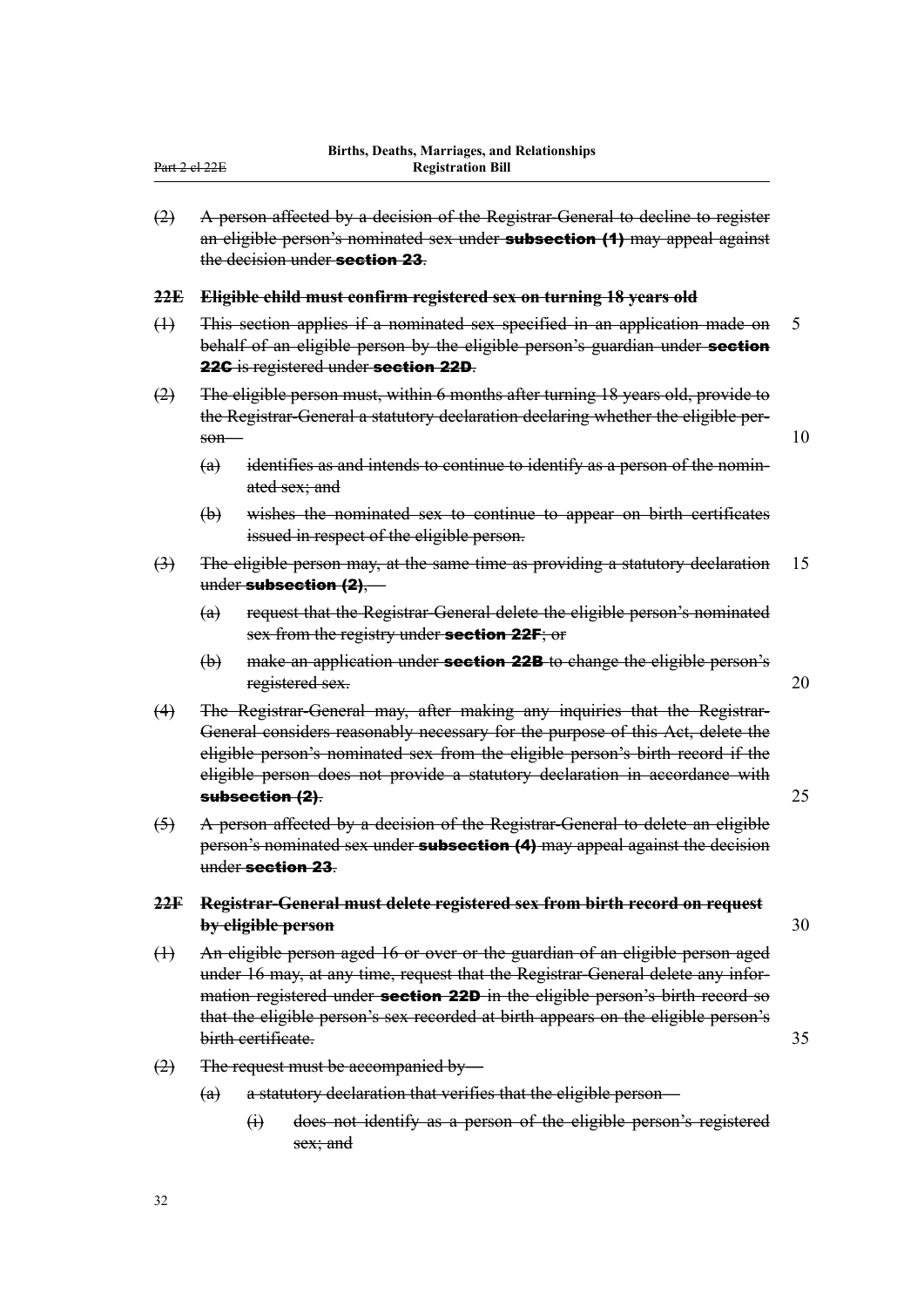~~(2) A person affected by a decision of the Registrar-General to decline to register an eligible person's nominated sex under **subsection (1)** may appeal against the decision under **section 23**.~~

### ~~22E Eligible child must confirm registered sex on turning 18 years old~~

~~(1) This section applies if a nominated sex specified in an application made on behalf of an eligible person by the eligible person's guardian under **section 22C** is registered under **section 22D**.~~

~~(2) The eligible person must, within 6 months after turning 18 years old, provide to the Registrar-General a statutory declaration declaring whether the eligible person—~~

~~(a) identifies as and intends to continue to identify as a person of the nominated sex; and~~

~~(b) wishes the nominated sex to continue to appear on birth certificates issued in respect of the eligible person.~~

~~(3) The eligible person may, at the same time as providing a statutory declaration under **subsection (2)**,—~~

~~(a) request that the Registrar-General delete the eligible person's nominated sex from the registry under **section 22F**; or~~

~~(b) make an application under **section 22B** to change the eligible person's registered sex.~~

~~(4) The Registrar-General may, after making any inquiries that the Registrar-General considers reasonably necessary for the purpose of this Act, delete the eligible person's nominated sex from the eligible person's birth record if the eligible person does not provide a statutory declaration in accordance with **subsection (2)**.~~

~~(5) A person affected by a decision of the Registrar-General to delete an eligible person's nominated sex under **subsection (4)** may appeal against the decision under **section 23**.~~

### ~~22F Registrar-General must delete registered sex from birth record on request by eligible person~~

~~(1) An eligible person aged 16 or over or the guardian of an eligible person aged under 16 may, at any time, request that the Registrar-General delete any information registered under **section 22D** in the eligible person's birth record so that the eligible person's sex recorded at birth appears on the eligible person's birth certificate.~~

~~(2) The request must be accompanied by—~~

~~(a) a statutory declaration that verifies that the eligible person—~~

~~(i) does not identify as a person of the eligible person's registered sex; and~~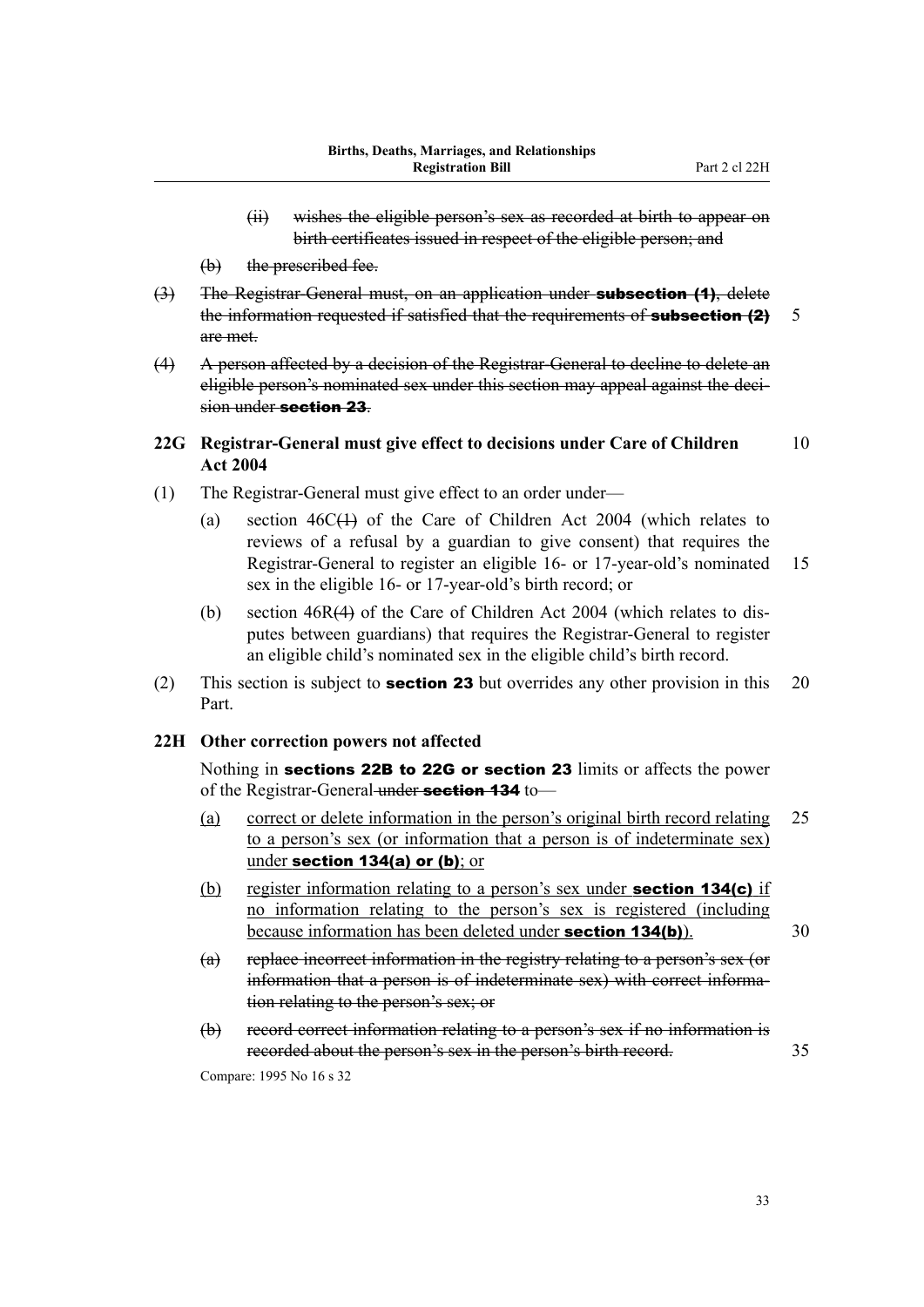~~(ii) wishes the eligible person's sex as recorded at birth to appear on birth certificates issued in respect of the eligible person; and~~

~~(b) the prescribed fee.~~

~~(3) The Registrar-General must, on an application under **subsection (1)**, delete the information requested if satisfied that the requirements of **subsection (2)** are met.~~

~~(4) A person affected by a decision of the Registrar-General to decline to delete an eligible person's nominated sex under this section may appeal against the decision under **section 23**.~~

### 22G Registrar-General must give effect to decisions under Care of Children Act 2004

(1) The Registrar-General must give effect to an order under—

(a) section 46C~~(1)~~ of the Care of Children Act 2004 (which relates to reviews of a refusal by a guardian to give consent) that requires the Registrar-General to register an eligible 16- or 17-year-old's nominated sex in the eligible 16- or 17-year-old's birth record; or

(b) section 46R~~(4)~~ of the Care of Children Act 2004 (which relates to disputes between guardians) that requires the Registrar-General to register an eligible child's nominated sex in the eligible child's birth record.

(2) This section is subject to **section 23** but overrides any other provision in this Part.

### 22H Other correction powers not affected

Nothing in **sections 22B to 22G or section 23** limits or affects the power of the Registrar-General ~~under **section 134**~~ to—

<u>(a) correct or delete information in the person's original birth record relating to a person's sex (or information that a person is of indeterminate sex) under **section 134(a) or (b)**; or</u>

<u>(b) register information relating to a person's sex under **section 134(c)** if no information relating to the person's sex is registered (including because information has been deleted under **section 134(b)**).</u>

~~(a) replace incorrect information in the registry relating to a person's sex (or information that a person is of indeterminate sex) with correct information relating to the person's sex; or~~

~~(b) record correct information relating to a person's sex if no information is recorded about the person's sex in the person's birth record.~~

Compare: 1995 No 16 s 32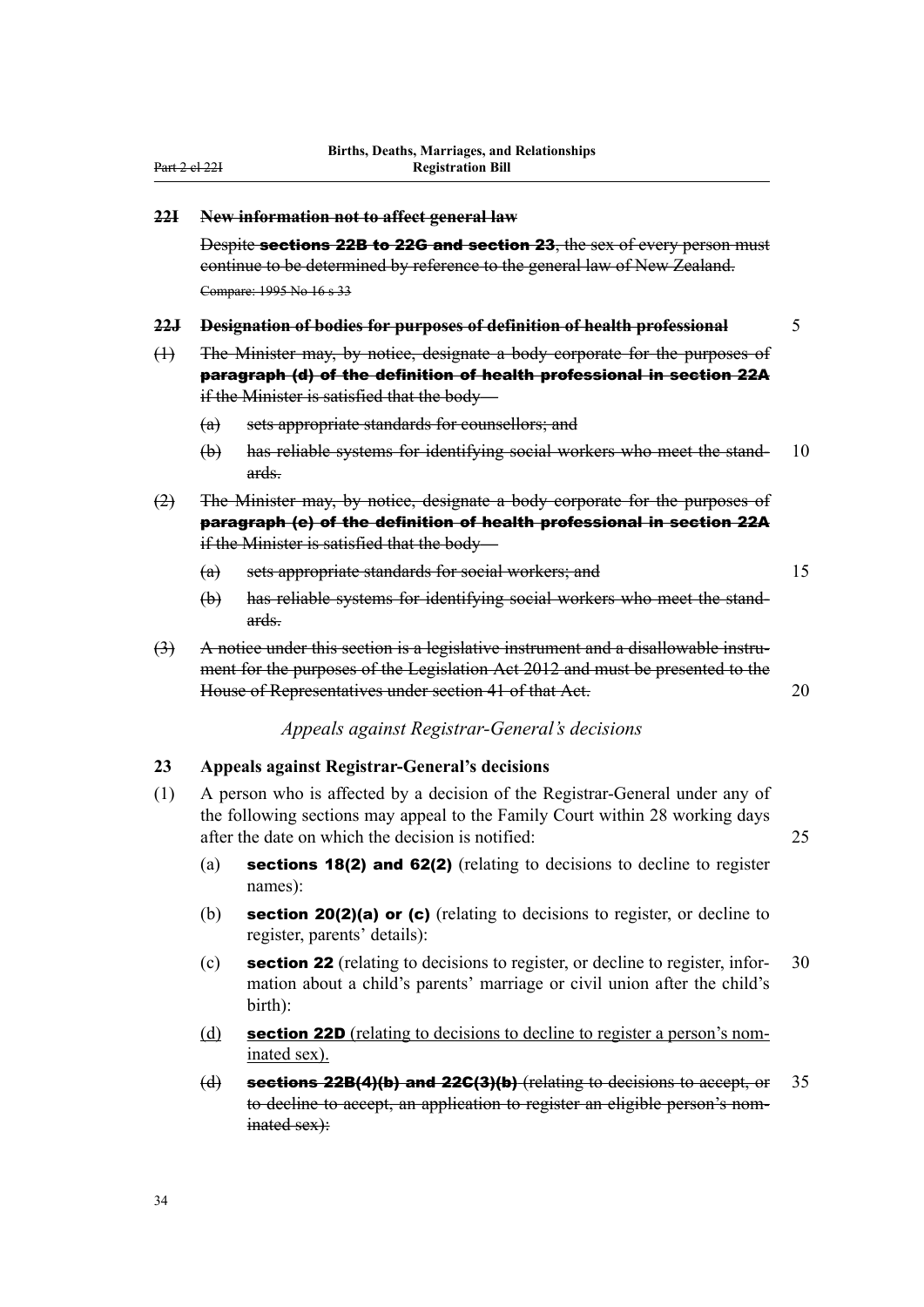**~~22I New information not to affect general law~~**

~~Despite **sections 22B to 22G and section 23**, the sex of every person must continue to be determined by reference to the general law of New Zealand.~~

~~Compare: 1995 No 16 s 33~~

**~~22J Designation of bodies for purposes of definition of health professional~~**

~~(1) The Minister may, by notice, designate a body corporate for the purposes of **paragraph (d) of the definition of health professional in section 22A** if the Minister is satisfied that the body—~~

~~(a) sets appropriate standards for counsellors; and~~

~~(b) has reliable systems for identifying social workers who meet the standards.~~

~~(2) The Minister may, by notice, designate a body corporate for the purposes of **paragraph (e) of the definition of health professional in section 22A** if the Minister is satisfied that the body—~~

~~(a) sets appropriate standards for social workers; and~~

~~(b) has reliable systems for identifying social workers who meet the standards.~~

~~(3) A notice under this section is a legislative instrument and a disallowable instrument for the purposes of the Legislation Act 2012 and must be presented to the House of Representatives under section 41 of that Act.~~

*Appeals against Registrar-General's decisions*

**23 Appeals against Registrar-General's decisions**

(1) A person who is affected by a decision of the Registrar-General under any of the following sections may appeal to the Family Court within 28 working days after the date on which the decision is notified:

(a) **sections 18(2) and 62(2)** (relating to decisions to decline to register names):

(b) **section 20(2)(a) or (c)** (relating to decisions to register, or decline to register, parents' details):

(c) **section 22** (relating to decisions to register, or decline to register, information about a child's parents' marriage or civil union after the child's birth):

<u>(d) **section 22D** (relating to decisions to decline to register a person's nominated sex).</u>

~~(d) **sections 22B(4)(b) and 22C(3)(b)** (relating to decisions to accept, or to decline to accept, an application to register an eligible person's nominated sex):~~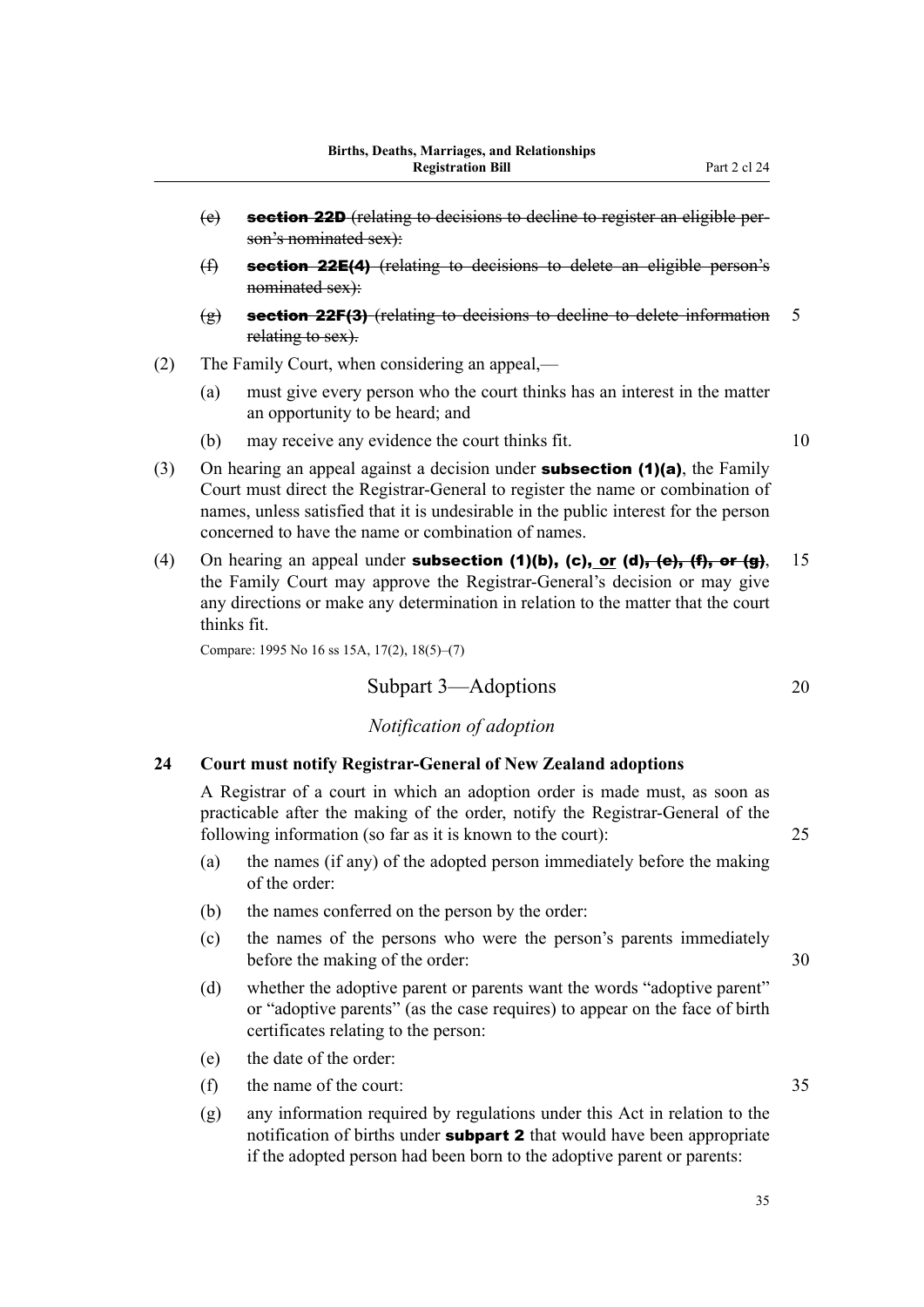(e) ~~**section 22D** (relating to decisions to decline to register an eligible person's nominated sex):~~

(f) ~~**section 22E(4)** (relating to decisions to delete an eligible person's nominated sex):~~

(g) ~~**section 22F(3)** (relating to decisions to decline to delete information relating to sex).~~

(2) The Family Court, when considering an appeal,—

(a) must give every person who the court thinks has an interest in the matter an opportunity to be heard; and

(b) may receive any evidence the court thinks fit.

(3) On hearing an appeal against a decision under **subsection (1)(a)**, the Family Court must direct the Registrar-General to register the name or combination of names, unless satisfied that it is undesirable in the public interest for the person concerned to have the name or combination of names.

(4) On hearing an appeal under **subsection (1)(b), (c), <u>or</u> (d)~~, (e), (f), or (g)~~**, the Family Court may approve the Registrar-General's decision or may give any directions or make any determination in relation to the matter that the court thinks fit.

Compare: 1995 No 16 ss 15A, 17(2), 18(5)–(7)

## Subpart 3—Adoptions

### *Notification of adoption*

**24 Court must notify Registrar-General of New Zealand adoptions**

A Registrar of a court in which an adoption order is made must, as soon as practicable after the making of the order, notify the Registrar-General of the following information (so far as it is known to the court):

(a) the names (if any) of the adopted person immediately before the making of the order:

(b) the names conferred on the person by the order:

(c) the names of the persons who were the person's parents immediately before the making of the order:

(d) whether the adoptive parent or parents want the words "adoptive parent" or "adoptive parents" (as the case requires) to appear on the face of birth certificates relating to the person:

(e) the date of the order:

(f) the name of the court:

(g) any information required by regulations under this Act in relation to the notification of births under **subpart 2** that would have been appropriate if the adopted person had been born to the adoptive parent or parents: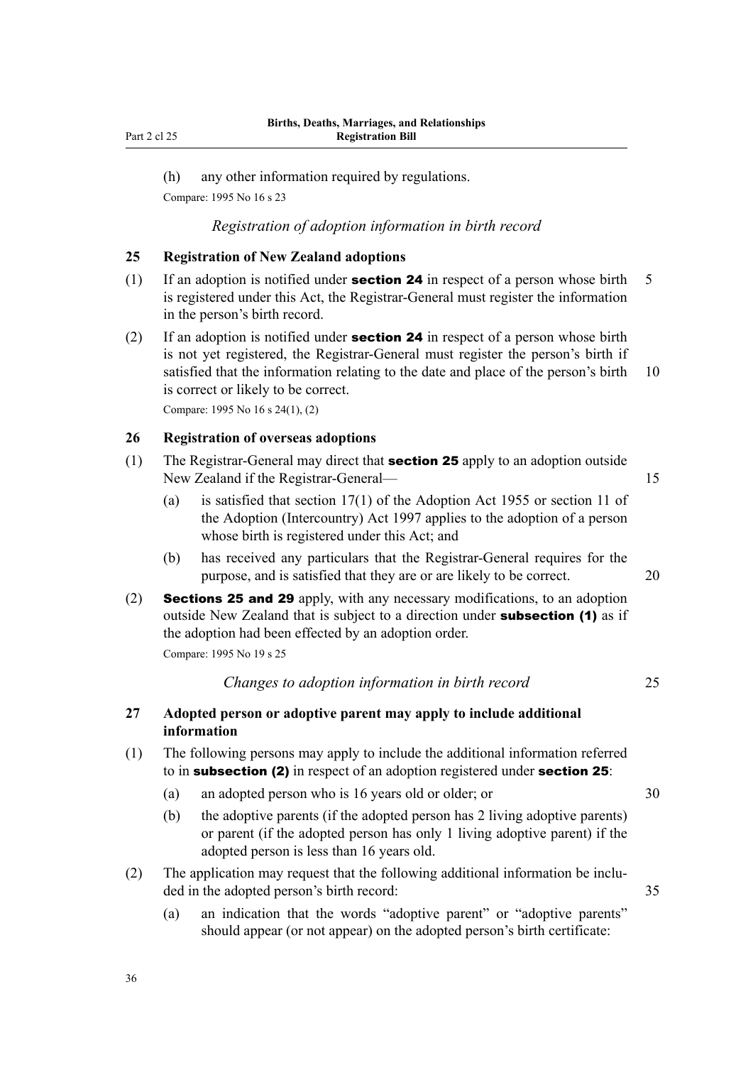(h) any other information required by regulations.

Compare: 1995 No 16 s 23

*Registration of adoption information in birth record*

### 25 Registration of New Zealand adoptions

(1) If an adoption is notified under **section 24** in respect of a person whose birth is registered under this Act, the Registrar-General must register the information in the person's birth record.

(2) If an adoption is notified under **section 24** in respect of a person whose birth is not yet registered, the Registrar-General must register the person's birth if satisfied that the information relating to the date and place of the person's birth is correct or likely to be correct.

Compare: 1995 No 16 s 24(1), (2)

### 26 Registration of overseas adoptions

(1) The Registrar-General may direct that **section 25** apply to an adoption outside New Zealand if the Registrar-General—

(a) is satisfied that section 17(1) of the Adoption Act 1955 or section 11 of the Adoption (Intercountry) Act 1997 applies to the adoption of a person whose birth is registered under this Act; and

(b) has received any particulars that the Registrar-General requires for the purpose, and is satisfied that they are or are likely to be correct.

(2) **Sections 25 and 29** apply, with any necessary modifications, to an adoption outside New Zealand that is subject to a direction under **subsection (1)** as if the adoption had been effected by an adoption order.

Compare: 1995 No 19 s 25

*Changes to adoption information in birth record*

### 27 Adopted person or adoptive parent may apply to include additional information

(1) The following persons may apply to include the additional information referred to in **subsection (2)** in respect of an adoption registered under **section 25**:

(a) an adopted person who is 16 years old or older; or

(b) the adoptive parents (if the adopted person has 2 living adoptive parents) or parent (if the adopted person has only 1 living adoptive parent) if the adopted person is less than 16 years old.

(2) The application may request that the following additional information be included in the adopted person's birth record:

(a) an indication that the words "adoptive parent" or "adoptive parents" should appear (or not appear) on the adopted person's birth certificate: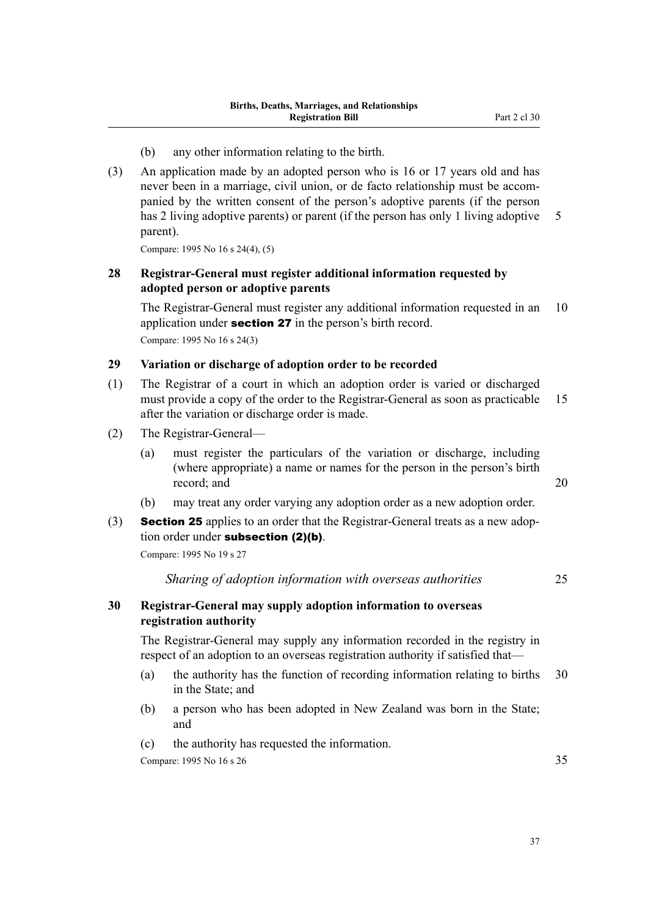(b) any other information relating to the birth.

(3) An application made by an adopted person who is 16 or 17 years old and has never been in a marriage, civil union, or de facto relationship must be accompanied by the written consent of the person's adoptive parents (if the person has 2 living adoptive parents) or parent (if the person has only 1 living adoptive parent).

Compare: 1995 No 16 s 24(4), (5)

### 28 Registrar-General must register additional information requested by adopted person or adoptive parents

The Registrar-General must register any additional information requested in an application under **section 27** in the person's birth record.

Compare: 1995 No 16 s 24(3)

### 29 Variation or discharge of adoption order to be recorded

(1) The Registrar of a court in which an adoption order is varied or discharged must provide a copy of the order to the Registrar-General as soon as practicable after the variation or discharge order is made.

(2) The Registrar-General—

(a) must register the particulars of the variation or discharge, including (where appropriate) a name or names for the person in the person's birth record; and

(b) may treat any order varying any adoption order as a new adoption order.

(3) **Section 25** applies to an order that the Registrar-General treats as a new adoption order under **subsection (2)(b)**.

Compare: 1995 No 19 s 27

*Sharing of adoption information with overseas authorities*

### 30 Registrar-General may supply adoption information to overseas registration authority

The Registrar-General may supply any information recorded in the registry in respect of an adoption to an overseas registration authority if satisfied that—

(a) the authority has the function of recording information relating to births in the State; and

(b) a person who has been adopted in New Zealand was born in the State; and

(c) the authority has requested the information.

Compare: 1995 No 16 s 26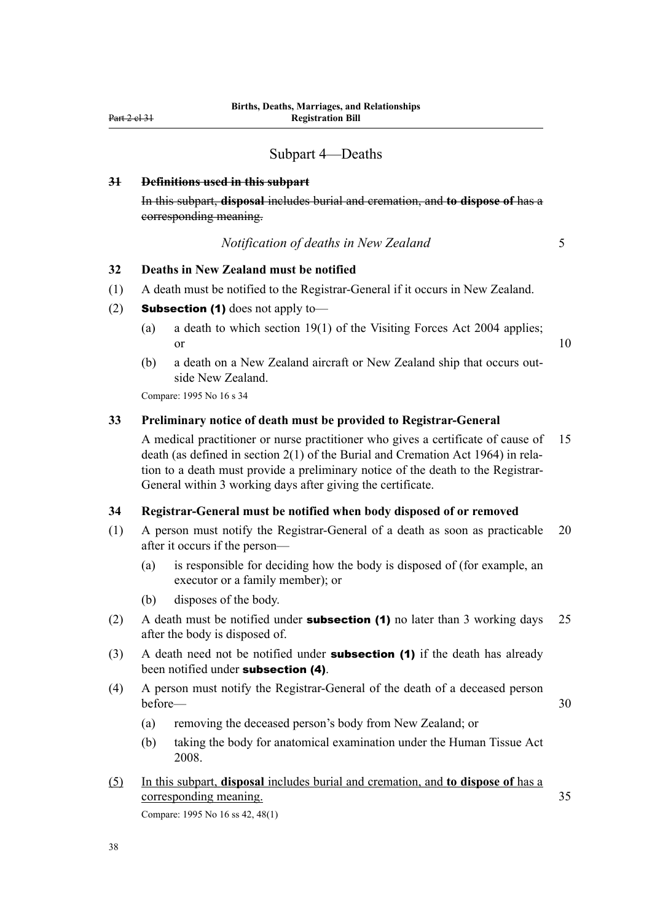## Subpart 4—Deaths

**~~31 Definitions used in this subpart~~**

~~In this subpart, **disposal** includes burial and cremation, and **to dispose of** has a corresponding meaning.~~

*Notification of deaths in New Zealand*

**32 Deaths in New Zealand must be notified**

(1) A death must be notified to the Registrar-General if it occurs in New Zealand.

(2) **Subsection (1)** does not apply to—

(a) a death to which section 19(1) of the Visiting Forces Act 2004 applies; or

(b) a death on a New Zealand aircraft or New Zealand ship that occurs outside New Zealand.

Compare: 1995 No 16 s 34

**33 Preliminary notice of death must be provided to Registrar-General**

A medical practitioner or nurse practitioner who gives a certificate of cause of death (as defined in section 2(1) of the Burial and Cremation Act 1964) in relation to a death must provide a preliminary notice of the death to the Registrar-General within 3 working days after giving the certificate.

**34 Registrar-General must be notified when body disposed of or removed**

(1) A person must notify the Registrar-General of a death as soon as practicable after it occurs if the person—

(a) is responsible for deciding how the body is disposed of (for example, an executor or a family member); or

(b) disposes of the body.

(2) A death must be notified under **subsection (1)** no later than 3 working days after the body is disposed of.

(3) A death need not be notified under **subsection (1)** if the death has already been notified under **subsection (4)**.

(4) A person must notify the Registrar-General of the death of a deceased person before—

(a) removing the deceased person's body from New Zealand; or

(b) taking the body for anatomical examination under the Human Tissue Act 2008.

<u>(5) In this subpart, **disposal** includes burial and cremation, and **to dispose of** has a corresponding meaning.</u>

Compare: 1995 No 16 ss 42, 48(1)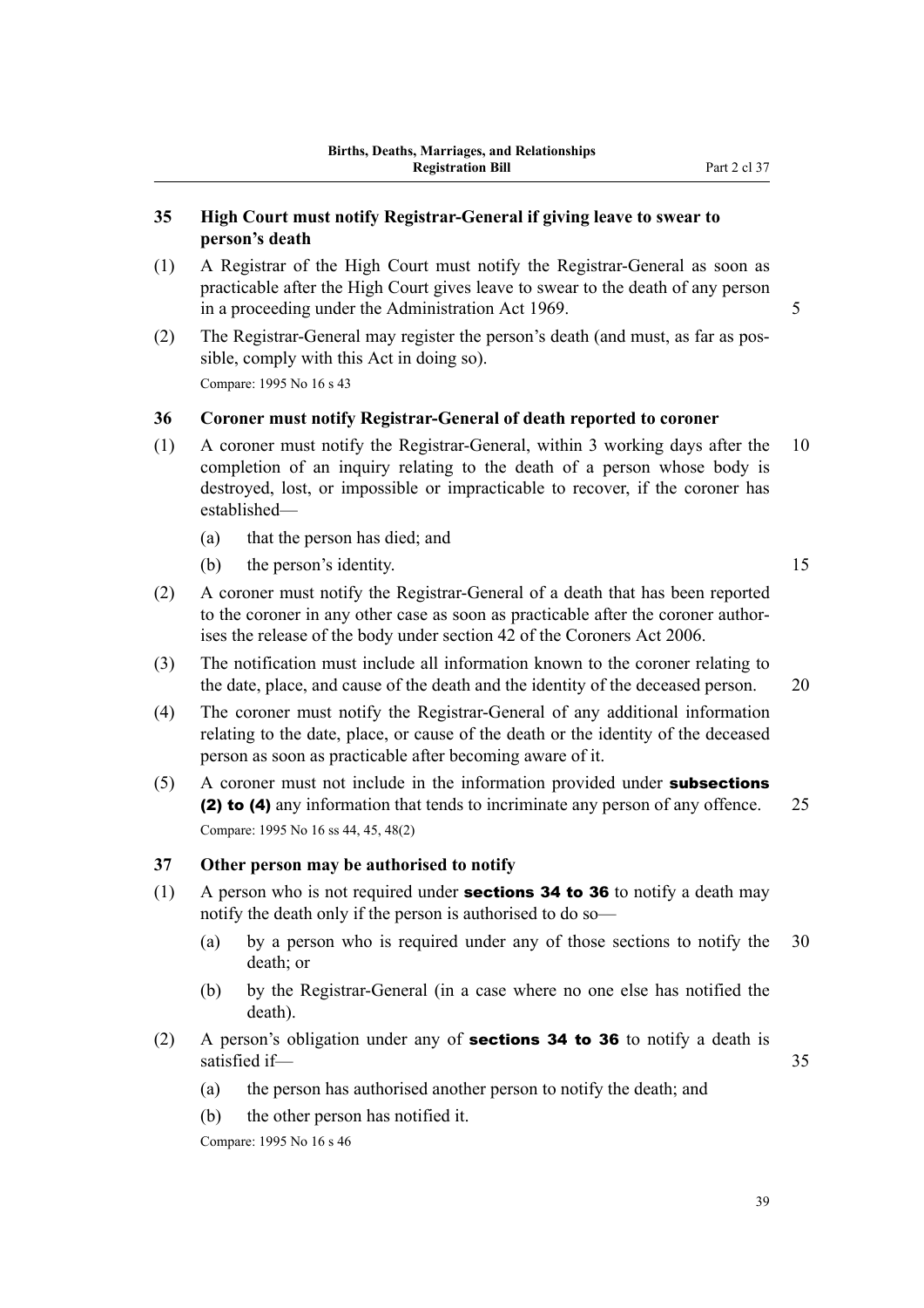### 35 High Court must notify Registrar-General if giving leave to swear to person's death

(1) A Registrar of the High Court must notify the Registrar-General as soon as practicable after the High Court gives leave to swear to the death of any person in a proceeding under the Administration Act 1969.

(2) The Registrar-General may register the person's death (and must, as far as possible, comply with this Act in doing so).

Compare: 1995 No 16 s 43

### 36 Coroner must notify Registrar-General of death reported to coroner

(1) A coroner must notify the Registrar-General, within 3 working days after the completion of an inquiry relating to the death of a person whose body is destroyed, lost, or impossible or impracticable to recover, if the coroner has established—

- (a) that the person has died; and
- (b) the person's identity.

(2) A coroner must notify the Registrar-General of a death that has been reported to the coroner in any other case as soon as practicable after the coroner authorises the release of the body under section 42 of the Coroners Act 2006.

(3) The notification must include all information known to the coroner relating to the date, place, and cause of the death and the identity of the deceased person.

(4) The coroner must notify the Registrar-General of any additional information relating to the date, place, or cause of the death or the identity of the deceased person as soon as practicable after becoming aware of it.

(5) A coroner must not include in the information provided under **subsections (2) to (4)** any information that tends to incriminate any person of any offence.

Compare: 1995 No 16 ss 44, 45, 48(2)

### 37 Other person may be authorised to notify

(1) A person who is not required under **sections 34 to 36** to notify a death may notify the death only if the person is authorised to do so—

- (a) by a person who is required under any of those sections to notify the death; or
- (b) by the Registrar-General (in a case where no one else has notified the death).

(2) A person's obligation under any of **sections 34 to 36** to notify a death is satisfied if—

- (a) the person has authorised another person to notify the death; and
- (b) the other person has notified it.

Compare: 1995 No 16 s 46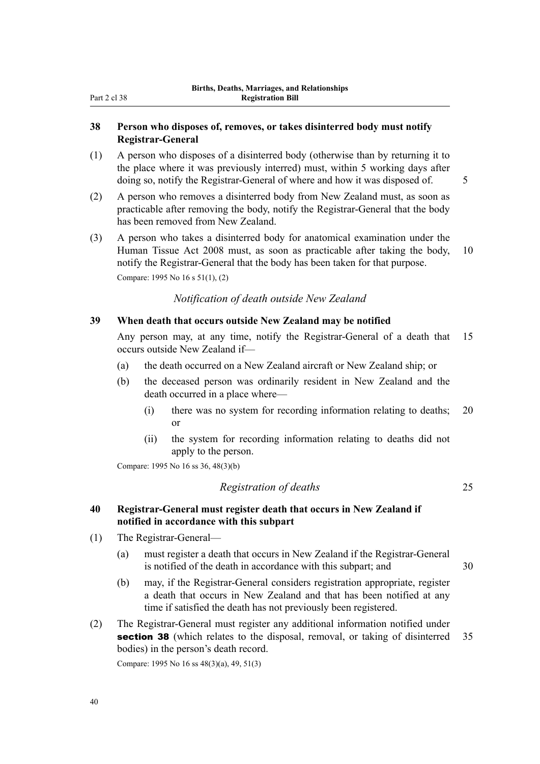### 38 Person who disposes of, removes, or takes disinterred body must notify Registrar-General

(1) A person who disposes of a disinterred body (otherwise than by returning it to the place where it was previously interred) must, within 5 working days after doing so, notify the Registrar-General of where and how it was disposed of.

(2) A person who removes a disinterred body from New Zealand must, as soon as practicable after removing the body, notify the Registrar-General that the body has been removed from New Zealand.

(3) A person who takes a disinterred body for anatomical examination under the Human Tissue Act 2008 must, as soon as practicable after taking the body, notify the Registrar-General that the body has been taken for that purpose.

Compare: 1995 No 16 s 51(1), (2)

*Notification of death outside New Zealand*

### 39 When death that occurs outside New Zealand may be notified

Any person may, at any time, notify the Registrar-General of a death that occurs outside New Zealand if—

(a) the death occurred on a New Zealand aircraft or New Zealand ship; or

(b) the deceased person was ordinarily resident in New Zealand and the death occurred in a place where—

  (i) there was no system for recording information relating to deaths; or

  (ii) the system for recording information relating to deaths did not apply to the person.

Compare: 1995 No 16 ss 36, 48(3)(b)

*Registration of deaths*

### 40 Registrar-General must register death that occurs in New Zealand if notified in accordance with this subpart

(1) The Registrar-General—

(a) must register a death that occurs in New Zealand if the Registrar-General is notified of the death in accordance with this subpart; and

(b) may, if the Registrar-General considers registration appropriate, register a death that occurs in New Zealand and that has been notified at any time if satisfied the death has not previously been registered.

(2) The Registrar-General must register any additional information notified under **section 38** (which relates to the disposal, removal, or taking of disinterred bodies) in the person's death record.

Compare: 1995 No 16 ss 48(3)(a), 49, 51(3)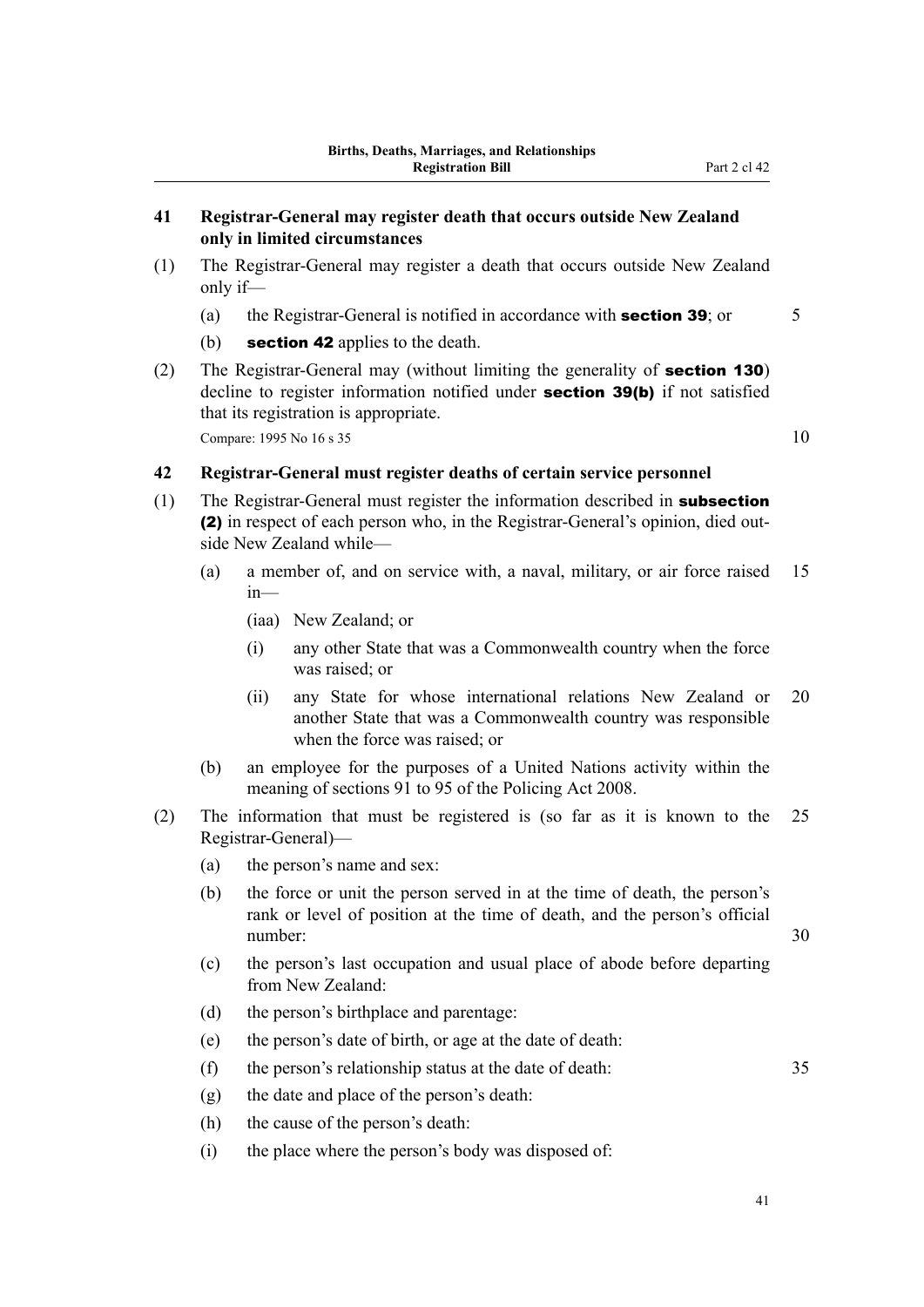### 41 Registrar-General may register death that occurs outside New Zealand only in limited circumstances

(1) The Registrar-General may register a death that occurs outside New Zealand only if—

(a) the Registrar-General is notified in accordance with **section 39**; or

(b) **section 42** applies to the death.

(2) The Registrar-General may (without limiting the generality of **section 130**) decline to register information notified under **section 39(b)** if not satisfied that its registration is appropriate.

Compare: 1995 No 16 s 35

### 42 Registrar-General must register deaths of certain service personnel

(1) The Registrar-General must register the information described in **subsection (2)** in respect of each person who, in the Registrar-General's opinion, died outside New Zealand while—

(a) a member of, and on service with, a naval, military, or air force raised in—

(iaa) New Zealand; or

(i) any other State that was a Commonwealth country when the force was raised; or

(ii) any State for whose international relations New Zealand or another State that was a Commonwealth country was responsible when the force was raised; or

(b) an employee for the purposes of a United Nations activity within the meaning of sections 91 to 95 of the Policing Act 2008.

(2) The information that must be registered is (so far as it is known to the Registrar-General)—

(a) the person's name and sex:

(b) the force or unit the person served in at the time of death, the person's rank or level of position at the time of death, and the person's official number:

(c) the person's last occupation and usual place of abode before departing from New Zealand:

(d) the person's birthplace and parentage:

(e) the person's date of birth, or age at the date of death:

(f) the person's relationship status at the date of death:

(g) the date and place of the person's death:

(h) the cause of the person's death:

(i) the place where the person's body was disposed of: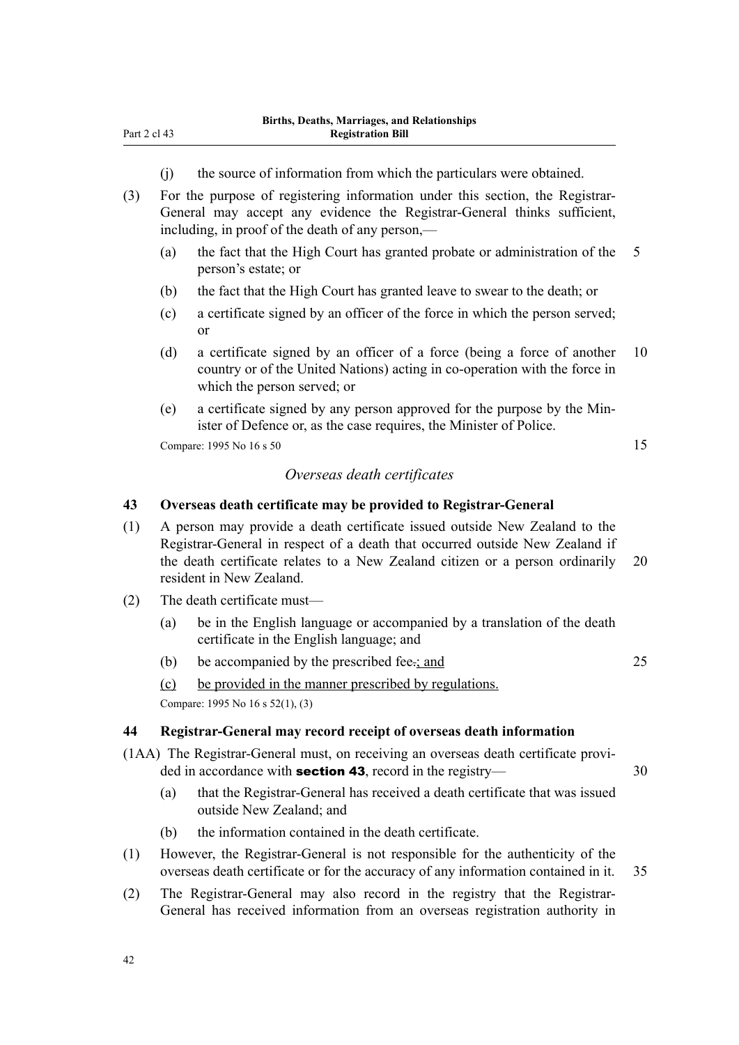(j) the source of information from which the particulars were obtained.

(3) For the purpose of registering information under this section, the Registrar-General may accept any evidence the Registrar-General thinks sufficient, including, in proof of the death of any person,—

(a) the fact that the High Court has granted probate or administration of the person's estate; or

(b) the fact that the High Court has granted leave to swear to the death; or

(c) a certificate signed by an officer of the force in which the person served; or

(d) a certificate signed by an officer of a force (being a force of another country or of the United Nations) acting in co-operation with the force in which the person served; or

(e) a certificate signed by any person approved for the purpose by the Minister of Defence or, as the case requires, the Minister of Police.

Compare: 1995 No 16 s 50

### *Overseas death certificates*

**43 Overseas death certificate may be provided to Registrar-General**

(1) A person may provide a death certificate issued outside New Zealand to the Registrar-General in respect of a death that occurred outside New Zealand if the death certificate relates to a New Zealand citizen or a person ordinarily resident in New Zealand.

(2) The death certificate must—

(a) be in the English language or accompanied by a translation of the death certificate in the English language; and

(b) be accompanied by the prescribed fee.; and

(c) be provided in the manner prescribed by regulations.

Compare: 1995 No 16 s 52(1), (3)

**44 Registrar-General may record receipt of overseas death information**

(1AA) The Registrar-General must, on receiving an overseas death certificate provided in accordance with **section 43**, record in the registry—

(a) that the Registrar-General has received a death certificate that was issued outside New Zealand; and

(b) the information contained in the death certificate.

(1) However, the Registrar-General is not responsible for the authenticity of the overseas death certificate or for the accuracy of any information contained in it.

(2) The Registrar-General may also record in the registry that the Registrar-General has received information from an overseas registration authority in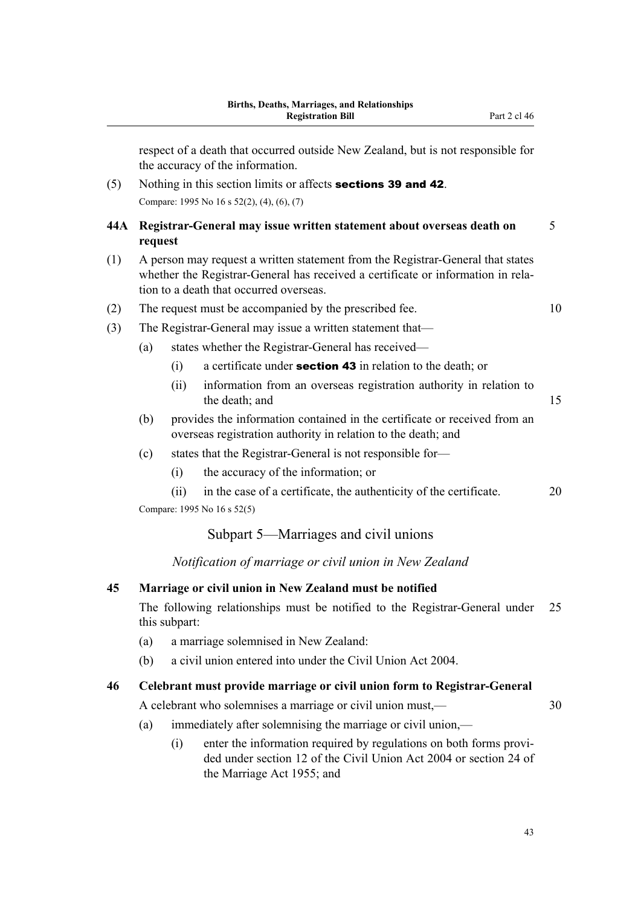respect of a death that occurred outside New Zealand, but is not responsible for the accuracy of the information.

(5) Nothing in this section limits or affects **sections 39 and 42**.

Compare: 1995 No 16 s 52(2), (4), (6), (7)

### 44A Registrar-General may issue written statement about overseas death on request

(1) A person may request a written statement from the Registrar-General that states whether the Registrar-General has received a certificate or information in relation to a death that occurred overseas.

(2) The request must be accompanied by the prescribed fee.

(3) The Registrar-General may issue a written statement that—

(a) states whether the Registrar-General has received—

(i) a certificate under **section 43** in relation to the death; or

(ii) information from an overseas registration authority in relation to the death; and

(b) provides the information contained in the certificate or received from an overseas registration authority in relation to the death; and

(c) states that the Registrar-General is not responsible for—

(i) the accuracy of the information; or

(ii) in the case of a certificate, the authenticity of the certificate.

Compare: 1995 No 16 s 52(5)

## Subpart 5—Marriages and civil unions

*Notification of marriage or civil union in New Zealand*

### 45 Marriage or civil union in New Zealand must be notified

The following relationships must be notified to the Registrar-General under this subpart:

(a) a marriage solemnised in New Zealand:

(b) a civil union entered into under the Civil Union Act 2004.

### 46 Celebrant must provide marriage or civil union form to Registrar-General

A celebrant who solemnises a marriage or civil union must,—

(a) immediately after solemnising the marriage or civil union,—

(i) enter the information required by regulations on both forms provided under section 12 of the Civil Union Act 2004 or section 24 of the Marriage Act 1955; and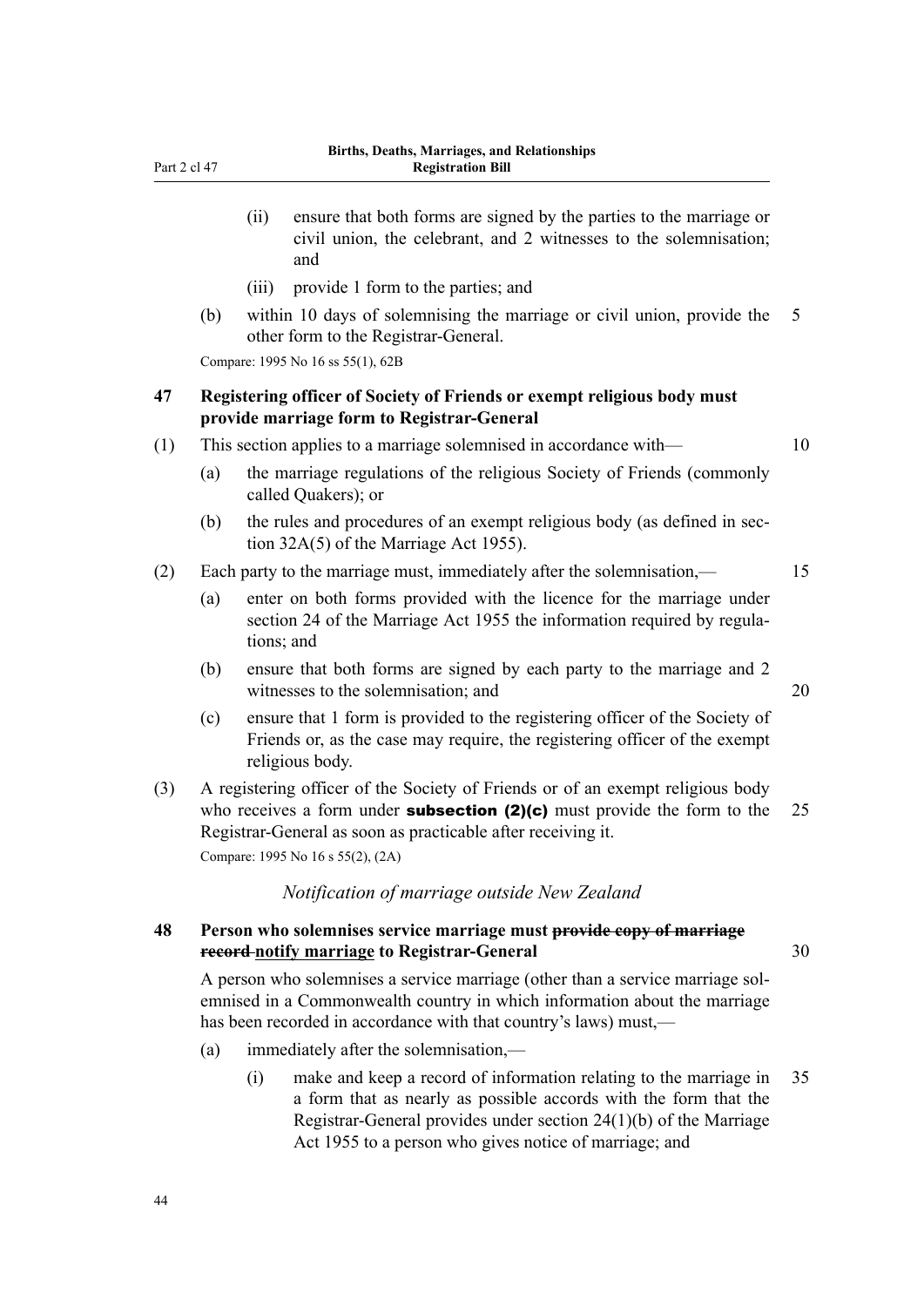(ii) ensure that both forms are signed by the parties to the marriage or civil union, the celebrant, and 2 witnesses to the solemnisation; and

(iii) provide 1 form to the parties; and

(b) within 10 days of solemnising the marriage or civil union, provide the other form to the Registrar-General.

Compare: 1995 No 16 ss 55(1), 62B

### 47 Registering officer of Society of Friends or exempt religious body must provide marriage form to Registrar-General

(1) This section applies to a marriage solemnised in accordance with—

(a) the marriage regulations of the religious Society of Friends (commonly called Quakers); or

(b) the rules and procedures of an exempt religious body (as defined in section 32A(5) of the Marriage Act 1955).

(2) Each party to the marriage must, immediately after the solemnisation,—

(a) enter on both forms provided with the licence for the marriage under section 24 of the Marriage Act 1955 the information required by regulations; and

(b) ensure that both forms are signed by each party to the marriage and 2 witnesses to the solemnisation; and

(c) ensure that 1 form is provided to the registering officer of the Society of Friends or, as the case may require, the registering officer of the exempt religious body.

(3) A registering officer of the Society of Friends or of an exempt religious body who receives a form under **subsection (2)(c)** must provide the form to the Registrar-General as soon as practicable after receiving it.

Compare: 1995 No 16 s 55(2), (2A)

*Notification of marriage outside New Zealand*

### 48 Person who solemnises service marriage must ~~provide copy of marriage record~~ notify marriage to Registrar-General

A person who solemnises a service marriage (other than a service marriage solemnised in a Commonwealth country in which information about the marriage has been recorded in accordance with that country's laws) must,—

(a) immediately after the solemnisation,—

(i) make and keep a record of information relating to the marriage in a form that as nearly as possible accords with the form that the Registrar-General provides under section 24(1)(b) of the Marriage Act 1955 to a person who gives notice of marriage; and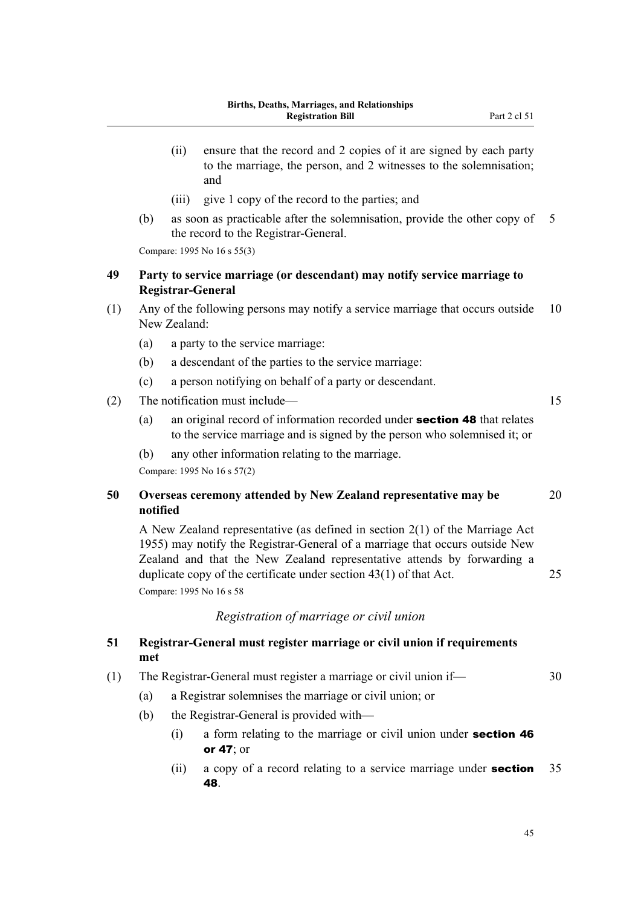(ii) ensure that the record and 2 copies of it are signed by each party to the marriage, the person, and 2 witnesses to the solemnisation; and

(iii) give 1 copy of the record to the parties; and

(b) as soon as practicable after the solemnisation, provide the other copy of the record to the Registrar-General.

Compare: 1995 No 16 s 55(3)

### 49 Party to service marriage (or descendant) may notify service marriage to Registrar-General

(1) Any of the following persons may notify a service marriage that occurs outside New Zealand:

(a) a party to the service marriage:

(b) a descendant of the parties to the service marriage:

(c) a person notifying on behalf of a party or descendant.

(2) The notification must include—

(a) an original record of information recorded under **section 48** that relates to the service marriage and is signed by the person who solemnised it; or

(b) any other information relating to the marriage.

Compare: 1995 No 16 s 57(2)

### 50 Overseas ceremony attended by New Zealand representative may be notified

A New Zealand representative (as defined in section 2(1) of the Marriage Act 1955) may notify the Registrar-General of a marriage that occurs outside New Zealand and that the New Zealand representative attends by forwarding a duplicate copy of the certificate under section 43(1) of that Act.

Compare: 1995 No 16 s 58

*Registration of marriage or civil union*

### 51 Registrar-General must register marriage or civil union if requirements met

(1) The Registrar-General must register a marriage or civil union if—

(a) a Registrar solemnises the marriage or civil union; or

(b) the Registrar-General is provided with—

(i) a form relating to the marriage or civil union under **section 46 or 47**; or

(ii) a copy of a record relating to a service marriage under **section 48**.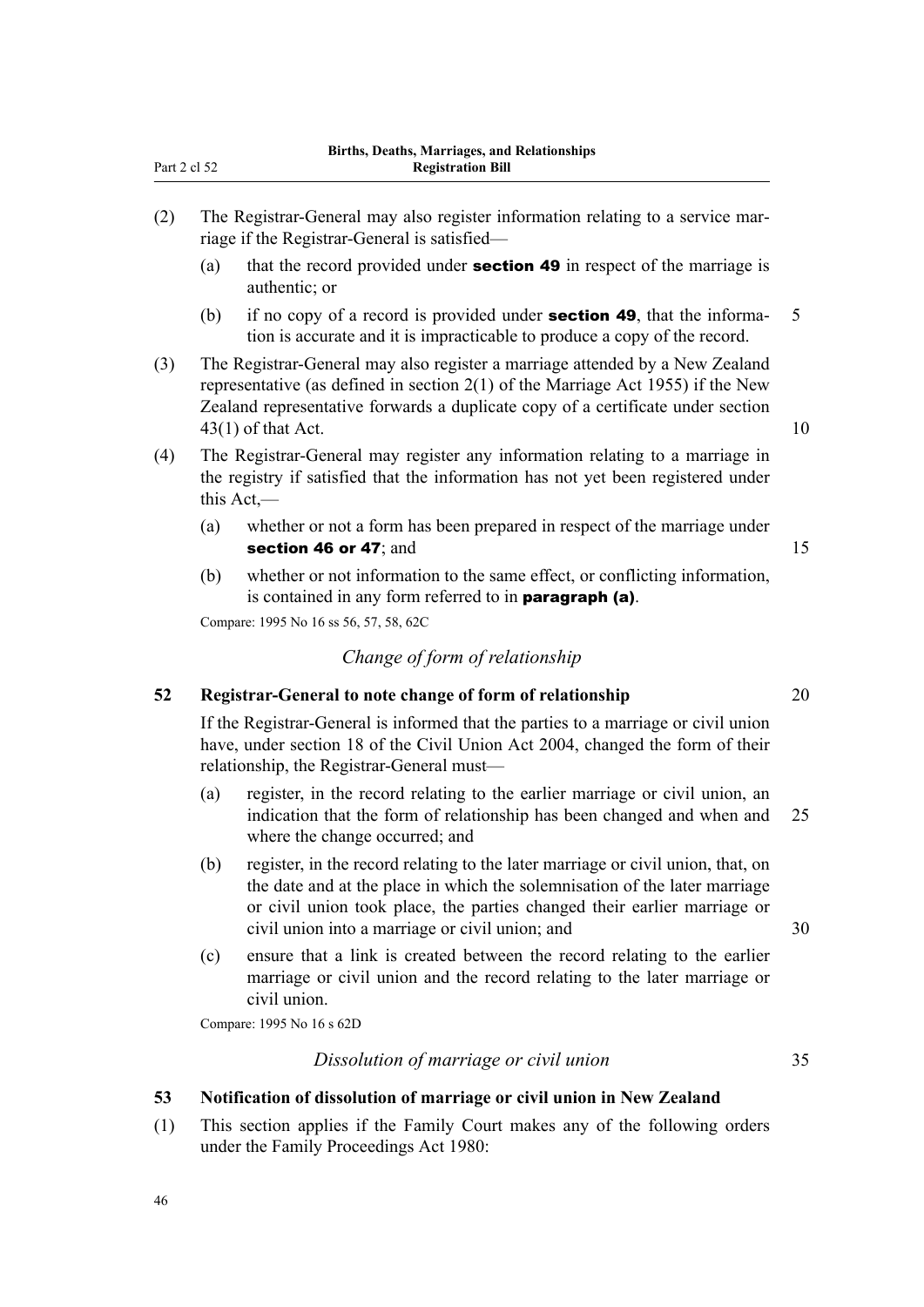(2) The Registrar-General may also register information relating to a service marriage if the Registrar-General is satisfied—

(a) that the record provided under **section 49** in respect of the marriage is authentic; or

(b) if no copy of a record is provided under **section 49**, that the information is accurate and it is impracticable to produce a copy of the record.

(3) The Registrar-General may also register a marriage attended by a New Zealand representative (as defined in section 2(1) of the Marriage Act 1955) if the New Zealand representative forwards a duplicate copy of a certificate under section 43(1) of that Act.

(4) The Registrar-General may register any information relating to a marriage in the registry if satisfied that the information has not yet been registered under this Act,—

(a) whether or not a form has been prepared in respect of the marriage under **section 46 or 47**; and

(b) whether or not information to the same effect, or conflicting information, is contained in any form referred to in **paragraph (a)**.

Compare: 1995 No 16 ss 56, 57, 58, 62C

*Change of form of relationship*

### 52 Registrar-General to note change of form of relationship

If the Registrar-General is informed that the parties to a marriage or civil union have, under section 18 of the Civil Union Act 2004, changed the form of their relationship, the Registrar-General must—

(a) register, in the record relating to the earlier marriage or civil union, an indication that the form of relationship has been changed and when and where the change occurred; and

(b) register, in the record relating to the later marriage or civil union, that, on the date and at the place in which the solemnisation of the later marriage or civil union took place, the parties changed their earlier marriage or civil union into a marriage or civil union; and

(c) ensure that a link is created between the record relating to the earlier marriage or civil union and the record relating to the later marriage or civil union.

Compare: 1995 No 16 s 62D

*Dissolution of marriage or civil union*

### 53 Notification of dissolution of marriage or civil union in New Zealand

(1) This section applies if the Family Court makes any of the following orders under the Family Proceedings Act 1980: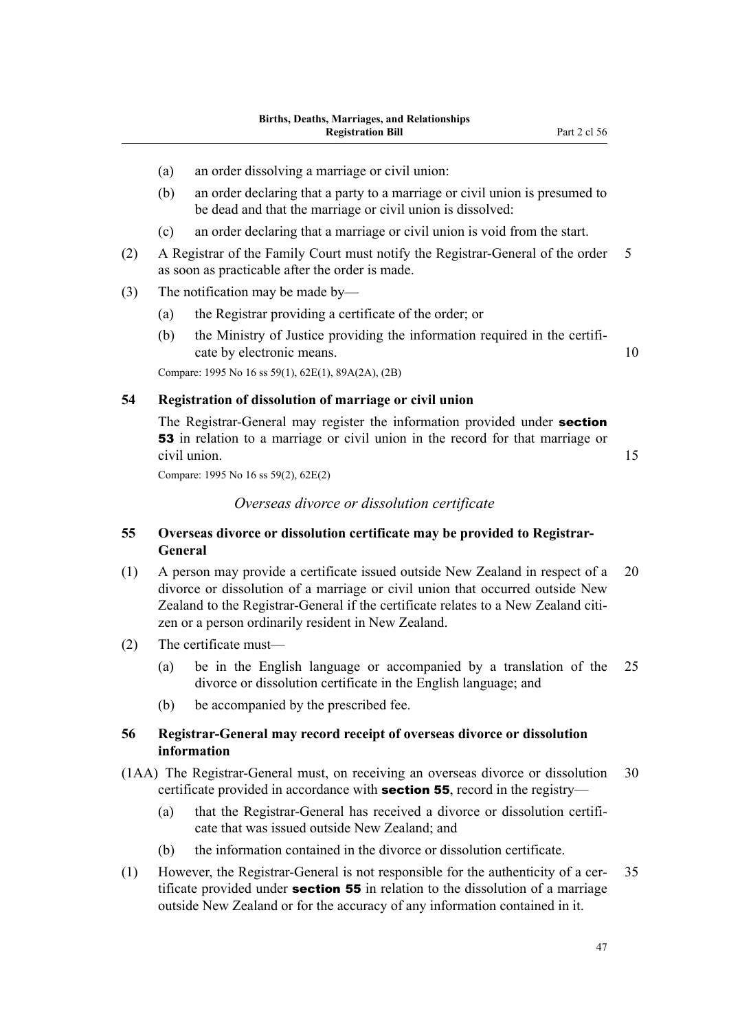(a) an order dissolving a marriage or civil union:

(b) an order declaring that a party to a marriage or civil union is presumed to be dead and that the marriage or civil union is dissolved:

(c) an order declaring that a marriage or civil union is void from the start.

(2) A Registrar of the Family Court must notify the Registrar-General of the order as soon as practicable after the order is made.

(3) The notification may be made by—

(a) the Registrar providing a certificate of the order; or

(b) the Ministry of Justice providing the information required in the certificate by electronic means.

Compare: 1995 No 16 ss 59(1), 62E(1), 89A(2A), (2B)

### 54 Registration of dissolution of marriage or civil union

The Registrar-General may register the information provided under **section 53** in relation to a marriage or civil union in the record for that marriage or civil union.

Compare: 1995 No 16 ss 59(2), 62E(2)

*Overseas divorce or dissolution certificate*

### 55 Overseas divorce or dissolution certificate may be provided to Registrar-General

(1) A person may provide a certificate issued outside New Zealand in respect of a divorce or dissolution of a marriage or civil union that occurred outside New Zealand to the Registrar-General if the certificate relates to a New Zealand citizen or a person ordinarily resident in New Zealand.

(2) The certificate must—

(a) be in the English language or accompanied by a translation of the divorce or dissolution certificate in the English language; and

(b) be accompanied by the prescribed fee.

### 56 Registrar-General may record receipt of overseas divorce or dissolution information

(1AA) The Registrar-General must, on receiving an overseas divorce or dissolution certificate provided in accordance with **section 55**, record in the registry—

(a) that the Registrar-General has received a divorce or dissolution certificate that was issued outside New Zealand; and

(b) the information contained in the divorce or dissolution certificate.

(1) However, the Registrar-General is not responsible for the authenticity of a certificate provided under **section 55** in relation to the dissolution of a marriage outside New Zealand or for the accuracy of any information contained in it.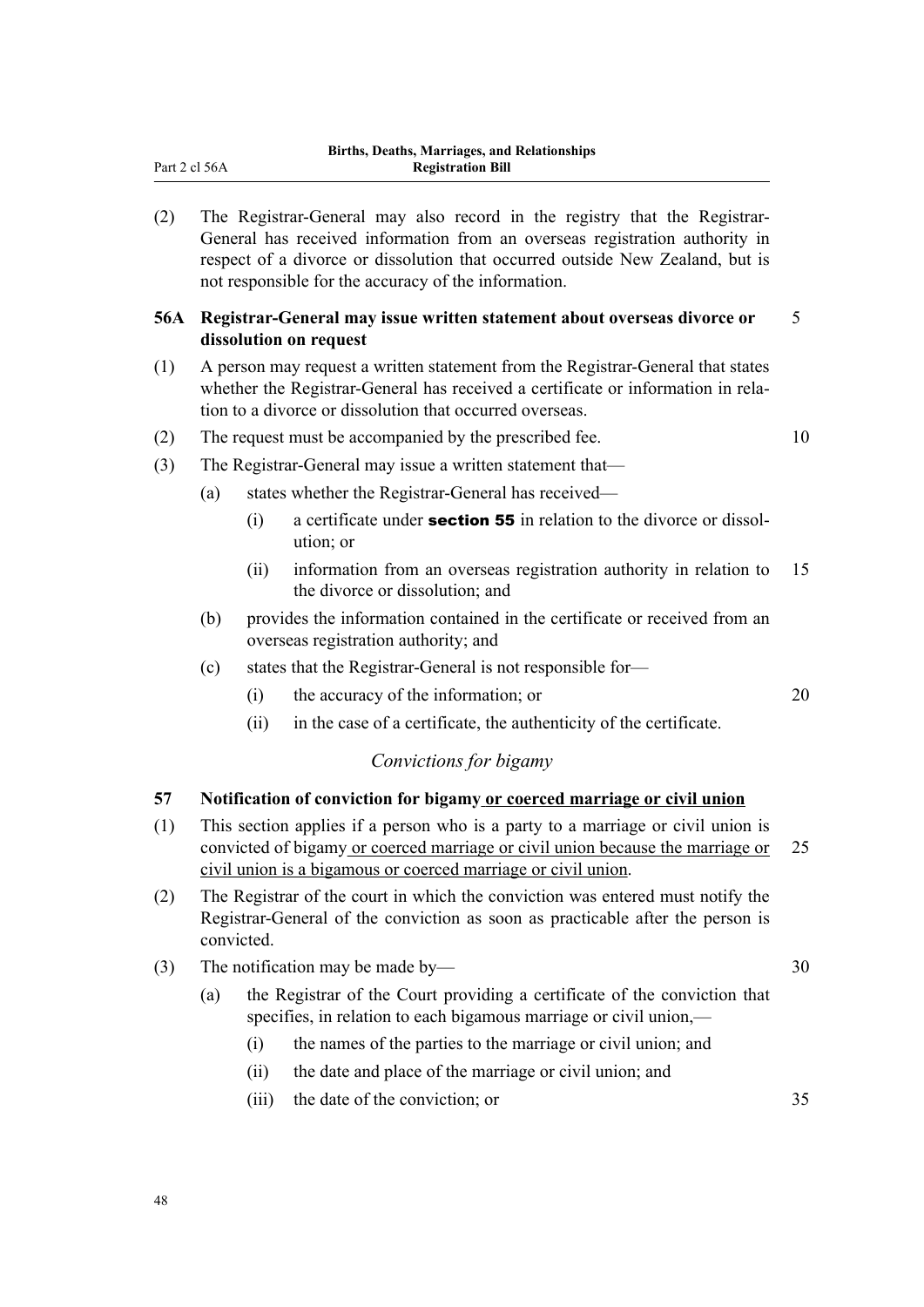(2) The Registrar-General may also record in the registry that the Registrar-General has received information from an overseas registration authority in respect of a divorce or dissolution that occurred outside New Zealand, but is not responsible for the accuracy of the information.

**56A Registrar-General may issue written statement about overseas divorce or dissolution on request**

(1) A person may request a written statement from the Registrar-General that states whether the Registrar-General has received a certificate or information in relation to a divorce or dissolution that occurred overseas.

(2) The request must be accompanied by the prescribed fee.

(3) The Registrar-General may issue a written statement that—

(a) states whether the Registrar-General has received—

(i) a certificate under **section 55** in relation to the divorce or dissolution; or

(ii) information from an overseas registration authority in relation to the divorce or dissolution; and

(b) provides the information contained in the certificate or received from an overseas registration authority; and

(c) states that the Registrar-General is not responsible for—

(i) the accuracy of the information; or

(ii) in the case of a certificate, the authenticity of the certificate.

*Convictions for bigamy*

**57 Notification of conviction for bigamy or coerced marriage or civil union**

(1) This section applies if a person who is a party to a marriage or civil union is convicted of bigamy or coerced marriage or civil union because the marriage or civil union is a bigamous or coerced marriage or civil union.

(2) The Registrar of the court in which the conviction was entered must notify the Registrar-General of the conviction as soon as practicable after the person is convicted.

(3) The notification may be made by—

(a) the Registrar of the Court providing a certificate of the conviction that specifies, in relation to each bigamous marriage or civil union,—

(i) the names of the parties to the marriage or civil union; and

(ii) the date and place of the marriage or civil union; and

(iii) the date of the conviction; or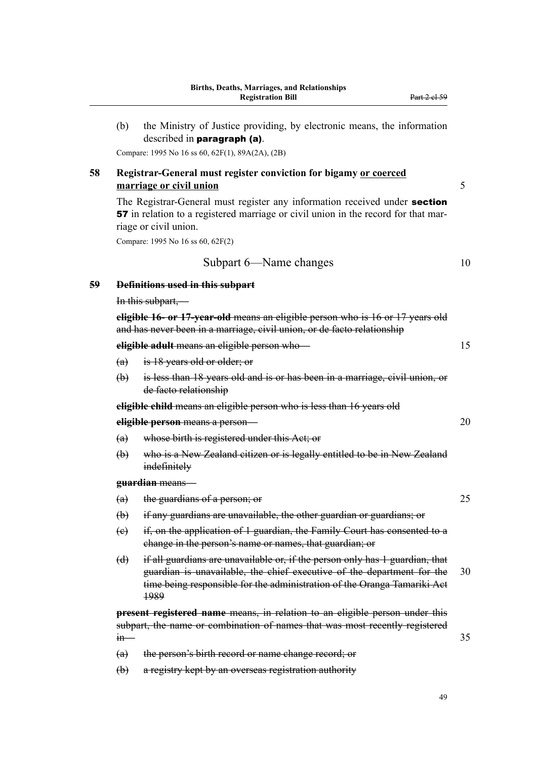(b) the Ministry of Justice providing, by electronic means, the information described in **paragraph (a)**.

Compare: 1995 No 16 ss 60, 62F(1), 89A(2A), (2B)

### 58 Registrar-General must register conviction for bigamy <u>or coerced marriage or civil union</u>

The Registrar-General must register any information received under **section 57** in relation to a registered marriage or civil union in the record for that marriage or civil union.

Compare: 1995 No 16 ss 60, 62F(2)

## Subpart 6—Name changes

### ~~59 Definitions used in this subpart~~

~~In this subpart,—~~

~~**eligible 16- or 17-year-old** means an eligible person who is 16 or 17 years old and has never been in a marriage, civil union, or de facto relationship~~

~~**eligible adult** means an eligible person who—~~

~~(a) is 18 years old or older; or~~

~~(b) is less than 18 years old and is or has been in a marriage, civil union, or de facto relationship~~

~~**eligible child** means an eligible person who is less than 16 years old~~

~~**eligible person** means a person—~~

~~(a) whose birth is registered under this Act; or~~

~~(b) who is a New Zealand citizen or is legally entitled to be in New Zealand indefinitely~~

~~**guardian** means—~~

~~(a) the guardians of a person; or~~

~~(b) if any guardians are unavailable, the other guardian or guardians; or~~

~~(c) if, on the application of 1 guardian, the Family Court has consented to a change in the person's name or names, that guardian; or~~

~~(d) if all guardians are unavailable or, if the person only has 1 guardian, that guardian is unavailable, the chief executive of the department for the time being responsible for the administration of the Oranga Tamariki Act 1989~~

~~**present registered name** means, in relation to an eligible person under this subpart, the name or combination of names that was most recently registered in—~~

~~(a) the person's birth record or name change record; or~~

~~(b) a registry kept by an overseas registration authority~~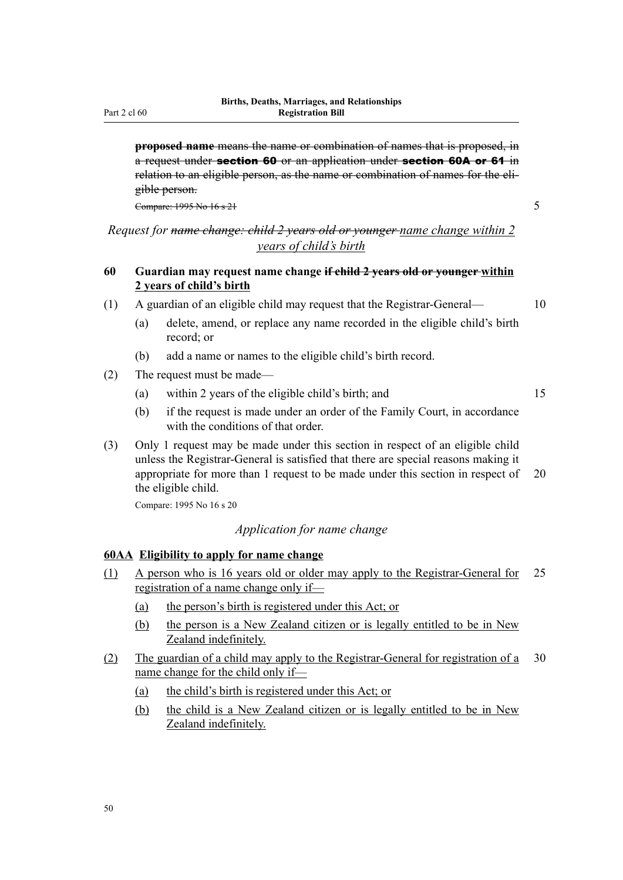~~**proposed name** means the name or combination of names that is proposed, in a request under **section 60** or an application under **section 60A or 61** in relation to an eligible person, as the name or combination of names for the eligible person.~~

~~Compare: 1995 No 16 s 21~~

*Request for ~~name change: child 2 years old or younger~~ name change within 2 years of child's birth*

**60 Guardian may request name change ~~if child 2 years old or younger~~ within 2 years of child's birth**

(1) A guardian of an eligible child may request that the Registrar-General—

(a) delete, amend, or replace any name recorded in the eligible child's birth record; or

(b) add a name or names to the eligible child's birth record.

(2) The request must be made—

(a) within 2 years of the eligible child's birth; and

(b) if the request is made under an order of the Family Court, in accordance with the conditions of that order.

(3) Only 1 request may be made under this section in respect of an eligible child unless the Registrar-General is satisfied that there are special reasons making it appropriate for more than 1 request to be made under this section in respect of the eligible child.

Compare: 1995 No 16 s 20

*Application for name change*

**60AA Eligibility to apply for name change**

(1) A person who is 16 years old or older may apply to the Registrar-General for registration of a name change only if—

(a) the person's birth is registered under this Act; or

(b) the person is a New Zealand citizen or is legally entitled to be in New Zealand indefinitely.

(2) The guardian of a child may apply to the Registrar-General for registration of a name change for the child only if—

(a) the child's birth is registered under this Act; or

(b) the child is a New Zealand citizen or is legally entitled to be in New Zealand indefinitely.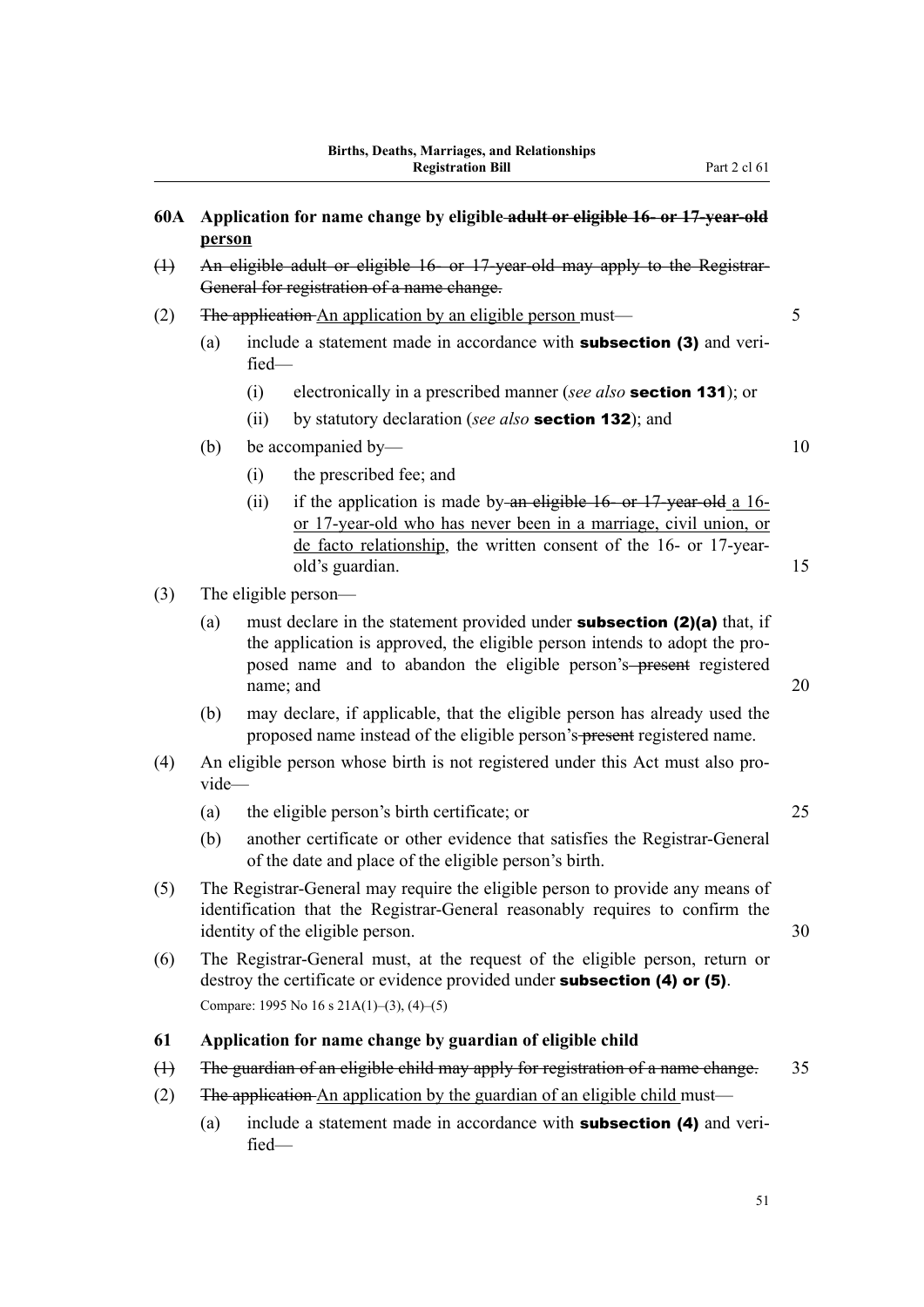### 60A Application for name change by eligible ~~adult or eligible 16- or 17-year-old~~ person

~~(1) An eligible adult or eligible 16- or 17-year-old may apply to the Registrar-General for registration of a name change.~~

(2) ~~The application~~ An application by an eligible person must—

(a) include a statement made in accordance with **subsection (3)** and verified—

(i) electronically in a prescribed manner (*see also* **section 131**); or

(ii) by statutory declaration (*see also* **section 132**); and

(b) be accompanied by—

(i) the prescribed fee; and

(ii) if the application is made by ~~an eligible 16- or 17-year-old~~ a 16- or 17-year-old who has never been in a marriage, civil union, or de facto relationship, the written consent of the 16- or 17-year-old's guardian.

(3) The eligible person—

(a) must declare in the statement provided under **subsection (2)(a)** that, if the application is approved, the eligible person intends to adopt the proposed name and to abandon the eligible person's ~~present~~ registered name; and

(b) may declare, if applicable, that the eligible person has already used the proposed name instead of the eligible person's ~~present~~ registered name.

(4) An eligible person whose birth is not registered under this Act must also provide—

(a) the eligible person's birth certificate; or

(b) another certificate or other evidence that satisfies the Registrar-General of the date and place of the eligible person's birth.

(5) The Registrar-General may require the eligible person to provide any means of identification that the Registrar-General reasonably requires to confirm the identity of the eligible person.

(6) The Registrar-General must, at the request of the eligible person, return or destroy the certificate or evidence provided under **subsection (4) or (5)**.

Compare: 1995 No 16 s 21A(1)–(3), (4)–(5)

### 61 Application for name change by guardian of eligible child

~~(1) The guardian of an eligible child may apply for registration of a name change.~~

(2) ~~The application~~ An application by the guardian of an eligible child must—

(a) include a statement made in accordance with **subsection (4)** and verified—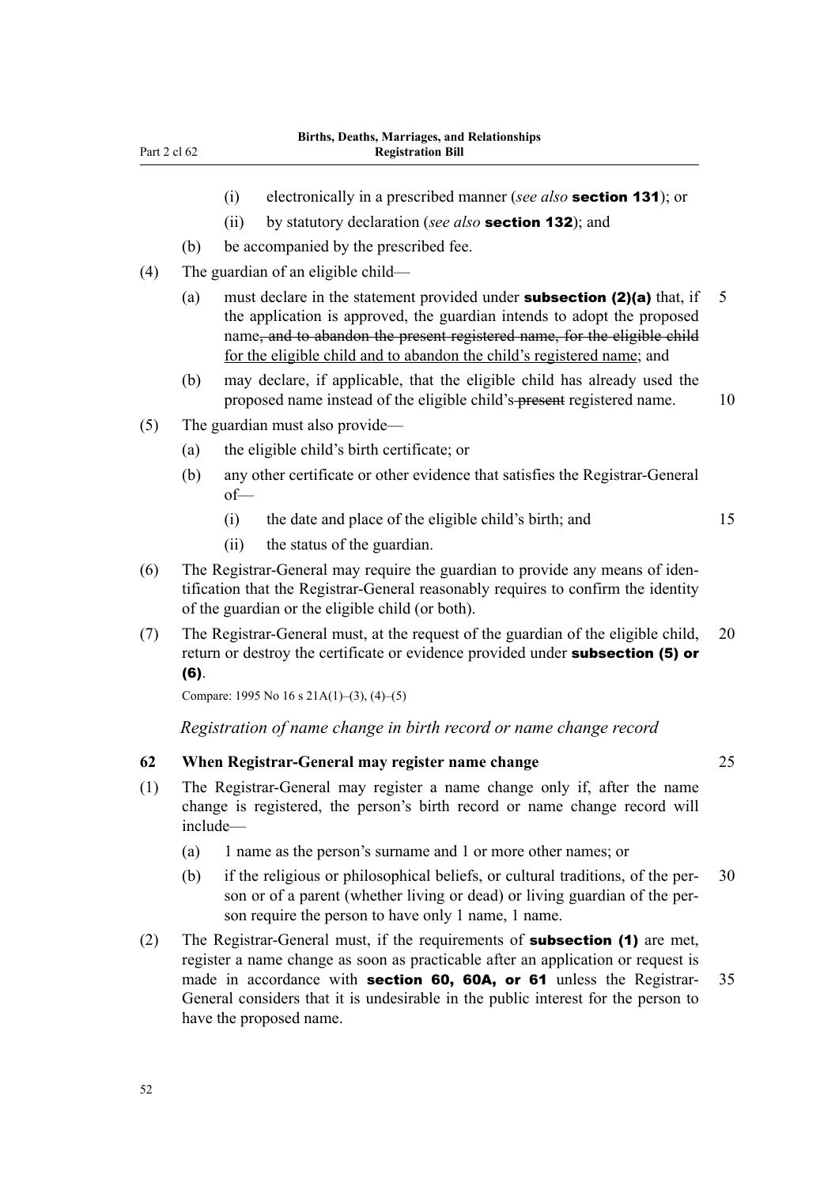(i) electronically in a prescribed manner (*see also* **section 131**); or

(ii) by statutory declaration (*see also* **section 132**); and

(b) be accompanied by the prescribed fee.

(4) The guardian of an eligible child—

(a) must declare in the statement provided under **subsection (2)(a)** that, if the application is approved, the guardian intends to adopt the proposed name~~, and to abandon the present registered name, for the eligible child~~ <u>for the eligible child and to abandon the child's registered name</u>; and

(b) may declare, if applicable, that the eligible child has already used the proposed name instead of the eligible child's ~~present~~ registered name.

(5) The guardian must also provide—

(a) the eligible child's birth certificate; or

(b) any other certificate or other evidence that satisfies the Registrar-General of—

(i) the date and place of the eligible child's birth; and

(ii) the status of the guardian.

(6) The Registrar-General may require the guardian to provide any means of identification that the Registrar-General reasonably requires to confirm the identity of the guardian or the eligible child (or both).

(7) The Registrar-General must, at the request of the guardian of the eligible child, return or destroy the certificate or evidence provided under **subsection (5) or (6)**.

Compare: 1995 No 16 s 21A(1)–(3), (4)–(5)

*Registration of name change in birth record or name change record*

**62 When Registrar-General may register name change**

(1) The Registrar-General may register a name change only if, after the name change is registered, the person's birth record or name change record will include—

(a) 1 name as the person's surname and 1 or more other names; or

(b) if the religious or philosophical beliefs, or cultural traditions, of the person or of a parent (whether living or dead) or living guardian of the person require the person to have only 1 name, 1 name.

(2) The Registrar-General must, if the requirements of **subsection (1)** are met, register a name change as soon as practicable after an application or request is made in accordance with **section 60, 60A, or 61** unless the Registrar-General considers that it is undesirable in the public interest for the person to have the proposed name.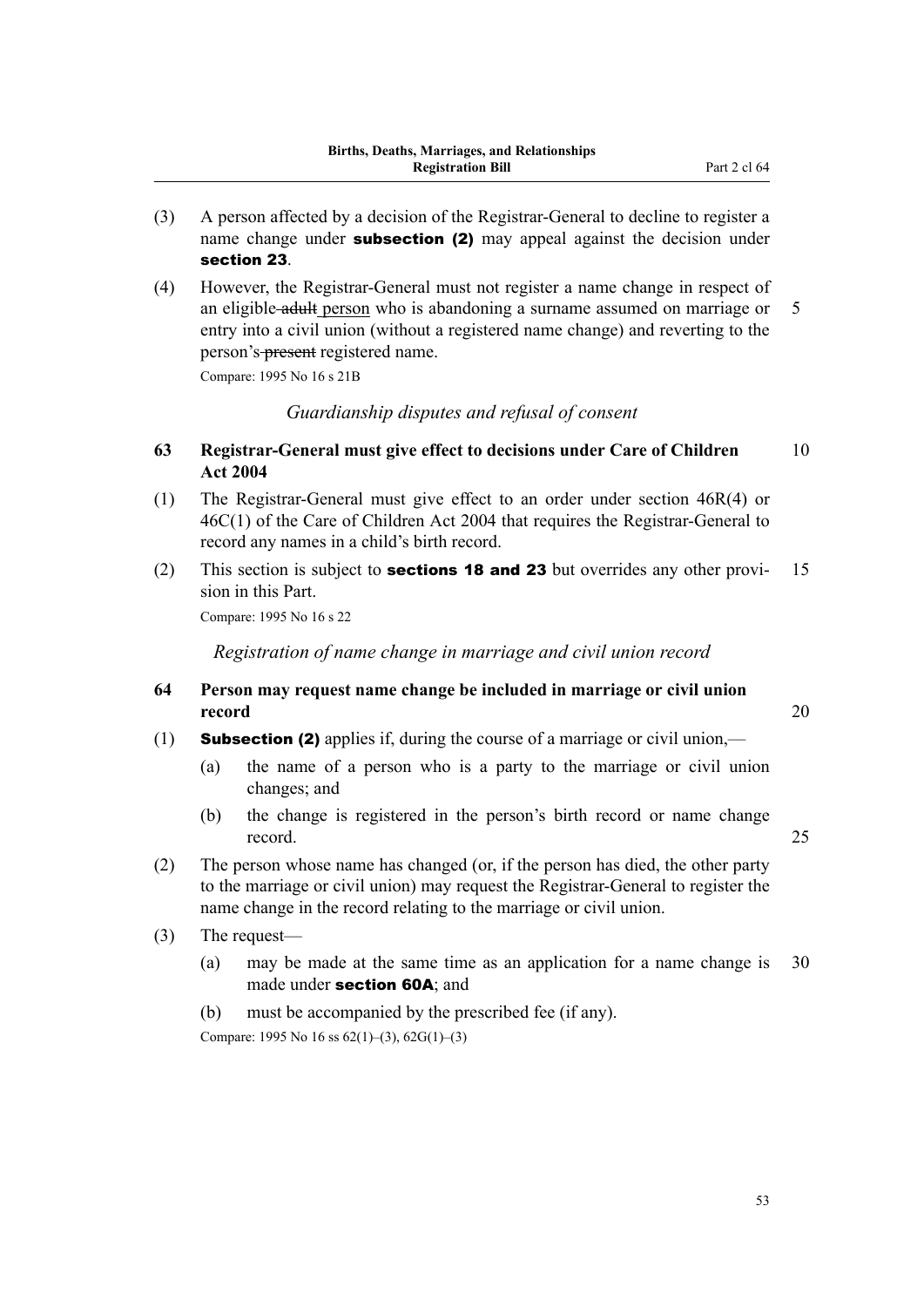(3) A person affected by a decision of the Registrar-General to decline to register a name change under **subsection (2)** may appeal against the decision under **section 23**.

(4) However, the Registrar-General must not register a name change in respect of an eligible ~~adult~~ person who is abandoning a surname assumed on marriage or entry into a civil union (without a registered name change) and reverting to the person's ~~present~~ registered name.

Compare: 1995 No 16 s 21B

*Guardianship disputes and refusal of consent*

### 63 Registrar-General must give effect to decisions under Care of Children Act 2004

(1) The Registrar-General must give effect to an order under section 46R(4) or 46C(1) of the Care of Children Act 2004 that requires the Registrar-General to record any names in a child's birth record.

(2) This section is subject to **sections 18 and 23** but overrides any other provision in this Part.

Compare: 1995 No 16 s 22

*Registration of name change in marriage and civil union record*

### 64 Person may request name change be included in marriage or civil union record

(1) **Subsection (2)** applies if, during the course of a marriage or civil union,—

- (a) the name of a person who is a party to the marriage or civil union changes; and
- (b) the change is registered in the person's birth record or name change record.

(2) The person whose name has changed (or, if the person has died, the other party to the marriage or civil union) may request the Registrar-General to register the name change in the record relating to the marriage or civil union.

(3) The request—

- (a) may be made at the same time as an application for a name change is made under **section 60A**; and
- (b) must be accompanied by the prescribed fee (if any).

Compare: 1995 No 16 ss 62(1)–(3), 62G(1)–(3)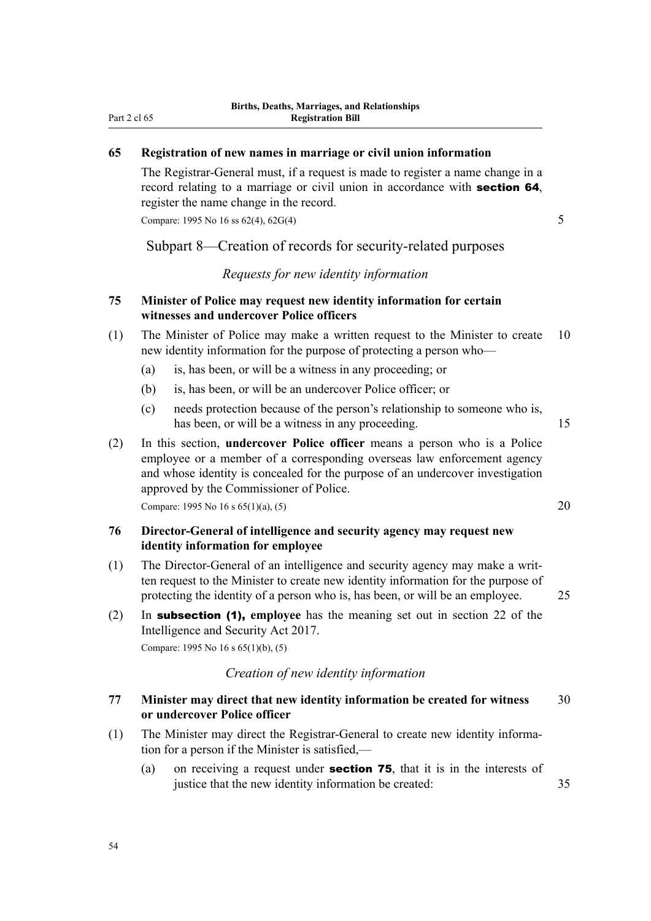### 65 Registration of new names in marriage or civil union information

The Registrar-General must, if a request is made to register a name change in a record relating to a marriage or civil union in accordance with **section 64**, register the name change in the record.

Compare: 1995 No 16 ss 62(4), 62G(4)

## Subpart 8—Creation of records for security-related purposes

### *Requests for new identity information*

### 75 Minister of Police may request new identity information for certain witnesses and undercover Police officers

(1) The Minister of Police may make a written request to the Minister to create new identity information for the purpose of protecting a person who—

(a) is, has been, or will be a witness in any proceeding; or

(b) is, has been, or will be an undercover Police officer; or

(c) needs protection because of the person's relationship to someone who is, has been, or will be a witness in any proceeding.

(2) In this section, **undercover Police officer** means a person who is a Police employee or a member of a corresponding overseas law enforcement agency and whose identity is concealed for the purpose of an undercover investigation approved by the Commissioner of Police.

Compare: 1995 No 16 s 65(1)(a), (5)

### 76 Director-General of intelligence and security agency may request new identity information for employee

(1) The Director-General of an intelligence and security agency may make a written request to the Minister to create new identity information for the purpose of protecting the identity of a person who is, has been, or will be an employee.

(2) In **subsection (1), employee** has the meaning set out in section 22 of the Intelligence and Security Act 2017.

Compare: 1995 No 16 s 65(1)(b), (5)

### *Creation of new identity information*

### 77 Minister may direct that new identity information be created for witness or undercover Police officer

(1) The Minister may direct the Registrar-General to create new identity information for a person if the Minister is satisfied,—

(a) on receiving a request under **section 75**, that it is in the interests of justice that the new identity information be created: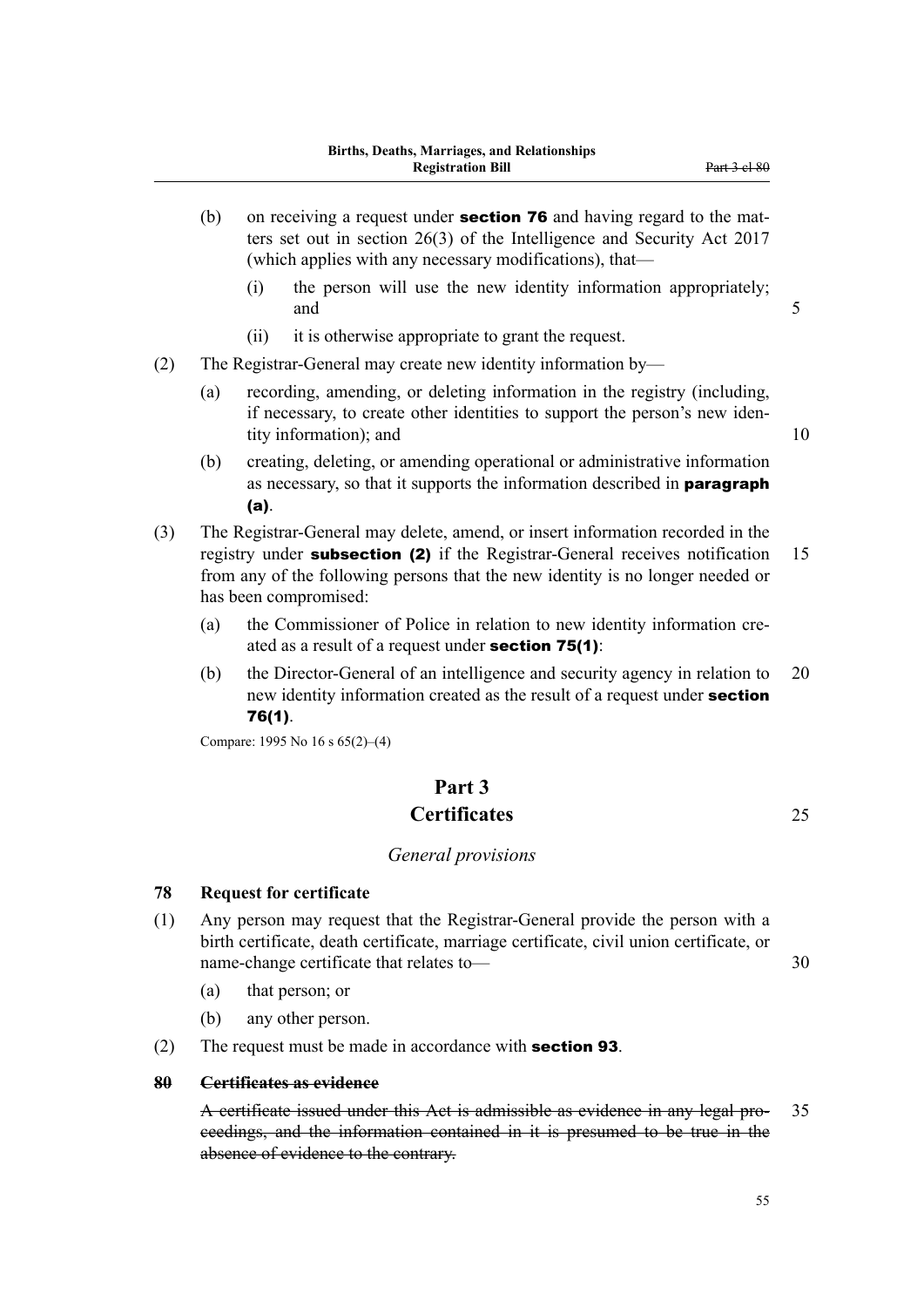(b) on receiving a request under **section 76** and having regard to the matters set out in section 26(3) of the Intelligence and Security Act 2017 (which applies with any necessary modifications), that—

(i) the person will use the new identity information appropriately; and

(ii) it is otherwise appropriate to grant the request.

(2) The Registrar-General may create new identity information by—

(a) recording, amending, or deleting information in the registry (including, if necessary, to create other identities to support the person's new identity information); and

(b) creating, deleting, or amending operational or administrative information as necessary, so that it supports the information described in **paragraph (a)**.

(3) The Registrar-General may delete, amend, or insert information recorded in the registry under **subsection (2)** if the Registrar-General receives notification from any of the following persons that the new identity is no longer needed or has been compromised:

(a) the Commissioner of Police in relation to new identity information created as a result of a request under **section 75(1)**:

(b) the Director-General of an intelligence and security agency in relation to new identity information created as the result of a request under **section 76(1)**.

Compare: 1995 No 16 s 65(2)–(4)

# Part 3
# Certificates

*General provisions*

### 78 Request for certificate

(1) Any person may request that the Registrar-General provide the person with a birth certificate, death certificate, marriage certificate, civil union certificate, or name-change certificate that relates to—

(a) that person; or

(b) any other person.

(2) The request must be made in accordance with **section 93**.

### ~~80 Certificates as evidence~~

~~A certificate issued under this Act is admissible as evidence in any legal proceedings, and the information contained in it is presumed to be true in the absence of evidence to the contrary.~~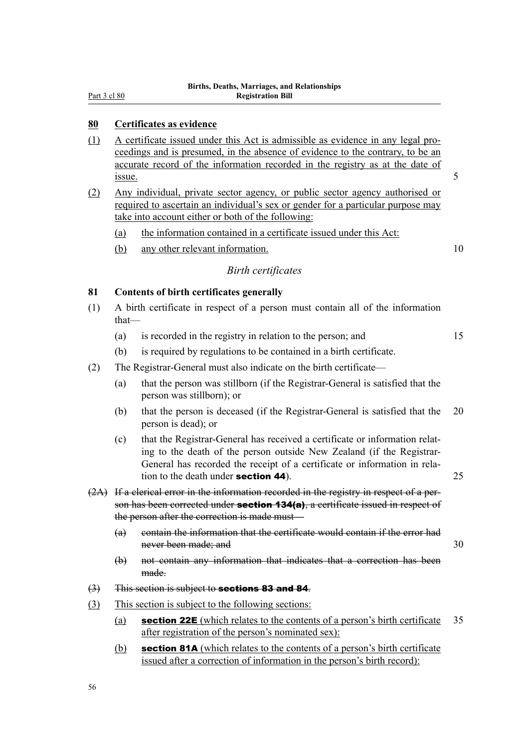## 80 Certificates as evidence

(1) A certificate issued under this Act is admissible as evidence in any legal proceedings and is presumed, in the absence of evidence to the contrary, to be an accurate record of the information recorded in the registry as at the date of issue.

(2) Any individual, private sector agency, or public sector agency authorised or required to ascertain an individual's sex or gender for a particular purpose may take into account either or both of the following:

(a) the information contained in a certificate issued under this Act:

(b) any other relevant information.

### *Birth certificates*

## 81 Contents of birth certificates generally

(1) A birth certificate in respect of a person must contain all of the information that—

(a) is recorded in the registry in relation to the person; and

(b) is required by regulations to be contained in a birth certificate.

(2) The Registrar-General must also indicate on the birth certificate—

(a) that the person was stillborn (if the Registrar-General is satisfied that the person was stillborn); or

(b) that the person is deceased (if the Registrar-General is satisfied that the person is dead); or

(c) that the Registrar-General has received a certificate or information relating to the death of the person outside New Zealand (if the Registrar-General has recorded the receipt of a certificate or information in relation to the death under **section 44**).

~~(2A) If a clerical error in the information recorded in the registry in respect of a person has been corrected under **section 134(a)**, a certificate issued in respect of the person after the correction is made must—~~

~~(a) contain the information that the certificate would contain if the error had never been made; and~~

~~(b) not contain any information that indicates that a correction has been made.~~

~~(3) This section is subject to **sections 83 and 84**.~~

(3) This section is subject to the following sections:

(a) **section 22E** (which relates to the contents of a person's birth certificate after registration of the person's nominated sex):

(b) **section 81A** (which relates to the contents of a person's birth certificate issued after a correction of information in the person's birth record):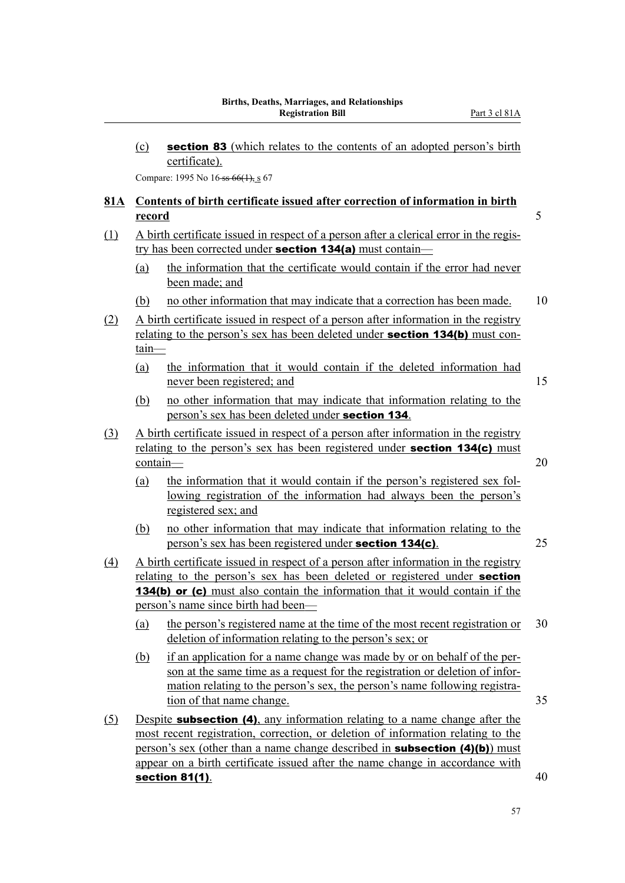(c) **section 83** (which relates to the contents of an adopted person's birth certificate).

Compare: 1995 No 16 ~~ss 66(1),~~ s 67

### 81A Contents of birth certificate issued after correction of information in birth record

(1) A birth certificate issued in respect of a person after a clerical error in the registry has been corrected under **section 134(a)** must contain—

(a) the information that the certificate would contain if the error had never been made; and

(b) no other information that may indicate that a correction has been made.

(2) A birth certificate issued in respect of a person after information in the registry relating to the person's sex has been deleted under **section 134(b)** must contain—

(a) the information that it would contain if the deleted information had never been registered; and

(b) no other information that may indicate that information relating to the person's sex has been deleted under **section 134**.

(3) A birth certificate issued in respect of a person after information in the registry relating to the person's sex has been registered under **section 134(c)** must contain—

(a) the information that it would contain if the person's registered sex following registration of the information had always been the person's registered sex; and

(b) no other information that may indicate that information relating to the person's sex has been registered under **section 134(c)**.

(4) A birth certificate issued in respect of a person after information in the registry relating to the person's sex has been deleted or registered under **section 134(b) or (c)** must also contain the information that it would contain if the person's name since birth had been—

(a) the person's registered name at the time of the most recent registration or deletion of information relating to the person's sex; or

(b) if an application for a name change was made by or on behalf of the person at the same time as a request for the registration or deletion of information relating to the person's sex, the person's name following registration of that name change.

(5) Despite **subsection (4)**, any information relating to a name change after the most recent registration, correction, or deletion of information relating to the person's sex (other than a name change described in **subsection (4)(b)**) must appear on a birth certificate issued after the name change in accordance with **section 81(1)**.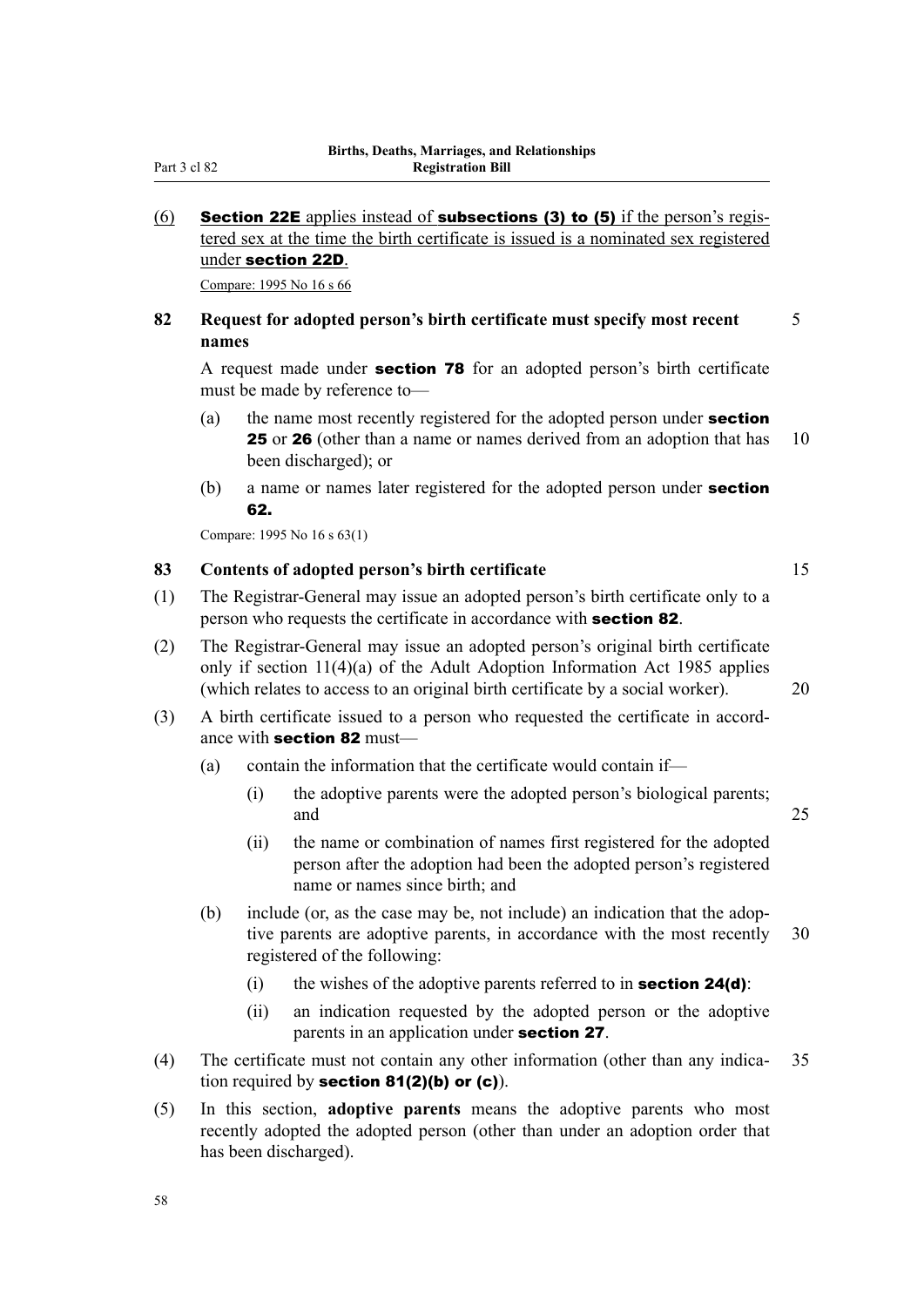(6) **Section 22E** applies instead of **subsections (3) to (5)** if the person's registered sex at the time the birth certificate is issued is a nominated sex registered under **section 22D**.

Compare: 1995 No 16 s 66

### 82 Request for adopted person's birth certificate must specify most recent names

A request made under **section 78** for an adopted person's birth certificate must be made by reference to—

(a) the name most recently registered for the adopted person under **section 25** or **26** (other than a name or names derived from an adoption that has been discharged); or

(b) a name or names later registered for the adopted person under **section 62.**

Compare: 1995 No 16 s 63(1)

### 83 Contents of adopted person's birth certificate

(1) The Registrar-General may issue an adopted person's birth certificate only to a person who requests the certificate in accordance with **section 82**.

(2) The Registrar-General may issue an adopted person's original birth certificate only if section 11(4)(a) of the Adult Adoption Information Act 1985 applies (which relates to access to an original birth certificate by a social worker).

(3) A birth certificate issued to a person who requested the certificate in accordance with **section 82** must—

(a) contain the information that the certificate would contain if—

(i) the adoptive parents were the adopted person's biological parents; and

(ii) the name or combination of names first registered for the adopted person after the adoption had been the adopted person's registered name or names since birth; and

(b) include (or, as the case may be, not include) an indication that the adoptive parents are adoptive parents, in accordance with the most recently registered of the following:

(i) the wishes of the adoptive parents referred to in **section 24(d)**:

(ii) an indication requested by the adopted person or the adoptive parents in an application under **section 27**.

(4) The certificate must not contain any other information (other than any indication required by **section 81(2)(b) or (c)**).

(5) In this section, **adoptive parents** means the adoptive parents who most recently adopted the adopted person (other than under an adoption order that has been discharged).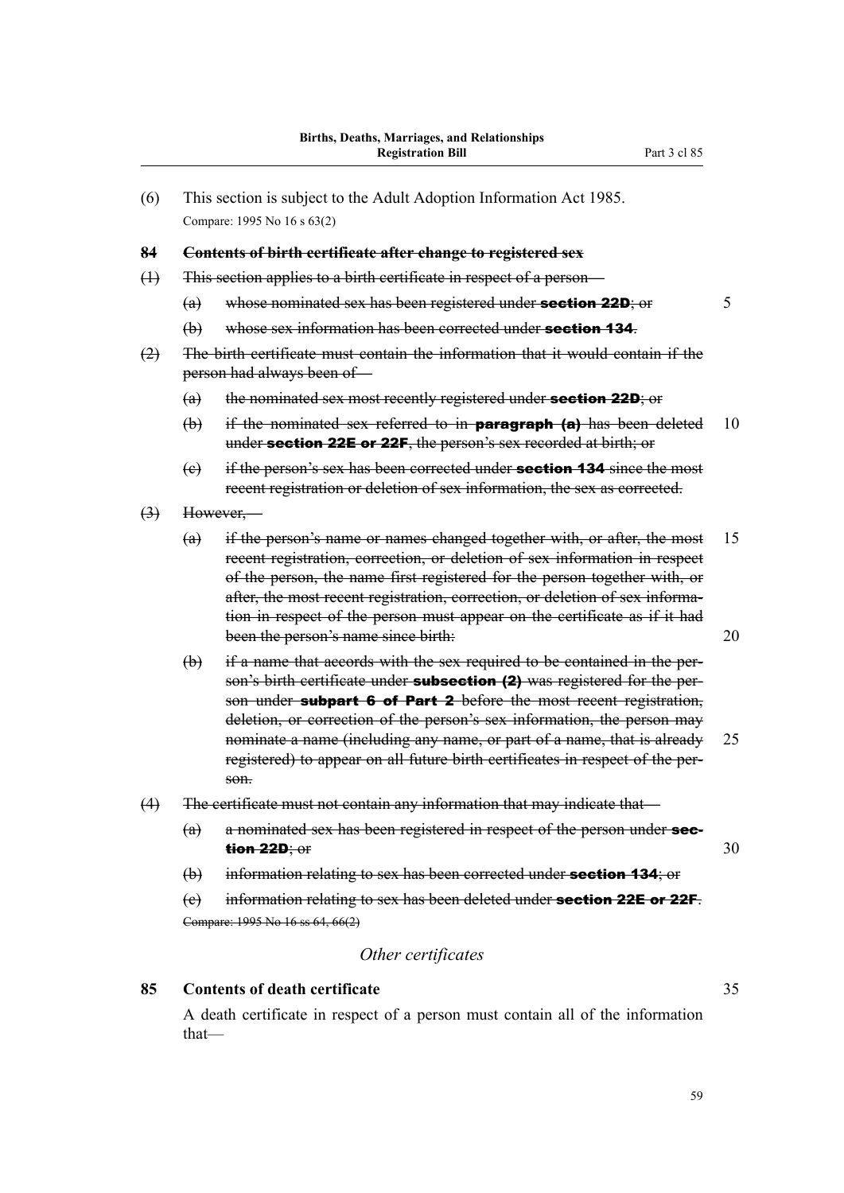(6) This section is subject to the Adult Adoption Information Act 1985.

Compare: 1995 No 16 s 63(2)

**~~84 Contents of birth certificate after change to registered sex~~**

~~(1) This section applies to a birth certificate in respect of a person—~~

~~(a) whose nominated sex has been registered under **section 22D**; or~~

~~(b) whose sex information has been corrected under **section 134**.~~

~~(2) The birth certificate must contain the information that it would contain if the person had always been of—~~

~~(a) the nominated sex most recently registered under **section 22D**; or~~

~~(b) if the nominated sex referred to in **paragraph (a)** has been deleted under **section 22E or 22F**, the person's sex recorded at birth; or~~

~~(c) if the person's sex has been corrected under **section 134** since the most recent registration or deletion of sex information, the sex as corrected.~~

~~(3) However,—~~

~~(a) if the person's name or names changed together with, or after, the most recent registration, correction, or deletion of sex information in respect of the person, the name first registered for the person together with, or after, the most recent registration, correction, or deletion of sex information in respect of the person must appear on the certificate as if it had been the person's name since birth:~~

~~(b) if a name that accords with the sex required to be contained in the person's birth certificate under **subsection (2)** was registered for the person under **subpart 6 of Part 2** before the most recent registration, deletion, or correction of the person's sex information, the person may nominate a name (including any name, or part of a name, that is already registered) to appear on all future birth certificates in respect of the person.~~

~~(4) The certificate must not contain any information that may indicate that—~~

~~(a) a nominated sex has been registered in respect of the person under **section 22D**; or~~

~~(b) information relating to sex has been corrected under **section 134**; or~~

~~(c) information relating to sex has been deleted under **section 22E or 22F**.~~

~~Compare: 1995 No 16 ss 64, 66(2)~~

*Other certificates*

**85 Contents of death certificate**

A death certificate in respect of a person must contain all of the information that—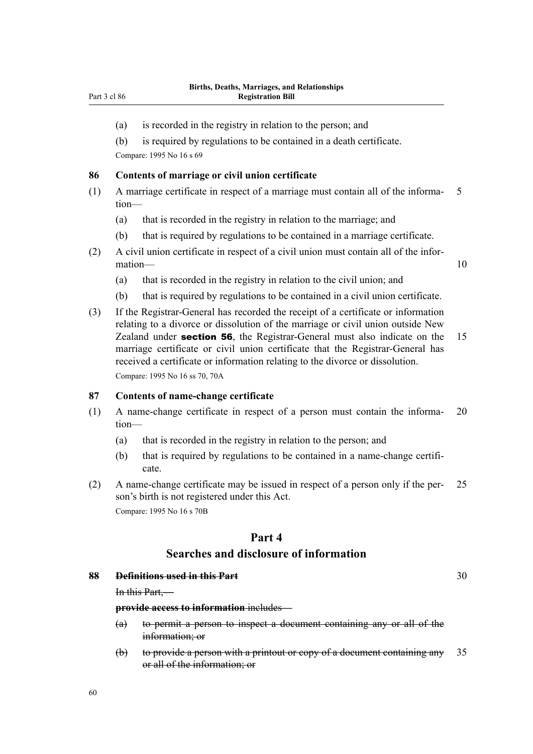(a) is recorded in the registry in relation to the person; and

(b) is required by regulations to be contained in a death certificate.

Compare: 1995 No 16 s 69

### 86 Contents of marriage or civil union certificate

(1) A marriage certificate in respect of a marriage must contain all of the information—

(a) that is recorded in the registry in relation to the marriage; and

(b) that is required by regulations to be contained in a marriage certificate.

(2) A civil union certificate in respect of a civil union must contain all of the information—

(a) that is recorded in the registry in relation to the civil union; and

(b) that is required by regulations to be contained in a civil union certificate.

(3) If the Registrar-General has recorded the receipt of a certificate or information relating to a divorce or dissolution of the marriage or civil union outside New Zealand under **section 56**, the Registrar-General must also indicate on the marriage certificate or civil union certificate that the Registrar-General has received a certificate or information relating to the divorce or dissolution.

Compare: 1995 No 16 ss 70, 70A

### 87 Contents of name-change certificate

(1) A name-change certificate in respect of a person must contain the information—

(a) that is recorded in the registry in relation to the person; and

(b) that is required by regulations to be contained in a name-change certificate.

(2) A name-change certificate may be issued in respect of a person only if the person's birth is not registered under this Act.

Compare: 1995 No 16 s 70B

## Part 4
## Searches and disclosure of information

### ~~88 Definitions used in this Part~~

~~In this Part,—~~

~~**provide access to information** includes—~~

~~(a) to permit a person to inspect a document containing any or all of the information; or~~

~~(b) to provide a person with a printout or copy of a document containing any or all of the information; or~~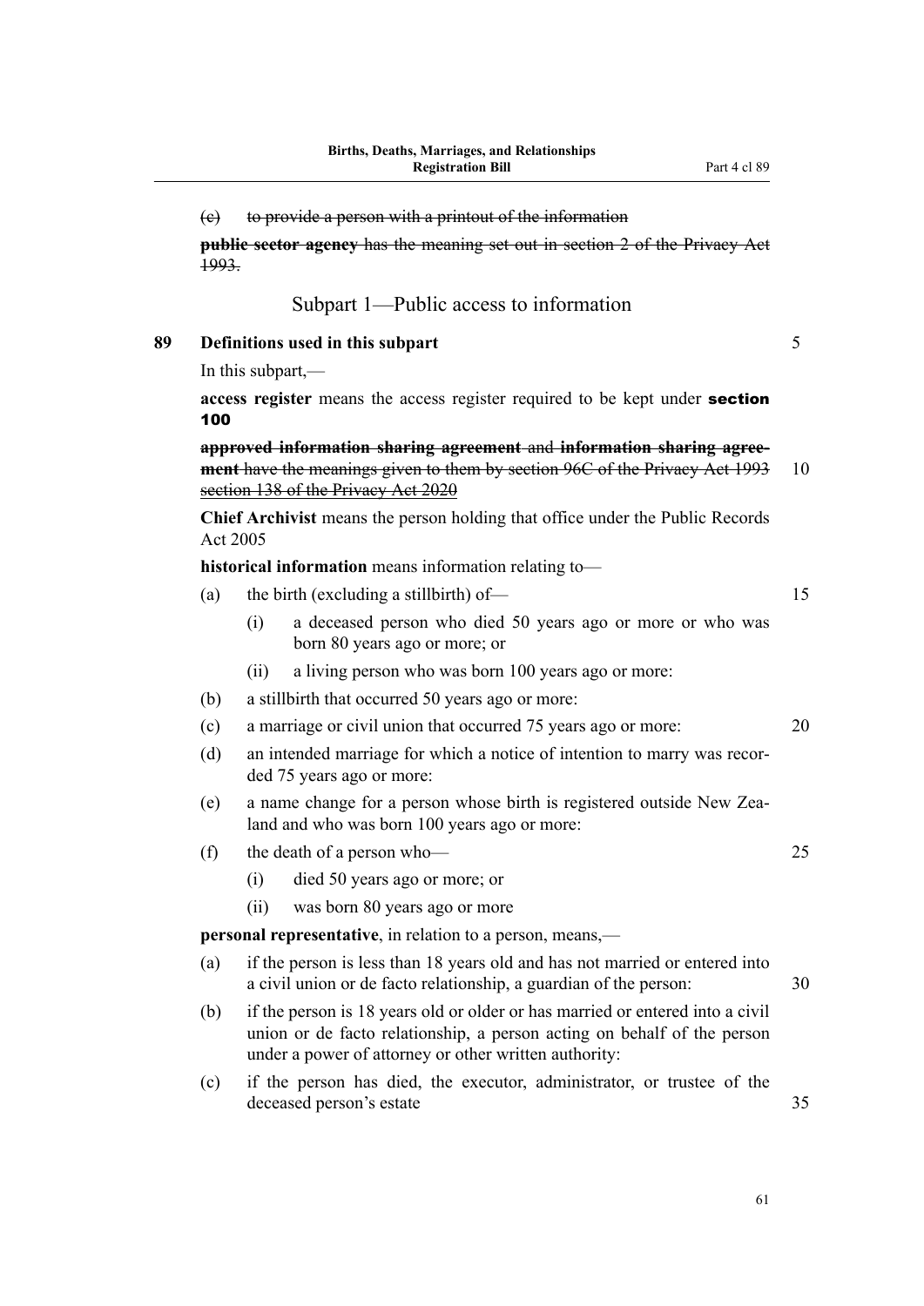~~(c) to provide a person with a printout of the information~~

~~**public sector agency** has the meaning set out in section 2 of the Privacy Act 1993.~~

## Subpart 1—Public access to information

### 89 Definitions used in this subpart

In this subpart,—

**access register** means the access register required to be kept under **section 100**

~~**approved information sharing agreement** and **information sharing agreement** have the meanings given to them by section 96C of the Privacy Act 1993~~ ~~section 138 of the Privacy Act 2020~~

**Chief Archivist** means the person holding that office under the Public Records Act 2005

**historical information** means information relating to—

(a) the birth (excluding a stillbirth) of—

  (i) a deceased person who died 50 years ago or more or who was born 80 years ago or more; or

  (ii) a living person who was born 100 years ago or more:

(b) a stillbirth that occurred 50 years ago or more:

(c) a marriage or civil union that occurred 75 years ago or more:

(d) an intended marriage for which a notice of intention to marry was recorded 75 years ago or more:

(e) a name change for a person whose birth is registered outside New Zealand and who was born 100 years ago or more:

(f) the death of a person who—

  (i) died 50 years ago or more; or

  (ii) was born 80 years ago or more

**personal representative**, in relation to a person, means,—

(a) if the person is less than 18 years old and has not married or entered into a civil union or de facto relationship, a guardian of the person:

(b) if the person is 18 years old or older or has married or entered into a civil union or de facto relationship, a person acting on behalf of the person under a power of attorney or other written authority:

(c) if the person has died, the executor, administrator, or trustee of the deceased person's estate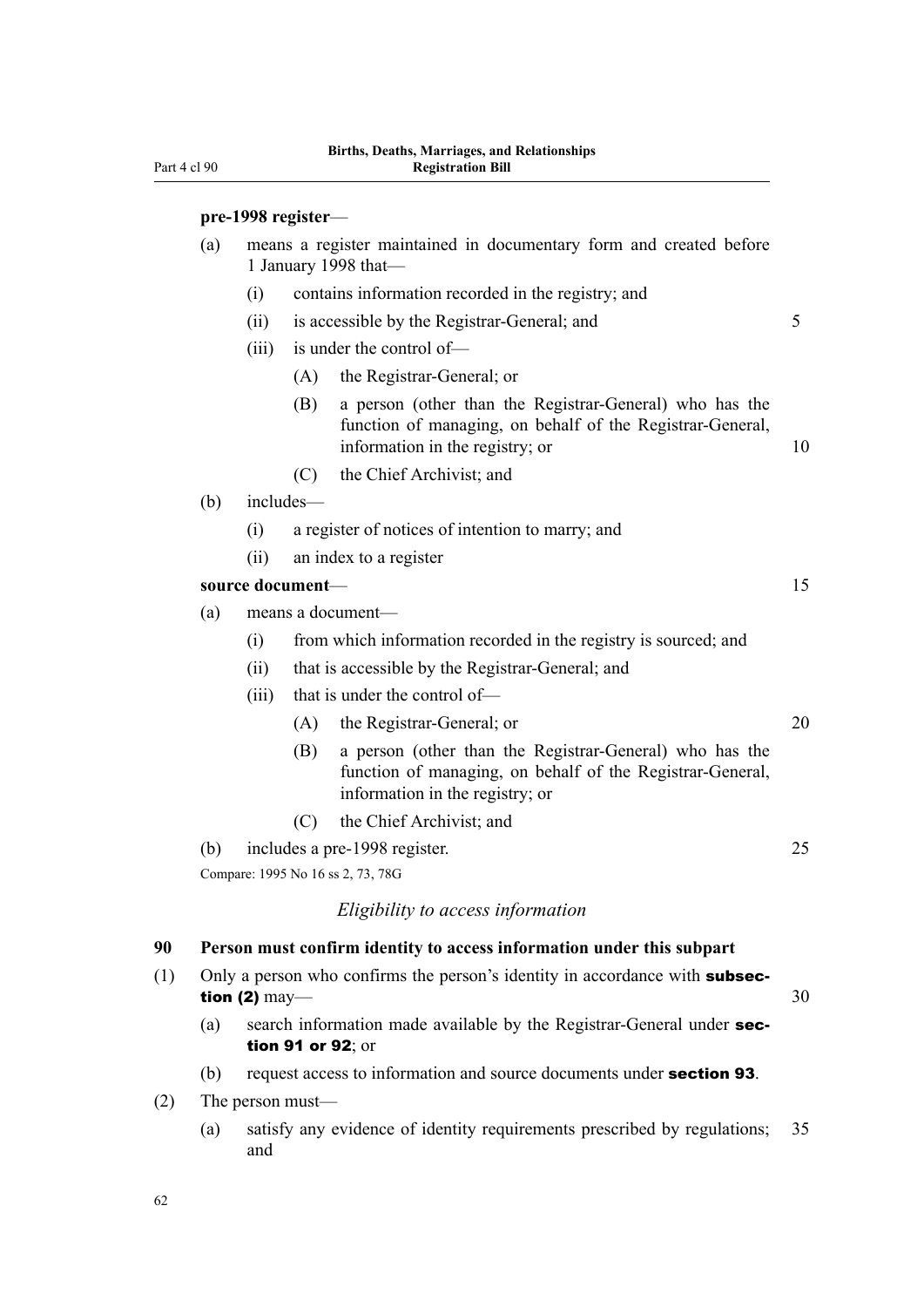**pre-1998 register**—

(a) means a register maintained in documentary form and created before 1 January 1998 that—

  (i) contains information recorded in the registry; and

  (ii) is accessible by the Registrar-General; and

  (iii) is under the control of—

    (A) the Registrar-General; or

    (B) a person (other than the Registrar-General) who has the function of managing, on behalf of the Registrar-General, information in the registry; or

    (C) the Chief Archivist; and

(b) includes—

  (i) a register of notices of intention to marry; and

  (ii) an index to a register

**source document**—

(a) means a document—

  (i) from which information recorded in the registry is sourced; and

  (ii) that is accessible by the Registrar-General; and

  (iii) that is under the control of—

    (A) the Registrar-General; or

    (B) a person (other than the Registrar-General) who has the function of managing, on behalf of the Registrar-General, information in the registry; or

    (C) the Chief Archivist; and

(b) includes a pre-1998 register.

Compare: 1995 No 16 ss 2, 73, 78G

### *Eligibility to access information*

### 90 Person must confirm identity to access information under this subpart

(1) Only a person who confirms the person's identity in accordance with **subsection (2)** may—

  (a) search information made available by the Registrar-General under **section 91 or 92**; or

  (b) request access to information and source documents under **section 93**.

(2) The person must—

  (a) satisfy any evidence of identity requirements prescribed by regulations; and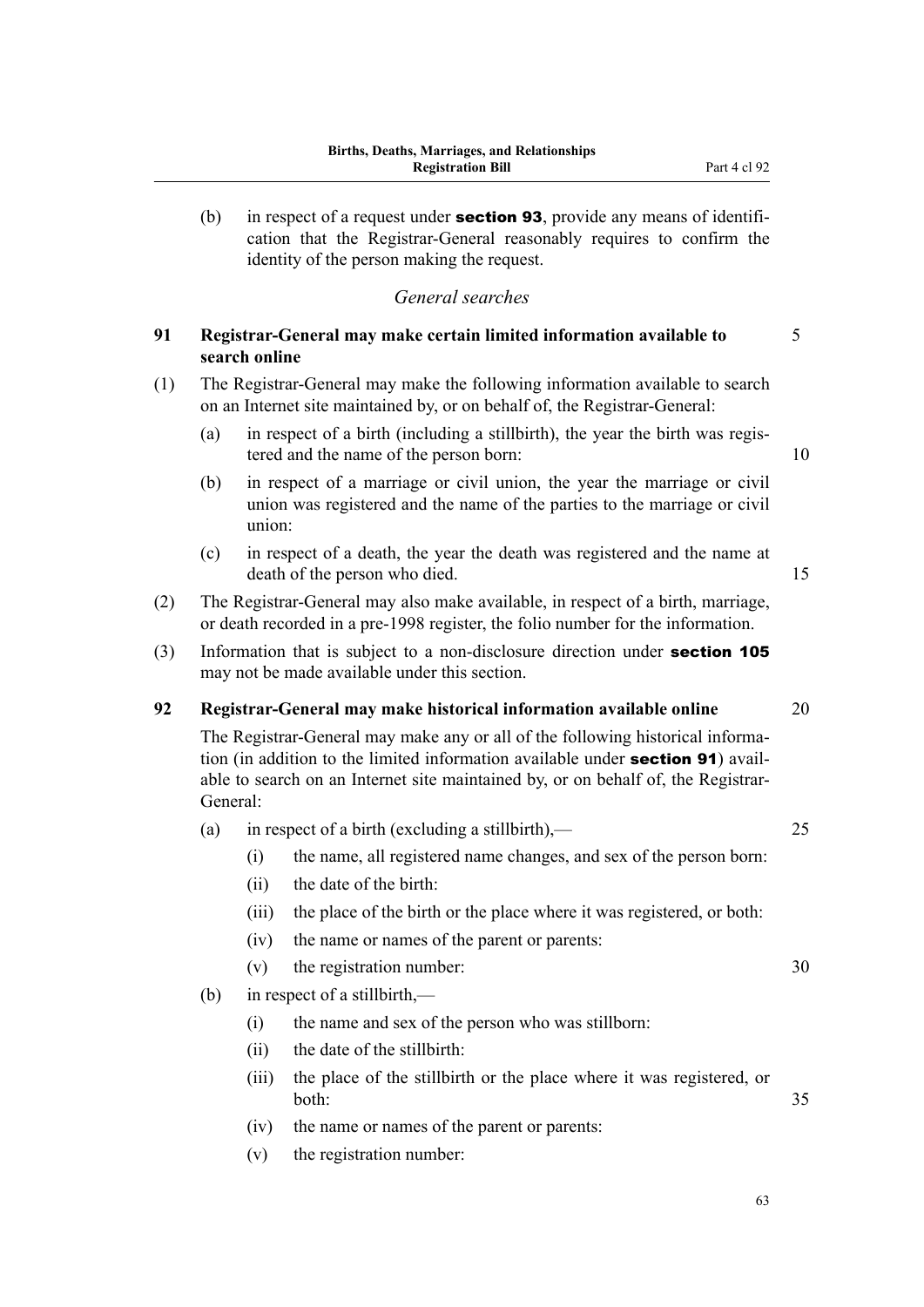(b) in respect of a request under **section 93**, provide any means of identification that the Registrar-General reasonably requires to confirm the identity of the person making the request.

*General searches*

### 91 Registrar-General may make certain limited information available to search online

(1) The Registrar-General may make the following information available to search on an Internet site maintained by, or on behalf of, the Registrar-General:

(a) in respect of a birth (including a stillbirth), the year the birth was registered and the name of the person born:

(b) in respect of a marriage or civil union, the year the marriage or civil union was registered and the name of the parties to the marriage or civil union:

(c) in respect of a death, the year the death was registered and the name at death of the person who died.

(2) The Registrar-General may also make available, in respect of a birth, marriage, or death recorded in a pre-1998 register, the folio number for the information.

(3) Information that is subject to a non-disclosure direction under **section 105** may not be made available under this section.

### 92 Registrar-General may make historical information available online

The Registrar-General may make any or all of the following historical information (in addition to the limited information available under **section 91**) available to search on an Internet site maintained by, or on behalf of, the Registrar-General:

(a) in respect of a birth (excluding a stillbirth),—

(i) the name, all registered name changes, and sex of the person born:

(ii) the date of the birth:

(iii) the place of the birth or the place where it was registered, or both:

(iv) the name or names of the parent or parents:

(v) the registration number:

(b) in respect of a stillbirth,—

(i) the name and sex of the person who was stillborn:

(ii) the date of the stillbirth:

(iii) the place of the stillbirth or the place where it was registered, or both:

(iv) the name or names of the parent or parents:

(v) the registration number: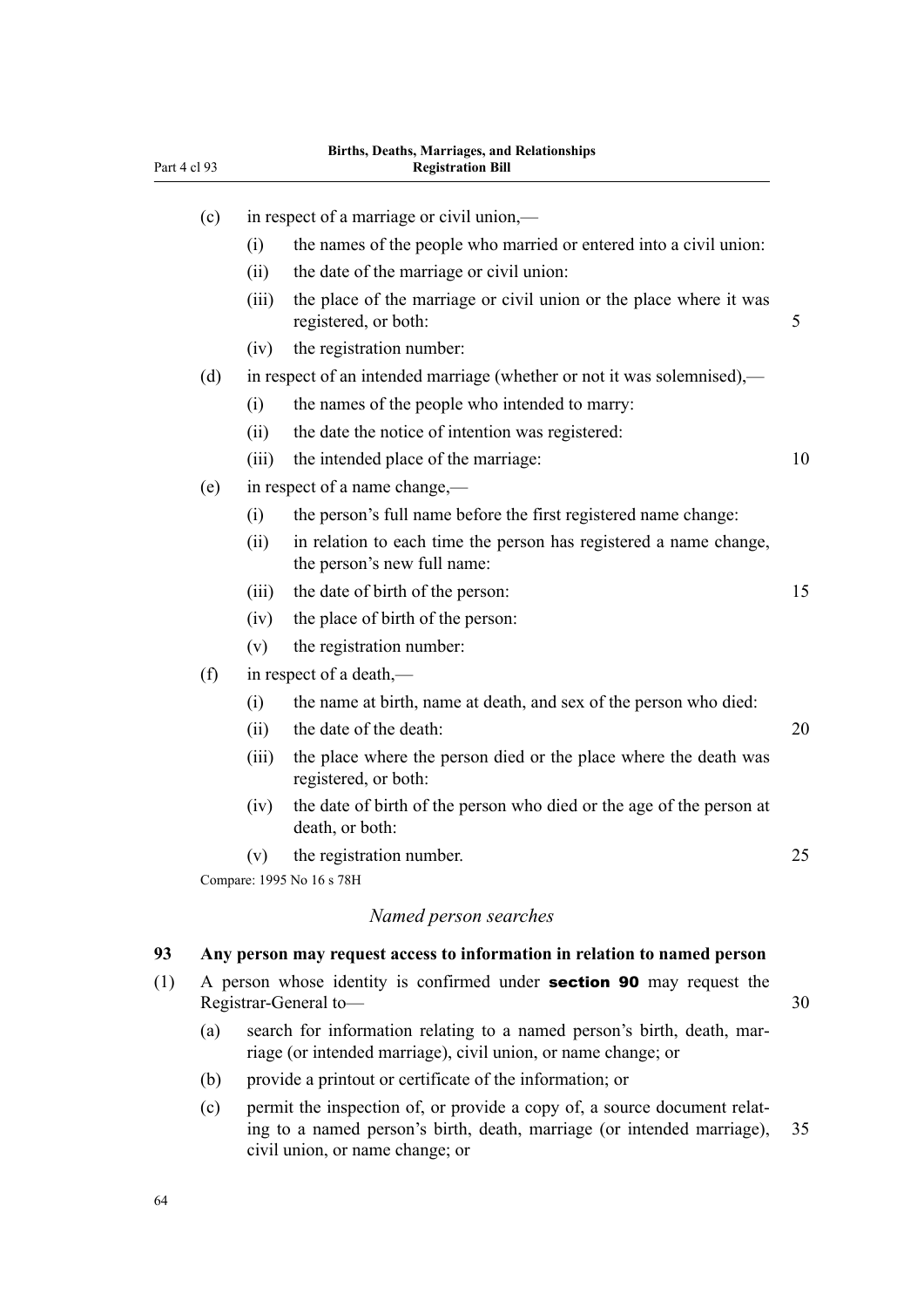- (c) in respect of a marriage or civil union,—
  - (i) the names of the people who married or entered into a civil union:
  - (ii) the date of the marriage or civil union:
  - (iii) the place of the marriage or civil union or the place where it was registered, or both:
  - (iv) the registration number:
- (d) in respect of an intended marriage (whether or not it was solemnised),—
  - (i) the names of the people who intended to marry:
  - (ii) the date the notice of intention was registered:
  - (iii) the intended place of the marriage:
- (e) in respect of a name change,—
  - (i) the person's full name before the first registered name change:
  - (ii) in relation to each time the person has registered a name change, the person's new full name:
  - (iii) the date of birth of the person:
  - (iv) the place of birth of the person:
  - (v) the registration number:
- (f) in respect of a death,—
  - (i) the name at birth, name at death, and sex of the person who died:
  - (ii) the date of the death:
  - (iii) the place where the person died or the place where the death was registered, or both:
  - (iv) the date of birth of the person who died or the age of the person at death, or both:
  - (v) the registration number.

Compare: 1995 No 16 s 78H

*Named person searches*

**93 Any person may request access to information in relation to named person**

(1) A person whose identity is confirmed under **section 90** may request the Registrar-General to—

- (a) search for information relating to a named person's birth, death, marriage (or intended marriage), civil union, or name change; or
- (b) provide a printout or certificate of the information; or
- (c) permit the inspection of, or provide a copy of, a source document relating to a named person's birth, death, marriage (or intended marriage), civil union, or name change; or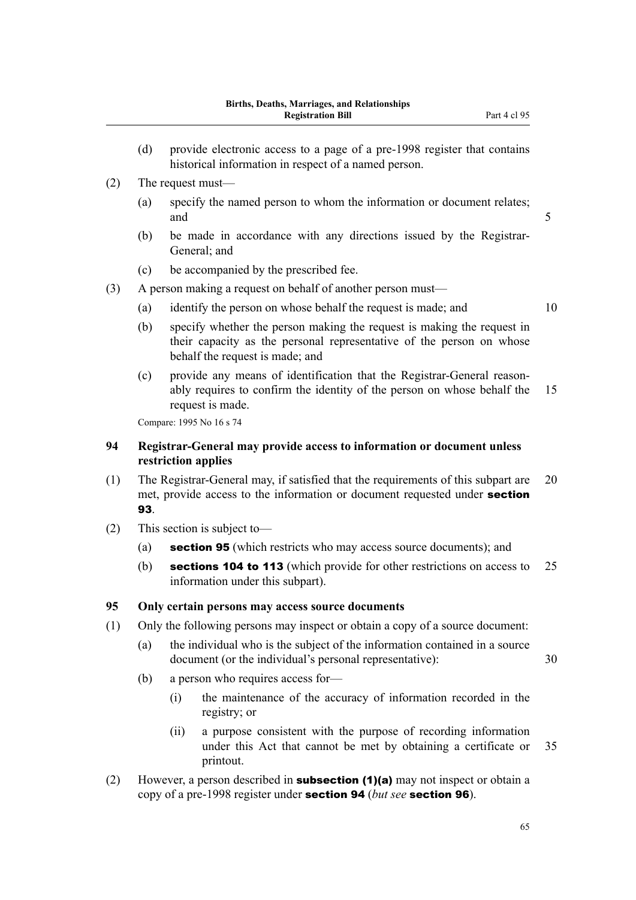(d) provide electronic access to a page of a pre-1998 register that contains historical information in respect of a named person.

(2) The request must—

(a) specify the named person to whom the information or document relates; and

(b) be made in accordance with any directions issued by the Registrar-General; and

(c) be accompanied by the prescribed fee.

(3) A person making a request on behalf of another person must—

(a) identify the person on whose behalf the request is made; and

(b) specify whether the person making the request is making the request in their capacity as the personal representative of the person on whose behalf the request is made; and

(c) provide any means of identification that the Registrar-General reasonably requires to confirm the identity of the person on whose behalf the request is made.

Compare: 1995 No 16 s 74

### 94 Registrar-General may provide access to information or document unless restriction applies

(1) The Registrar-General may, if satisfied that the requirements of this subpart are met, provide access to the information or document requested under **section 93**.

(2) This section is subject to—

(a) **section 95** (which restricts who may access source documents); and

(b) **sections 104 to 113** (which provide for other restrictions on access to information under this subpart).

### 95 Only certain persons may access source documents

(1) Only the following persons may inspect or obtain a copy of a source document:

(a) the individual who is the subject of the information contained in a source document (or the individual's personal representative):

(b) a person who requires access for—

(i) the maintenance of the accuracy of information recorded in the registry; or

(ii) a purpose consistent with the purpose of recording information under this Act that cannot be met by obtaining a certificate or printout.

(2) However, a person described in **subsection (1)(a)** may not inspect or obtain a copy of a pre-1998 register under **section 94** (*but see* **section 96**).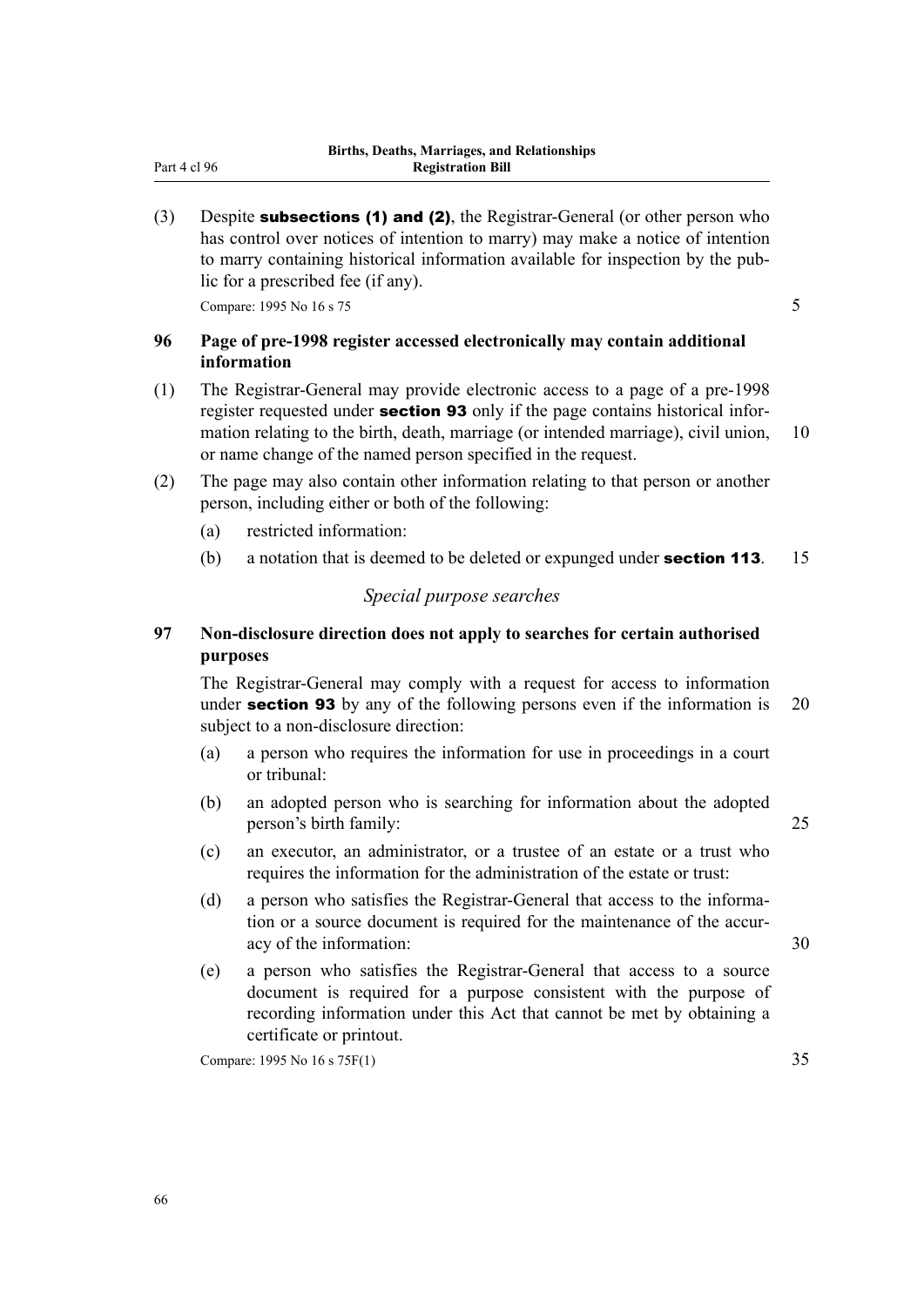(3) Despite **subsections (1) and (2)**, the Registrar-General (or other person who has control over notices of intention to marry) may make a notice of intention to marry containing historical information available for inspection by the public for a prescribed fee (if any).

Compare: 1995 No 16 s 75

### 96 Page of pre-1998 register accessed electronically may contain additional information

(1) The Registrar-General may provide electronic access to a page of a pre-1998 register requested under **section 93** only if the page contains historical information relating to the birth, death, marriage (or intended marriage), civil union, or name change of the named person specified in the request.

(2) The page may also contain other information relating to that person or another person, including either or both of the following:

- (a) restricted information:
- (b) a notation that is deemed to be deleted or expunged under **section 113**.

*Special purpose searches*

### 97 Non-disclosure direction does not apply to searches for certain authorised purposes

The Registrar-General may comply with a request for access to information under **section 93** by any of the following persons even if the information is subject to a non-disclosure direction:

- (a) a person who requires the information for use in proceedings in a court or tribunal:
- (b) an adopted person who is searching for information about the adopted person's birth family:
- (c) an executor, an administrator, or a trustee of an estate or a trust who requires the information for the administration of the estate or trust:
- (d) a person who satisfies the Registrar-General that access to the information or a source document is required for the maintenance of the accuracy of the information:
- (e) a person who satisfies the Registrar-General that access to a source document is required for a purpose consistent with the purpose of recording information under this Act that cannot be met by obtaining a certificate or printout.

Compare: 1995 No 16 s 75F(1)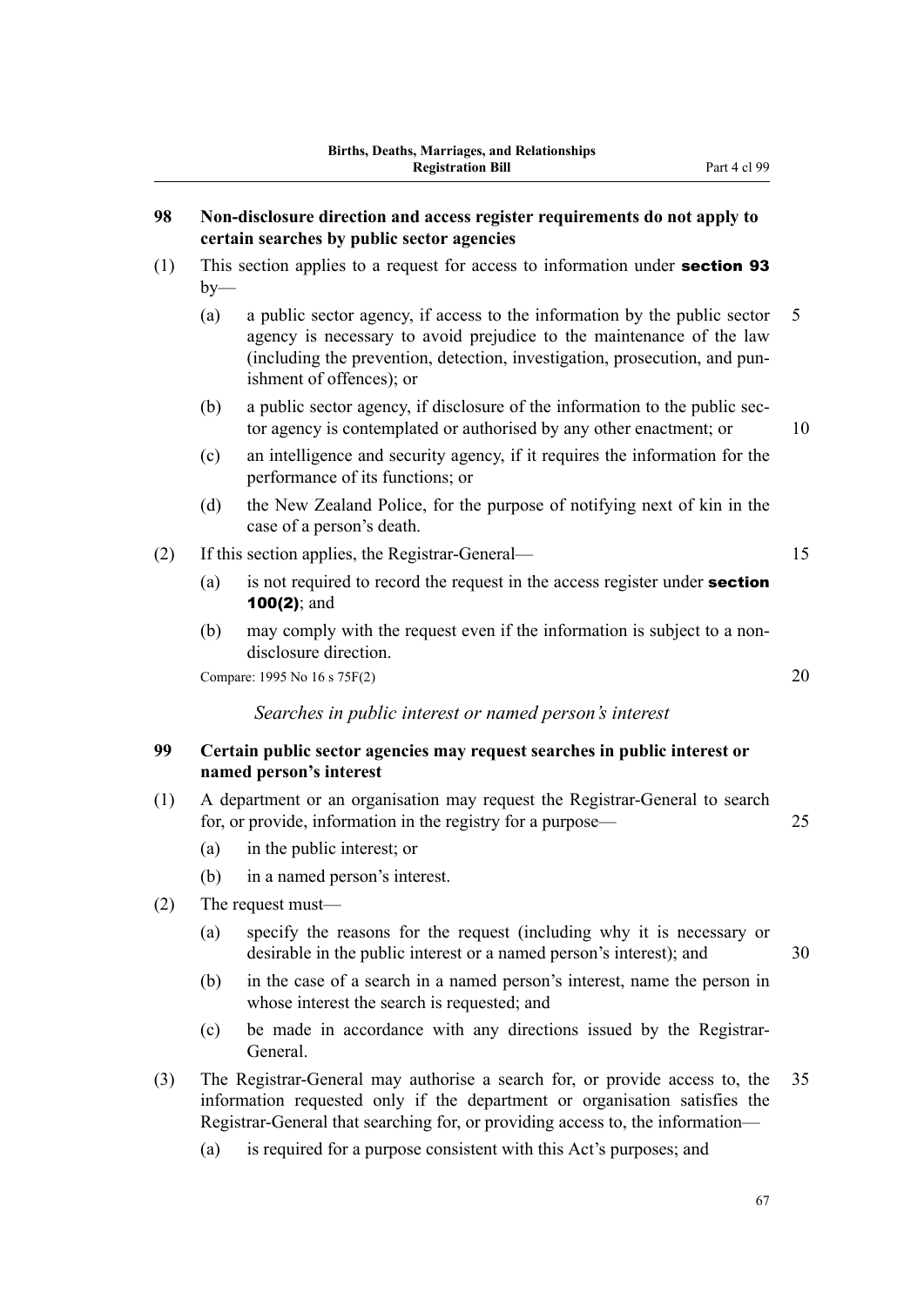**98 Non-disclosure direction and access register requirements do not apply to certain searches by public sector agencies**

(1) This section applies to a request for access to information under **section 93** by—

(a) a public sector agency, if access to the information by the public sector agency is necessary to avoid prejudice to the maintenance of the law (including the prevention, detection, investigation, prosecution, and punishment of offences); or

(b) a public sector agency, if disclosure of the information to the public sector agency is contemplated or authorised by any other enactment; or

(c) an intelligence and security agency, if it requires the information for the performance of its functions; or

(d) the New Zealand Police, for the purpose of notifying next of kin in the case of a person's death.

(2) If this section applies, the Registrar-General—

(a) is not required to record the request in the access register under **section 100(2)**; and

(b) may comply with the request even if the information is subject to a non-disclosure direction.

Compare: 1995 No 16 s 75F(2)

*Searches in public interest or named person's interest*

**99 Certain public sector agencies may request searches in public interest or named person's interest**

(1) A department or an organisation may request the Registrar-General to search for, or provide, information in the registry for a purpose—

(a) in the public interest; or

(b) in a named person's interest.

(2) The request must—

(a) specify the reasons for the request (including why it is necessary or desirable in the public interest or a named person's interest); and

(b) in the case of a search in a named person's interest, name the person in whose interest the search is requested; and

(c) be made in accordance with any directions issued by the Registrar-General.

(3) The Registrar-General may authorise a search for, or provide access to, the information requested only if the department or organisation satisfies the Registrar-General that searching for, or providing access to, the information—

(a) is required for a purpose consistent with this Act's purposes; and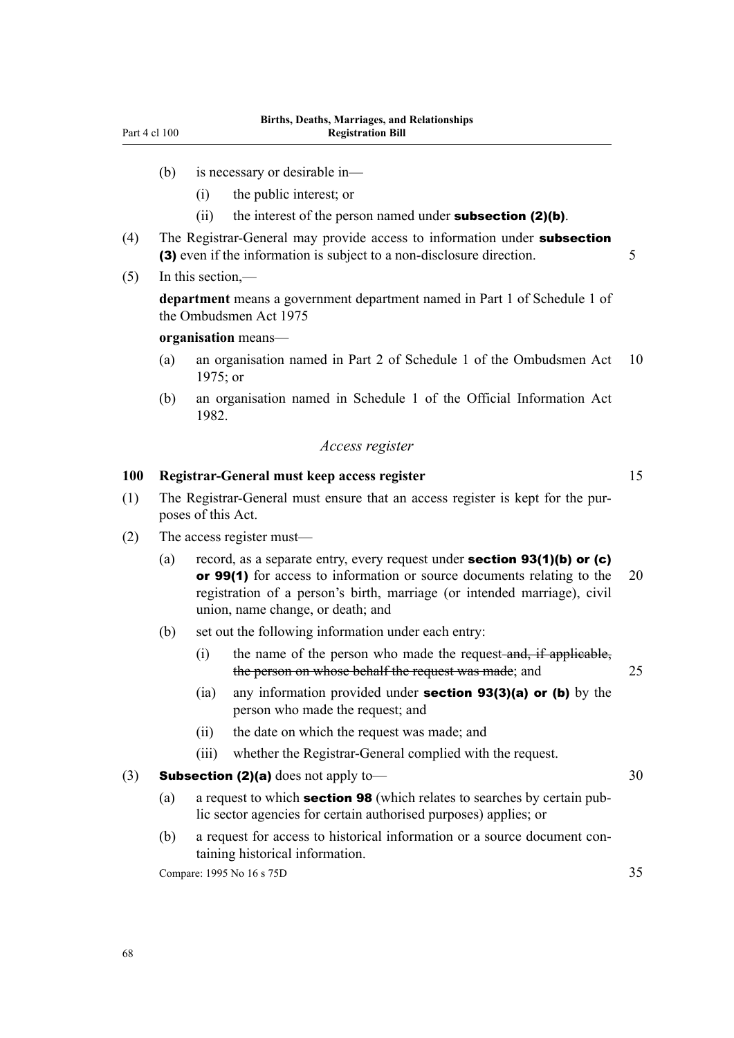(b) is necessary or desirable in—

(i) the public interest; or

(ii) the interest of the person named under **subsection (2)(b)**.

(4) The Registrar-General may provide access to information under **subsection (3)** even if the information is subject to a non-disclosure direction.

(5) In this section,—

**department** means a government department named in Part 1 of Schedule 1 of the Ombudsmen Act 1975

**organisation** means—

(a) an organisation named in Part 2 of Schedule 1 of the Ombudsmen Act 1975; or

(b) an organisation named in Schedule 1 of the Official Information Act 1982.

*Access register*

### 100 Registrar-General must keep access register

(1) The Registrar-General must ensure that an access register is kept for the purposes of this Act.

(2) The access register must—

(a) record, as a separate entry, every request under **section 93(1)(b) or (c) or 99(1)** for access to information or source documents relating to the registration of a person's birth, marriage (or intended marriage), civil union, name change, or death; and

(b) set out the following information under each entry:

(i) the name of the person who made the request ~~and, if applicable, the person on whose behalf the request was made~~; and

(ia) any information provided under **section 93(3)(a) or (b)** by the person who made the request; and

(ii) the date on which the request was made; and

(iii) whether the Registrar-General complied with the request.

(3) **Subsection (2)(a)** does not apply to—

(a) a request to which **section 98** (which relates to searches by certain public sector agencies for certain authorised purposes) applies; or

(b) a request for access to historical information or a source document containing historical information.

Compare: 1995 No 16 s 75D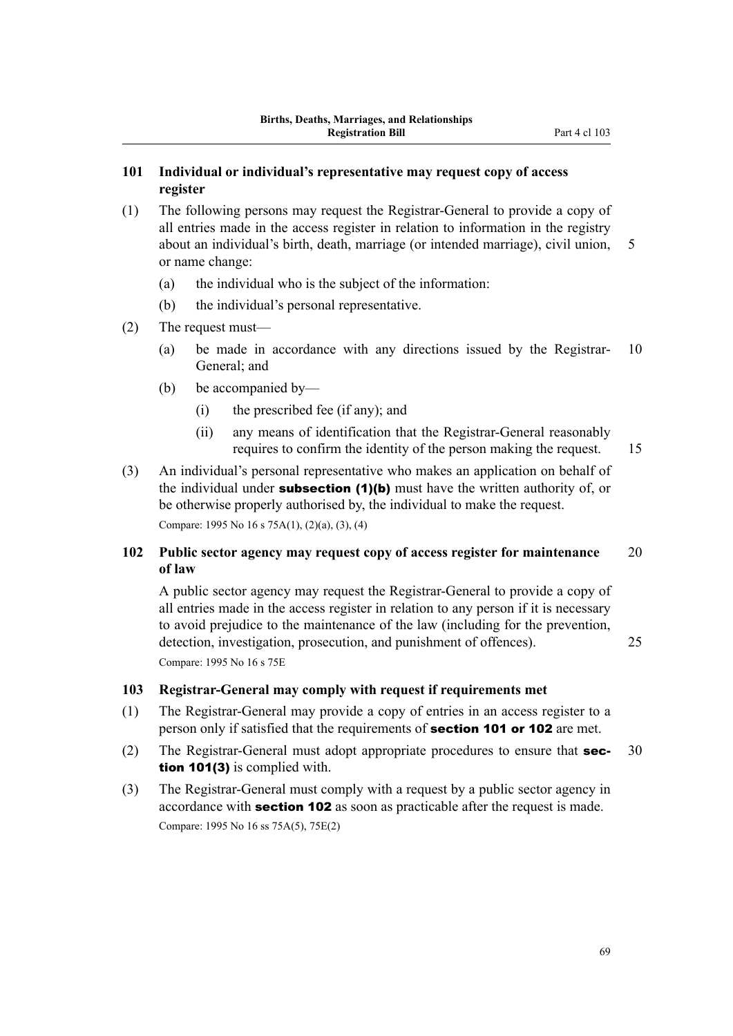### 101 Individual or individual's representative may request copy of access register

(1) The following persons may request the Registrar-General to provide a copy of all entries made in the access register in relation to information in the registry about an individual's birth, death, marriage (or intended marriage), civil union, or name change:

(a) the individual who is the subject of the information:

(b) the individual's personal representative.

(2) The request must—

(a) be made in accordance with any directions issued by the Registrar-General; and

(b) be accompanied by—

(i) the prescribed fee (if any); and

(ii) any means of identification that the Registrar-General reasonably requires to confirm the identity of the person making the request.

(3) An individual's personal representative who makes an application on behalf of the individual under **subsection (1)(b)** must have the written authority of, or be otherwise properly authorised by, the individual to make the request.

Compare: 1995 No 16 s 75A(1), (2)(a), (3), (4)

### 102 Public sector agency may request copy of access register for maintenance of law

A public sector agency may request the Registrar-General to provide a copy of all entries made in the access register in relation to any person if it is necessary to avoid prejudice to the maintenance of the law (including for the prevention, detection, investigation, prosecution, and punishment of offences).

Compare: 1995 No 16 s 75E

### 103 Registrar-General may comply with request if requirements met

(1) The Registrar-General may provide a copy of entries in an access register to a person only if satisfied that the requirements of **section 101 or 102** are met.

(2) The Registrar-General must adopt appropriate procedures to ensure that **section 101(3)** is complied with.

(3) The Registrar-General must comply with a request by a public sector agency in accordance with **section 102** as soon as practicable after the request is made.

Compare: 1995 No 16 ss 75A(5), 75E(2)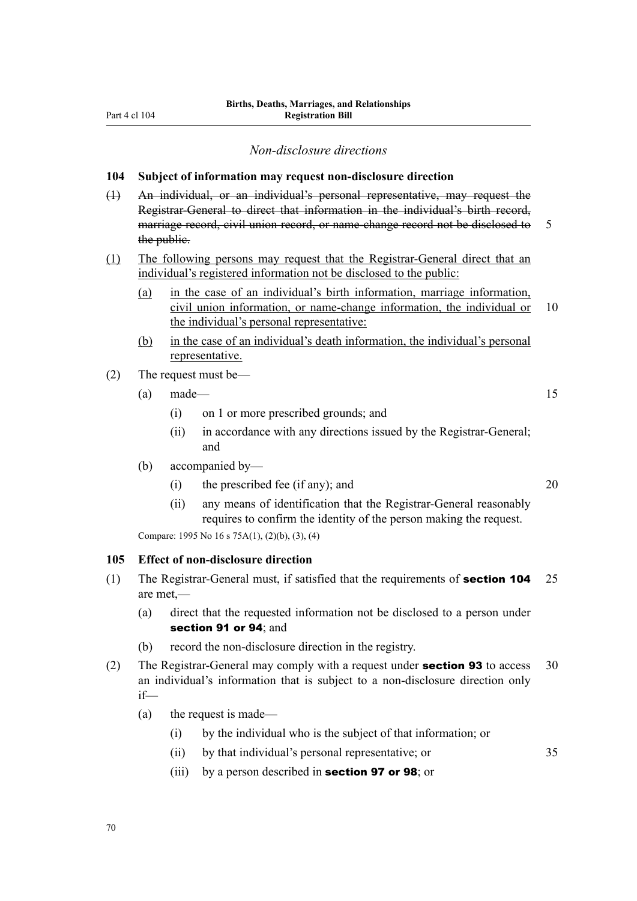*Non-disclosure directions*

**104 Subject of information may request non-disclosure direction**

~~(1) An individual, or an individual's personal representative, may request the Registrar-General to direct that information in the individual's birth record, marriage record, civil union record, or name-change record not be disclosed to the public.~~

<u>(1) The following persons may request that the Registrar-General direct that an individual's registered information not be disclosed to the public:</u>

<u>(a) in the case of an individual's birth information, marriage information, civil union information, or name-change information, the individual or the individual's personal representative:</u>

<u>(b) in the case of an individual's death information, the individual's personal representative.</u>

(2) The request must be—

(a) made—

(i) on 1 or more prescribed grounds; and

(ii) in accordance with any directions issued by the Registrar-General; and

(b) accompanied by—

(i) the prescribed fee (if any); and

(ii) any means of identification that the Registrar-General reasonably requires to confirm the identity of the person making the request.

Compare: 1995 No 16 s 75A(1), (2)(b), (3), (4)

**105 Effect of non-disclosure direction**

(1) The Registrar-General must, if satisfied that the requirements of **section 104** are met,—

(a) direct that the requested information not be disclosed to a person under **section 91 or 94**; and

(b) record the non-disclosure direction in the registry.

(2) The Registrar-General may comply with a request under **section 93** to access an individual's information that is subject to a non-disclosure direction only if—

(a) the request is made—

(i) by the individual who is the subject of that information; or

(ii) by that individual's personal representative; or

(iii) by a person described in **section 97 or 98**; or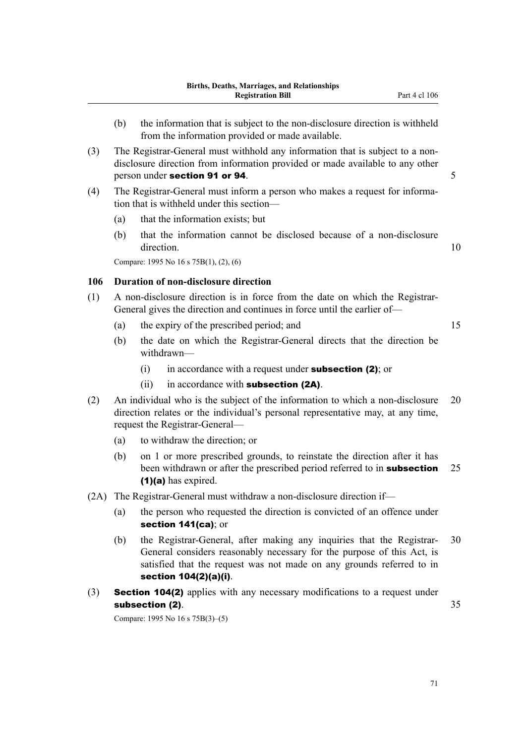(b) the information that is subject to the non-disclosure direction is withheld from the information provided or made available.

(3) The Registrar-General must withhold any information that is subject to a non-disclosure direction from information provided or made available to any other person under **section 91 or 94**.

(4) The Registrar-General must inform a person who makes a request for information that is withheld under this section—

(a) that the information exists; but

(b) that the information cannot be disclosed because of a non-disclosure direction.

Compare: 1995 No 16 s 75B(1), (2), (6)

### 106 Duration of non-disclosure direction

(1) A non-disclosure direction is in force from the date on which the Registrar-General gives the direction and continues in force until the earlier of—

(a) the expiry of the prescribed period; and

(b) the date on which the Registrar-General directs that the direction be withdrawn—

(i) in accordance with a request under **subsection (2)**; or

(ii) in accordance with **subsection (2A)**.

(2) An individual who is the subject of the information to which a non-disclosure direction relates or the individual's personal representative may, at any time, request the Registrar-General—

(a) to withdraw the direction; or

(b) on 1 or more prescribed grounds, to reinstate the direction after it has been withdrawn or after the prescribed period referred to in **subsection (1)(a)** has expired.

(2A) The Registrar-General must withdraw a non-disclosure direction if—

(a) the person who requested the direction is convicted of an offence under **section 141(ca)**; or

(b) the Registrar-General, after making any inquiries that the Registrar-General considers reasonably necessary for the purpose of this Act, is satisfied that the request was not made on any grounds referred to in **section 104(2)(a)(i)**.

(3) **Section 104(2)** applies with any necessary modifications to a request under **subsection (2)**.

Compare: 1995 No 16 s 75B(3)–(5)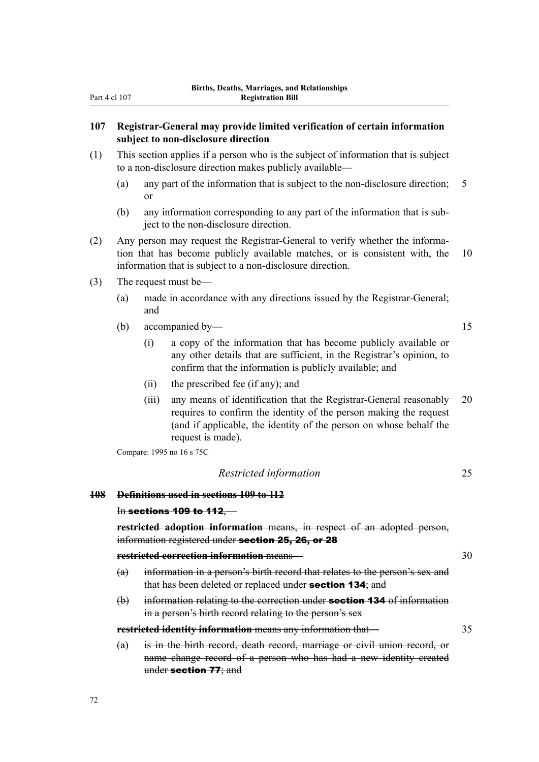## 107 Registrar-General may provide limited verification of certain information subject to non-disclosure direction

(1) This section applies if a person who is the subject of information that is subject to a non-disclosure direction makes publicly available—

- (a) any part of the information that is subject to the non-disclosure direction; or
- (b) any information corresponding to any part of the information that is subject to the non-disclosure direction.

(2) Any person may request the Registrar-General to verify whether the information that has become publicly available matches, or is consistent with, the information that is subject to a non-disclosure direction.

(3) The request must be—

- (a) made in accordance with any directions issued by the Registrar-General; and
- (b) accompanied by—
  - (i) a copy of the information that has become publicly available or any other details that are sufficient, in the Registrar's opinion, to confirm that the information is publicly available; and
  - (ii) the prescribed fee (if any); and
  - (iii) any means of identification that the Registrar-General reasonably requires to confirm the identity of the person making the request (and if applicable, the identity of the person on whose behalf the request is made).

Compare: 1995 no 16 s 75C

### *Restricted information*

## ~~108 Definitions used in sections 109 to 112~~

~~In **sections 109 to 112**,—~~

~~**restricted adoption information** means, in respect of an adopted person, information registered under **section 25, 26, or 28**~~

~~**restricted correction information** means—~~

- ~~(a) information in a person's birth record that relates to the person's sex and that has been deleted or replaced under **section 134**; and~~
- ~~(b) information relating to the correction under **section 134** of information in a person's birth record relating to the person's sex~~

~~**restricted identity information** means any information that—~~

- ~~(a) is in the birth record, death record, marriage or civil union record, or name change record of a person who has had a new identity created under **section 77**; and~~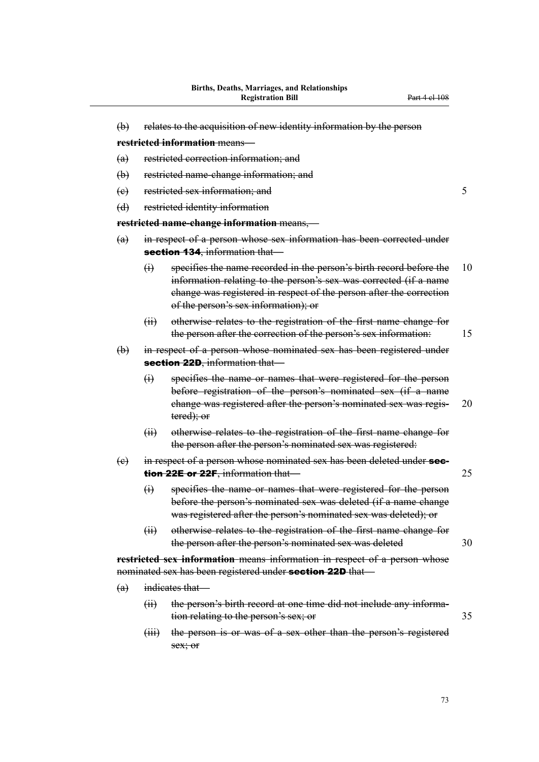~~(b) relates to the acquisition of new identity information by the person~~

~~**restricted information** means—~~

~~(a) restricted correction information; and~~

~~(b) restricted name-change information; and~~

~~(c) restricted sex information; and~~

~~(d) restricted identity information~~

~~**restricted name-change information** means,—~~

~~(a) in respect of a person whose sex information has been corrected under **section 134**, information that—~~

~~(i) specifies the name recorded in the person's birth record before the information relating to the person's sex was corrected (if a name change was registered in respect of the person after the correction of the person's sex information); or~~

~~(ii) otherwise relates to the registration of the first name change for the person after the correction of the person's sex information:~~

~~(b) in respect of a person whose nominated sex has been registered under **section 22D**, information that—~~

~~(i) specifies the name or names that were registered for the person before registration of the person's nominated sex (if a name change was registered after the person's nominated sex was registered); or~~

~~(ii) otherwise relates to the registration of the first name change for the person after the person's nominated sex was registered:~~

~~(c) in respect of a person whose nominated sex has been deleted under **section 22E or 22F**, information that—~~

~~(i) specifies the name or names that were registered for the person before the person's nominated sex was deleted (if a name change was registered after the person's nominated sex was deleted); or~~

~~(ii) otherwise relates to the registration of the first name change for the person after the person's nominated sex was deleted~~

~~**restricted sex information** means information in respect of a person whose nominated sex has been registered under **section 22D** that—~~

~~(a) indicates that—~~

~~(ii) the person's birth record at one time did not include any information relating to the person's sex; or~~

~~(iii) the person is or was of a sex other than the person's registered sex; or~~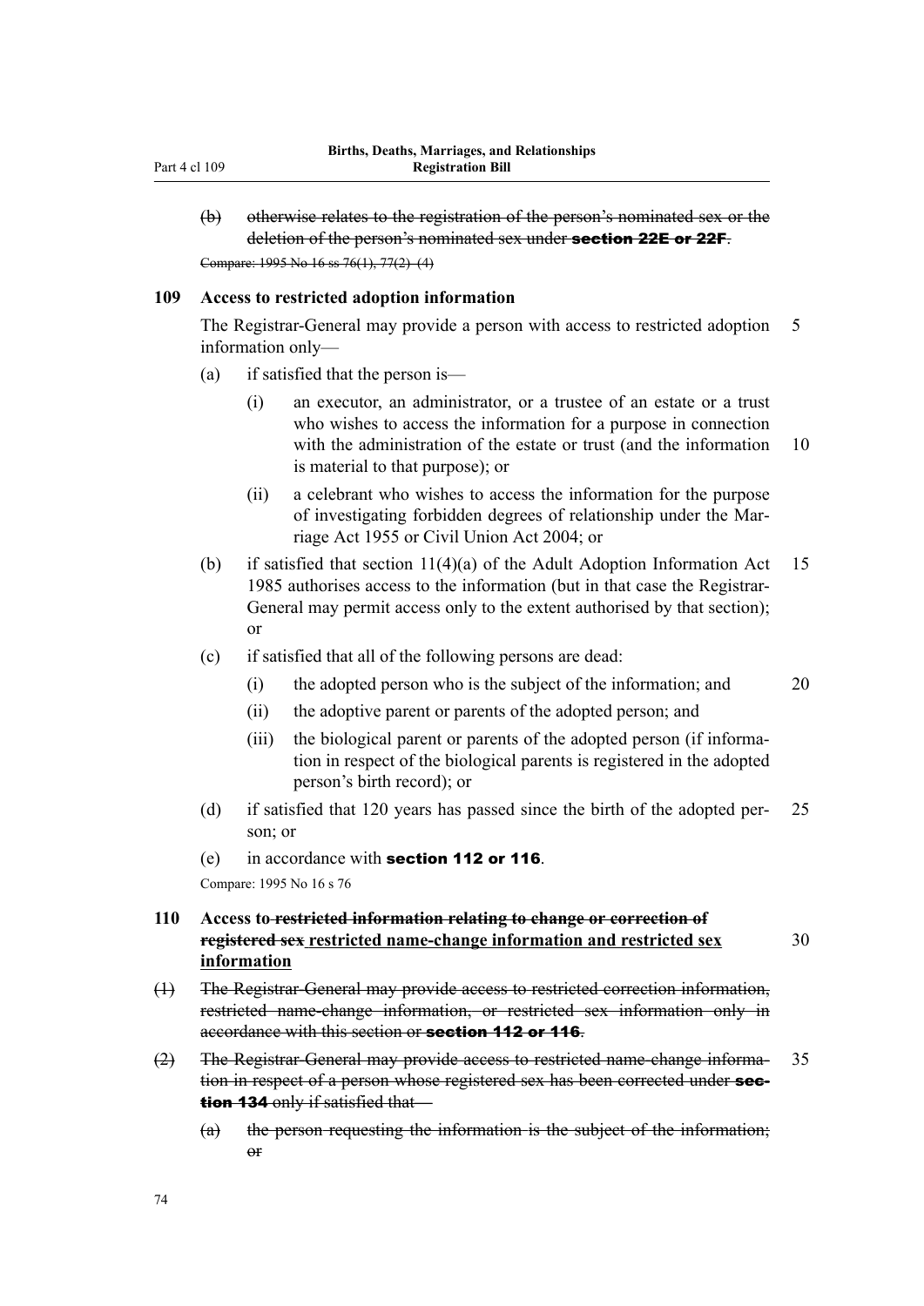(b) ~~otherwise relates to the registration of the person's nominated sex or the deletion of the person's nominated sex under **section 22E or 22F**.~~

~~Compare: 1995 No 16 ss 76(1), 77(2)–(4)~~

### 109 Access to restricted adoption information

The Registrar-General may provide a person with access to restricted adoption information only—

(a) if satisfied that the person is—

(i) an executor, an administrator, or a trustee of an estate or a trust who wishes to access the information for a purpose in connection with the administration of the estate or trust (and the information is material to that purpose); or

(ii) a celebrant who wishes to access the information for the purpose of investigating forbidden degrees of relationship under the Marriage Act 1955 or Civil Union Act 2004; or

(b) if satisfied that section 11(4)(a) of the Adult Adoption Information Act 1985 authorises access to the information (but in that case the Registrar-General may permit access only to the extent authorised by that section); or

(c) if satisfied that all of the following persons are dead:

(i) the adopted person who is the subject of the information; and

(ii) the adoptive parent or parents of the adopted person; and

(iii) the biological parent or parents of the adopted person (if information in respect of the biological parents is registered in the adopted person's birth record); or

(d) if satisfied that 120 years has passed since the birth of the adopted person; or

(e) in accordance with **section 112 or 116**.

Compare: 1995 No 16 s 76

### 110 Access to ~~restricted information relating to change or correction of registered sex~~ <u>restricted name-change information and restricted sex information</u>

~~(1) The Registrar-General may provide access to restricted correction information, restricted name-change information, or restricted sex information only in accordance with this section or **section 112 or 116**.~~

~~(2) The Registrar-General may provide access to restricted name-change information in respect of a person whose registered sex has been corrected under **section 134** only if satisfied that—~~

~~(a) the person requesting the information is the subject of the information; or~~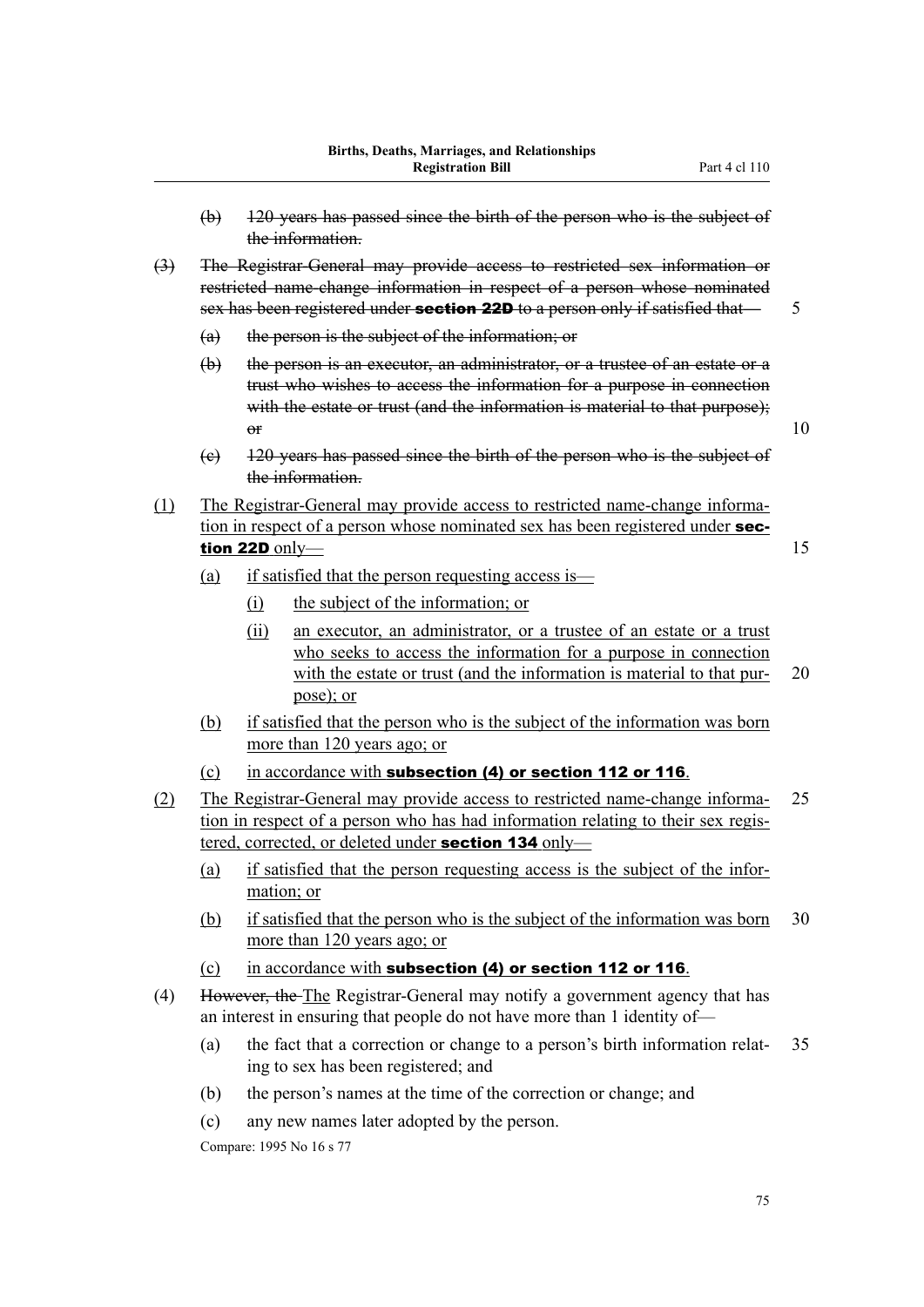- ~~(b) 120 years has passed since the birth of the person who is the subject of the information.~~

~~(3) The Registrar-General may provide access to restricted sex information or restricted name-change information in respect of a person whose nominated sex has been registered under **section 22D** to a person only if satisfied that—~~

- ~~(a) the person is the subject of the information; or~~
- ~~(b) the person is an executor, an administrator, or a trustee of an estate or a trust who wishes to access the information for a purpose in connection with the estate or trust (and the information is material to that purpose); or~~
- ~~(c) 120 years has passed since the birth of the person who is the subject of the information.~~

<u>(1) The Registrar-General may provide access to restricted name-change information in respect of a person whose nominated sex has been registered under **section 22D** only—</u>

- <u>(a) if satisfied that the person requesting access is—</u>
  - <u>(i) the subject of the information; or</u>
  - <u>(ii) an executor, an administrator, or a trustee of an estate or a trust who seeks to access the information for a purpose in connection with the estate or trust (and the information is material to that purpose); or</u>
- <u>(b) if satisfied that the person who is the subject of the information was born more than 120 years ago; or</u>
- <u>(c) in accordance with **subsection (4) or section 112 or 116**.</u>

<u>(2) The Registrar-General may provide access to restricted name-change information in respect of a person who has had information relating to their sex registered, corrected, or deleted under **section 134** only—</u>

- <u>(a) if satisfied that the person requesting access is the subject of the information; or</u>
- <u>(b) if satisfied that the person who is the subject of the information was born more than 120 years ago; or</u>
- <u>(c) in accordance with **subsection (4) or section 112 or 116**.</u>

(4) ~~However, the~~ <u>The</u> Registrar-General may notify a government agency that has an interest in ensuring that people do not have more than 1 identity of—

- (a) the fact that a correction or change to a person's birth information relating to sex has been registered; and
- (b) the person's names at the time of the correction or change; and
- (c) any new names later adopted by the person.

Compare: 1995 No 16 s 77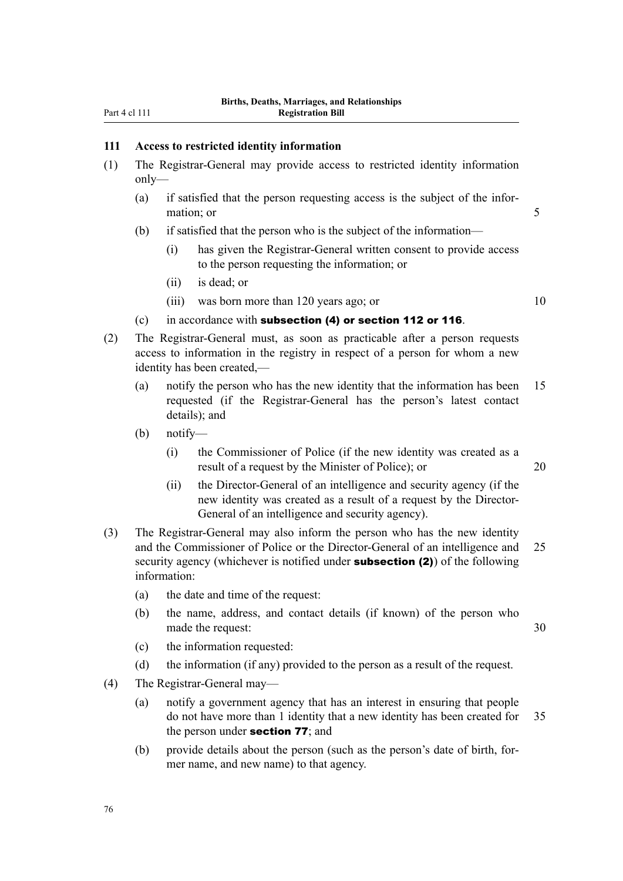### 111 Access to restricted identity information

(1) The Registrar-General may provide access to restricted identity information only—

(a) if satisfied that the person requesting access is the subject of the information; or

(b) if satisfied that the person who is the subject of the information—

(i) has given the Registrar-General written consent to provide access to the person requesting the information; or

(ii) is dead; or

(iii) was born more than 120 years ago; or

(c) in accordance with **subsection (4) or section 112 or 116**.

(2) The Registrar-General must, as soon as practicable after a person requests access to information in the registry in respect of a person for whom a new identity has been created,—

(a) notify the person who has the new identity that the information has been requested (if the Registrar-General has the person's latest contact details); and

(b) notify—

(i) the Commissioner of Police (if the new identity was created as a result of a request by the Minister of Police); or

(ii) the Director-General of an intelligence and security agency (if the new identity was created as a result of a request by the Director-General of an intelligence and security agency).

(3) The Registrar-General may also inform the person who has the new identity and the Commissioner of Police or the Director-General of an intelligence and security agency (whichever is notified under **subsection (2)**) of the following information:

(a) the date and time of the request:

(b) the name, address, and contact details (if known) of the person who made the request:

(c) the information requested:

(d) the information (if any) provided to the person as a result of the request.

(4) The Registrar-General may—

(a) notify a government agency that has an interest in ensuring that people do not have more than 1 identity that a new identity has been created for the person under **section 77**; and

(b) provide details about the person (such as the person's date of birth, former name, and new name) to that agency.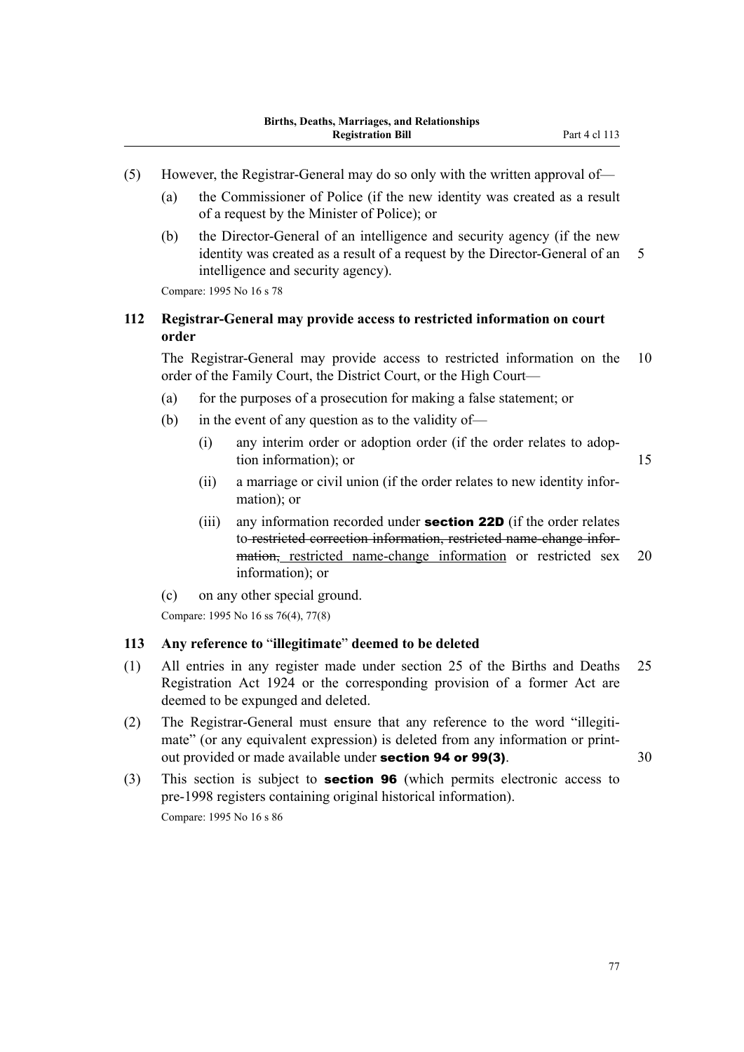(5) However, the Registrar-General may do so only with the written approval of—

(a) the Commissioner of Police (if the new identity was created as a result of a request by the Minister of Police); or

(b) the Director-General of an intelligence and security agency (if the new identity was created as a result of a request by the Director-General of an intelligence and security agency).

Compare: 1995 No 16 s 78

### 112 Registrar-General may provide access to restricted information on court order

The Registrar-General may provide access to restricted information on the order of the Family Court, the District Court, or the High Court—

(a) for the purposes of a prosecution for making a false statement; or

(b) in the event of any question as to the validity of—

(i) any interim order or adoption order (if the order relates to adoption information); or

(ii) a marriage or civil union (if the order relates to new identity information); or

(iii) any information recorded under **section 22D** (if the order relates to ~~restricted correction information, restricted name-change information,~~ restricted name-change information or restricted sex information); or

(c) on any other special ground.

Compare: 1995 No 16 ss 76(4), 77(8)

### 113 Any reference to "illegitimate" deemed to be deleted

(1) All entries in any register made under section 25 of the Births and Deaths Registration Act 1924 or the corresponding provision of a former Act are deemed to be expunged and deleted.

(2) The Registrar-General must ensure that any reference to the word "illegitimate" (or any equivalent expression) is deleted from any information or printout provided or made available under **section 94 or 99(3)**.

(3) This section is subject to **section 96** (which permits electronic access to pre-1998 registers containing original historical information).

Compare: 1995 No 16 s 86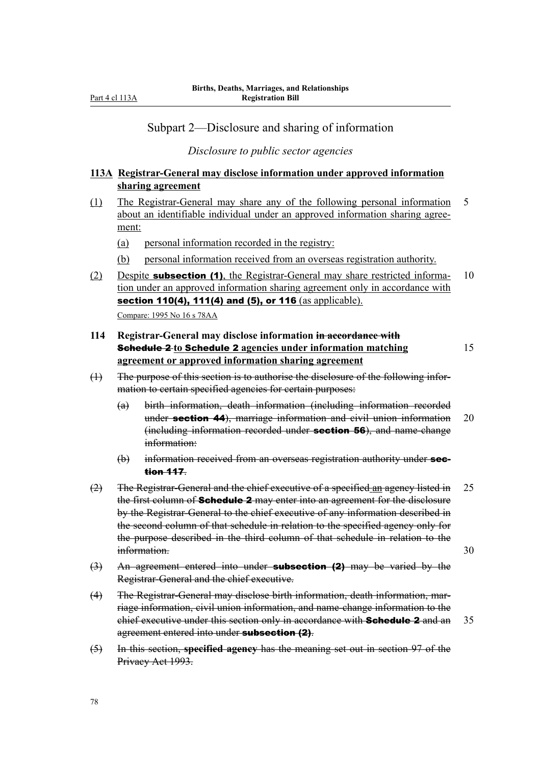## Subpart 2—Disclosure and sharing of information

*Disclosure to public sector agencies*

**113A Registrar-General may disclose information under approved information sharing agreement**

(1) The Registrar-General may share any of the following personal information about an identifiable individual under an approved information sharing agreement:

(a) personal information recorded in the registry:

(b) personal information received from an overseas registration authority.

(2) Despite **subsection (1)**, the Registrar-General may share restricted information under an approved information sharing agreement only in accordance with **section 110(4), 111(4) and (5), or 116** (as applicable).

Compare: 1995 No 16 s 78AA

**114 Registrar-General may disclose information ~~in accordance with Schedule 2~~ to Schedule 2 agencies under information matching agreement or approved information sharing agreement**

~~(1) The purpose of this section is to authorise the disclosure of the following information to certain specified agencies for certain purposes:~~

~~(a) birth information, death information (including information recorded under **section 44**), marriage information and civil union information (including information recorded under **section 56**), and name-change information:~~

~~(b) information received from an overseas registration authority under **section 117**.~~

~~(2) The Registrar-General and the chief executive of a specified~~ an ~~agency listed in the first column of **Schedule 2** may enter into an agreement for the disclosure by the Registrar-General to the chief executive of any information described in the second column of that schedule in relation to the specified agency only for the purpose described in the third column of that schedule in relation to the information.~~

~~(3) An agreement entered into under **subsection (2)** may be varied by the Registrar-General and the chief executive.~~

~~(4) The Registrar-General may disclose birth information, death information, marriage information, civil union information, and name-change information to the chief executive under this section only in accordance with **Schedule 2** and an agreement entered into under **subsection (2)**.~~

~~(5) In this section, **specified agency** has the meaning set out in section 97 of the Privacy Act 1993.~~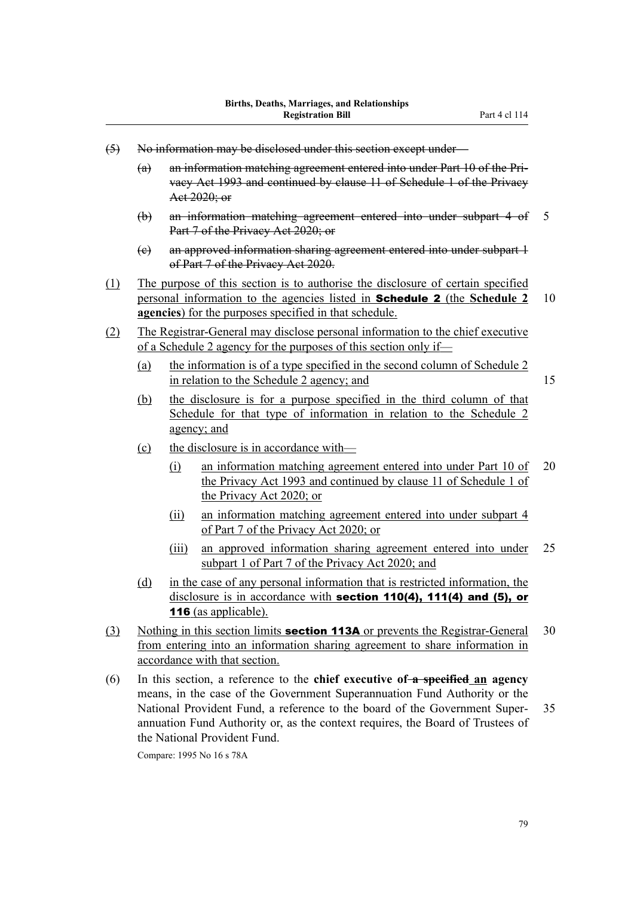~~(5) No information may be disclosed under this section except under—~~

~~(a) an information matching agreement entered into under Part 10 of the Privacy Act 1993 and continued by clause 11 of Schedule 1 of the Privacy Act 2020; or~~

~~(b) an information matching agreement entered into under subpart 4 of Part 7 of the Privacy Act 2020; or~~

~~(c) an approved information sharing agreement entered into under subpart 1 of Part 7 of the Privacy Act 2020.~~

<u>(1) The purpose of this section is to authorise the disclosure of certain specified personal information to the agencies listed in **Schedule 2** (the **Schedule 2 agencies**) for the purposes specified in that schedule.</u>

<u>(2) The Registrar-General may disclose personal information to the chief executive of a Schedule 2 agency for the purposes of this section only if—</u>

<u>(a) the information is of a type specified in the second column of Schedule 2 in relation to the Schedule 2 agency; and</u>

<u>(b) the disclosure is for a purpose specified in the third column of that Schedule for that type of information in relation to the Schedule 2 agency; and</u>

<u>(c) the disclosure is in accordance with—</u>

<u>(i) an information matching agreement entered into under Part 10 of the Privacy Act 1993 and continued by clause 11 of Schedule 1 of the Privacy Act 2020; or</u>

<u>(ii) an information matching agreement entered into under subpart 4 of Part 7 of the Privacy Act 2020; or</u>

<u>(iii) an approved information sharing agreement entered into under subpart 1 of Part 7 of the Privacy Act 2020; and</u>

<u>(d) in the case of any personal information that is restricted information, the disclosure is in accordance with **section 110(4), 111(4) and (5), or 116** (as applicable).</u>

<u>(3) Nothing in this section limits **section 113A** or prevents the Registrar-General from entering into an information sharing agreement to share information in accordance with that section.</u>

(6) In this section, a reference to the **chief executive of ~~a specified~~ <u>an</u> agency** means, in the case of the Government Superannuation Fund Authority or the National Provident Fund, a reference to the board of the Government Superannuation Fund Authority or, as the context requires, the Board of Trustees of the National Provident Fund.

Compare: 1995 No 16 s 78A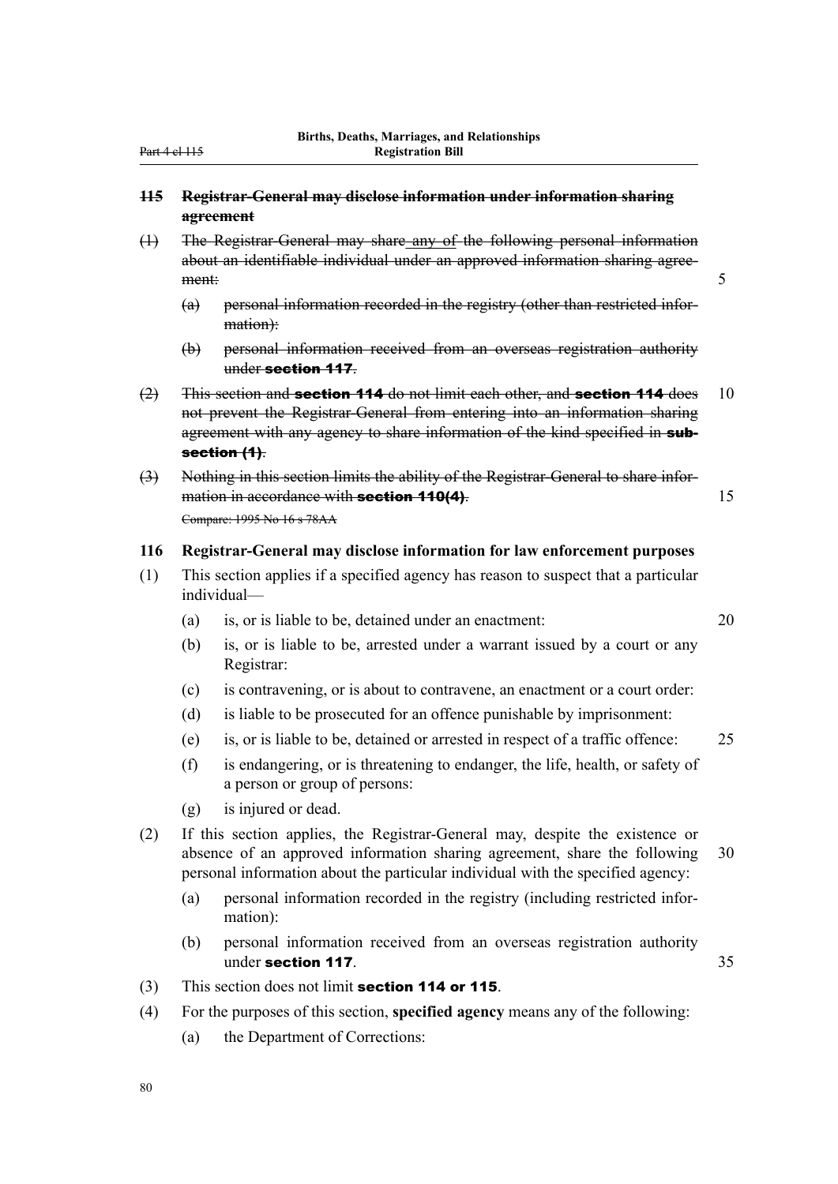## ~~115 Registrar-General may disclose information under information sharing agreement~~

~~(1) The Registrar-General may share~~ <u>any of</u> ~~the following personal information about an identifiable individual under an approved information sharing agreement:~~

~~(a) personal information recorded in the registry (other than restricted information):~~

~~(b) personal information received from an overseas registration authority under **section 117**.~~

~~(2) This section and **section 114** do not limit each other, and **section 114** does not prevent the Registrar-General from entering into an information sharing agreement with any agency to share information of the kind specified in **subsection (1)**.~~

~~(3) Nothing in this section limits the ability of the Registrar-General to share information in accordance with **section 110(4)**.~~

~~Compare: 1995 No 16 s 78AA~~

## 116 Registrar-General may disclose information for law enforcement purposes

(1) This section applies if a specified agency has reason to suspect that a particular individual—

(a) is, or is liable to be, detained under an enactment:

(b) is, or is liable to be, arrested under a warrant issued by a court or any Registrar:

(c) is contravening, or is about to contravene, an enactment or a court order:

(d) is liable to be prosecuted for an offence punishable by imprisonment:

(e) is, or is liable to be, detained or arrested in respect of a traffic offence:

(f) is endangering, or is threatening to endanger, the life, health, or safety of a person or group of persons:

(g) is injured or dead.

(2) If this section applies, the Registrar-General may, despite the existence or absence of an approved information sharing agreement, share the following personal information about the particular individual with the specified agency:

(a) personal information recorded in the registry (including restricted information):

(b) personal information received from an overseas registration authority under **section 117**.

(3) This section does not limit **section 114 or 115**.

(4) For the purposes of this section, **specified agency** means any of the following:

(a) the Department of Corrections: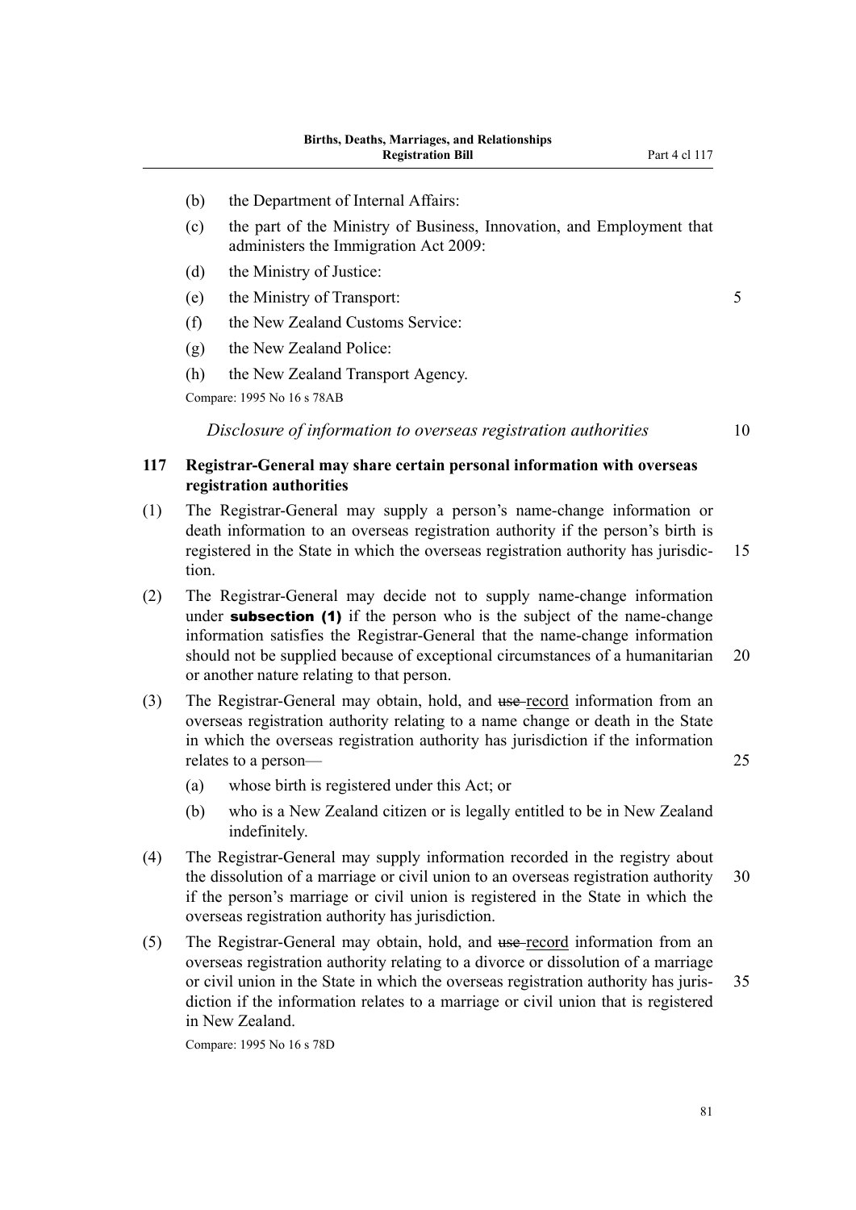(b) the Department of Internal Affairs:

(c) the part of the Ministry of Business, Innovation, and Employment that administers the Immigration Act 2009:

(d) the Ministry of Justice:

(e) the Ministry of Transport:

(f) the New Zealand Customs Service:

(g) the New Zealand Police:

(h) the New Zealand Transport Agency.

Compare: 1995 No 16 s 78AB

*Disclosure of information to overseas registration authorities*

**117 Registrar-General may share certain personal information with overseas registration authorities**

(1) The Registrar-General may supply a person's name-change information or death information to an overseas registration authority if the person's birth is registered in the State in which the overseas registration authority has jurisdiction.

(2) The Registrar-General may decide not to supply name-change information under **subsection (1)** if the person who is the subject of the name-change information satisfies the Registrar-General that the name-change information should not be supplied because of exceptional circumstances of a humanitarian or another nature relating to that person.

(3) The Registrar-General may obtain, hold, and ~~use~~ record information from an overseas registration authority relating to a name change or death in the State in which the overseas registration authority has jurisdiction if the information relates to a person—

(a) whose birth is registered under this Act; or

(b) who is a New Zealand citizen or is legally entitled to be in New Zealand indefinitely.

(4) The Registrar-General may supply information recorded in the registry about the dissolution of a marriage or civil union to an overseas registration authority if the person's marriage or civil union is registered in the State in which the overseas registration authority has jurisdiction.

(5) The Registrar-General may obtain, hold, and ~~use~~ record information from an overseas registration authority relating to a divorce or dissolution of a marriage or civil union in the State in which the overseas registration authority has jurisdiction if the information relates to a marriage or civil union that is registered in New Zealand.

Compare: 1995 No 16 s 78D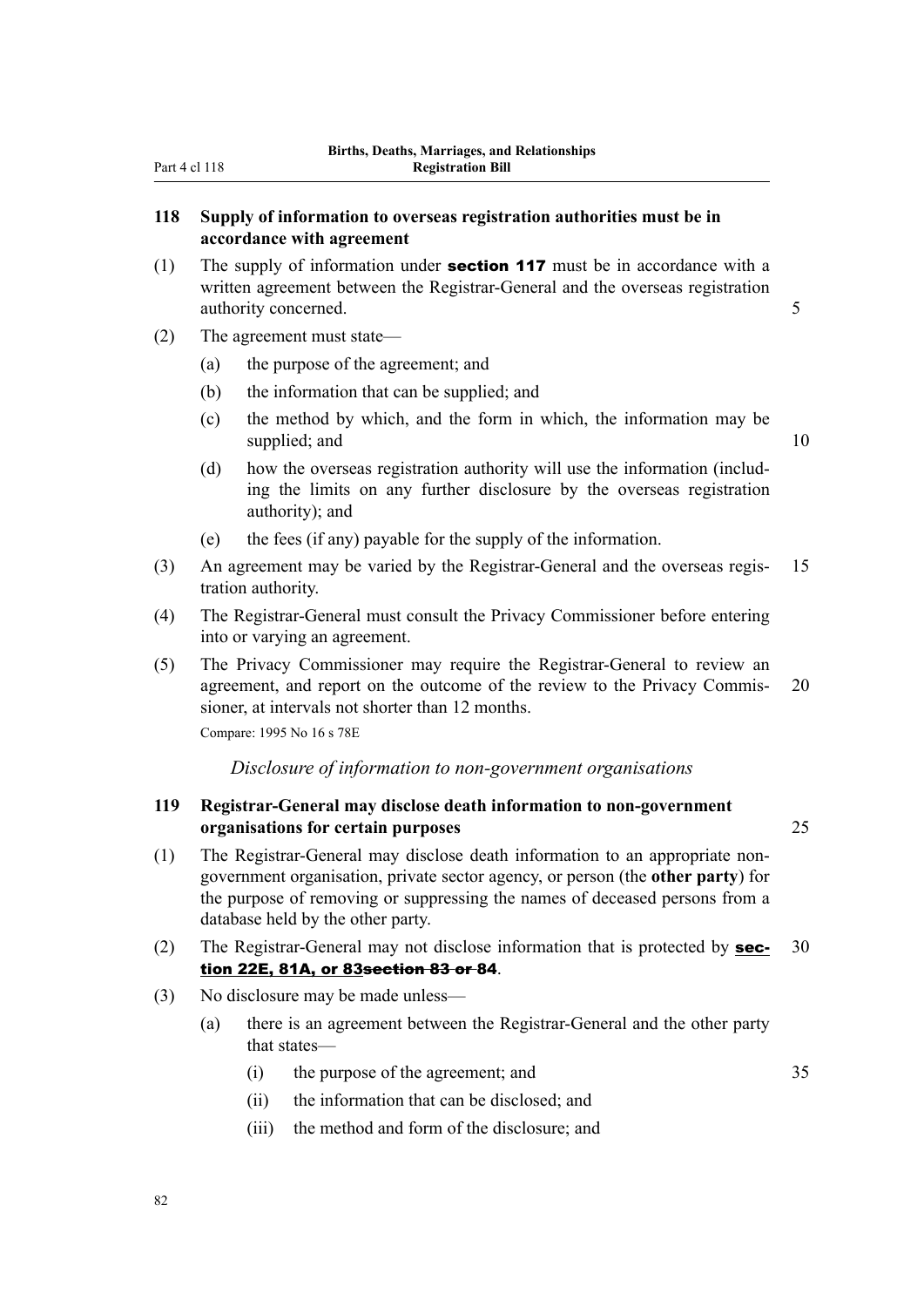### 118 Supply of information to overseas registration authorities must be in accordance with agreement

(1) The supply of information under **section 117** must be in accordance with a written agreement between the Registrar-General and the overseas registration authority concerned.

(2) The agreement must state—

(a) the purpose of the agreement; and

(b) the information that can be supplied; and

(c) the method by which, and the form in which, the information may be supplied; and

(d) how the overseas registration authority will use the information (including the limits on any further disclosure by the overseas registration authority); and

(e) the fees (if any) payable for the supply of the information.

(3) An agreement may be varied by the Registrar-General and the overseas registration authority.

(4) The Registrar-General must consult the Privacy Commissioner before entering into or varying an agreement.

(5) The Privacy Commissioner may require the Registrar-General to review an agreement, and report on the outcome of the review to the Privacy Commissioner, at intervals not shorter than 12 months.

Compare: 1995 No 16 s 78E

*Disclosure of information to non-government organisations*

### 119 Registrar-General may disclose death information to non-government organisations for certain purposes

(1) The Registrar-General may disclose death information to an appropriate non-government organisation, private sector agency, or person (the **other party**) for the purpose of removing or suppressing the names of deceased persons from a database held by the other party.

(2) The Registrar-General may not disclose information that is protected by <u>**section 22E, 81A, or 83**</u>~~section 83 or~~ 84.

(3) No disclosure may be made unless—

(a) there is an agreement between the Registrar-General and the other party that states—

(i) the purpose of the agreement; and

(ii) the information that can be disclosed; and

(iii) the method and form of the disclosure; and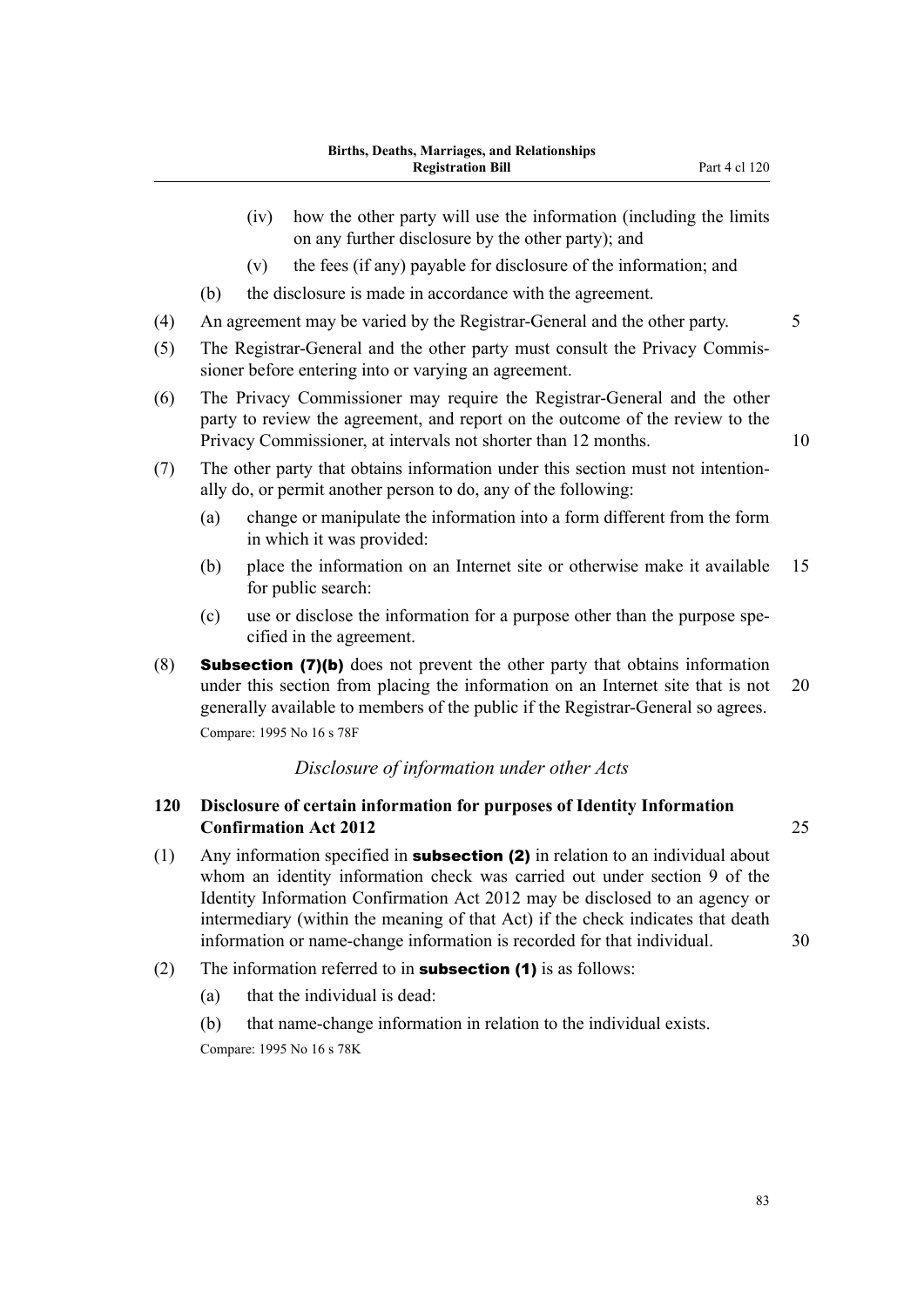(iv) how the other party will use the information (including the limits on any further disclosure by the other party); and

(v) the fees (if any) payable for disclosure of the information; and

(b) the disclosure is made in accordance with the agreement.

(4) An agreement may be varied by the Registrar-General and the other party.

(5) The Registrar-General and the other party must consult the Privacy Commissioner before entering into or varying an agreement.

(6) The Privacy Commissioner may require the Registrar-General and the other party to review the agreement, and report on the outcome of the review to the Privacy Commissioner, at intervals not shorter than 12 months.

(7) The other party that obtains information under this section must not intentionally do, or permit another person to do, any of the following:

(a) change or manipulate the information into a form different from the form in which it was provided:

(b) place the information on an Internet site or otherwise make it available for public search:

(c) use or disclose the information for a purpose other than the purpose specified in the agreement.

(8) **Subsection (7)(b)** does not prevent the other party that obtains information under this section from placing the information on an Internet site that is not generally available to members of the public if the Registrar-General so agrees.

Compare: 1995 No 16 s 78F

*Disclosure of information under other Acts*

### 120 Disclosure of certain information for purposes of Identity Information Confirmation Act 2012

(1) Any information specified in **subsection (2)** in relation to an individual about whom an identity information check was carried out under section 9 of the Identity Information Confirmation Act 2012 may be disclosed to an agency or intermediary (within the meaning of that Act) if the check indicates that death information or name-change information is recorded for that individual.

(2) The information referred to in **subsection (1)** is as follows:

(a) that the individual is dead:

(b) that name-change information in relation to the individual exists.

Compare: 1995 No 16 s 78K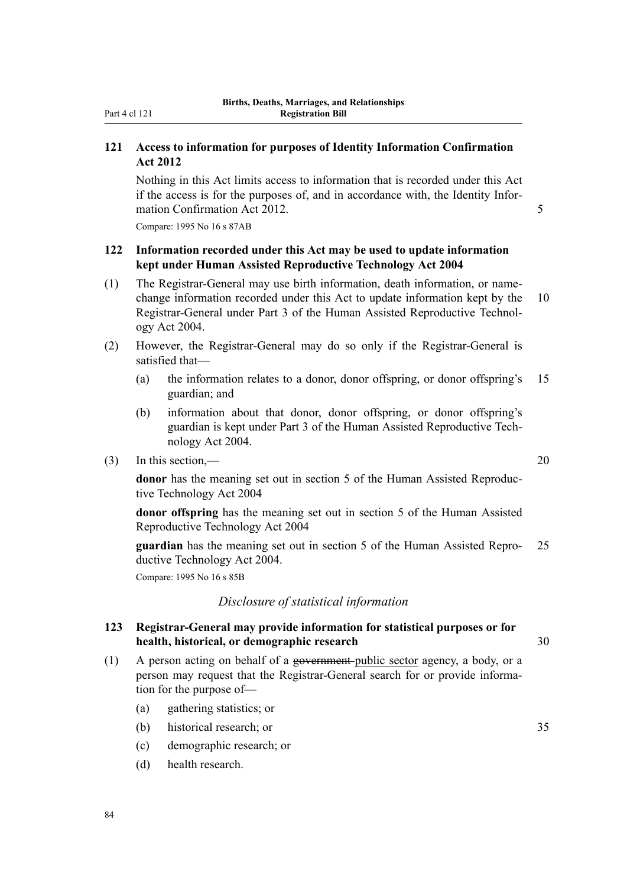### 121 Access to information for purposes of Identity Information Confirmation Act 2012

Nothing in this Act limits access to information that is recorded under this Act if the access is for the purposes of, and in accordance with, the Identity Information Confirmation Act 2012.

Compare: 1995 No 16 s 87AB

### 122 Information recorded under this Act may be used to update information kept under Human Assisted Reproductive Technology Act 2004

(1) The Registrar-General may use birth information, death information, or name-change information recorded under this Act to update information kept by the Registrar-General under Part 3 of the Human Assisted Reproductive Technology Act 2004.

(2) However, the Registrar-General may do so only if the Registrar-General is satisfied that—

(a) the information relates to a donor, donor offspring, or donor offspring's guardian; and

(b) information about that donor, donor offspring, or donor offspring's guardian is kept under Part 3 of the Human Assisted Reproductive Technology Act 2004.

(3) In this section,—

**donor** has the meaning set out in section 5 of the Human Assisted Reproductive Technology Act 2004

**donor offspring** has the meaning set out in section 5 of the Human Assisted Reproductive Technology Act 2004

**guardian** has the meaning set out in section 5 of the Human Assisted Reproductive Technology Act 2004.

Compare: 1995 No 16 s 85B

*Disclosure of statistical information*

### 123 Registrar-General may provide information for statistical purposes or for health, historical, or demographic research

(1) A person acting on behalf of a ~~government~~ public sector agency, a body, or a person may request that the Registrar-General search for or provide information for the purpose of—

(a) gathering statistics; or

(b) historical research; or

(c) demographic research; or

(d) health research.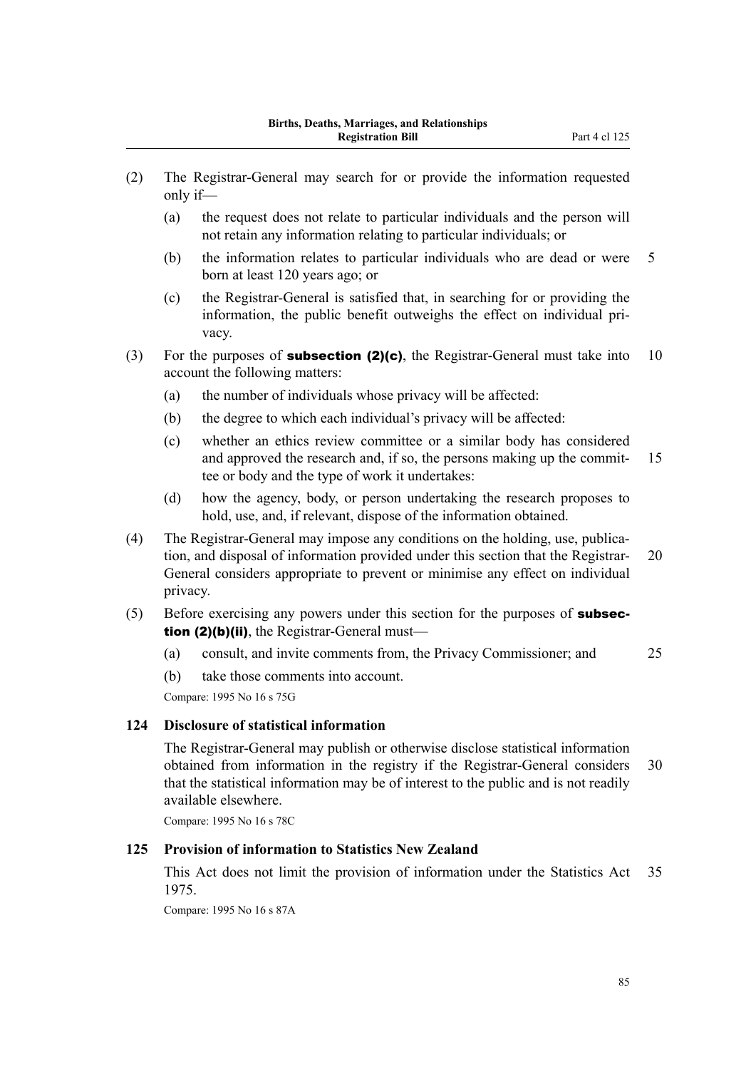(2) The Registrar-General may search for or provide the information requested only if—

(a) the request does not relate to particular individuals and the person will not retain any information relating to particular individuals; or

(b) the information relates to particular individuals who are dead or were born at least 120 years ago; or

(c) the Registrar-General is satisfied that, in searching for or providing the information, the public benefit outweighs the effect on individual privacy.

(3) For the purposes of **subsection (2)(c)**, the Registrar-General must take into account the following matters:

(a) the number of individuals whose privacy will be affected:

(b) the degree to which each individual's privacy will be affected:

(c) whether an ethics review committee or a similar body has considered and approved the research and, if so, the persons making up the committee or body and the type of work it undertakes:

(d) how the agency, body, or person undertaking the research proposes to hold, use, and, if relevant, dispose of the information obtained.

(4) The Registrar-General may impose any conditions on the holding, use, publication, and disposal of information provided under this section that the Registrar-General considers appropriate to prevent or minimise any effect on individual privacy.

(5) Before exercising any powers under this section for the purposes of **subsection (2)(b)(ii)**, the Registrar-General must—

(a) consult, and invite comments from, the Privacy Commissioner; and

(b) take those comments into account.

Compare: 1995 No 16 s 75G

### 124 Disclosure of statistical information

The Registrar-General may publish or otherwise disclose statistical information obtained from information in the registry if the Registrar-General considers that the statistical information may be of interest to the public and is not readily available elsewhere.

Compare: 1995 No 16 s 78C

### 125 Provision of information to Statistics New Zealand

This Act does not limit the provision of information under the Statistics Act 1975.

Compare: 1995 No 16 s 87A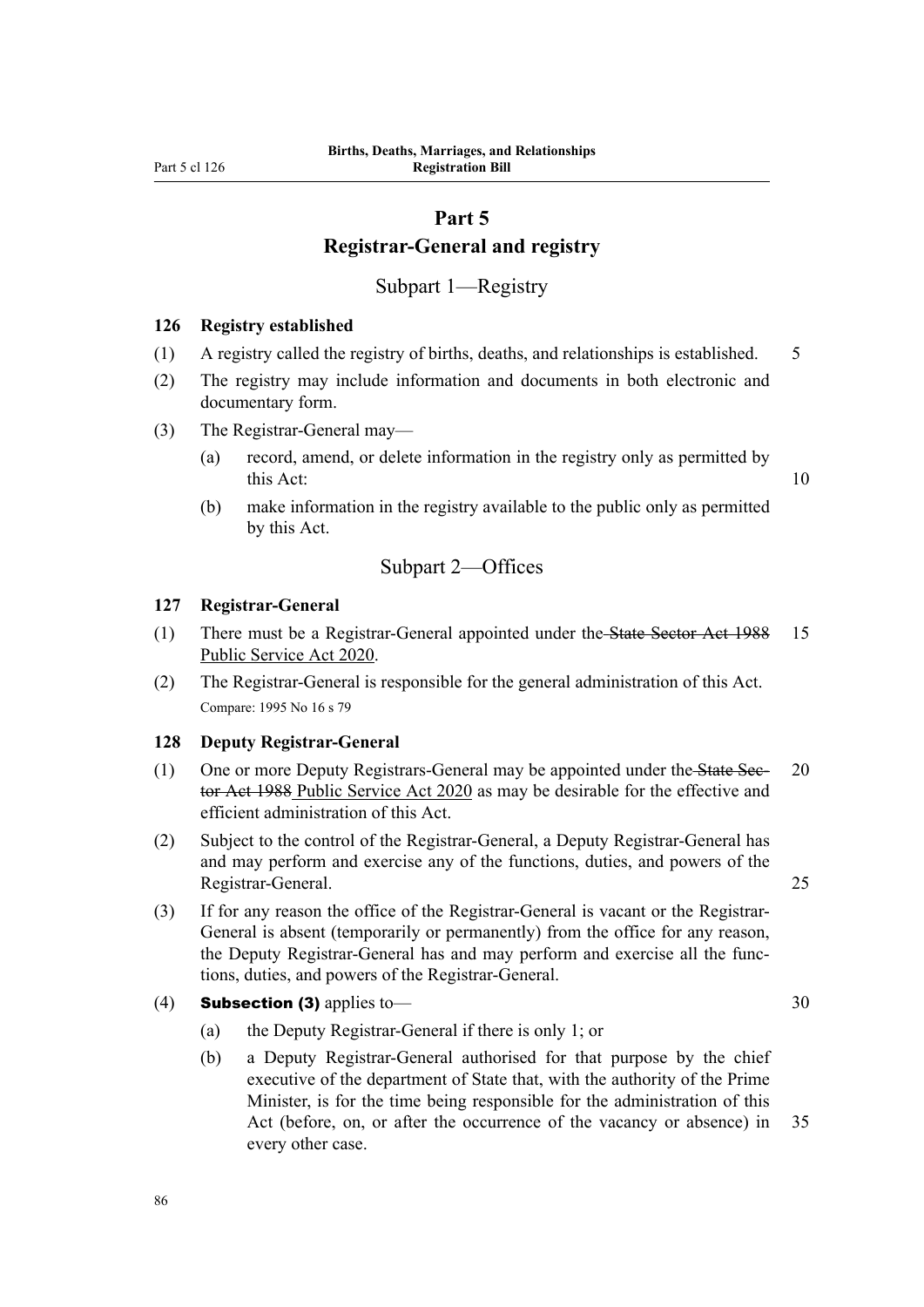# Part 5
# Registrar-General and registry

## Subpart 1—Registry

### 126 Registry established

(1) A registry called the registry of births, deaths, and relationships is established.

(2) The registry may include information and documents in both electronic and documentary form.

(3) The Registrar-General may—

(a) record, amend, or delete information in the registry only as permitted by this Act:

(b) make information in the registry available to the public only as permitted by this Act.

## Subpart 2—Offices

### 127 Registrar-General

(1) There must be a Registrar-General appointed under the ~~State Sector Act 1988~~ Public Service Act 2020.

(2) The Registrar-General is responsible for the general administration of this Act.

Compare: 1995 No 16 s 79

### 128 Deputy Registrar-General

(1) One or more Deputy Registrars-General may be appointed under the ~~State Sector Act 1988~~ Public Service Act 2020 as may be desirable for the effective and efficient administration of this Act.

(2) Subject to the control of the Registrar-General, a Deputy Registrar-General has and may perform and exercise any of the functions, duties, and powers of the Registrar-General.

(3) If for any reason the office of the Registrar-General is vacant or the Registrar-General is absent (temporarily or permanently) from the office for any reason, the Deputy Registrar-General has and may perform and exercise all the functions, duties, and powers of the Registrar-General.

(4) **Subsection (3)** applies to—

(a) the Deputy Registrar-General if there is only 1; or

(b) a Deputy Registrar-General authorised for that purpose by the chief executive of the department of State that, with the authority of the Prime Minister, is for the time being responsible for the administration of this Act (before, on, or after the occurrence of the vacancy or absence) in every other case.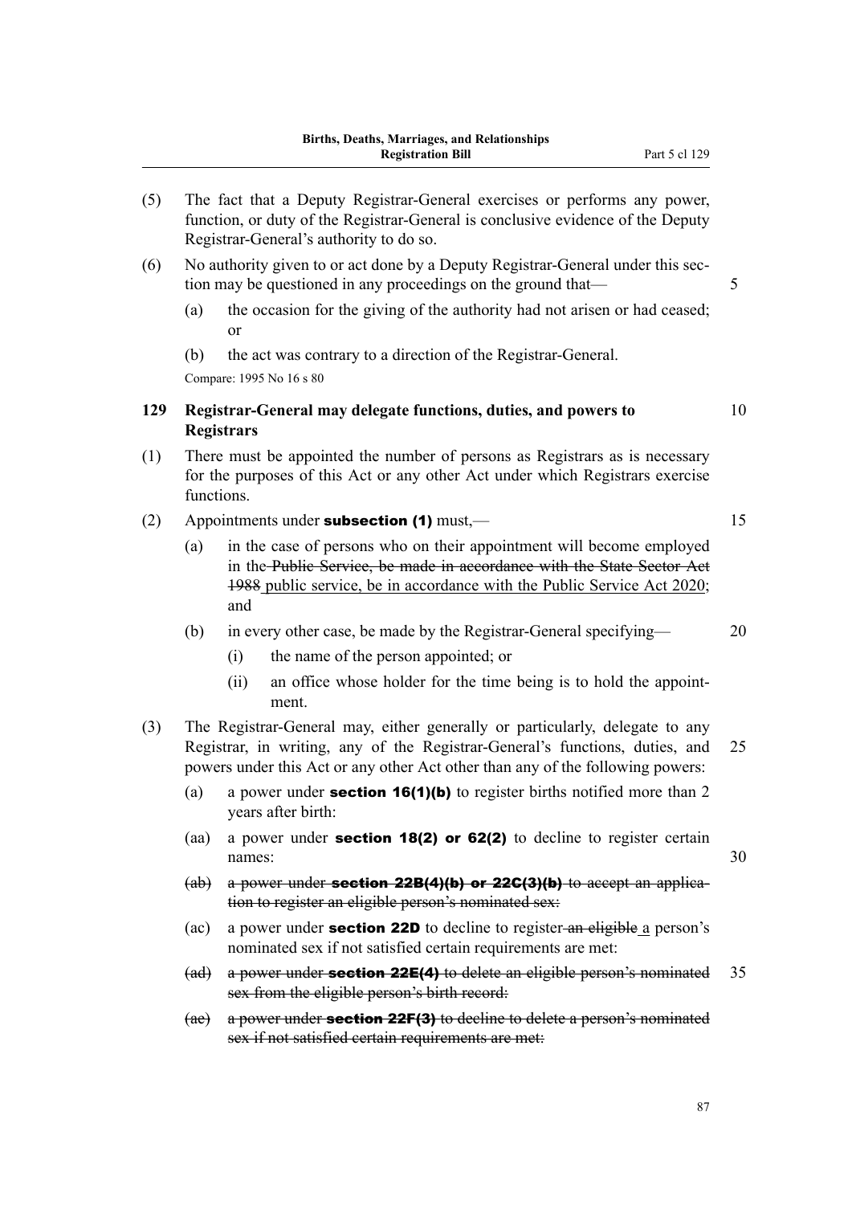(5) The fact that a Deputy Registrar-General exercises or performs any power, function, or duty of the Registrar-General is conclusive evidence of the Deputy Registrar-General's authority to do so.

(6) No authority given to or act done by a Deputy Registrar-General under this section may be questioned in any proceedings on the ground that—

(a) the occasion for the giving of the authority had not arisen or had ceased; or

(b) the act was contrary to a direction of the Registrar-General.

Compare: 1995 No 16 s 80

### 129 Registrar-General may delegate functions, duties, and powers to Registrars

(1) There must be appointed the number of persons as Registrars as is necessary for the purposes of this Act or any other Act under which Registrars exercise functions.

(2) Appointments under **subsection (1)** must,—

(a) in the case of persons who on their appointment will become employed in the ~~Public Service, be made in accordance with the State Sector Act 1988~~ public service, be in accordance with the Public Service Act 2020; and

(b) in every other case, be made by the Registrar-General specifying—

(i) the name of the person appointed; or

(ii) an office whose holder for the time being is to hold the appointment.

(3) The Registrar-General may, either generally or particularly, delegate to any Registrar, in writing, any of the Registrar-General's functions, duties, and powers under this Act or any other Act other than any of the following powers:

(a) a power under **section 16(1)(b)** to register births notified more than 2 years after birth:

(aa) a power under **section 18(2) or 62(2)** to decline to register certain names:

~~(ab) a power under **section 22B(4)(b) or 22C(3)(b)** to accept an application to register an eligible person's nominated sex:~~

(ac) a power under **section 22D** to decline to register ~~an eligible~~ a person's nominated sex if not satisfied certain requirements are met:

~~(ad) a power under **section 22E(4)** to delete an eligible person's nominated sex from the eligible person's birth record:~~

~~(ae) a power under **section 22F(3)** to decline to delete a person's nominated sex if not satisfied certain requirements are met:~~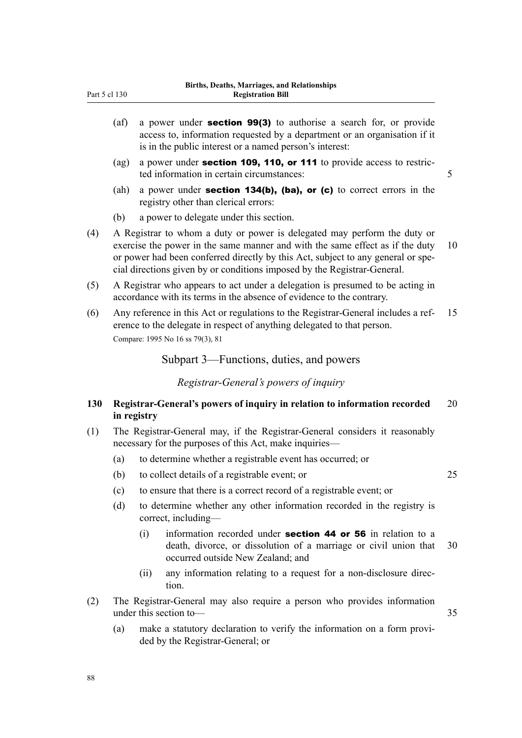(af) a power under **section 99(3)** to authorise a search for, or provide access to, information requested by a department or an organisation if it is in the public interest or a named person's interest:

(ag) a power under **section 109, 110, or 111** to provide access to restricted information in certain circumstances:

(ah) a power under **section 134(b), (ba), or (c)** to correct errors in the registry other than clerical errors:

(b) a power to delegate under this section.

(4) A Registrar to whom a duty or power is delegated may perform the duty or exercise the power in the same manner and with the same effect as if the duty or power had been conferred directly by this Act, subject to any general or special directions given by or conditions imposed by the Registrar-General.

(5) A Registrar who appears to act under a delegation is presumed to be acting in accordance with its terms in the absence of evidence to the contrary.

(6) Any reference in this Act or regulations to the Registrar-General includes a reference to the delegate in respect of anything delegated to that person.

Compare: 1995 No 16 ss 79(3), 81

## Subpart 3—Functions, duties, and powers

*Registrar-General's powers of inquiry*

### 130 Registrar-General's powers of inquiry in relation to information recorded in registry

(1) The Registrar-General may, if the Registrar-General considers it reasonably necessary for the purposes of this Act, make inquiries—

(a) to determine whether a registrable event has occurred; or

(b) to collect details of a registrable event; or

(c) to ensure that there is a correct record of a registrable event; or

(d) to determine whether any other information recorded in the registry is correct, including—

(i) information recorded under **section 44 or 56** in relation to a death, divorce, or dissolution of a marriage or civil union that occurred outside New Zealand; and

(ii) any information relating to a request for a non-disclosure direction.

(2) The Registrar-General may also require a person who provides information under this section to—

(a) make a statutory declaration to verify the information on a form provided by the Registrar-General; or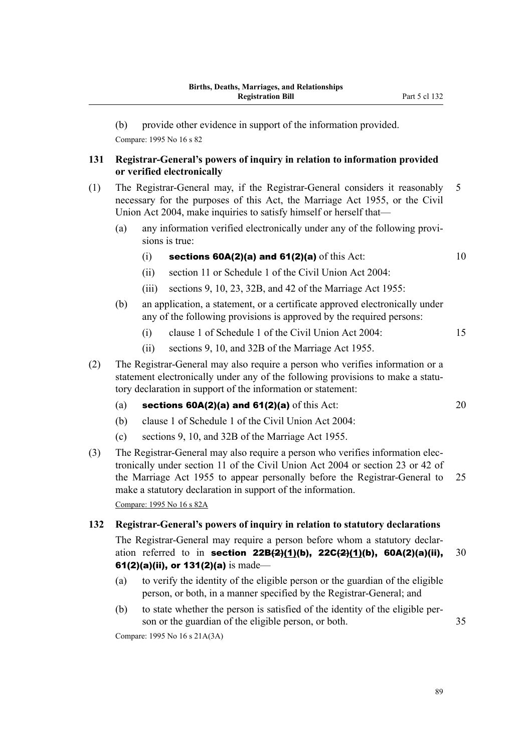(b) provide other evidence in support of the information provided.

Compare: 1995 No 16 s 82

### 131 Registrar-General's powers of inquiry in relation to information provided or verified electronically

(1) The Registrar-General may, if the Registrar-General considers it reasonably necessary for the purposes of this Act, the Marriage Act 1955, or the Civil Union Act 2004, make inquiries to satisfy himself or herself that—

(a) any information verified electronically under any of the following provisions is true:

(i) **sections 60A(2)(a) and 61(2)(a)** of this Act:

(ii) section 11 or Schedule 1 of the Civil Union Act 2004:

(iii) sections 9, 10, 23, 32B, and 42 of the Marriage Act 1955:

(b) an application, a statement, or a certificate approved electronically under any of the following provisions is approved by the required persons:

(i) clause 1 of Schedule 1 of the Civil Union Act 2004:

(ii) sections 9, 10, and 32B of the Marriage Act 1955.

(2) The Registrar-General may also require a person who verifies information or a statement electronically under any of the following provisions to make a statutory declaration in support of the information or statement:

(a) **sections 60A(2)(a) and 61(2)(a)** of this Act:

(b) clause 1 of Schedule 1 of the Civil Union Act 2004:

(c) sections 9, 10, and 32B of the Marriage Act 1955.

(3) The Registrar-General may also require a person who verifies information electronically under section 11 of the Civil Union Act 2004 or section 23 or 42 of the Marriage Act 1955 to appear personally before the Registrar-General to make a statutory declaration in support of the information.

Compare: 1995 No 16 s 82A

### 132 Registrar-General's powers of inquiry in relation to statutory declarations

The Registrar-General may require a person before whom a statutory declaration referred to in **section 22B~~(2)~~(1)(b), 22C~~(2)~~(1)(b), 60A(2)(a)(ii), 61(2)(a)(ii), or 131(2)(a)** is made—

(a) to verify the identity of the eligible person or the guardian of the eligible person, or both, in a manner specified by the Registrar-General; and

(b) to state whether the person is satisfied of the identity of the eligible person or the guardian of the eligible person, or both.

Compare: 1995 No 16 s 21A(3A)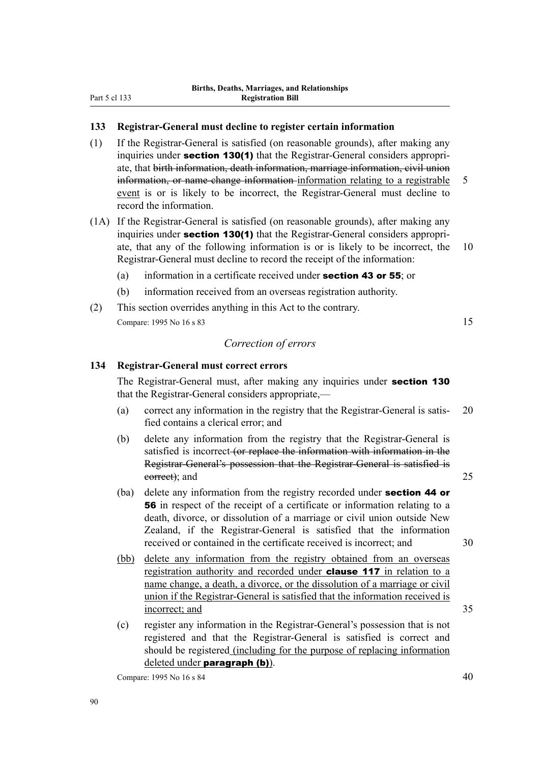### 133 Registrar-General must decline to register certain information

(1) If the Registrar-General is satisfied (on reasonable grounds), after making any inquiries under **section 130(1)** that the Registrar-General considers appropriate, that ~~birth information, death information, marriage information, civil union information, or name-change information~~ information relating to a registrable event is or is likely to be incorrect, the Registrar-General must decline to record the information.

(1A) If the Registrar-General is satisfied (on reasonable grounds), after making any inquiries under **section 130(1)** that the Registrar-General considers appropriate, that any of the following information is or is likely to be incorrect, the Registrar-General must decline to record the receipt of the information:

(a) information in a certificate received under **section 43 or 55**; or

(b) information received from an overseas registration authority.

(2) This section overrides anything in this Act to the contrary.

Compare: 1995 No 16 s 83

*Correction of errors*

### 134 Registrar-General must correct errors

The Registrar-General must, after making any inquiries under **section 130** that the Registrar-General considers appropriate,—

(a) correct any information in the registry that the Registrar-General is satisfied contains a clerical error; and

(b) delete any information from the registry that the Registrar-General is satisfied is incorrect ~~(or replace the information with information in the Registrar-General's possession that the Registrar-General is satisfied is correct)~~; and

(ba) delete any information from the registry recorded under **section 44 or 56** in respect of the receipt of a certificate or information relating to a death, divorce, or dissolution of a marriage or civil union outside New Zealand, if the Registrar-General is satisfied that the information received or contained in the certificate received is incorrect; and

(bb) delete any information from the registry obtained from an overseas registration authority and recorded under **clause 117** in relation to a name change, a death, a divorce, or the dissolution of a marriage or civil union if the Registrar-General is satisfied that the information received is incorrect; and

(c) register any information in the Registrar-General's possession that is not registered and that the Registrar-General is satisfied is correct and should be registered (including for the purpose of replacing information deleted under **paragraph (b)**).

Compare: 1995 No 16 s 84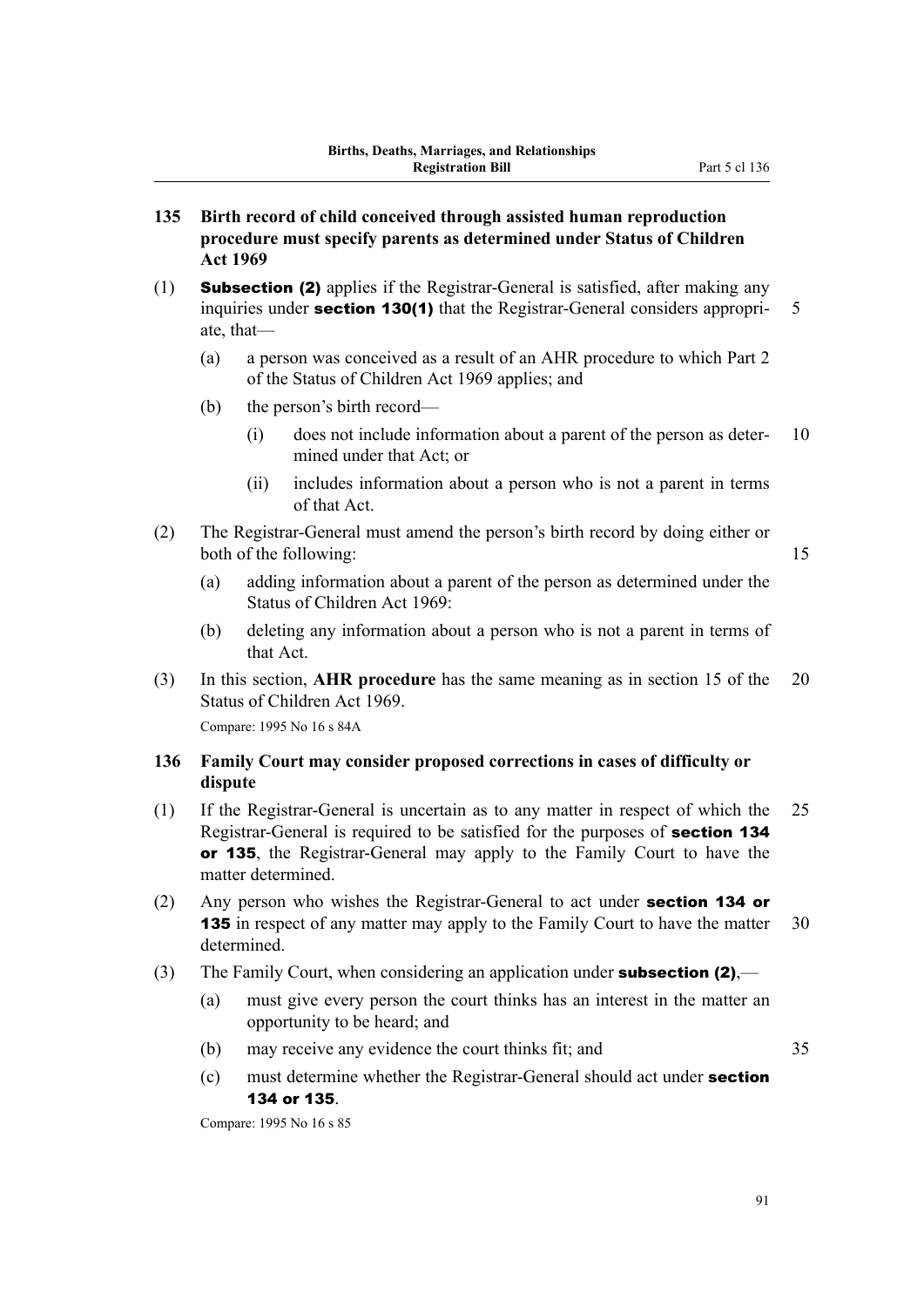### 135 Birth record of child conceived through assisted human reproduction procedure must specify parents as determined under Status of Children Act 1969

(1) **Subsection (2)** applies if the Registrar-General is satisfied, after making any inquiries under **section 130(1)** that the Registrar-General considers appropriate, that—

- (a) a person was conceived as a result of an AHR procedure to which Part 2 of the Status of Children Act 1969 applies; and
- (b) the person's birth record—
  - (i) does not include information about a parent of the person as determined under that Act; or
  - (ii) includes information about a person who is not a parent in terms of that Act.

(2) The Registrar-General must amend the person's birth record by doing either or both of the following:

- (a) adding information about a parent of the person as determined under the Status of Children Act 1969:
- (b) deleting any information about a person who is not a parent in terms of that Act.

(3) In this section, **AHR procedure** has the same meaning as in section 15 of the Status of Children Act 1969.

Compare: 1995 No 16 s 84A

### 136 Family Court may consider proposed corrections in cases of difficulty or dispute

(1) If the Registrar-General is uncertain as to any matter in respect of which the Registrar-General is required to be satisfied for the purposes of **section 134 or 135**, the Registrar-General may apply to the Family Court to have the matter determined.

(2) Any person who wishes the Registrar-General to act under **section 134 or 135** in respect of any matter may apply to the Family Court to have the matter determined.

(3) The Family Court, when considering an application under **subsection (2)**,—

- (a) must give every person the court thinks has an interest in the matter an opportunity to be heard; and
- (b) may receive any evidence the court thinks fit; and
- (c) must determine whether the Registrar-General should act under **section 134 or 135**.

Compare: 1995 No 16 s 85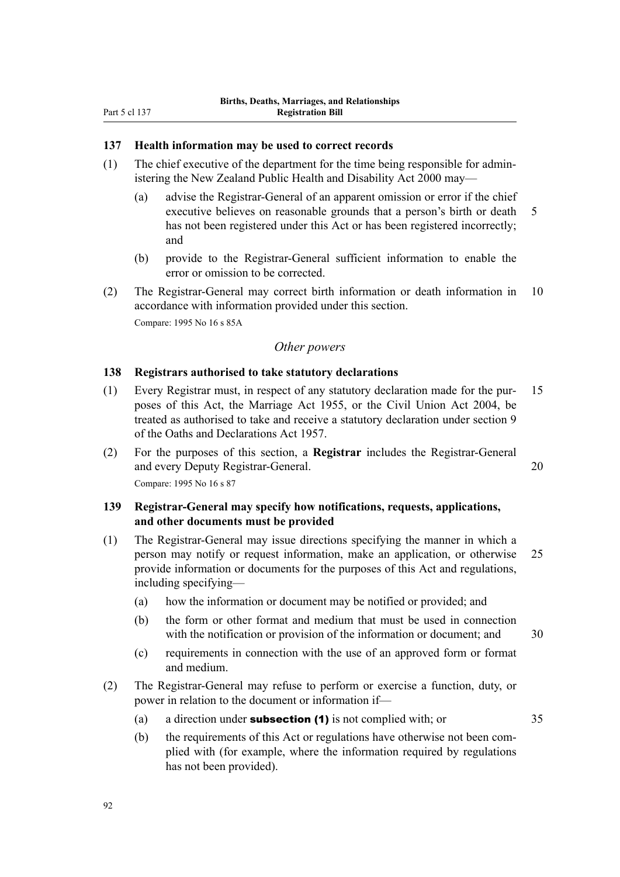### 137 Health information may be used to correct records

(1) The chief executive of the department for the time being responsible for administering the New Zealand Public Health and Disability Act 2000 may—

- (a) advise the Registrar-General of an apparent omission or error if the chief executive believes on reasonable grounds that a person's birth or death has not been registered under this Act or has been registered incorrectly; and
- (b) provide to the Registrar-General sufficient information to enable the error or omission to be corrected.

(2) The Registrar-General may correct birth information or death information in accordance with information provided under this section.

Compare: 1995 No 16 s 85A

*Other powers*

### 138 Registrars authorised to take statutory declarations

(1) Every Registrar must, in respect of any statutory declaration made for the purposes of this Act, the Marriage Act 1955, or the Civil Union Act 2004, be treated as authorised to take and receive a statutory declaration under section 9 of the Oaths and Declarations Act 1957.

(2) For the purposes of this section, a **Registrar** includes the Registrar-General and every Deputy Registrar-General.

Compare: 1995 No 16 s 87

### 139 Registrar-General may specify how notifications, requests, applications, and other documents must be provided

(1) The Registrar-General may issue directions specifying the manner in which a person may notify or request information, make an application, or otherwise provide information or documents for the purposes of this Act and regulations, including specifying—

- (a) how the information or document may be notified or provided; and
- (b) the form or other format and medium that must be used in connection with the notification or provision of the information or document; and
- (c) requirements in connection with the use of an approved form or format and medium.

(2) The Registrar-General may refuse to perform or exercise a function, duty, or power in relation to the document or information if—

- (a) a direction under **subsection (1)** is not complied with; or
- (b) the requirements of this Act or regulations have otherwise not been complied with (for example, where the information required by regulations has not been provided).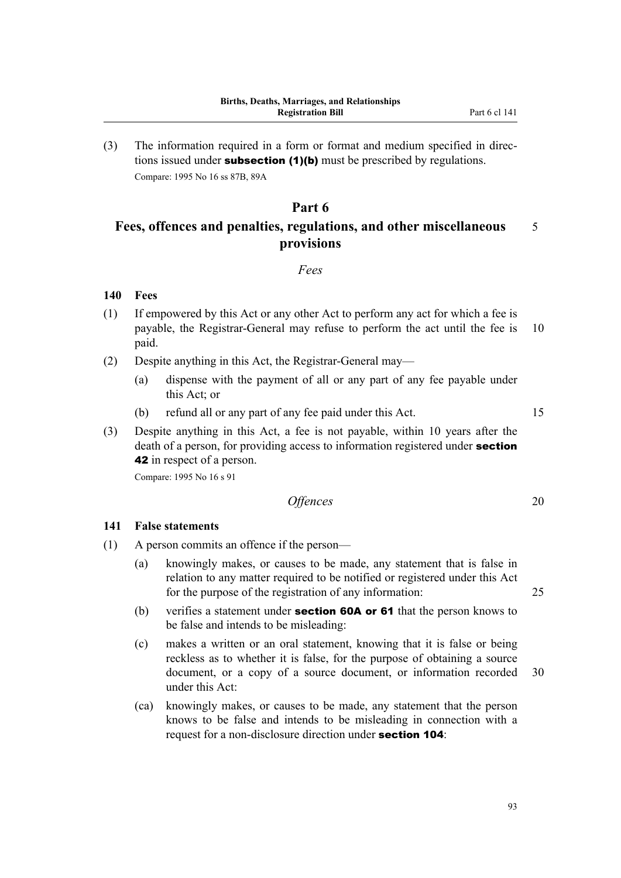(3) The information required in a form or format and medium specified in directions issued under **subsection (1)(b)** must be prescribed by regulations.

Compare: 1995 No 16 ss 87B, 89A

# Part 6
# Fees, offences and penalties, regulations, and other miscellaneous provisions

*Fees*

### 140 Fees

(1) If empowered by this Act or any other Act to perform any act for which a fee is payable, the Registrar-General may refuse to perform the act until the fee is paid.

(2) Despite anything in this Act, the Registrar-General may—

- (a) dispense with the payment of all or any part of any fee payable under this Act; or
- (b) refund all or any part of any fee paid under this Act.

(3) Despite anything in this Act, a fee is not payable, within 10 years after the death of a person, for providing access to information registered under **section 42** in respect of a person.

Compare: 1995 No 16 s 91

*Offences*

### 141 False statements

(1) A person commits an offence if the person—

- (a) knowingly makes, or causes to be made, any statement that is false in relation to any matter required to be notified or registered under this Act for the purpose of the registration of any information:
- (b) verifies a statement under **section 60A or 61** that the person knows to be false and intends to be misleading:
- (c) makes a written or an oral statement, knowing that it is false or being reckless as to whether it is false, for the purpose of obtaining a source document, or a copy of a source document, or information recorded under this Act:
- (ca) knowingly makes, or causes to be made, any statement that the person knows to be false and intends to be misleading in connection with a request for a non-disclosure direction under **section 104**: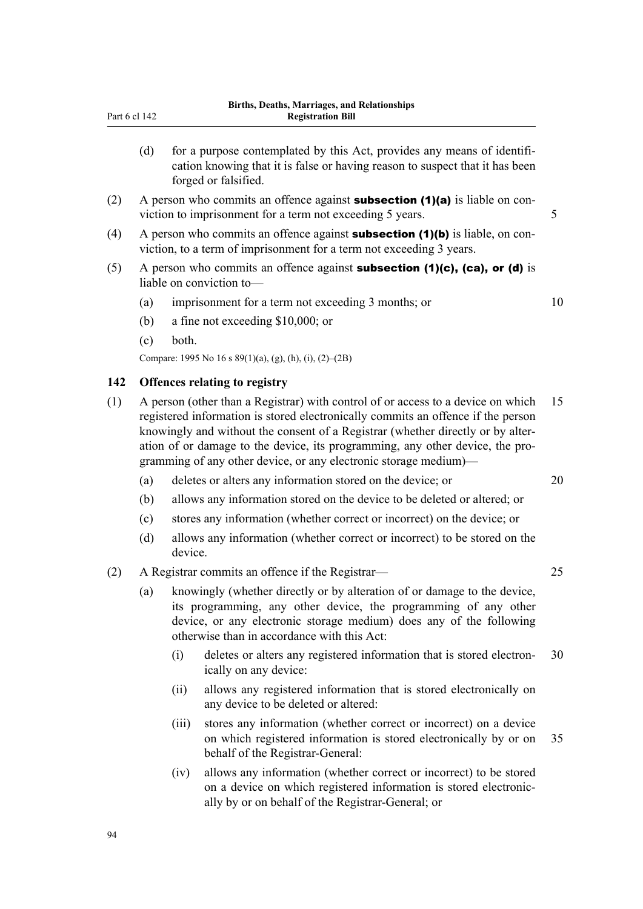(d) for a purpose contemplated by this Act, provides any means of identification knowing that it is false or having reason to suspect that it has been forged or falsified.

(2) A person who commits an offence against **subsection (1)(a)** is liable on conviction to imprisonment for a term not exceeding 5 years.

(4) A person who commits an offence against **subsection (1)(b)** is liable, on conviction, to a term of imprisonment for a term not exceeding 3 years.

(5) A person who commits an offence against **subsection (1)(c), (ca), or (d)** is liable on conviction to—

(a) imprisonment for a term not exceeding 3 months; or

(b) a fine not exceeding $10,000; or

(c) both.

Compare: 1995 No 16 s 89(1)(a), (g), (h), (i), (2)–(2B)

### 142 Offences relating to registry

(1) A person (other than a Registrar) with control of or access to a device on which registered information is stored electronically commits an offence if the person knowingly and without the consent of a Registrar (whether directly or by alteration of or damage to the device, its programming, any other device, the programming of any other device, or any electronic storage medium)—

(a) deletes or alters any information stored on the device; or

(b) allows any information stored on the device to be deleted or altered; or

(c) stores any information (whether correct or incorrect) on the device; or

(d) allows any information (whether correct or incorrect) to be stored on the device.

(2) A Registrar commits an offence if the Registrar—

(a) knowingly (whether directly or by alteration of or damage to the device, its programming, any other device, the programming of any other device, or any electronic storage medium) does any of the following otherwise than in accordance with this Act:

(i) deletes or alters any registered information that is stored electronically on any device:

(ii) allows any registered information that is stored electronically on any device to be deleted or altered:

(iii) stores any information (whether correct or incorrect) on a device on which registered information is stored electronically by or on behalf of the Registrar-General:

(iv) allows any information (whether correct or incorrect) to be stored on a device on which registered information is stored electronically by or on behalf of the Registrar-General; or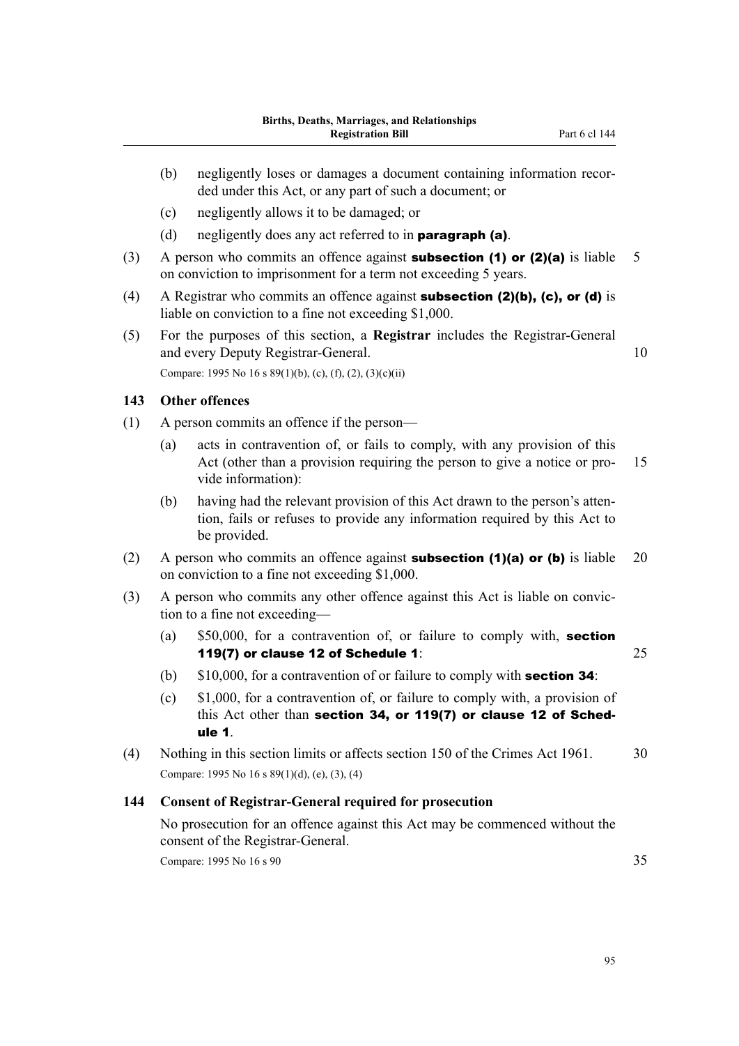(b) negligently loses or damages a document containing information recorded under this Act, or any part of such a document; or

(c) negligently allows it to be damaged; or

(d) negligently does any act referred to in **paragraph (a)**.

(3) A person who commits an offence against **subsection (1) or (2)(a)** is liable on conviction to imprisonment for a term not exceeding 5 years.

(4) A Registrar who commits an offence against **subsection (2)(b), (c), or (d)** is liable on conviction to a fine not exceeding $1,000.

(5) For the purposes of this section, a **Registrar** includes the Registrar-General and every Deputy Registrar-General.

Compare: 1995 No 16 s 89(1)(b), (c), (f), (2), (3)(c)(ii)

### 143 Other offences

(1) A person commits an offence if the person—

(a) acts in contravention of, or fails to comply, with any provision of this Act (other than a provision requiring the person to give a notice or provide information):

(b) having had the relevant provision of this Act drawn to the person's attention, fails or refuses to provide any information required by this Act to be provided.

(2) A person who commits an offence against **subsection (1)(a) or (b)** is liable on conviction to a fine not exceeding $1,000.

(3) A person who commits any other offence against this Act is liable on conviction to a fine not exceeding—

(a) $50,000, for a contravention of, or failure to comply with, **section 119(7) or clause 12 of Schedule 1**:

(b) $10,000, for a contravention of or failure to comply with **section 34**:

(c) $1,000, for a contravention of, or failure to comply with, a provision of this Act other than **section 34, or 119(7) or clause 12 of Schedule 1**.

(4) Nothing in this section limits or affects section 150 of the Crimes Act 1961.

Compare: 1995 No 16 s 89(1)(d), (e), (3), (4)

### 144 Consent of Registrar-General required for prosecution

No prosecution for an offence against this Act may be commenced without the consent of the Registrar-General.

Compare: 1995 No 16 s 90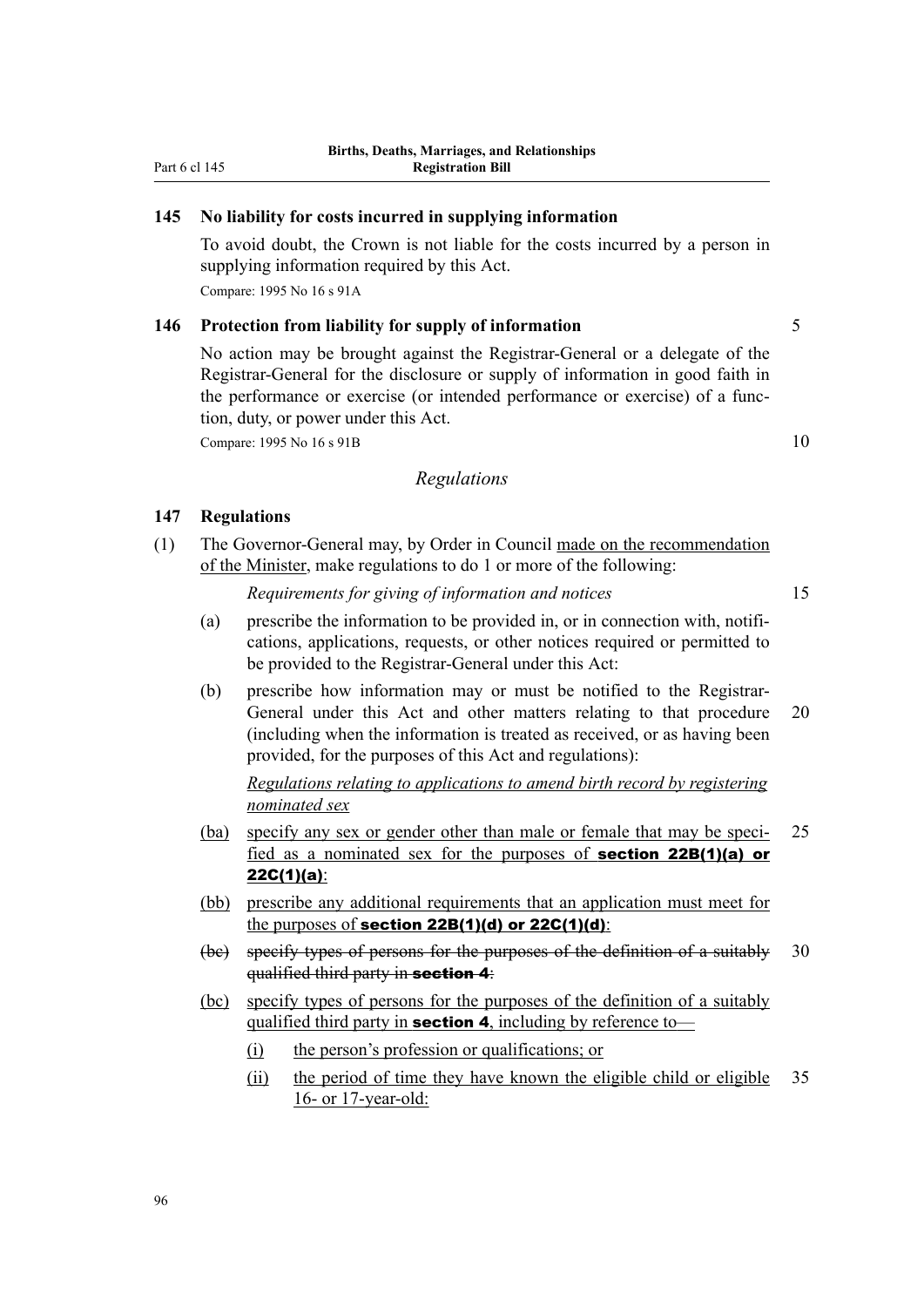### 145 No liability for costs incurred in supplying information

To avoid doubt, the Crown is not liable for the costs incurred by a person in supplying information required by this Act.

Compare: 1995 No 16 s 91A

### 146 Protection from liability for supply of information

No action may be brought against the Registrar-General or a delegate of the Registrar-General for the disclosure or supply of information in good faith in the performance or exercise (or intended performance or exercise) of a function, duty, or power under this Act.

Compare: 1995 No 16 s 91B

*Regulations*

### 147 Regulations

(1) The Governor-General may, by Order in Council made on the recommendation of the Minister, make regulations to do 1 or more of the following:

*Requirements for giving of information and notices*

(a) prescribe the information to be provided in, or in connection with, notifications, applications, requests, or other notices required or permitted to be provided to the Registrar-General under this Act:

(b) prescribe how information may or must be notified to the Registrar-General under this Act and other matters relating to that procedure (including when the information is treated as received, or as having been provided, for the purposes of this Act and regulations):

*Regulations relating to applications to amend birth record by registering nominated sex*

(ba) specify any sex or gender other than male or female that may be specified as a nominated sex for the purposes of **section 22B(1)(a) or 22C(1)(a)**:

(bb) prescribe any additional requirements that an application must meet for the purposes of **section 22B(1)(d) or 22C(1)(d)**:

~~(bc) specify types of persons for the purposes of the definition of a suitably qualified third party in **section 4**:~~

(bc) specify types of persons for the purposes of the definition of a suitably qualified third party in **section 4**, including by reference to—

(i) the person's profession or qualifications; or

(ii) the period of time they have known the eligible child or eligible 16- or 17-year-old: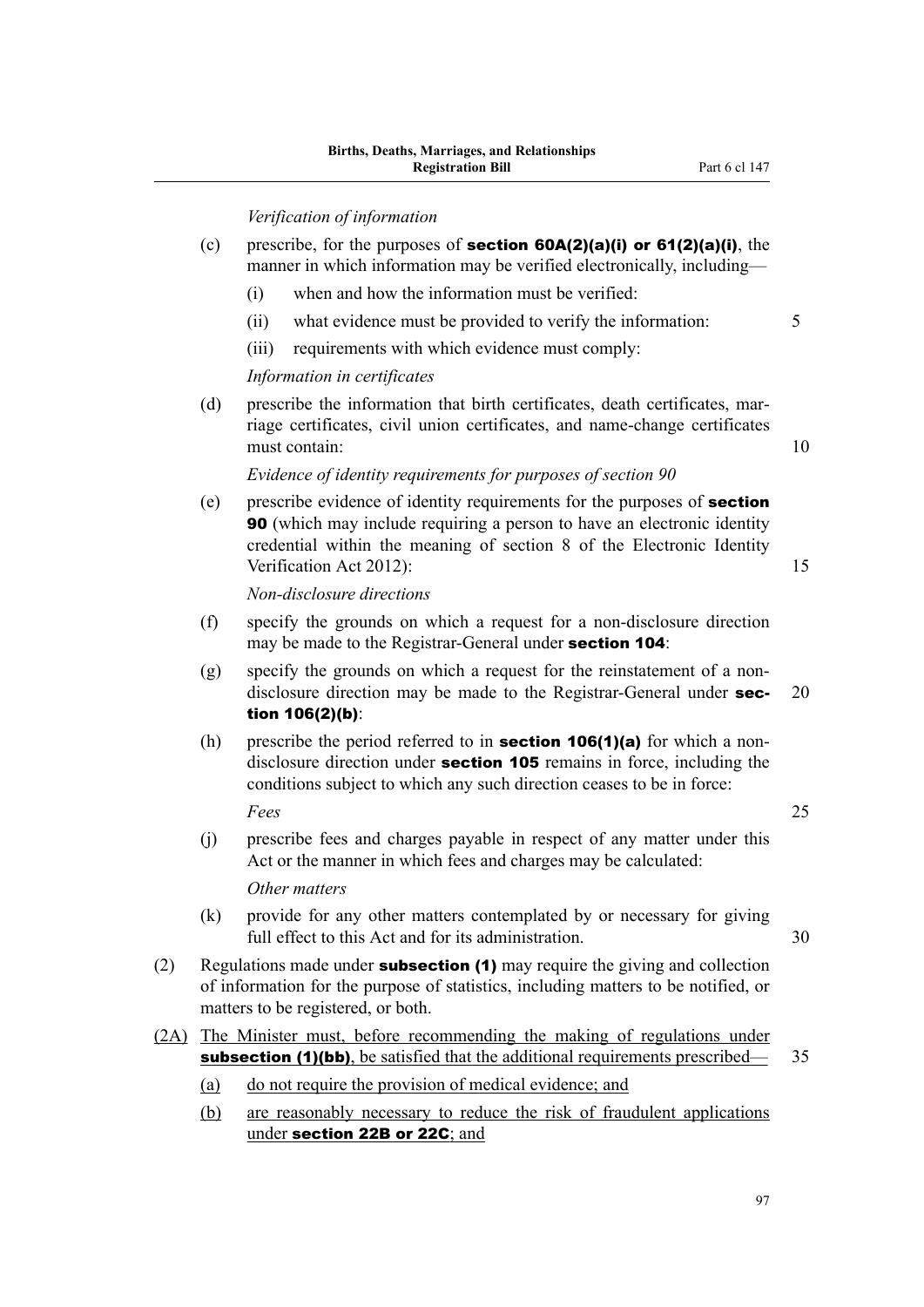*Verification of information*

(c) prescribe, for the purposes of **section 60A(2)(a)(i) or 61(2)(a)(i)**, the manner in which information may be verified electronically, including—

(i) when and how the information must be verified:

(ii) what evidence must be provided to verify the information:

(iii) requirements with which evidence must comply:

*Information in certificates*

(d) prescribe the information that birth certificates, death certificates, marriage certificates, civil union certificates, and name-change certificates must contain:

*Evidence of identity requirements for purposes of section 90*

(e) prescribe evidence of identity requirements for the purposes of **section 90** (which may include requiring a person to have an electronic identity credential within the meaning of section 8 of the Electronic Identity Verification Act 2012):

*Non-disclosure directions*

(f) specify the grounds on which a request for a non-disclosure direction may be made to the Registrar-General under **section 104**:

(g) specify the grounds on which a request for the reinstatement of a non-disclosure direction may be made to the Registrar-General under **section 106(2)(b)**:

(h) prescribe the period referred to in **section 106(1)(a)** for which a non-disclosure direction under **section 105** remains in force, including the conditions subject to which any such direction ceases to be in force:

*Fees*

(j) prescribe fees and charges payable in respect of any matter under this Act or the manner in which fees and charges may be calculated:

*Other matters*

(k) provide for any other matters contemplated by or necessary for giving full effect to this Act and for its administration.

(2) Regulations made under **subsection (1)** may require the giving and collection of information for the purpose of statistics, including matters to be notified, or matters to be registered, or both.

(2A) The Minister must, before recommending the making of regulations under **subsection (1)(bb)**, be satisfied that the additional requirements prescribed—

(a) do not require the provision of medical evidence; and

(b) are reasonably necessary to reduce the risk of fraudulent applications under **section 22B or 22C**; and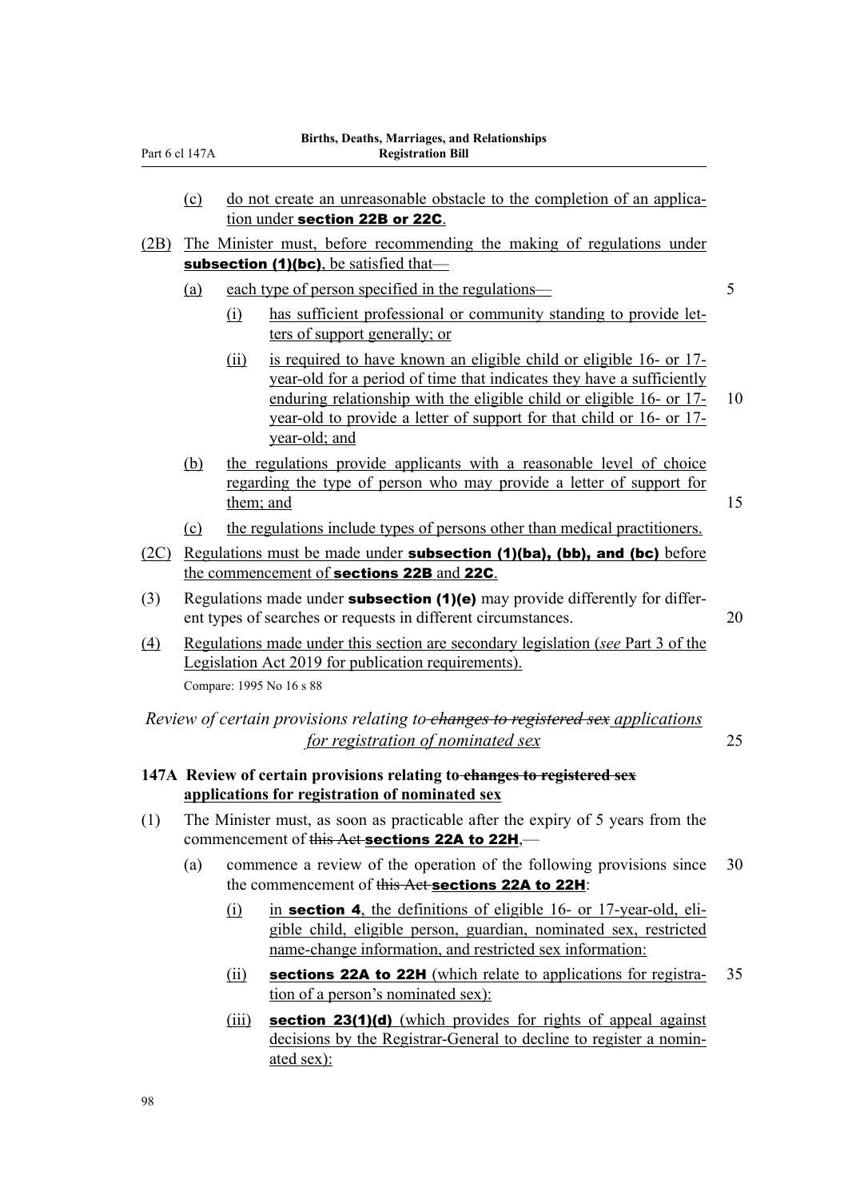(c) do not create an unreasonable obstacle to the completion of an application under **section 22B or 22C**.

(2B) The Minister must, before recommending the making of regulations under **subsection (1)(bc)**, be satisfied that—

(a) each type of person specified in the regulations—

(i) has sufficient professional or community standing to provide letters of support generally; or

(ii) is required to have known an eligible child or eligible 16- or 17-year-old for a period of time that indicates they have a sufficiently enduring relationship with the eligible child or eligible 16- or 17-year-old to provide a letter of support for that child or 16- or 17-year-old; and

(b) the regulations provide applicants with a reasonable level of choice regarding the type of person who may provide a letter of support for them; and

(c) the regulations include types of persons other than medical practitioners.

(2C) Regulations must be made under **subsection (1)(ba), (bb), and (bc)** before the commencement of **sections 22B** and **22C**.

(3) Regulations made under **subsection (1)(e)** may provide differently for different types of searches or requests in different circumstances.

(4) Regulations made under this section are secondary legislation (*see* Part 3 of the Legislation Act 2019 for publication requirements).

Compare: 1995 No 16 s 88

*Review of certain provisions relating to ~~changes to registered sex~~ applications for registration of nominated sex*

### 147A Review of certain provisions relating to ~~changes to registered sex~~ applications for registration of nominated sex

(1) The Minister must, as soon as practicable after the expiry of 5 years from the commencement of ~~this Act~~ **sections 22A to 22H**,—

(a) commence a review of the operation of the following provisions since the commencement of ~~this Act~~ **sections 22A to 22H**:

(i) in **section 4**, the definitions of eligible 16- or 17-year-old, eligible child, eligible person, guardian, nominated sex, restricted name-change information, and restricted sex information:

(ii) **sections 22A to 22H** (which relate to applications for registration of a person's nominated sex):

(iii) **section 23(1)(d)** (which provides for rights of appeal against decisions by the Registrar-General to decline to register a nominated sex):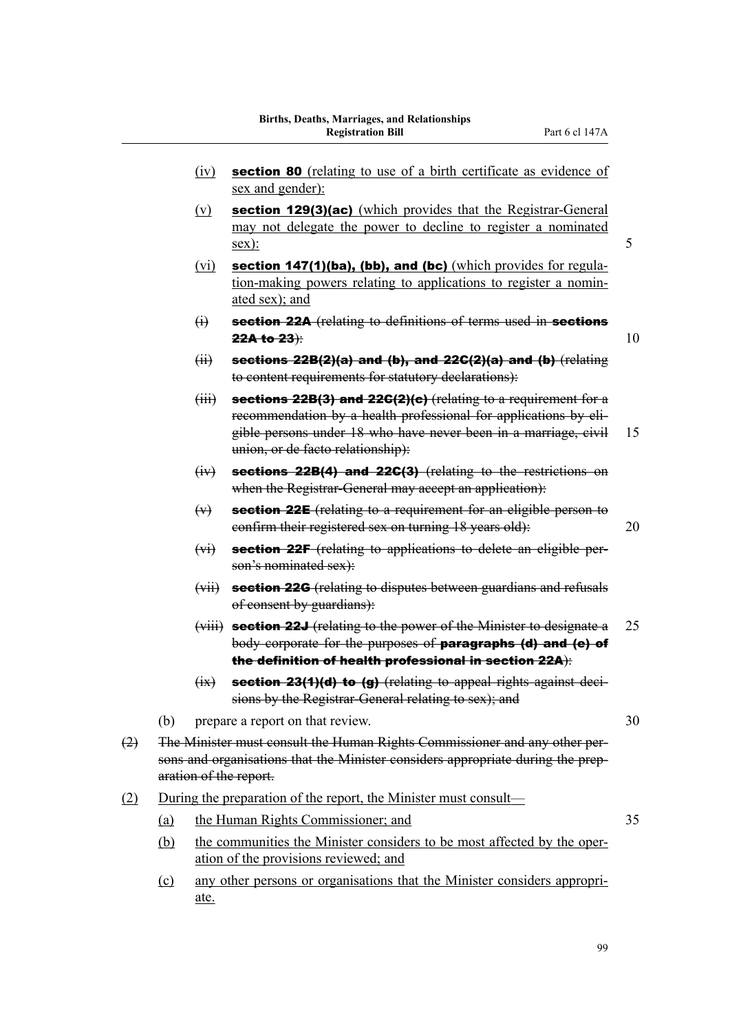(iv) **section 80** (relating to use of a birth certificate as evidence of sex and gender):

(v) **section 129(3)(ac)** (which provides that the Registrar-General may not delegate the power to decline to register a nominated sex):

(vi) **section 147(1)(ba), (bb), and (bc)** (which provides for regulation-making powers relating to applications to register a nominated sex); and

~~(i) **section 22A** (relating to definitions of terms used in **sections 22A to 23**):~~

~~(ii) **sections 22B(2)(a) and (b), and 22C(2)(a) and (b)** (relating to content requirements for statutory declarations):~~

~~(iii) **sections 22B(3) and 22C(2)(c)** (relating to a requirement for a recommendation by a health professional for applications by eligible persons under 18 who have never been in a marriage, civil union, or de facto relationship):~~

~~(iv) **sections 22B(4) and 22C(3)** (relating to the restrictions on when the Registrar-General may accept an application):~~

~~(v) **section 22E** (relating to a requirement for an eligible person to confirm their registered sex on turning 18 years old):~~

~~(vi) **section 22F** (relating to applications to delete an eligible person's nominated sex):~~

~~(vii) **section 22G** (relating to disputes between guardians and refusals of consent by guardians):~~

~~(viii) **section 22J** (relating to the power of the Minister to designate a body corporate for the purposes of **paragraphs (d) and (e) of the definition of health professional in section 22A**):~~

~~(ix) **section 23(1)(d) to (g)** (relating to appeal rights against decisions by the Registrar-General relating to sex); and~~

(b) prepare a report on that review.

~~(2) The Minister must consult the Human Rights Commissioner and any other persons and organisations that the Minister considers appropriate during the preparation of the report.~~

(2) During the preparation of the report, the Minister must consult—

(a) the Human Rights Commissioner; and

(b) the communities the Minister considers to be most affected by the operation of the provisions reviewed; and

(c) any other persons or organisations that the Minister considers appropriate.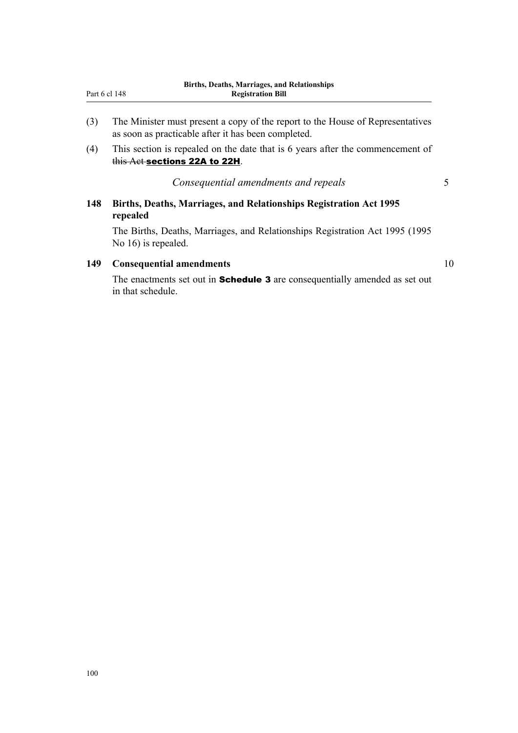(3) The Minister must present a copy of the report to the House of Representatives as soon as practicable after it has been completed.

(4) This section is repealed on the date that is 6 years after the commencement of ~~this Act~~ **sections 22A to 22H**.

*Consequential amendments and repeals*

### 148 Births, Deaths, Marriages, and Relationships Registration Act 1995 repealed

The Births, Deaths, Marriages, and Relationships Registration Act 1995 (1995 No 16) is repealed.

### 149 Consequential amendments

The enactments set out in **Schedule 3** are consequentially amended as set out in that schedule.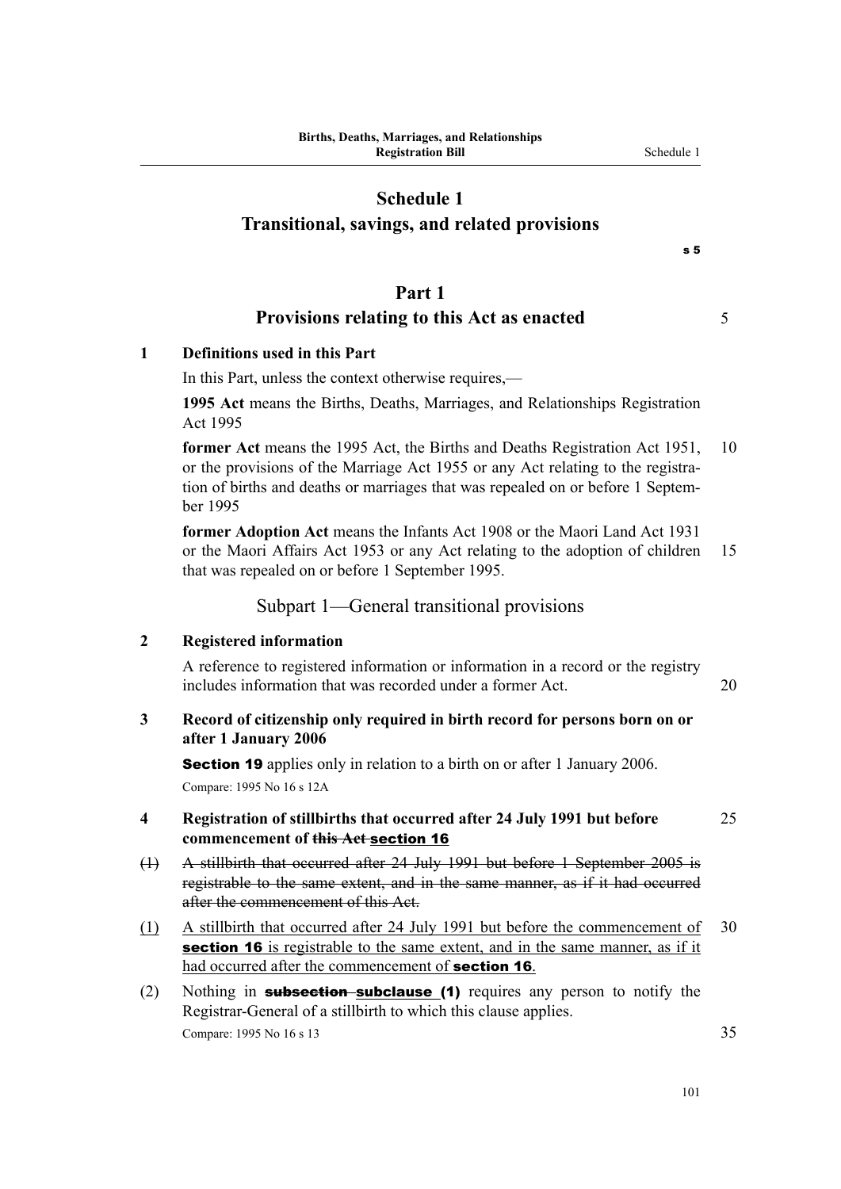# Schedule 1
## Transitional, savings, and related provisions

s 5

## Part 1
## Provisions relating to this Act as enacted

**1 Definitions used in this Part**

In this Part, unless the context otherwise requires,—

**1995 Act** means the Births, Deaths, Marriages, and Relationships Registration Act 1995

**former Act** means the 1995 Act, the Births and Deaths Registration Act 1951, or the provisions of the Marriage Act 1955 or any Act relating to the registration of births and deaths or marriages that was repealed on or before 1 September 1995

**former Adoption Act** means the Infants Act 1908 or the Maori Land Act 1931 or the Maori Affairs Act 1953 or any Act relating to the adoption of children that was repealed on or before 1 September 1995.

### Subpart 1—General transitional provisions

**2 Registered information**

A reference to registered information or information in a record or the registry includes information that was recorded under a former Act.

**3 Record of citizenship only required in birth record for persons born on or after 1 January 2006**

**Section 19** applies only in relation to a birth on or after 1 January 2006.

Compare: 1995 No 16 s 12A

**4 Registration of stillbirths that occurred after 24 July 1991 but before commencement of ~~this Act~~ <u>section 16</u>**

~~(1) A stillbirth that occurred after 24 July 1991 but before 1 September 2005 is registrable to the same extent, and in the same manner, as if it had occurred after the commencement of this Act.~~

<u>(1) A stillbirth that occurred after 24 July 1991 but before the commencement of **section 16** is registrable to the same extent, and in the same manner, as if it had occurred after the commencement of **section 16**.</u>

(2) Nothing in ~~**subsection**~~ <u>**subclause (1)**</u> requires any person to notify the Registrar-General of a stillbirth to which this clause applies.

Compare: 1995 No 16 s 13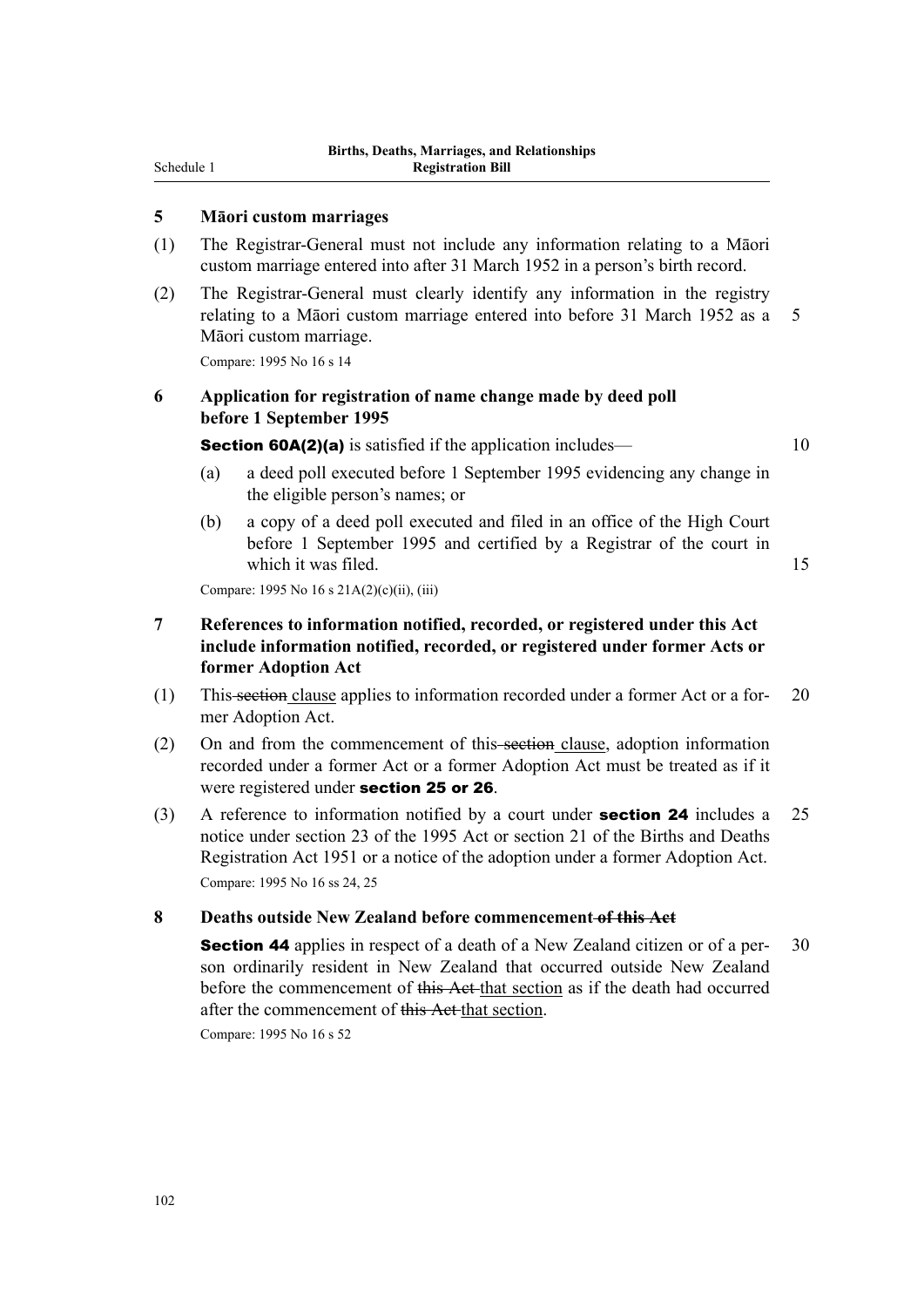## 5 Māori custom marriages

(1) The Registrar-General must not include any information relating to a Māori custom marriage entered into after 31 March 1952 in a person's birth record.

(2) The Registrar-General must clearly identify any information in the registry relating to a Māori custom marriage entered into before 31 March 1952 as a Māori custom marriage.

Compare: 1995 No 16 s 14

## 6 Application for registration of name change made by deed poll before 1 September 1995

**Section 60A(2)(a)** is satisfied if the application includes—

(a) a deed poll executed before 1 September 1995 evidencing any change in the eligible person's names; or

(b) a copy of a deed poll executed and filed in an office of the High Court before 1 September 1995 and certified by a Registrar of the court in which it was filed.

Compare: 1995 No 16 s 21A(2)(c)(ii), (iii)

## 7 References to information notified, recorded, or registered under this Act include information notified, recorded, or registered under former Acts or former Adoption Act

(1) This ~~section~~ clause applies to information recorded under a former Act or a former Adoption Act.

(2) On and from the commencement of this ~~section~~ clause, adoption information recorded under a former Act or a former Adoption Act must be treated as if it were registered under **section 25 or 26**.

(3) A reference to information notified by a court under **section 24** includes a notice under section 23 of the 1995 Act or section 21 of the Births and Deaths Registration Act 1951 or a notice of the adoption under a former Adoption Act.

Compare: 1995 No 16 ss 24, 25

## 8 Deaths outside New Zealand before commencement ~~of this Act~~

**Section 44** applies in respect of a death of a New Zealand citizen or of a person ordinarily resident in New Zealand that occurred outside New Zealand before the commencement of ~~this Act~~ that section as if the death had occurred after the commencement of ~~this Act~~ that section.

Compare: 1995 No 16 s 52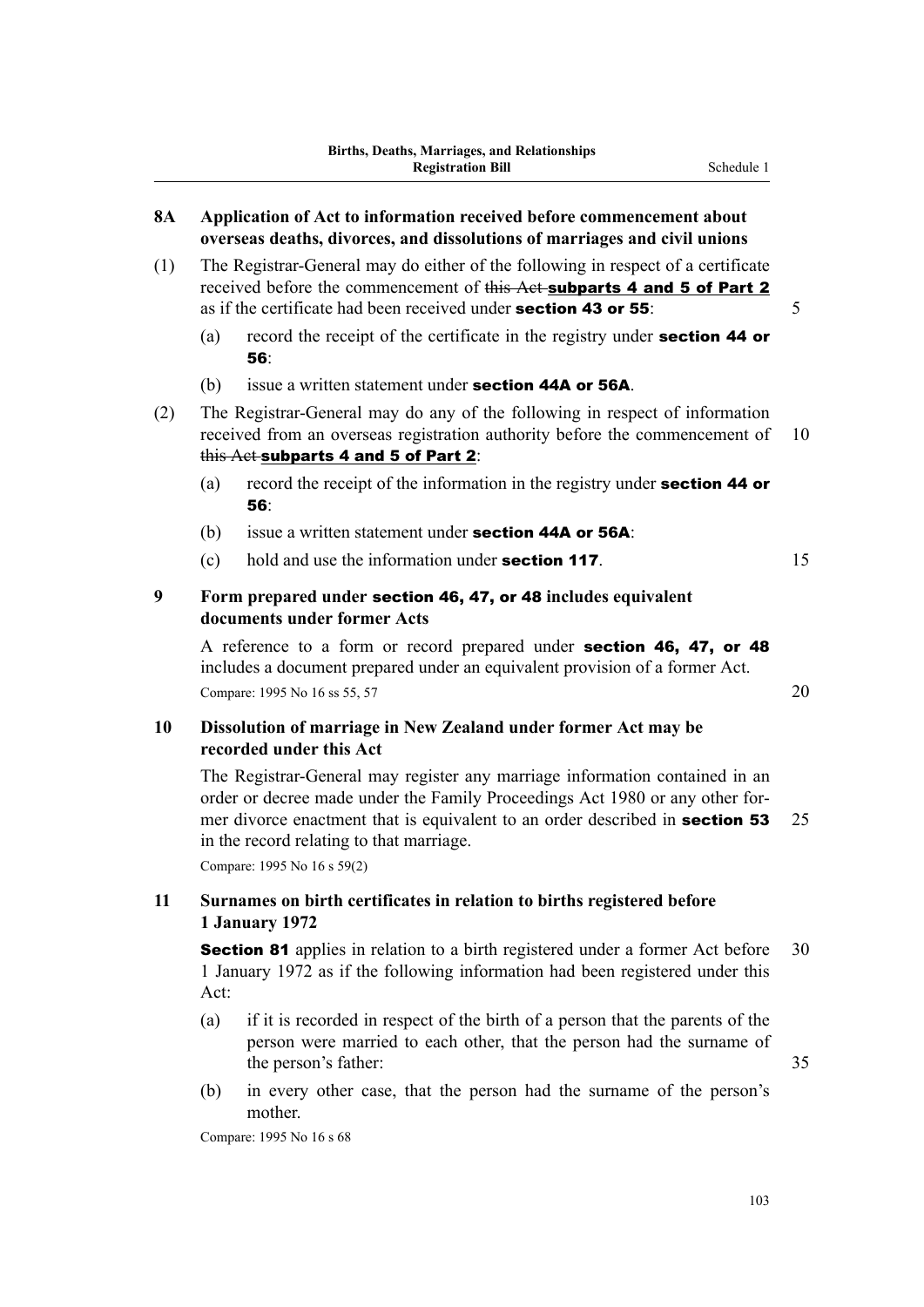## 8A Application of Act to information received before commencement about overseas deaths, divorces, and dissolutions of marriages and civil unions

(1) The Registrar-General may do either of the following in respect of a certificate received before the commencement of ~~this Act~~ **subparts 4 and 5 of Part 2** as if the certificate had been received under **section 43 or 55**:

(a) record the receipt of the certificate in the registry under **section 44 or 56**:

(b) issue a written statement under **section 44A or 56A**.

(2) The Registrar-General may do any of the following in respect of information received from an overseas registration authority before the commencement of ~~this Act~~ **subparts 4 and 5 of Part 2**:

(a) record the receipt of the information in the registry under **section 44 or 56**:

(b) issue a written statement under **section 44A or 56A**:

(c) hold and use the information under **section 117**.

## 9 Form prepared under section 46, 47, or 48 includes equivalent documents under former Acts

A reference to a form or record prepared under **section 46, 47, or 48** includes a document prepared under an equivalent provision of a former Act.

Compare: 1995 No 16 ss 55, 57

## 10 Dissolution of marriage in New Zealand under former Act may be recorded under this Act

The Registrar-General may register any marriage information contained in an order or decree made under the Family Proceedings Act 1980 or any other former divorce enactment that is equivalent to an order described in **section 53** in the record relating to that marriage.

Compare: 1995 No 16 s 59(2)

## 11 Surnames on birth certificates in relation to births registered before 1 January 1972

**Section 81** applies in relation to a birth registered under a former Act before 1 January 1972 as if the following information had been registered under this Act:

(a) if it is recorded in respect of the birth of a person that the parents of the person were married to each other, that the person had the surname of the person's father:

(b) in every other case, that the person had the surname of the person's mother.

Compare: 1995 No 16 s 68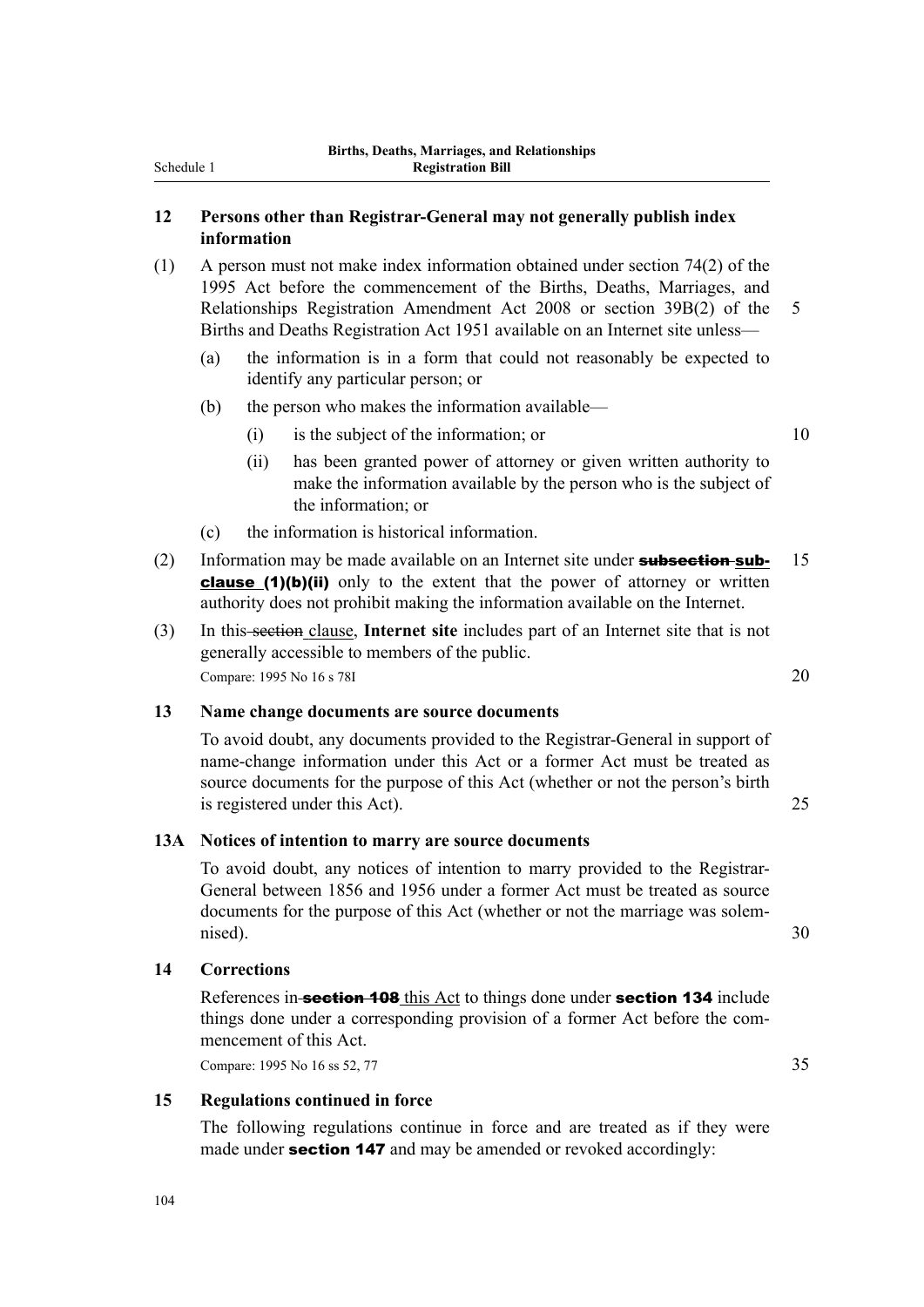## 12 Persons other than Registrar-General may not generally publish index information

(1) A person must not make index information obtained under section 74(2) of the 1995 Act before the commencement of the Births, Deaths, Marriages, and Relationships Registration Amendment Act 2008 or section 39B(2) of the Births and Deaths Registration Act 1951 available on an Internet site unless—

(a) the information is in a form that could not reasonably be expected to identify any particular person; or

(b) the person who makes the information available—

(i) is the subject of the information; or

(ii) has been granted power of attorney or given written authority to make the information available by the person who is the subject of the information; or

(c) the information is historical information.

(2) Information may be made available on an Internet site under ~~**subsection**~~ **subclause (1)(b)(ii)** only to the extent that the power of attorney or written authority does not prohibit making the information available on the Internet.

(3) In this ~~section~~ clause, **Internet site** includes part of an Internet site that is not generally accessible to members of the public.

Compare: 1995 No 16 s 78I

## 13 Name change documents are source documents

To avoid doubt, any documents provided to the Registrar-General in support of name-change information under this Act or a former Act must be treated as source documents for the purpose of this Act (whether or not the person's birth is registered under this Act).

## 13A Notices of intention to marry are source documents

To avoid doubt, any notices of intention to marry provided to the Registrar-General between 1856 and 1956 under a former Act must be treated as source documents for the purpose of this Act (whether or not the marriage was solemnised).

## 14 Corrections

References in ~~**section 108**~~ this Act to things done under **section 134** include things done under a corresponding provision of a former Act before the commencement of this Act.

Compare: 1995 No 16 ss 52, 77

## 15 Regulations continued in force

The following regulations continue in force and are treated as if they were made under **section 147** and may be amended or revoked accordingly: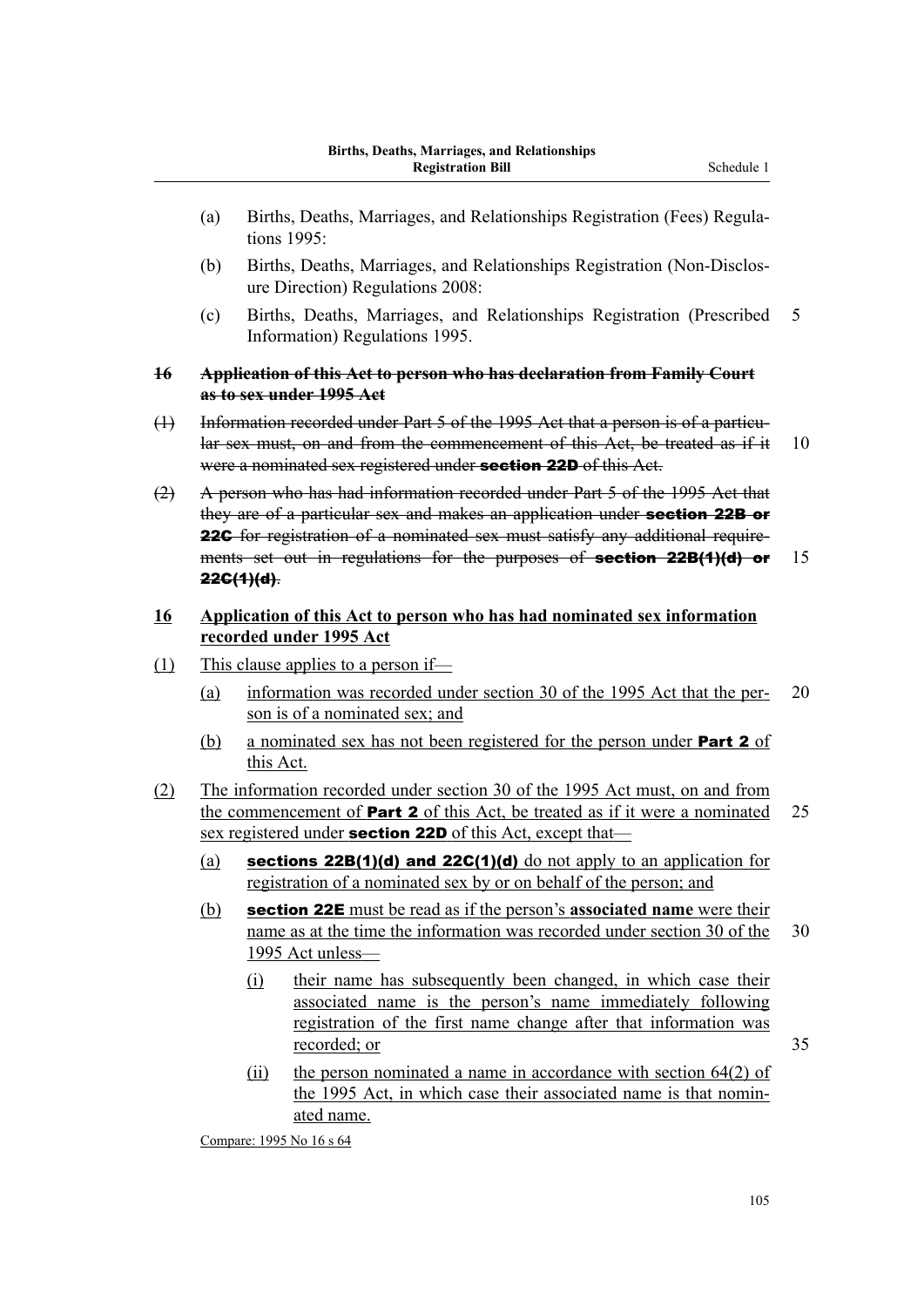(a) Births, Deaths, Marriages, and Relationships Registration (Fees) Regulations 1995:

(b) Births, Deaths, Marriages, and Relationships Registration (Non-Disclosure Direction) Regulations 2008:

(c) Births, Deaths, Marriages, and Relationships Registration (Prescribed Information) Regulations 1995.

~~**16 Application of this Act to person who has declaration from Family Court as to sex under 1995 Act**~~

~~(1) Information recorded under Part 5 of the 1995 Act that a person is of a particular sex must, on and from the commencement of this Act, be treated as if it were a nominated sex registered under **section 22D** of this Act.~~

~~(2) A person who has had information recorded under Part 5 of the 1995 Act that they are of a particular sex and makes an application under **section 22B or 22C** for registration of a nominated sex must satisfy any additional requirements set out in regulations for the purposes of **section 22B(1)(d) or 22C(1)(d)**.~~

<u>**16 Application of this Act to person who has had nominated sex information recorded under 1995 Act**</u>

<u>(1) This clause applies to a person if—</u>

<u>(a) information was recorded under section 30 of the 1995 Act that the person is of a nominated sex; and</u>

<u>(b) a nominated sex has not been registered for the person under **Part 2** of this Act.</u>

<u>(2) The information recorded under section 30 of the 1995 Act must, on and from the commencement of **Part 2** of this Act, be treated as if it were a nominated sex registered under **section 22D** of this Act, except that—</u>

<u>(a) **sections 22B(1)(d) and 22C(1)(d)** do not apply to an application for registration of a nominated sex by or on behalf of the person; and</u>

<u>(b) **section 22E** must be read as if the person's **associated name** were their name as at the time the information was recorded under section 30 of the 1995 Act unless—</u>

<u>(i) their name has subsequently been changed, in which case their associated name is the person's name immediately following registration of the first name change after that information was recorded; or</u>

<u>(ii) the person nominated a name in accordance with section 64(2) of the 1995 Act, in which case their associated name is that nominated name.</u>

<u>Compare: 1995 No 16 s 64</u>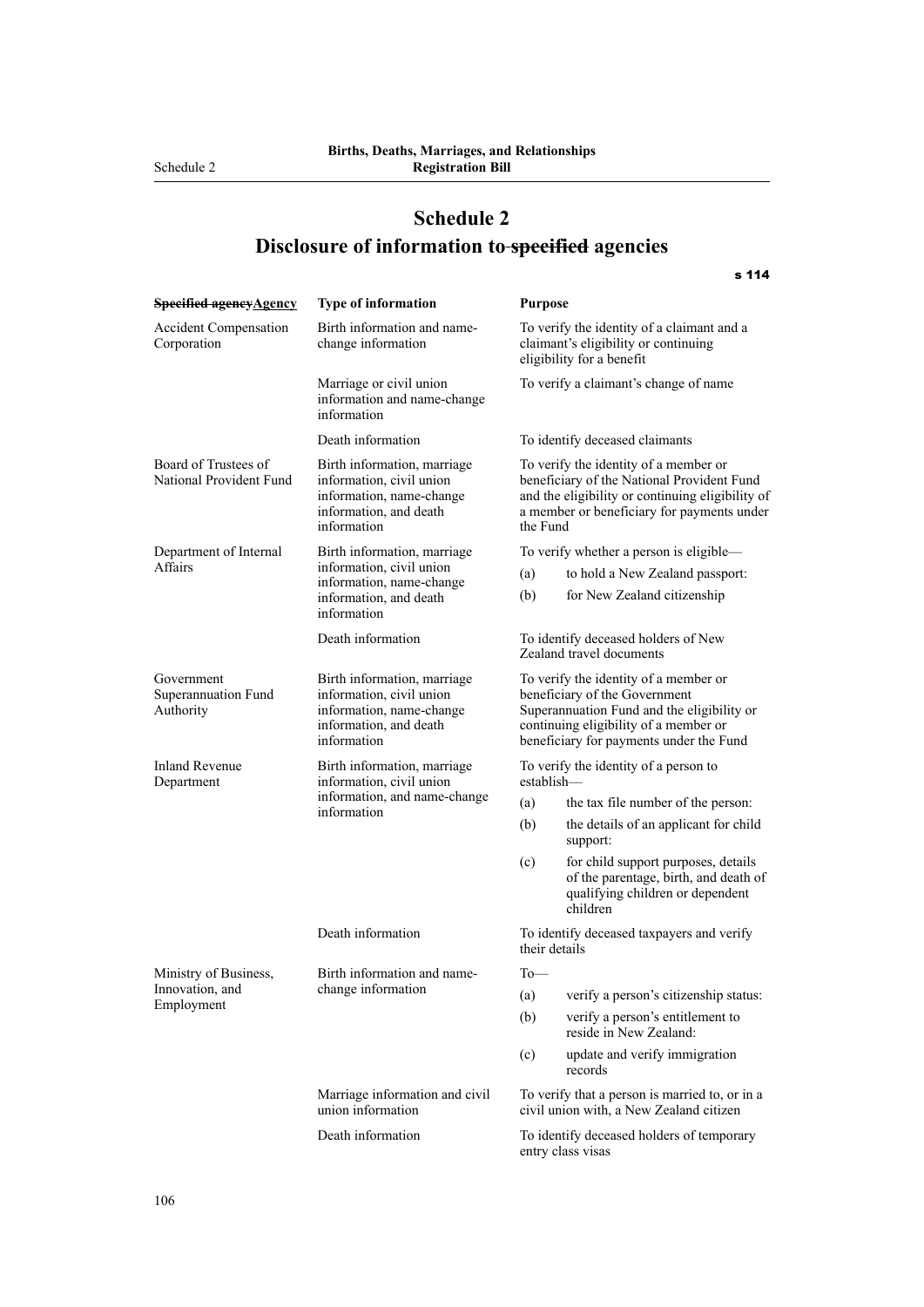# Schedule 2
## Disclosure of information to ~~specified~~ agencies

s 114

| ~~Specified agency~~Agency | Type of information | Purpose |
|---|---|---|
| Accident Compensation Corporation | Birth information and name-change information | To verify the identity of a claimant and a claimant's eligibility or continuing eligibility for a benefit |
| | Marriage or civil union information and name-change information | To verify a claimant's change of name |
| | Death information | To identify deceased claimants |
| Board of Trustees of National Provident Fund | Birth information, marriage information, civil union information, name-change information, and death information | To verify the identity of a member or beneficiary of the National Provident Fund and the eligibility or continuing eligibility of a member or beneficiary for payments under the Fund |
| Department of Internal Affairs | Birth information, marriage information, civil union information, name-change information, and death information | To verify whether a person is eligible— (a) to hold a New Zealand passport: (b) for New Zealand citizenship |
| | Death information | To identify deceased holders of New Zealand travel documents |
| Government Superannuation Fund Authority | Birth information, marriage information, civil union information, name-change information, and death information | To verify the identity of a member or beneficiary of the Government Superannuation Fund and the eligibility or continuing eligibility of a member or beneficiary for payments under the Fund |
| Inland Revenue Department | Birth information, marriage information, civil union information, and name-change information | To verify the identity of a person to establish— (a) the tax file number of the person: (b) the details of an applicant for child support: (c) for child support purposes, details of the parentage, birth, and death of qualifying children or dependent children |
| | Death information | To identify deceased taxpayers and verify their details |
| Ministry of Business, Innovation, and Employment | Birth information and name-change information | To— (a) verify a person's citizenship status: (b) verify a person's entitlement to reside in New Zealand: (c) update and verify immigration records |
| | Marriage information and civil union information | To verify that a person is married to, or in a civil union with, a New Zealand citizen |
| | Death information | To identify deceased holders of temporary entry class visas |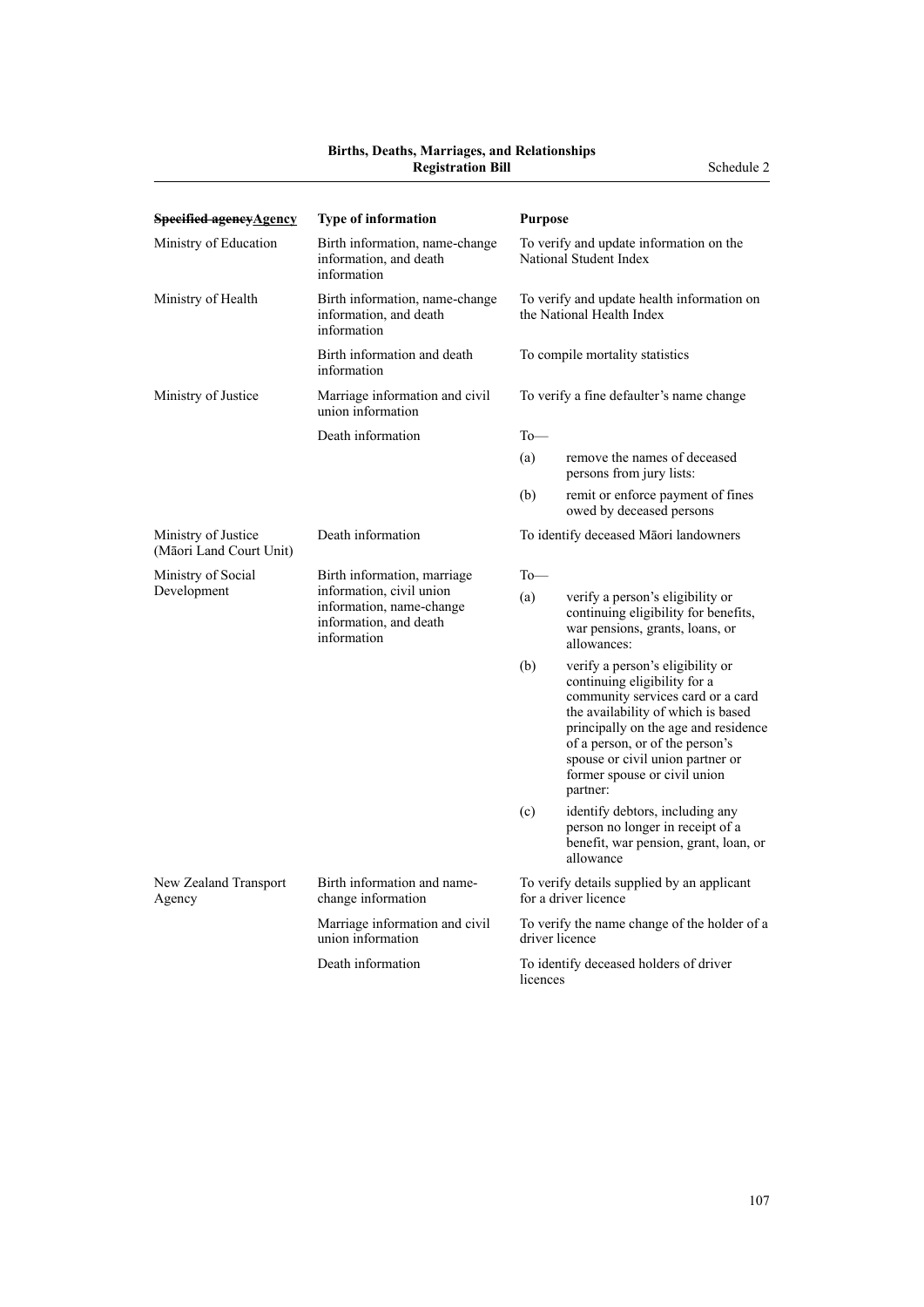| ~~Specified agency~~Agency | Type of information | Purpose |
|---|---|---|
| Ministry of Education | Birth information, name-change information, and death information | To verify and update information on the National Student Index |
| Ministry of Health | Birth information, name-change information, and death information | To verify and update health information on the National Health Index |
| | Birth information and death information | To compile mortality statistics |
| Ministry of Justice | Marriage information and civil union information | To verify a fine defaulter's name change |
| | Death information | To— (a) remove the names of deceased persons from jury lists: (b) remit or enforce payment of fines owed by deceased persons |
| Ministry of Justice (Māori Land Court Unit) | Death information | To identify deceased Māori landowners |
| Ministry of Social Development | Birth information, marriage information, civil union information, name-change information, and death information | To— (a) verify a person's eligibility or continuing eligibility for benefits, war pensions, grants, loans, or allowances: (b) verify a person's eligibility or continuing eligibility for a community services card or a card the availability of which is based principally on the age and residence of a person, or of the person's spouse or civil union partner or former spouse or civil union partner: (c) identify debtors, including any person no longer in receipt of a benefit, war pension, grant, loan, or allowance |
| New Zealand Transport Agency | Birth information and name-change information | To verify details supplied by an applicant for a driver licence |
| | Marriage information and civil union information | To verify the name change of the holder of a driver licence |
| | Death information | To identify deceased holders of driver licences |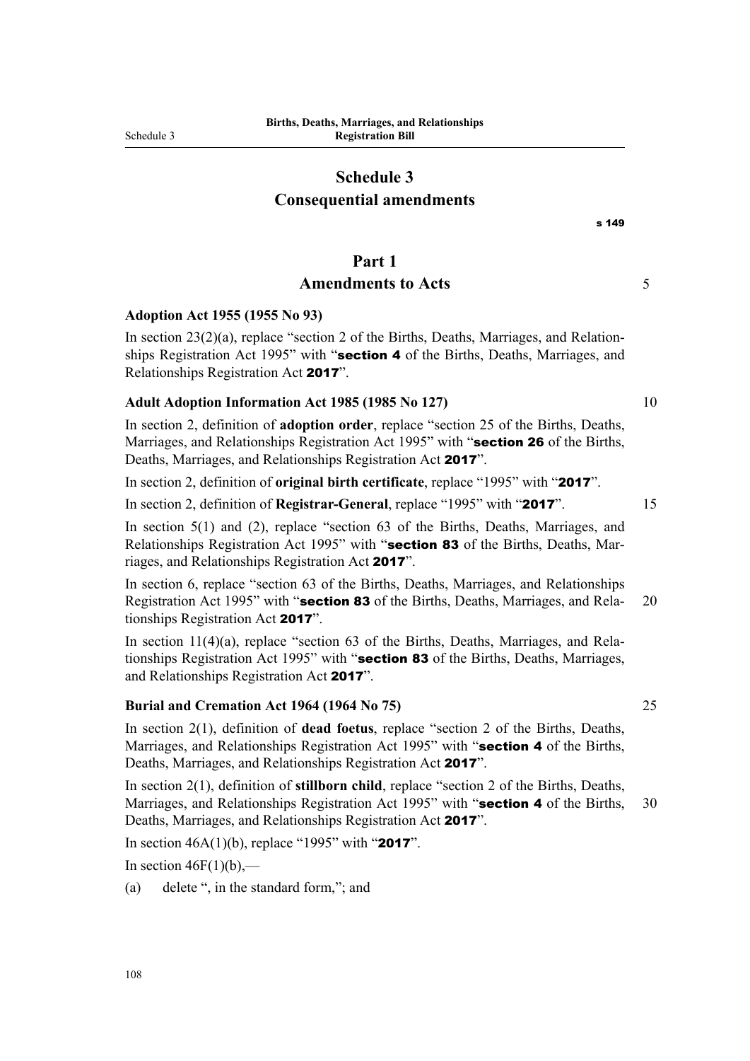# Schedule 3
# Consequential amendments

s 149

## Part 1
## Amendments to Acts

### Adoption Act 1955 (1955 No 93)

In section 23(2)(a), replace "section 2 of the Births, Deaths, Marriages, and Relationships Registration Act 1995" with "**section 4** of the Births, Deaths, Marriages, and Relationships Registration Act **2017**".

### Adult Adoption Information Act 1985 (1985 No 127)

In section 2, definition of **adoption order**, replace "section 25 of the Births, Deaths, Marriages, and Relationships Registration Act 1995" with "**section 26** of the Births, Deaths, Marriages, and Relationships Registration Act **2017**".

In section 2, definition of **original birth certificate**, replace "1995" with "**2017**".

In section 2, definition of **Registrar-General**, replace "1995" with "**2017**".

In section 5(1) and (2), replace "section 63 of the Births, Deaths, Marriages, and Relationships Registration Act 1995" with "**section 83** of the Births, Deaths, Marriages, and Relationships Registration Act **2017**".

In section 6, replace "section 63 of the Births, Deaths, Marriages, and Relationships Registration Act 1995" with "**section 83** of the Births, Deaths, Marriages, and Relationships Registration Act **2017**".

In section 11(4)(a), replace "section 63 of the Births, Deaths, Marriages, and Relationships Registration Act 1995" with "**section 83** of the Births, Deaths, Marriages, and Relationships Registration Act **2017**".

### Burial and Cremation Act 1964 (1964 No 75)

In section 2(1), definition of **dead foetus**, replace "section 2 of the Births, Deaths, Marriages, and Relationships Registration Act 1995" with "**section 4** of the Births, Deaths, Marriages, and Relationships Registration Act **2017**".

In section 2(1), definition of **stillborn child**, replace "section 2 of the Births, Deaths, Marriages, and Relationships Registration Act 1995" with "**section 4** of the Births, Deaths, Marriages, and Relationships Registration Act **2017**".

In section 46A(1)(b), replace "1995" with "**2017**".

In section 46F(1)(b),—

(a) delete ", in the standard form,"; and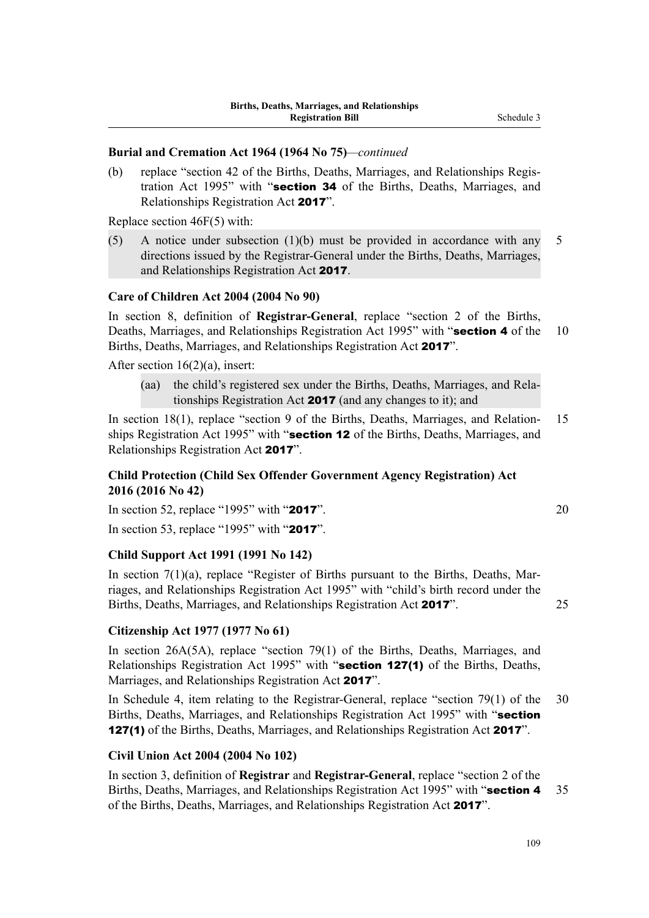**Burial and Cremation Act 1964 (1964 No 75)**—*continued*

(b) replace "section 42 of the Births, Deaths, Marriages, and Relationships Registration Act 1995" with "**section 34** of the Births, Deaths, Marriages, and Relationships Registration Act **2017**".

Replace section 46F(5) with:

(5) A notice under subsection (1)(b) must be provided in accordance with any directions issued by the Registrar-General under the Births, Deaths, Marriages, and Relationships Registration Act **2017**.

**Care of Children Act 2004 (2004 No 90)**

In section 8, definition of **Registrar-General**, replace "section 2 of the Births, Deaths, Marriages, and Relationships Registration Act 1995" with "**section 4** of the Births, Deaths, Marriages, and Relationships Registration Act **2017**".

After section 16(2)(a), insert:

(aa) the child's registered sex under the Births, Deaths, Marriages, and Relationships Registration Act **2017** (and any changes to it); and

In section 18(1), replace "section 9 of the Births, Deaths, Marriages, and Relationships Registration Act 1995" with "**section 12** of the Births, Deaths, Marriages, and Relationships Registration Act **2017**".

**Child Protection (Child Sex Offender Government Agency Registration) Act 2016 (2016 No 42)**

In section 52, replace "1995" with "**2017**".

In section 53, replace "1995" with "**2017**".

**Child Support Act 1991 (1991 No 142)**

In section 7(1)(a), replace "Register of Births pursuant to the Births, Deaths, Marriages, and Relationships Registration Act 1995" with "child's birth record under the Births, Deaths, Marriages, and Relationships Registration Act **2017**".

**Citizenship Act 1977 (1977 No 61)**

In section 26A(5A), replace "section 79(1) of the Births, Deaths, Marriages, and Relationships Registration Act 1995" with "**section 127(1)** of the Births, Deaths, Marriages, and Relationships Registration Act **2017**".

In Schedule 4, item relating to the Registrar-General, replace "section 79(1) of the Births, Deaths, Marriages, and Relationships Registration Act 1995" with "**section 127(1)** of the Births, Deaths, Marriages, and Relationships Registration Act **2017**".

**Civil Union Act 2004 (2004 No 102)**

In section 3, definition of **Registrar** and **Registrar-General**, replace "section 2 of the Births, Deaths, Marriages, and Relationships Registration Act 1995" with "**section 4** of the Births, Deaths, Marriages, and Relationships Registration Act **2017**".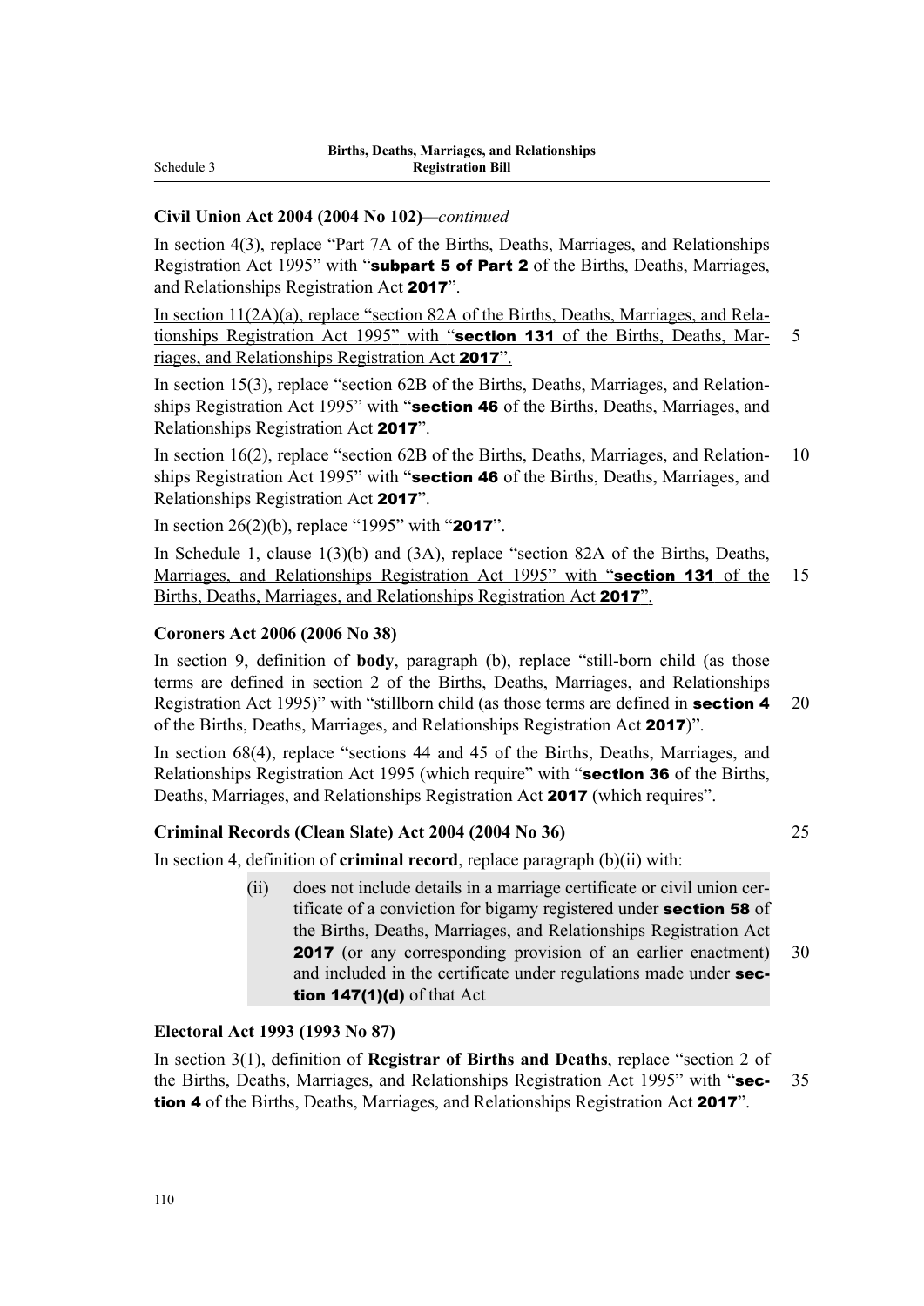**Civil Union Act 2004 (2004 No 102)**—*continued*

In section 4(3), replace "Part 7A of the Births, Deaths, Marriages, and Relationships Registration Act 1995" with "**subpart 5 of Part 2** of the Births, Deaths, Marriages, and Relationships Registration Act **2017**".

In section 11(2A)(a), replace "section 82A of the Births, Deaths, Marriages, and Relationships Registration Act 1995" with "**section 131** of the Births, Deaths, Marriages, and Relationships Registration Act **2017**".

In section 15(3), replace "section 62B of the Births, Deaths, Marriages, and Relationships Registration Act 1995" with "**section 46** of the Births, Deaths, Marriages, and Relationships Registration Act **2017**".

In section 16(2), replace "section 62B of the Births, Deaths, Marriages, and Relationships Registration Act 1995" with "**section 46** of the Births, Deaths, Marriages, and Relationships Registration Act **2017**".

In section 26(2)(b), replace "1995" with "**2017**".

In Schedule 1, clause 1(3)(b) and (3A), replace "section 82A of the Births, Deaths, Marriages, and Relationships Registration Act 1995" with "**section 131** of the Births, Deaths, Marriages, and Relationships Registration Act **2017**".

**Coroners Act 2006 (2006 No 38)**

In section 9, definition of **body**, paragraph (b), replace "still-born child (as those terms are defined in section 2 of the Births, Deaths, Marriages, and Relationships Registration Act 1995)" with "stillborn child (as those terms are defined in **section 4** of the Births, Deaths, Marriages, and Relationships Registration Act **2017**)".

In section 68(4), replace "sections 44 and 45 of the Births, Deaths, Marriages, and Relationships Registration Act 1995 (which require" with "**section 36** of the Births, Deaths, Marriages, and Relationships Registration Act **2017** (which requires".

**Criminal Records (Clean Slate) Act 2004 (2004 No 36)**

In section 4, definition of **criminal record**, replace paragraph (b)(ii) with:

> (ii) does not include details in a marriage certificate or civil union certificate of a conviction for bigamy registered under **section 58** of the Births, Deaths, Marriages, and Relationships Registration Act **2017** (or any corresponding provision of an earlier enactment) and included in the certificate under regulations made under **section 147(1)(d)** of that Act

**Electoral Act 1993 (1993 No 87)**

In section 3(1), definition of **Registrar of Births and Deaths**, replace "section 2 of the Births, Deaths, Marriages, and Relationships Registration Act 1995" with "**section 4** of the Births, Deaths, Marriages, and Relationships Registration Act **2017**".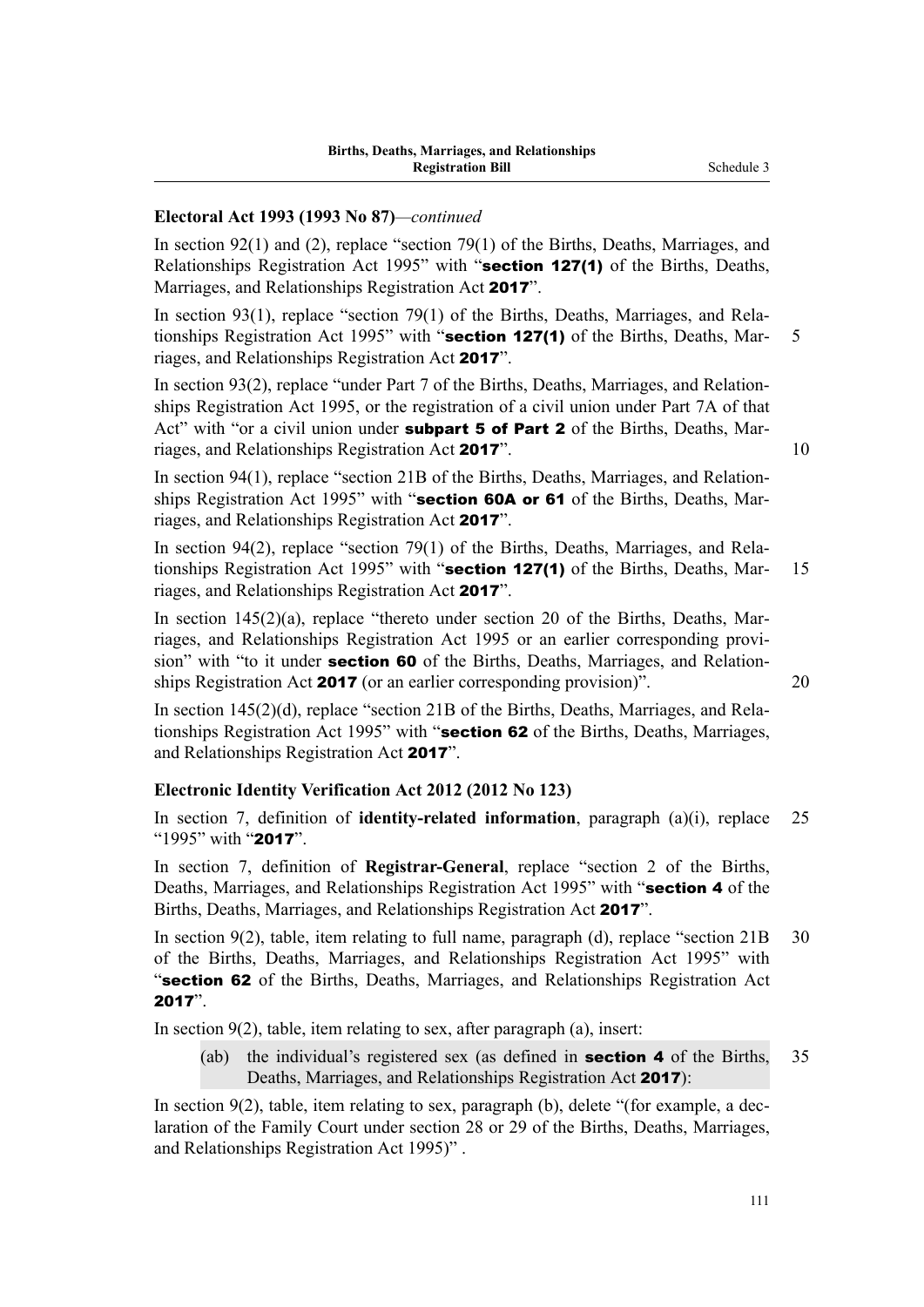**Electoral Act 1993 (1993 No 87)**—*continued*

In section 92(1) and (2), replace "section 79(1) of the Births, Deaths, Marriages, and Relationships Registration Act 1995" with "**section 127(1)** of the Births, Deaths, Marriages, and Relationships Registration Act **2017**".

In section 93(1), replace "section 79(1) of the Births, Deaths, Marriages, and Relationships Registration Act 1995" with "**section 127(1)** of the Births, Deaths, Marriages, and Relationships Registration Act **2017**".

In section 93(2), replace "under Part 7 of the Births, Deaths, Marriages, and Relationships Registration Act 1995, or the registration of a civil union under Part 7A of that Act" with "or a civil union under **subpart 5 of Part 2** of the Births, Deaths, Marriages, and Relationships Registration Act **2017**".

In section 94(1), replace "section 21B of the Births, Deaths, Marriages, and Relationships Registration Act 1995" with "**section 60A or 61** of the Births, Deaths, Marriages, and Relationships Registration Act **2017**".

In section 94(2), replace "section 79(1) of the Births, Deaths, Marriages, and Relationships Registration Act 1995" with "**section 127(1)** of the Births, Deaths, Marriages, and Relationships Registration Act **2017**".

In section 145(2)(a), replace "thereto under section 20 of the Births, Deaths, Marriages, and Relationships Registration Act 1995 or an earlier corresponding provision" with "to it under **section 60** of the Births, Deaths, Marriages, and Relationships Registration Act **2017** (or an earlier corresponding provision)".

In section 145(2)(d), replace "section 21B of the Births, Deaths, Marriages, and Relationships Registration Act 1995" with "**section 62** of the Births, Deaths, Marriages, and Relationships Registration Act **2017**".

**Electronic Identity Verification Act 2012 (2012 No 123)**

In section 7, definition of **identity-related information**, paragraph (a)(i), replace "1995" with "**2017**".

In section 7, definition of **Registrar-General**, replace "section 2 of the Births, Deaths, Marriages, and Relationships Registration Act 1995" with "**section 4** of the Births, Deaths, Marriages, and Relationships Registration Act **2017**".

In section 9(2), table, item relating to full name, paragraph (d), replace "section 21B of the Births, Deaths, Marriages, and Relationships Registration Act 1995" with "**section 62** of the Births, Deaths, Marriages, and Relationships Registration Act **2017**".

In section 9(2), table, item relating to sex, after paragraph (a), insert:

> (ab) the individual's registered sex (as defined in **section 4** of the Births, Deaths, Marriages, and Relationships Registration Act **2017**):

In section 9(2), table, item relating to sex, paragraph (b), delete "(for example, a declaration of the Family Court under section 28 or 29 of the Births, Deaths, Marriages, and Relationships Registration Act 1995)" .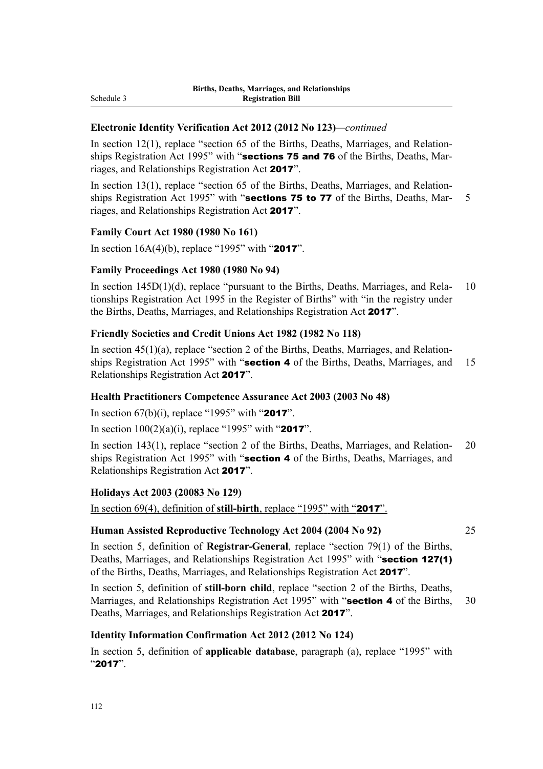**Electronic Identity Verification Act 2012 (2012 No 123)**—*continued*

In section 12(1), replace "section 65 of the Births, Deaths, Marriages, and Relationships Registration Act 1995" with "**sections 75 and 76** of the Births, Deaths, Marriages, and Relationships Registration Act **2017**".

In section 13(1), replace "section 65 of the Births, Deaths, Marriages, and Relationships Registration Act 1995" with "**sections 75 to 77** of the Births, Deaths, Marriages, and Relationships Registration Act **2017**".

**Family Court Act 1980 (1980 No 161)**

In section 16A(4)(b), replace "1995" with "**2017**".

**Family Proceedings Act 1980 (1980 No 94)**

In section 145D(1)(d), replace "pursuant to the Births, Deaths, Marriages, and Relationships Registration Act 1995 in the Register of Births" with "in the registry under the Births, Deaths, Marriages, and Relationships Registration Act **2017**".

**Friendly Societies and Credit Unions Act 1982 (1982 No 118)**

In section 45(1)(a), replace "section 2 of the Births, Deaths, Marriages, and Relationships Registration Act 1995" with "**section 4** of the Births, Deaths, Marriages, and Relationships Registration Act **2017**".

**Health Practitioners Competence Assurance Act 2003 (2003 No 48)**

In section 67(b)(i), replace "1995" with "**2017**".

In section 100(2)(a)(i), replace "1995" with "**2017**".

In section 143(1), replace "section 2 of the Births, Deaths, Marriages, and Relationships Registration Act 1995" with "**section 4** of the Births, Deaths, Marriages, and Relationships Registration Act **2017**".

**Holidays Act 2003 (20083 No 129)**

In section 69(4), definition of **still-birth**, replace "1995" with "**2017**".

**Human Assisted Reproductive Technology Act 2004 (2004 No 92)**

In section 5, definition of **Registrar-General**, replace "section 79(1) of the Births, Deaths, Marriages, and Relationships Registration Act 1995" with "**section 127(1)** of the Births, Deaths, Marriages, and Relationships Registration Act **2017**".

In section 5, definition of **still-born child**, replace "section 2 of the Births, Deaths, Marriages, and Relationships Registration Act 1995" with "**section 4** of the Births, Deaths, Marriages, and Relationships Registration Act **2017**".

**Identity Information Confirmation Act 2012 (2012 No 124)**

In section 5, definition of **applicable database**, paragraph (a), replace "1995" with "**2017**".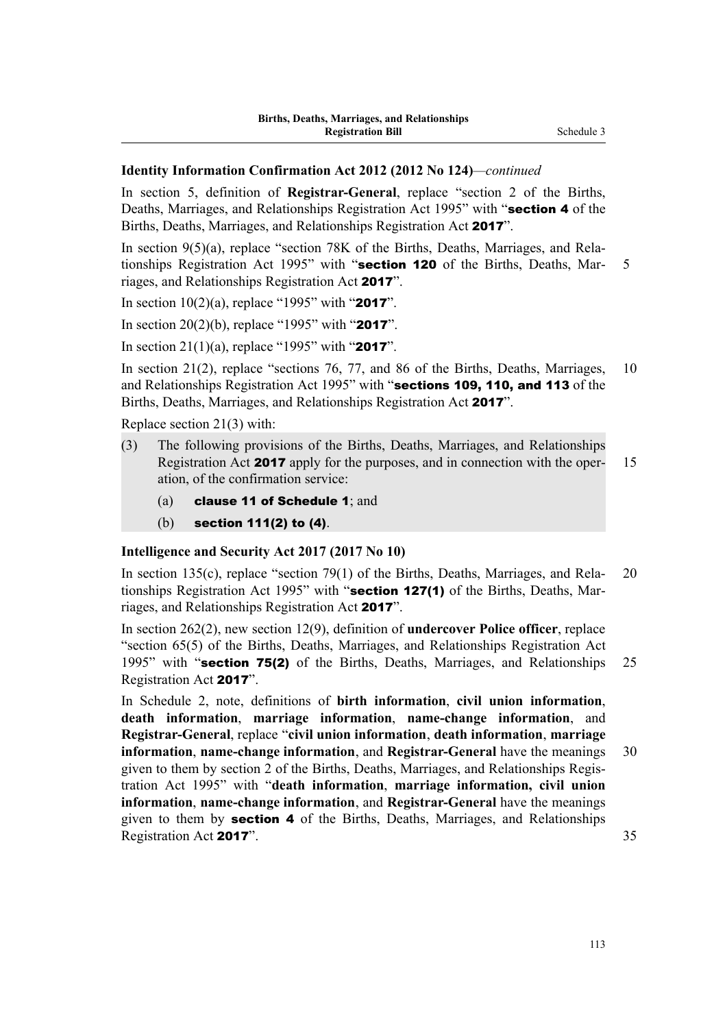**Identity Information Confirmation Act 2012 (2012 No 124)**—*continued*

In section 5, definition of **Registrar-General**, replace "section 2 of the Births, Deaths, Marriages, and Relationships Registration Act 1995" with "**section 4** of the Births, Deaths, Marriages, and Relationships Registration Act **2017**".

In section 9(5)(a), replace "section 78K of the Births, Deaths, Marriages, and Relationships Registration Act 1995" with "**section 120** of the Births, Deaths, Marriages, and Relationships Registration Act **2017**".

In section 10(2)(a), replace "1995" with "**2017**".

In section 20(2)(b), replace "1995" with "**2017**".

In section 21(1)(a), replace "1995" with "**2017**".

In section 21(2), replace "sections 76, 77, and 86 of the Births, Deaths, Marriages, and Relationships Registration Act 1995" with "**sections 109, 110, and 113** of the Births, Deaths, Marriages, and Relationships Registration Act **2017**".

Replace section 21(3) with:

(3) The following provisions of the Births, Deaths, Marriages, and Relationships Registration Act **2017** apply for the purposes, and in connection with the operation, of the confirmation service:

(a) **clause 11 of Schedule 1**; and

(b) **section 111(2) to (4)**.

**Intelligence and Security Act 2017 (2017 No 10)**

In section 135(c), replace "section 79(1) of the Births, Deaths, Marriages, and Relationships Registration Act 1995" with "**section 127(1)** of the Births, Deaths, Marriages, and Relationships Registration Act **2017**".

In section 262(2), new section 12(9), definition of **undercover Police officer**, replace "section 65(5) of the Births, Deaths, Marriages, and Relationships Registration Act 1995" with "**section 75(2)** of the Births, Deaths, Marriages, and Relationships Registration Act **2017**".

In Schedule 2, note, definitions of **birth information**, **civil union information**, **death information**, **marriage information**, **name-change information**, and **Registrar-General**, replace "**civil union information**, **death information**, **marriage information**, **name-change information**, and **Registrar-General** have the meanings given to them by section 2 of the Births, Deaths, Marriages, and Relationships Registration Act 1995" with "**death information**, **marriage information, civil union information**, **name-change information**, and **Registrar-General** have the meanings given to them by **section 4** of the Births, Deaths, Marriages, and Relationships Registration Act **2017**".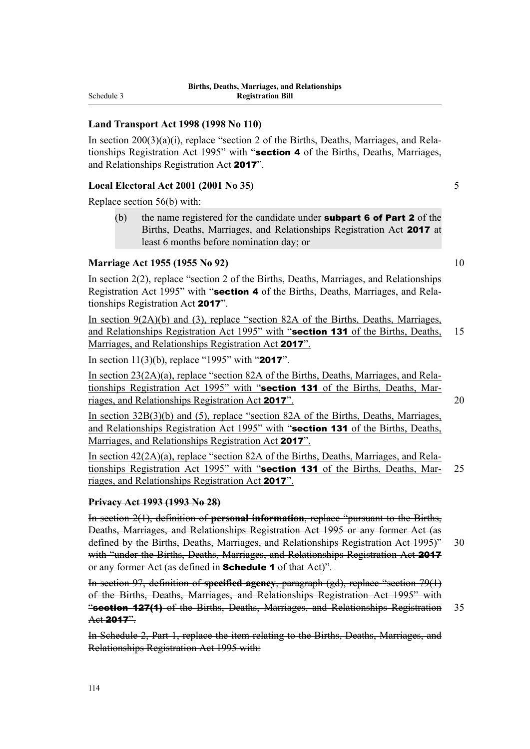**Land Transport Act 1998 (1998 No 110)**

In section 200(3)(a)(i), replace "section 2 of the Births, Deaths, Marriages, and Relationships Registration Act 1995" with "**section 4** of the Births, Deaths, Marriages, and Relationships Registration Act **2017**".

**Local Electoral Act 2001 (2001 No 35)**

Replace section 56(b) with:

(b) the name registered for the candidate under **subpart 6 of Part 2** of the Births, Deaths, Marriages, and Relationships Registration Act **2017** at least 6 months before nomination day; or

**Marriage Act 1955 (1955 No 92)**

In section 2(2), replace "section 2 of the Births, Deaths, Marriages, and Relationships Registration Act 1995" with "**section 4** of the Births, Deaths, Marriages, and Relationships Registration Act **2017**".

In section 9(2A)(b) and (3), replace "section 82A of the Births, Deaths, Marriages, and Relationships Registration Act 1995" with "**section 131** of the Births, Deaths, Marriages, and Relationships Registration Act **2017**".

In section 11(3)(b), replace "1995" with "**2017**".

In section 23(2A)(a), replace "section 82A of the Births, Deaths, Marriages, and Relationships Registration Act 1995" with "**section 131** of the Births, Deaths, Marriages, and Relationships Registration Act **2017**".

In section 32B(3)(b) and (5), replace "section 82A of the Births, Deaths, Marriages, and Relationships Registration Act 1995" with "**section 131** of the Births, Deaths, Marriages, and Relationships Registration Act **2017**".

In section 42(2A)(a), replace "section 82A of the Births, Deaths, Marriages, and Relationships Registration Act 1995" with "**section 131** of the Births, Deaths, Marriages, and Relationships Registration Act **2017**".

~~**Privacy Act 1993 (1993 No 28)**~~

~~In section 2(1), definition of **personal information**, replace "pursuant to the Births, Deaths, Marriages, and Relationships Registration Act 1995 or any former Act (as defined by the Births, Deaths, Marriages, and Relationships Registration Act 1995)" with "under the Births, Deaths, Marriages, and Relationships Registration Act **2017** or any former Act (as defined in **Schedule 1** of that Act)".~~

~~In section 97, definition of **specified agency**, paragraph (gd), replace "section 79(1) of the Births, Deaths, Marriages, and Relationships Registration Act 1995" with "**section 127(1)** of the Births, Deaths, Marriages, and Relationships Registration Act **2017**".~~

~~In Schedule 2, Part 1, replace the item relating to the Births, Deaths, Marriages, and Relationships Registration Act 1995 with:~~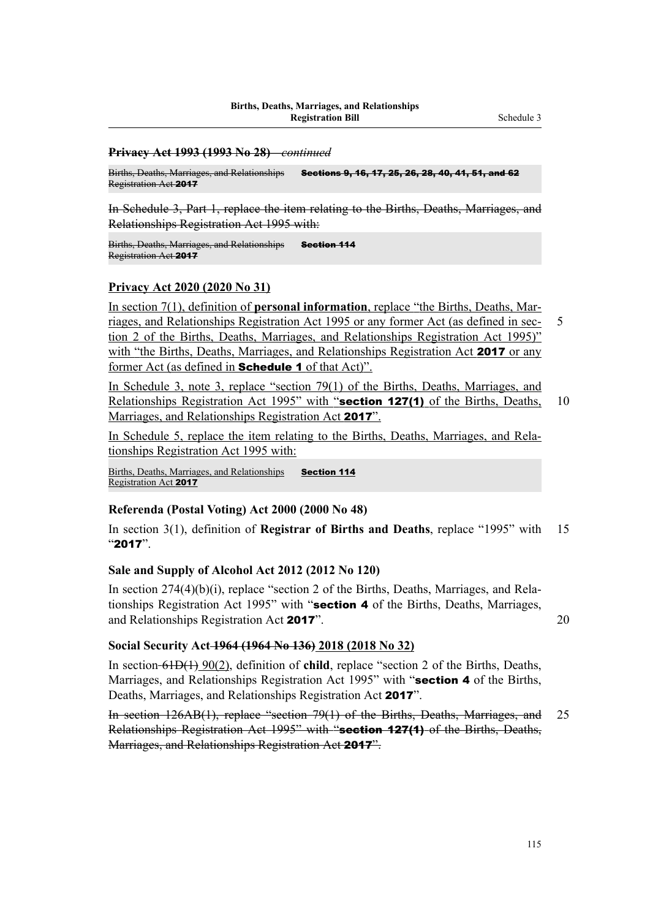**~~Privacy Act 1993 (1993 No 28)~~** ~~*—continued*~~

| | |
|---|---|
| ~~Births, Deaths, Marriages, and Relationships Registration Act **2017**~~ | ~~**Sections 9, 16, 17, 25, 26, 28, 40, 41, 51, and 62**~~ |

~~In Schedule 3, Part 1, replace the item relating to the Births, Deaths, Marriages, and Relationships Registration Act 1995 with:~~

| | |
|---|---|
| ~~Births, Deaths, Marriages, and Relationships Registration Act **2017**~~ | ~~**Section 114**~~ |

**Privacy Act 2020 (2020 No 31)**

In section 7(1), definition of **personal information**, replace "the Births, Deaths, Marriages, and Relationships Registration Act 1995 or any former Act (as defined in section 2 of the Births, Deaths, Marriages, and Relationships Registration Act 1995)" with "the Births, Deaths, Marriages, and Relationships Registration Act **2017** or any former Act (as defined in **Schedule 1** of that Act)".

In Schedule 3, note 3, replace "section 79(1) of the Births, Deaths, Marriages, and Relationships Registration Act 1995" with "**section 127(1)** of the Births, Deaths, Marriages, and Relationships Registration Act **2017**".

In Schedule 5, replace the item relating to the Births, Deaths, Marriages, and Relationships Registration Act 1995 with:

| | |
|---|---|
| Births, Deaths, Marriages, and Relationships Registration Act **2017** | **Section 114** |

**Referenda (Postal Voting) Act 2000 (2000 No 48)**

In section 3(1), definition of **Registrar of Births and Deaths**, replace "1995" with "**2017**".

**Sale and Supply of Alcohol Act 2012 (2012 No 120)**

In section 274(4)(b)(i), replace "section 2 of the Births, Deaths, Marriages, and Relationships Registration Act 1995" with "**section 4** of the Births, Deaths, Marriages, and Relationships Registration Act **2017**".

**Social Security Act ~~1964 (1964 No 136)~~ 2018 (2018 No 32)**

In section ~~61D(1)~~ 90(2), definition of **child**, replace "section 2 of the Births, Deaths, Marriages, and Relationships Registration Act 1995" with "**section 4** of the Births, Deaths, Marriages, and Relationships Registration Act **2017**".

~~In section 126AB(1), replace "section 79(1) of the Births, Deaths, Marriages, and Relationships Registration Act 1995" with "**section 127(1)** of the Births, Deaths, Marriages, and Relationships Registration Act **2017**".~~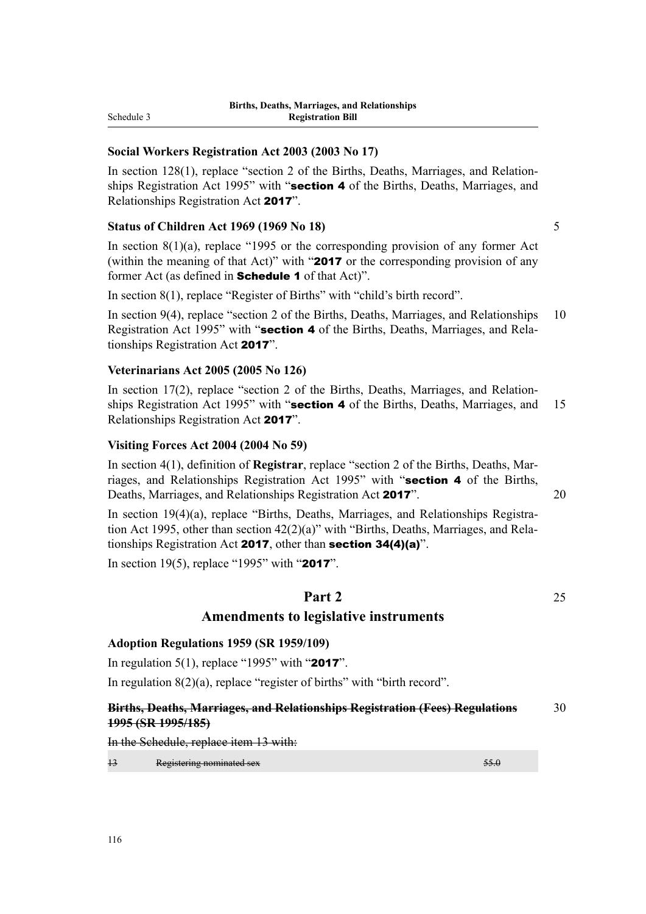**Social Workers Registration Act 2003 (2003 No 17)**

In section 128(1), replace "section 2 of the Births, Deaths, Marriages, and Relationships Registration Act 1995" with "**section 4** of the Births, Deaths, Marriages, and Relationships Registration Act **2017**".

**Status of Children Act 1969 (1969 No 18)**

In section 8(1)(a), replace "1995 or the corresponding provision of any former Act (within the meaning of that Act)" with "**2017** or the corresponding provision of any former Act (as defined in **Schedule 1** of that Act)".

In section 8(1), replace "Register of Births" with "child's birth record".

In section 9(4), replace "section 2 of the Births, Deaths, Marriages, and Relationships Registration Act 1995" with "**section 4** of the Births, Deaths, Marriages, and Relationships Registration Act **2017**".

**Veterinarians Act 2005 (2005 No 126)**

In section 17(2), replace "section 2 of the Births, Deaths, Marriages, and Relationships Registration Act 1995" with "**section 4** of the Births, Deaths, Marriages, and Relationships Registration Act **2017**".

**Visiting Forces Act 2004 (2004 No 59)**

In section 4(1), definition of **Registrar**, replace "section 2 of the Births, Deaths, Marriages, and Relationships Registration Act 1995" with "**section 4** of the Births, Deaths, Marriages, and Relationships Registration Act **2017**".

In section 19(4)(a), replace "Births, Deaths, Marriages, and Relationships Registration Act 1995, other than section 42(2)(a)" with "Births, Deaths, Marriages, and Relationships Registration Act **2017**, other than **section 34(4)(a)**".

In section 19(5), replace "1995" with "**2017**".

## Part 2
## Amendments to legislative instruments

**Adoption Regulations 1959 (SR 1959/109)**

In regulation 5(1), replace "1995" with "**2017**".

In regulation 8(2)(a), replace "register of births" with "birth record".

~~**Births, Deaths, Marriages, and Relationships Registration (Fees) Regulations 1995 (SR 1995/185)**~~

~~In the Schedule, replace item 13 with:~~

| | | |
|---|---|---|
| ~~13~~ | ~~Registering nominated sex~~ | ~~55.0~~ |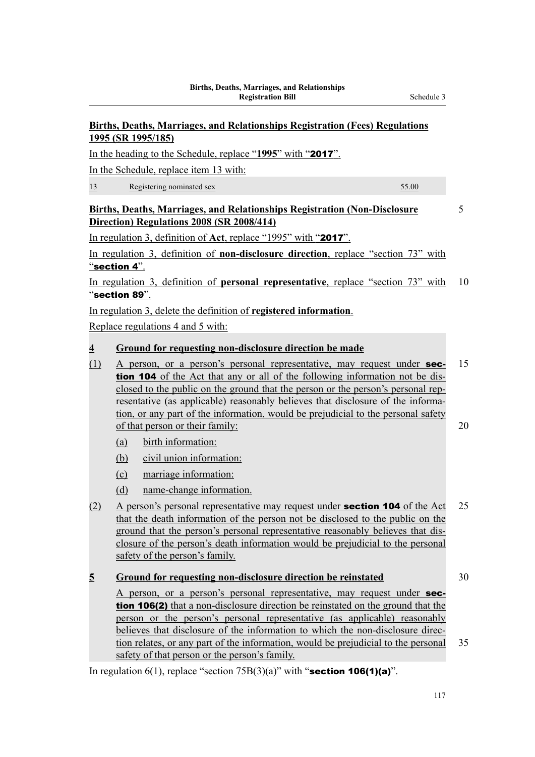**Births, Deaths, Marriages, and Relationships Registration (Fees) Regulations 1995 (SR 1995/185)**

In the heading to the Schedule, replace "**1995**" with "**2017**".

In the Schedule, replace item 13 with:

| | | |
|---|---|---|
| 13 | Registering nominated sex | 55.00 |

**Births, Deaths, Marriages, and Relationships Registration (Non-Disclosure Direction) Regulations 2008 (SR 2008/414)**

In regulation 3, definition of **Act**, replace "1995" with "**2017**".

In regulation 3, definition of **non-disclosure direction**, replace "section 73" with "**section 4**".

In regulation 3, definition of **personal representative**, replace "section 73" with "**section 89**".

In regulation 3, delete the definition of **registered information**.

Replace regulations 4 and 5 with:

**4 Ground for requesting non-disclosure direction be made**

(1) A person, or a person's personal representative, may request under **section 104** of the Act that any or all of the following information not be disclosed to the public on the ground that the person or the person's personal representative (as applicable) reasonably believes that disclosure of the information, or any part of the information, would be prejudicial to the personal safety of that person or their family:

(a) birth information:

(b) civil union information:

(c) marriage information:

(d) name-change information.

(2) A person's personal representative may request under **section 104** of the Act that the death information of the person not be disclosed to the public on the ground that the person's personal representative reasonably believes that disclosure of the person's death information would be prejudicial to the personal safety of the person's family.

**5 Ground for requesting non-disclosure direction be reinstated**

A person, or a person's personal representative, may request under **section 106(2)** that a non-disclosure direction be reinstated on the ground that the person or the person's personal representative (as applicable) reasonably believes that disclosure of the information to which the non-disclosure direction relates, or any part of the information, would be prejudicial to the personal safety of that person or the person's family.

In regulation 6(1), replace "section 75B(3)(a)" with "**section 106(1)(a)**".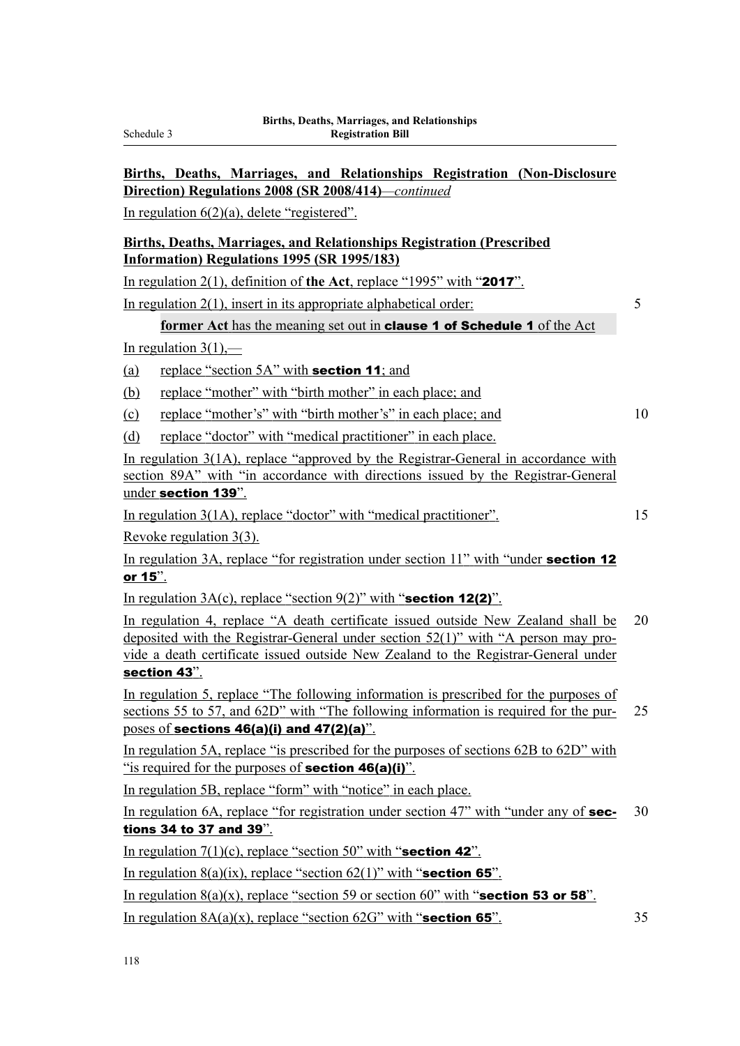**Births, Deaths, Marriages, and Relationships Registration (Non-Disclosure Direction) Regulations 2008 (SR 2008/414)**—*continued*

In regulation 6(2)(a), delete "registered".

**Births, Deaths, Marriages, and Relationships Registration (Prescribed Information) Regulations 1995 (SR 1995/183)**

In regulation 2(1), definition of **the Act**, replace "1995" with "**2017**".

In regulation 2(1), insert in its appropriate alphabetical order:

> **former Act** has the meaning set out in **clause 1 of Schedule 1** of the Act

In regulation 3(1),—

(a) replace "section 5A" with **section 11**; and

(b) replace "mother" with "birth mother" in each place; and

(c) replace "mother's" with "birth mother's" in each place; and

(d) replace "doctor" with "medical practitioner" in each place.

In regulation 3(1A), replace "approved by the Registrar-General in accordance with section 89A" with "in accordance with directions issued by the Registrar-General under **section 139**".

In regulation 3(1A), replace "doctor" with "medical practitioner".

Revoke regulation 3(3).

In regulation 3A, replace "for registration under section 11" with "under **section 12 or 15**".

In regulation 3A(c), replace "section 9(2)" with "**section 12(2)**".

In regulation 4, replace "A death certificate issued outside New Zealand shall be deposited with the Registrar-General under section 52(1)" with "A person may provide a death certificate issued outside New Zealand to the Registrar-General under **section 43**".

In regulation 5, replace "The following information is prescribed for the purposes of sections 55 to 57, and 62D" with "The following information is required for the purposes of **sections 46(a)(i) and 47(2)(a)**".

In regulation 5A, replace "is prescribed for the purposes of sections 62B to 62D" with "is required for the purposes of **section 46(a)(i)**".

In regulation 5B, replace "form" with "notice" in each place.

In regulation 6A, replace "for registration under section 47" with "under any of **sections 34 to 37 and 39**".

In regulation 7(1)(c), replace "section 50" with "**section 42**".

In regulation 8(a)(ix), replace "section 62(1)" with "**section 65**".

In regulation 8(a)(x), replace "section 59 or section 60" with "**section 53 or 58**".

In regulation 8A(a)(x), replace "section 62G" with "**section 65**".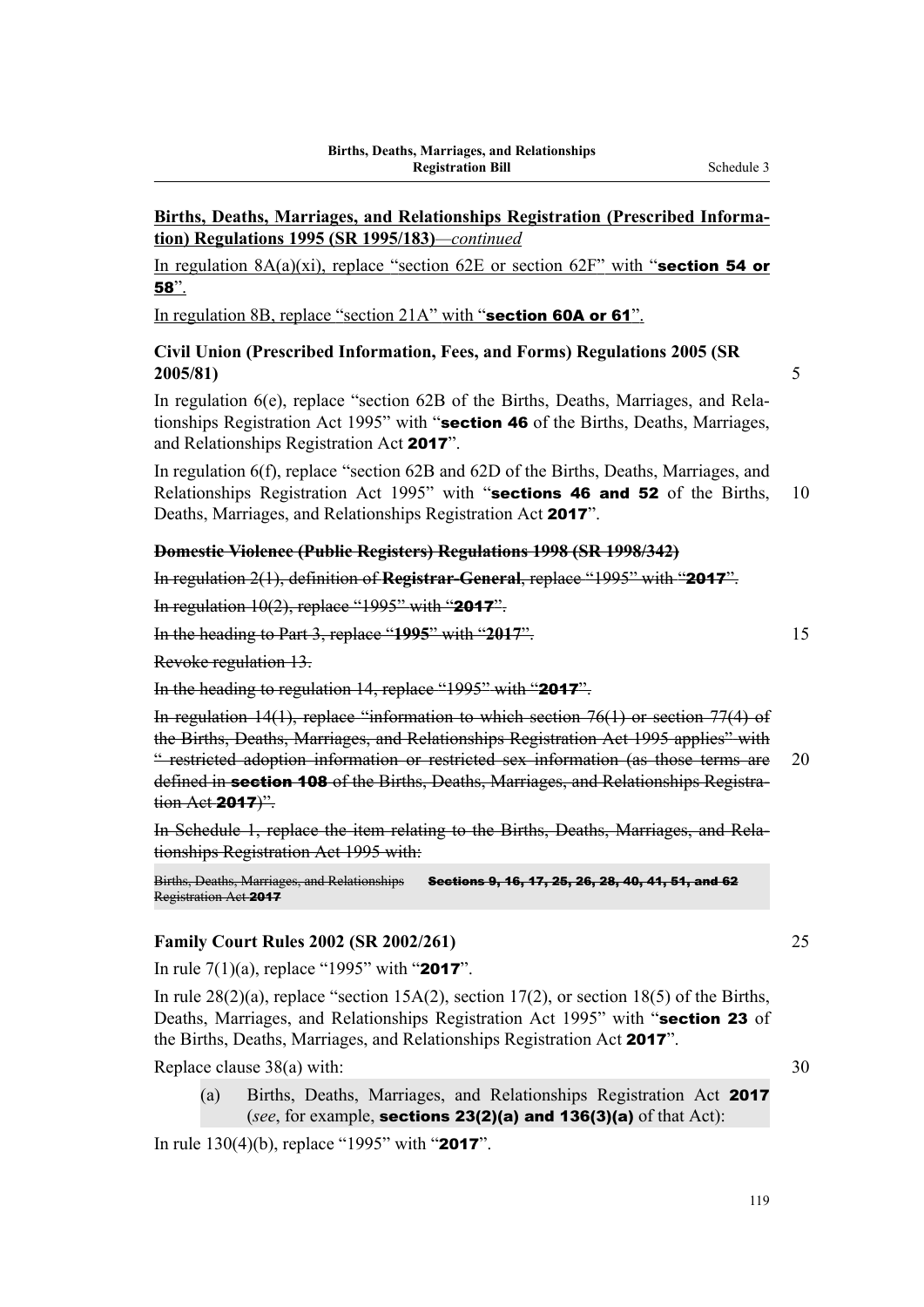**Births, Deaths, Marriages, and Relationships Registration (Prescribed Information) Regulations 1995 (SR 1995/183)***—continued*

In regulation 8A(a)(xi), replace "section 62E or section 62F" with "**section 54 or 58**".

In regulation 8B, replace "section 21A" with "**section 60A or 61**".

**Civil Union (Prescribed Information, Fees, and Forms) Regulations 2005 (SR 2005/81)**

In regulation 6(e), replace "section 62B of the Births, Deaths, Marriages, and Relationships Registration Act 1995" with "**section 46** of the Births, Deaths, Marriages, and Relationships Registration Act **2017**".

In regulation 6(f), replace "section 62B and 62D of the Births, Deaths, Marriages, and Relationships Registration Act 1995" with "**sections 46 and 52** of the Births, Deaths, Marriages, and Relationships Registration Act **2017**".

~~**Domestic Violence (Public Registers) Regulations 1998 (SR 1998/342)**~~

~~In regulation 2(1), definition of **Registrar-General**, replace "1995" with "**2017**".~~

~~In regulation 10(2), replace "1995" with "**2017**".~~

~~In the heading to Part 3, replace "**1995**" with "**2017**".~~

~~Revoke regulation 13.~~

~~In the heading to regulation 14, replace "1995" with "**2017**".~~

~~In regulation 14(1), replace "information to which section 76(1) or section 77(4) of the Births, Deaths, Marriages, and Relationships Registration Act 1995 applies" with " restricted adoption information or restricted sex information (as those terms are defined in **section 108** of the Births, Deaths, Marriages, and Relationships Registration Act **2017**)".~~

~~In Schedule 1, replace the item relating to the Births, Deaths, Marriages, and Relationships Registration Act 1995 with:~~

| ~~Births, Deaths, Marriages, and Relationships Registration Act **2017**~~ | ~~**Sections 9, 16, 17, 25, 26, 28, 40, 41, 51, and 62**~~ |
|---|---|

**Family Court Rules 2002 (SR 2002/261)**

In rule 7(1)(a), replace "1995" with "**2017**".

In rule 28(2)(a), replace "section 15A(2), section 17(2), or section 18(5) of the Births, Deaths, Marriages, and Relationships Registration Act 1995" with "**section 23** of the Births, Deaths, Marriages, and Relationships Registration Act **2017**".

Replace clause 38(a) with:

(a) Births, Deaths, Marriages, and Relationships Registration Act **2017** (*see*, for example, **sections 23(2)(a) and 136(3)(a)** of that Act):

In rule 130(4)(b), replace "1995" with "**2017**".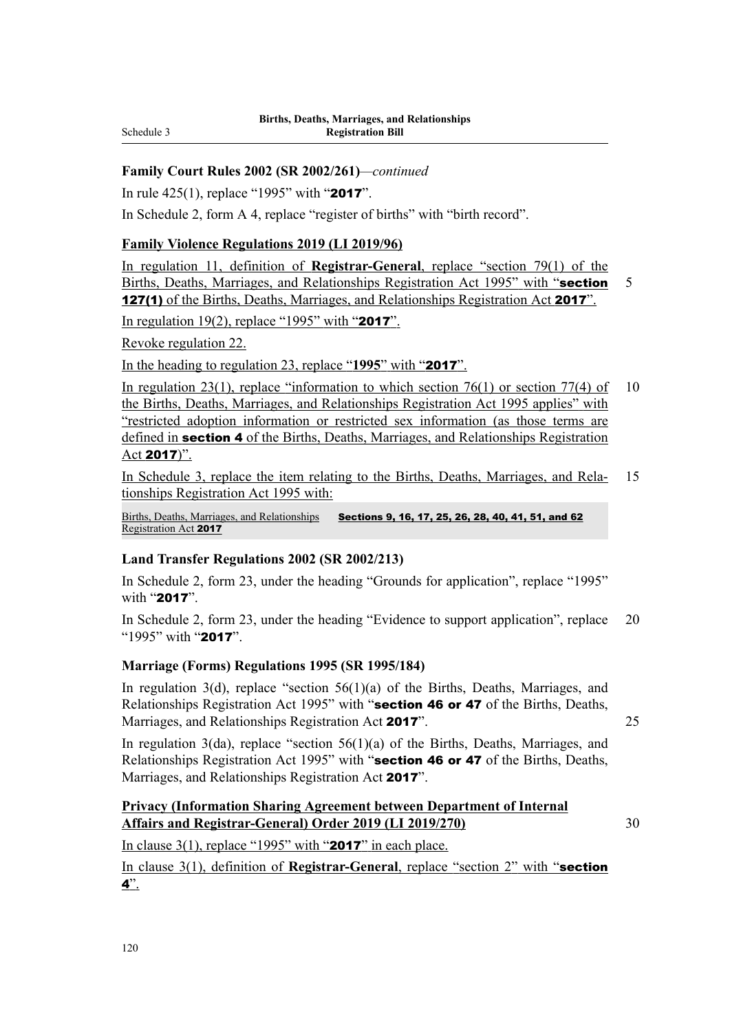**Family Court Rules 2002 (SR 2002/261)**—*continued*

In rule 425(1), replace "1995" with "**2017**".

In Schedule 2, form A 4, replace "register of births" with "birth record".

**Family Violence Regulations 2019 (LI 2019/96)**

In regulation 11, definition of **Registrar-General**, replace "section 79(1) of the Births, Deaths, Marriages, and Relationships Registration Act 1995" with "**section 127(1)** of the Births, Deaths, Marriages, and Relationships Registration Act **2017**".

In regulation 19(2), replace "1995" with "**2017**".

Revoke regulation 22.

In the heading to regulation 23, replace "**1995**" with "**2017**".

In regulation 23(1), replace "information to which section 76(1) or section 77(4) of the Births, Deaths, Marriages, and Relationships Registration Act 1995 applies" with "restricted adoption information or restricted sex information (as those terms are defined in **section 4** of the Births, Deaths, Marriages, and Relationships Registration Act **2017**)".

In Schedule 3, replace the item relating to the Births, Deaths, Marriages, and Relationships Registration Act 1995 with:

| | |
|---|---|
| Births, Deaths, Marriages, and Relationships Registration Act **2017** | **Sections 9, 16, 17, 25, 26, 28, 40, 41, 51, and 62** |

**Land Transfer Regulations 2002 (SR 2002/213)**

In Schedule 2, form 23, under the heading "Grounds for application", replace "1995" with "**2017**".

In Schedule 2, form 23, under the heading "Evidence to support application", replace "1995" with "**2017**".

**Marriage (Forms) Regulations 1995 (SR 1995/184)**

In regulation 3(d), replace "section 56(1)(a) of the Births, Deaths, Marriages, and Relationships Registration Act 1995" with "**section 46 or 47** of the Births, Deaths, Marriages, and Relationships Registration Act **2017**".

In regulation 3(da), replace "section 56(1)(a) of the Births, Deaths, Marriages, and Relationships Registration Act 1995" with "**section 46 or 47** of the Births, Deaths, Marriages, and Relationships Registration Act **2017**".

**Privacy (Information Sharing Agreement between Department of Internal Affairs and Registrar-General) Order 2019 (LI 2019/270)**

In clause 3(1), replace "1995" with "**2017**" in each place.

In clause 3(1), definition of **Registrar-General**, replace "section 2" with "**section 4**".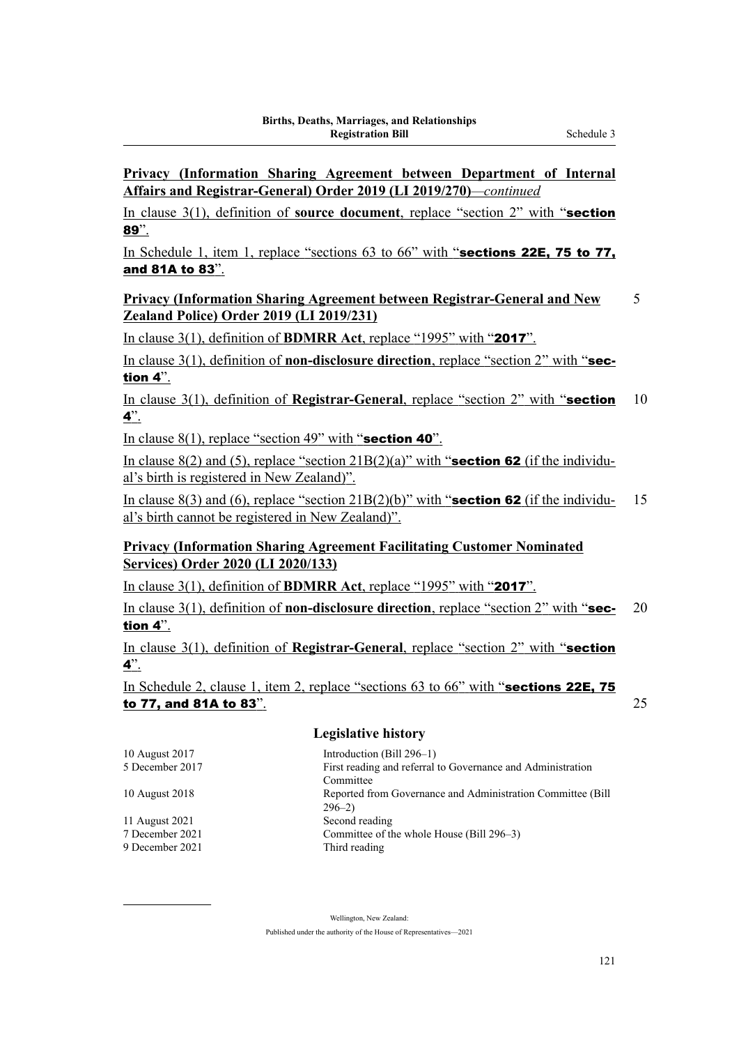**Privacy (Information Sharing Agreement between Department of Internal Affairs and Registrar-General) Order 2019 (LI 2019/270)**—*continued*

In clause 3(1), definition of **source document**, replace "section 2" with "**section 89**".

In Schedule 1, item 1, replace "sections 63 to 66" with "**sections 22E, 75 to 77, and 81A to 83**".

**Privacy (Information Sharing Agreement between Registrar-General and New Zealand Police) Order 2019 (LI 2019/231)**

In clause 3(1), definition of **BDMRR Act**, replace "1995" with "**2017**".

In clause 3(1), definition of **non-disclosure direction**, replace "section 2" with "**section 4**".

In clause 3(1), definition of **Registrar-General**, replace "section 2" with "**section 4**".

In clause 8(1), replace "section 49" with "**section 40**".

In clause 8(2) and (5), replace "section 21B(2)(a)" with "**section 62** (if the individual's birth is registered in New Zealand)".

In clause 8(3) and (6), replace "section 21B(2)(b)" with "**section 62** (if the individual's birth cannot be registered in New Zealand)".

**Privacy (Information Sharing Agreement Facilitating Customer Nominated Services) Order 2020 (LI 2020/133)**

In clause 3(1), definition of **BDMRR Act**, replace "1995" with "**2017**".

In clause 3(1), definition of **non-disclosure direction**, replace "section 2" with "**section 4**".

In clause 3(1), definition of **Registrar-General**, replace "section 2" with "**section 4**".

In Schedule 2, clause 1, item 2, replace "sections 63 to 66" with "**sections 22E, 75 to 77, and 81A to 83**".

## Legislative history

| | |
|---|---|
| 10 August 2017 | Introduction (Bill 296–1) |
| 5 December 2017 | First reading and referral to Governance and Administration Committee |
| 10 August 2018 | Reported from Governance and Administration Committee (Bill 296–2) |
| 11 August 2021 | Second reading |
| 7 December 2021 | Committee of the whole House (Bill 296–3) |
| 9 December 2021 | Third reading |

Wellington, New Zealand:

Published under the authority of the House of Representatives—2021